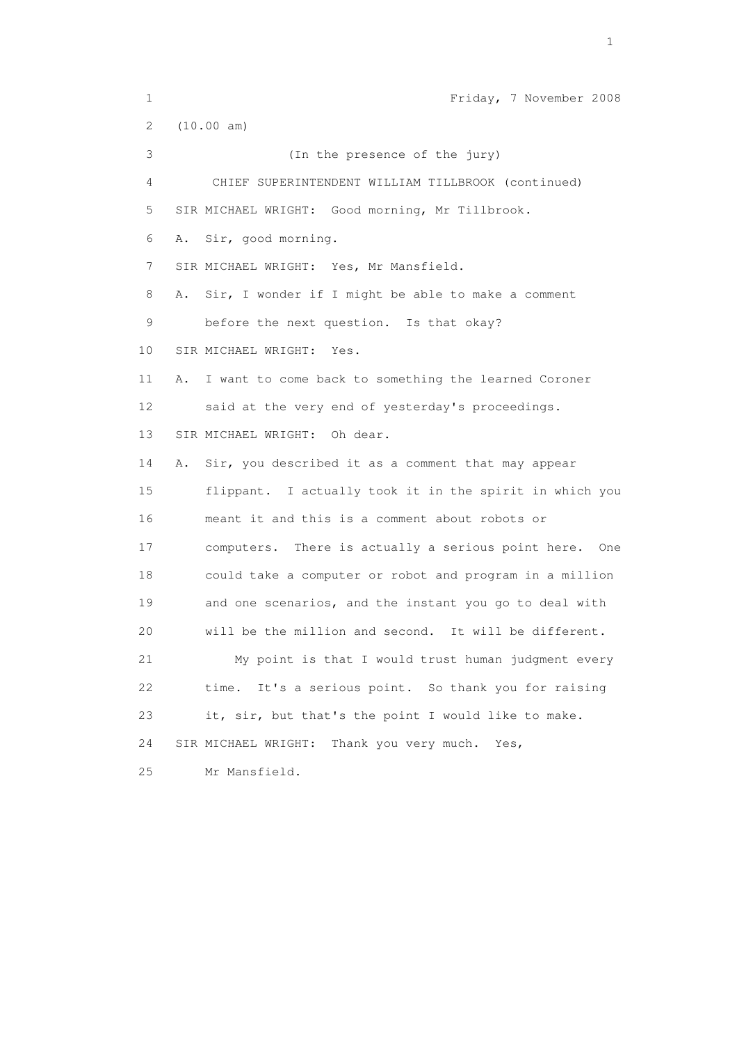Friday, 7 November 2008

(10.00 am)

(In the presence of the jury)

CHIEF SUPERINTENDENT WILLIAM TILLBROOK (continued)

SIR MICHAEL WRIGHT: Good morning, Mr Tillbrook.

A. Sir, good morning.

SIR MICHAEL WRIGHT: Yes, Mr Mansfield.

A. Sir, I wonder if I might be able to make a comment before the next question. Is that okay?

SIR MICHAEL WRIGHT: Yes.

A. I want to come back to something the learned Coroner said at the very end of yesterday's proceedings.

SIR MICHAEL WRIGHT: Oh dear.

A. Sir, you described it as a comment that may appear flippant. I actually took it in the spirit in which you meant it and this is a comment about robots or computers. There is actually a serious point here. One could take a computer or robot and program in a million and one scenarios, and the instant you go to deal with will be the million and second. It will be different.

My point is that I would trust human judgment every time. It's a serious point. So thank you for raising it, sir, but that's the point I would like to make.

SIR MICHAEL WRIGHT: Thank you very much. Yes, Mr Mansfield.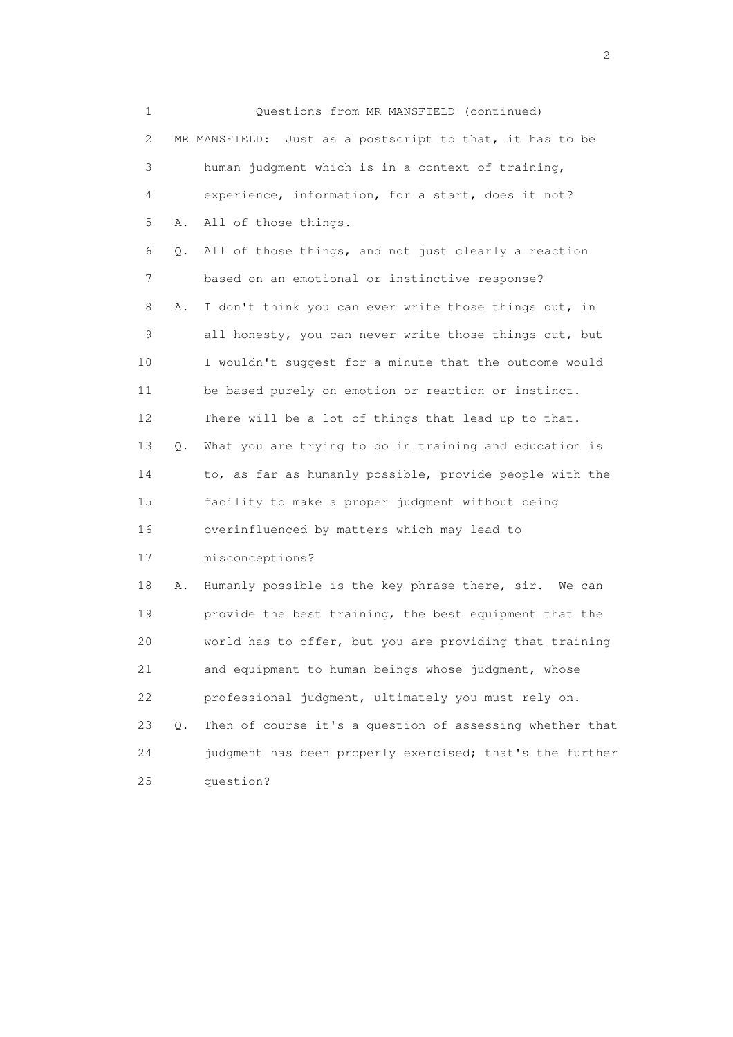Questions from MR MANSFIELD (continued)

MR MANSFIELD: Just as a postscript to that, it has to be human judgment which is in a context of training, experience, information, for a start, does it not?

A. All of those things.

Q. All of those things, and not just clearly a reaction based on an emotional or instinctive response?

A. I don't think you can ever write those things out, in all honesty, you can never write those things out, but I wouldn't suggest for a minute that the outcome would be based purely on emotion or reaction or instinct. There will be a lot of things that lead up to that.

Q. What you are trying to do in training and education is to, as far as humanly possible, provide people with the facility to make a proper judgment without being overinfluenced by matters which may lead to misconceptions?

A. Humanly possible is the key phrase there, sir. We can provide the best training, the best equipment that the world has to offer, but you are providing that training and equipment to human beings whose judgment, whose professional judgment, ultimately you must rely on.

Q. Then of course it's a question of assessing whether that judgment has been properly exercised; that's the further question?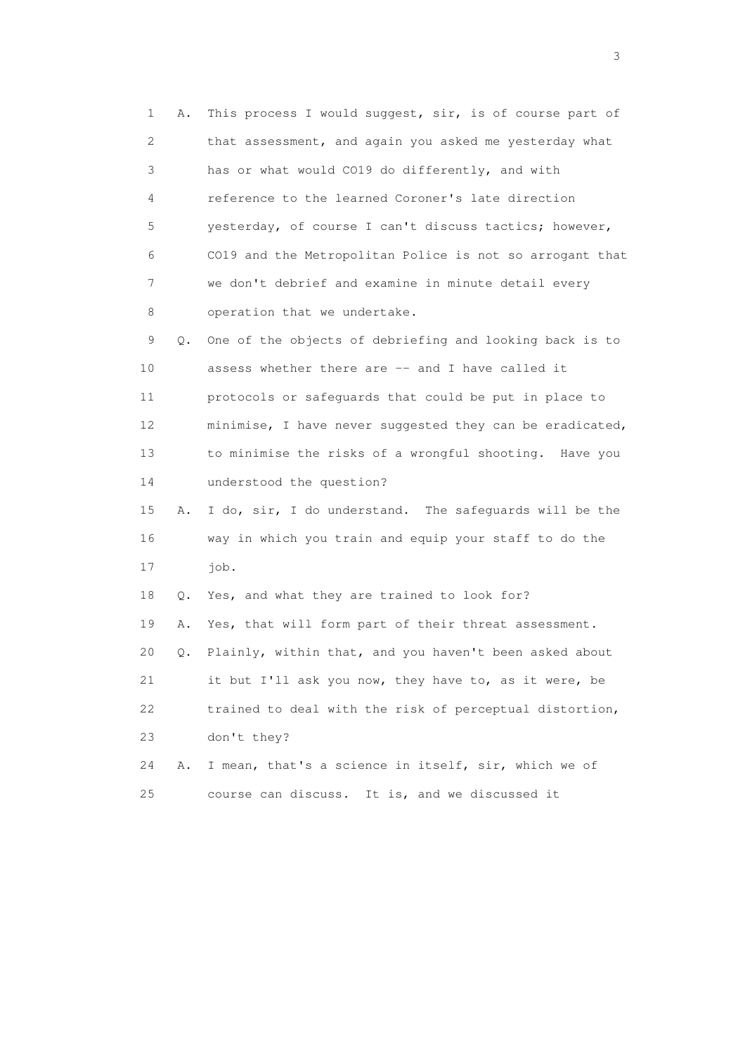1 A. This process I would suggest, sir, is of course part of
2 that assessment, and again you asked me yesterday what
3 has or what would CO19 do differently, and with
4 reference to the learned Coroner's late direction
5 yesterday, of course I can't discuss tactics; however,
6 CO19 and the Metropolitan Police is not so arrogant that
7 we don't debrief and examine in minute detail every
8 operation that we undertake.

9 Q. One of the objects of debriefing and looking back is to
10 assess whether there are -- and I have called it
11 protocols or safeguards that could be put in place to
12 minimise, I have never suggested they can be eradicated,
13 to minimise the risks of a wrongful shooting. Have you
14 understood the question?

15 A. I do, sir, I do understand. The safeguards will be the
16 way in which you train and equip your staff to do the
17 job.

18 Q. Yes, and what they are trained to look for?

19 A. Yes, that will form part of their threat assessment.

20 Q. Plainly, within that, and you haven't been asked about
21 it but I'll ask you now, they have to, as it were, be
22 trained to deal with the risk of perceptual distortion,
23 don't they?

24 A. I mean, that's a science in itself, sir, which we of
25 course can discuss. It is, and we discussed it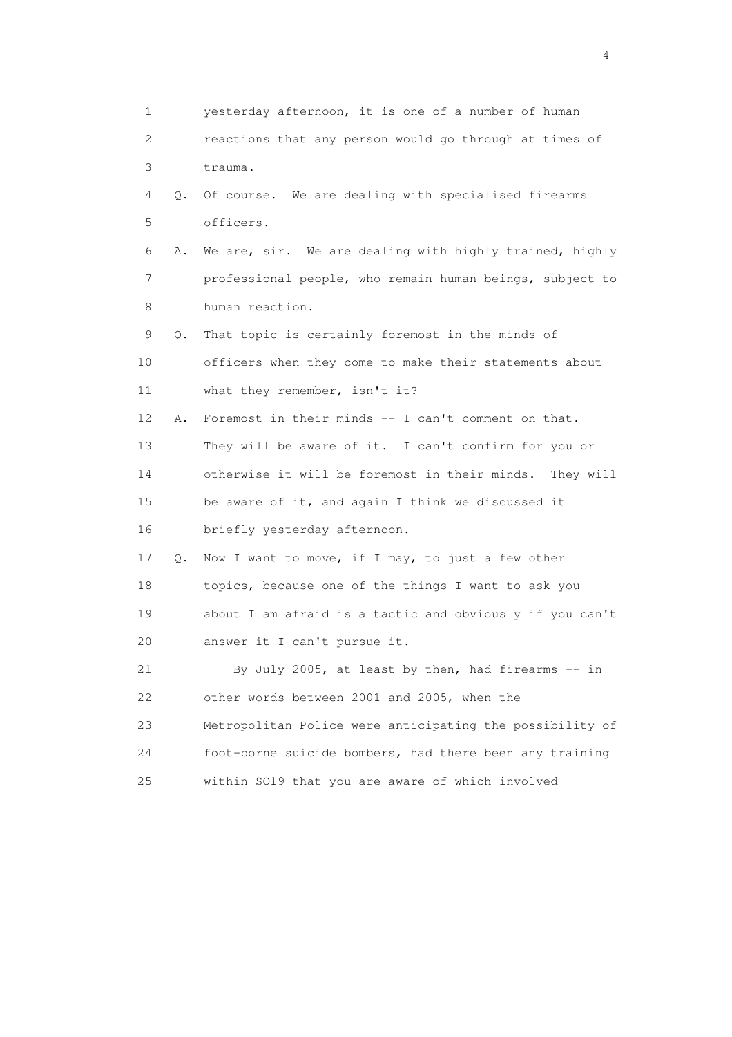1 yesterday afternoon, it is one of a number of human
2 reactions that any person would go through at times of
3 trauma.

4 Q. Of course. We are dealing with specialised firearms
5 officers.

6 A. We are, sir. We are dealing with highly trained, highly
7 professional people, who remain human beings, subject to
8 human reaction.

9 Q. That topic is certainly foremost in the minds of
10 officers when they come to make their statements about
11 what they remember, isn't it?

12 A. Foremost in their minds -- I can't comment on that.
13 They will be aware of it. I can't confirm for you or
14 otherwise it will be foremost in their minds. They will
15 be aware of it, and again I think we discussed it
16 briefly yesterday afternoon.

17 Q. Now I want to move, if I may, to just a few other
18 topics, because one of the things I want to ask you
19 about I am afraid is a tactic and obviously if you can't
20 answer it I can't pursue it.

21 By July 2005, at least by then, had firearms -- in
22 other words between 2001 and 2005, when the
23 Metropolitan Police were anticipating the possibility of
24 foot-borne suicide bombers, had there been any training
25 within SO19 that you are aware of which involved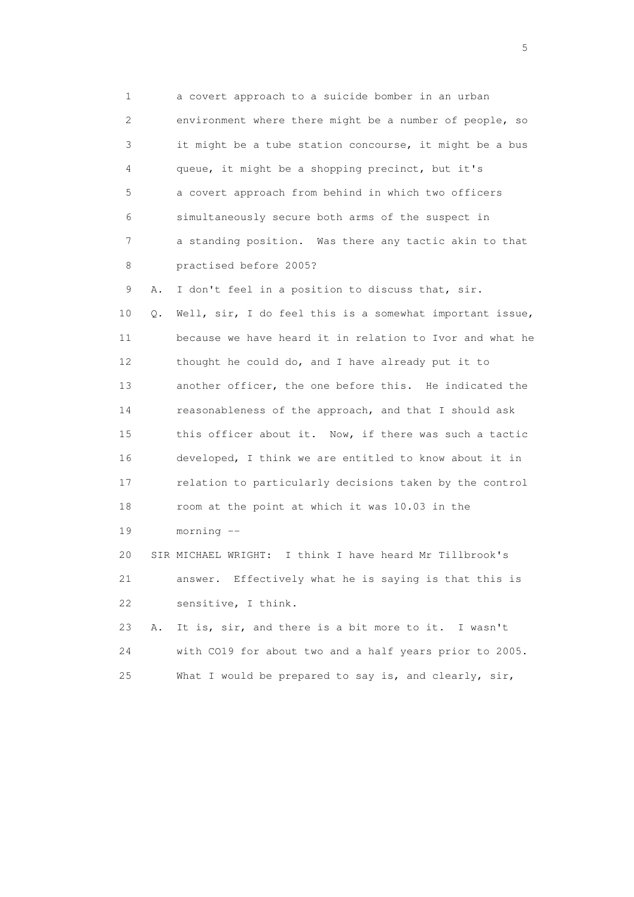1 a covert approach to a suicide bomber in an urban
2 environment where there might be a number of people, so
3 it might be a tube station concourse, it might be a bus
4 queue, it might be a shopping precinct, but it's
5 a covert approach from behind in which two officers
6 simultaneously secure both arms of the suspect in
7 a standing position. Was there any tactic akin to that
8 practised before 2005?

9 A. I don't feel in a position to discuss that, sir.

10 Q. Well, sir, I do feel this is a somewhat important issue,
11 because we have heard it in relation to Ivor and what he
12 thought he could do, and I have already put it to
13 another officer, the one before this. He indicated the
14 reasonableness of the approach, and that I should ask
15 this officer about it. Now, if there was such a tactic
16 developed, I think we are entitled to know about it in
17 relation to particularly decisions taken by the control
18 room at the point at which it was 10.03 in the
19 morning --

20 SIR MICHAEL WRIGHT: I think I have heard Mr Tillbrook's
21 answer. Effectively what he is saying is that this is
22 sensitive, I think.

23 A. It is, sir, and there is a bit more to it. I wasn't
24 with CO19 for about two and a half years prior to 2005.
25 What I would be prepared to say is, and clearly, sir,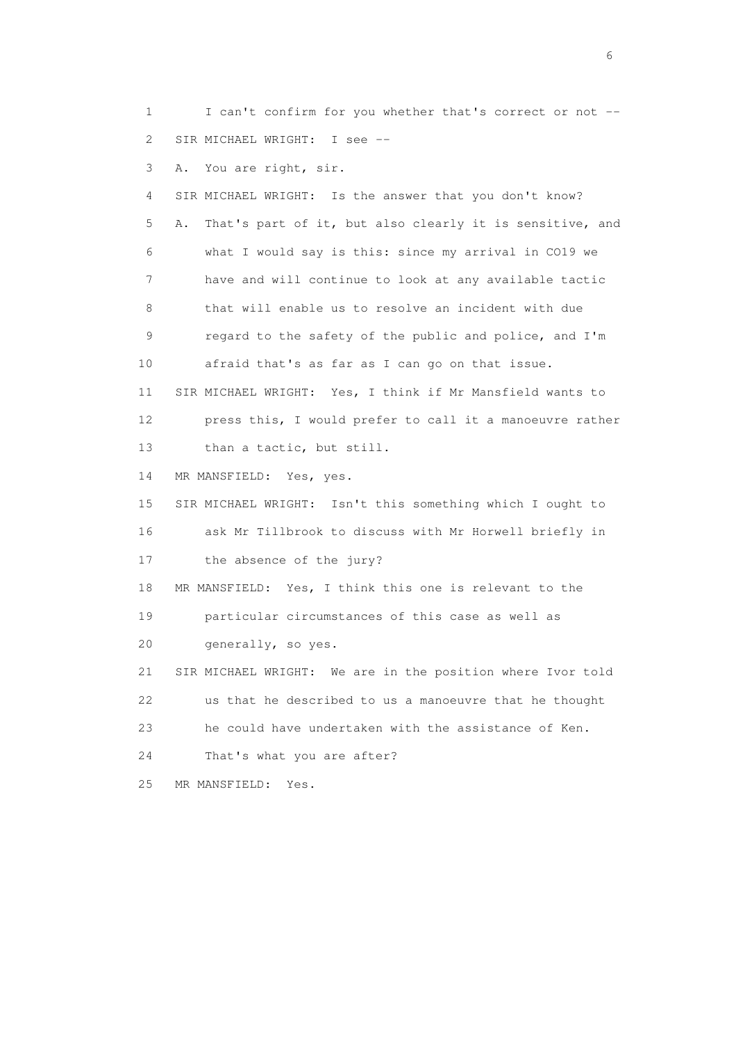1 I can't confirm for you whether that's correct or not --

2 SIR MICHAEL WRIGHT: I see --

3 A. You are right, sir.

4 SIR MICHAEL WRIGHT: Is the answer that you don't know?

5 A. That's part of it, but also clearly it is sensitive, and

6 what I would say is this: since my arrival in CO19 we

7 have and will continue to look at any available tactic

8 that will enable us to resolve an incident with due

9 regard to the safety of the public and police, and I'm

10 afraid that's as far as I can go on that issue.

11 SIR MICHAEL WRIGHT: Yes, I think if Mr Mansfield wants to

12 press this, I would prefer to call it a manoeuvre rather

13 than a tactic, but still.

14 MR MANSFIELD: Yes, yes.

15 SIR MICHAEL WRIGHT: Isn't this something which I ought to

16 ask Mr Tillbrook to discuss with Mr Horwell briefly in

17 the absence of the jury?

18 MR MANSFIELD: Yes, I think this one is relevant to the

19 particular circumstances of this case as well as

20 generally, so yes.

21 SIR MICHAEL WRIGHT: We are in the position where Ivor told

22 us that he described to us a manoeuvre that he thought

23 he could have undertaken with the assistance of Ken.

24 That's what you are after?

25 MR MANSFIELD: Yes.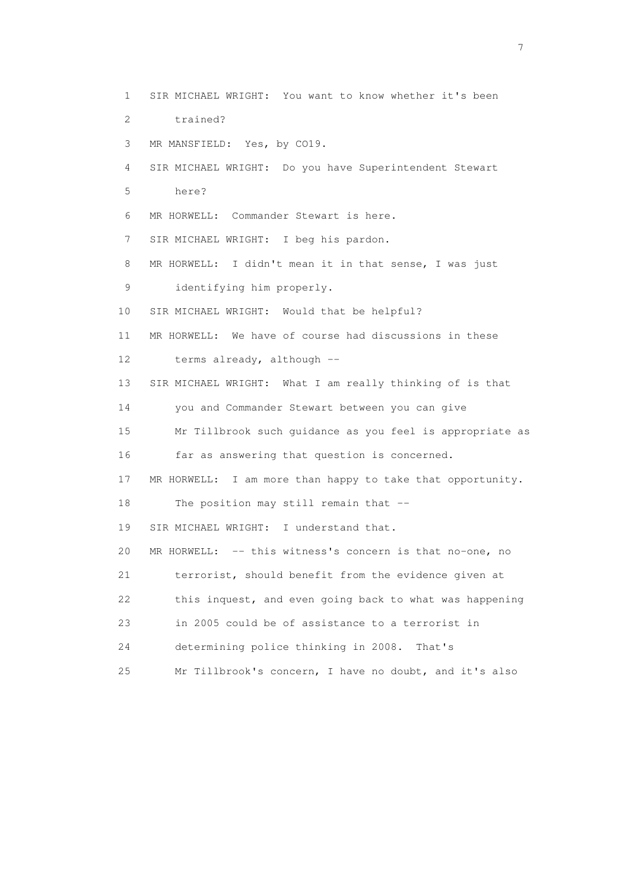1 SIR MICHAEL WRIGHT: You want to know whether it's been
2 trained?
3 MR MANSFIELD: Yes, by CO19.
4 SIR MICHAEL WRIGHT: Do you have Superintendent Stewart
5 here?
6 MR HORWELL: Commander Stewart is here.
7 SIR MICHAEL WRIGHT: I beg his pardon.
8 MR HORWELL: I didn't mean it in that sense, I was just
9 identifying him properly.
10 SIR MICHAEL WRIGHT: Would that be helpful?
11 MR HORWELL: We have of course had discussions in these
12 terms already, although --
13 SIR MICHAEL WRIGHT: What I am really thinking of is that
14 you and Commander Stewart between you can give
15 Mr Tillbrook such guidance as you feel is appropriate as
16 far as answering that question is concerned.
17 MR HORWELL: I am more than happy to take that opportunity.
18 The position may still remain that --
19 SIR MICHAEL WRIGHT: I understand that.
20 MR HORWELL: -- this witness's concern is that no-one, no
21 terrorist, should benefit from the evidence given at
22 this inquest, and even going back to what was happening
23 in 2005 could be of assistance to a terrorist in
24 determining police thinking in 2008. That's
25 Mr Tillbrook's concern, I have no doubt, and it's also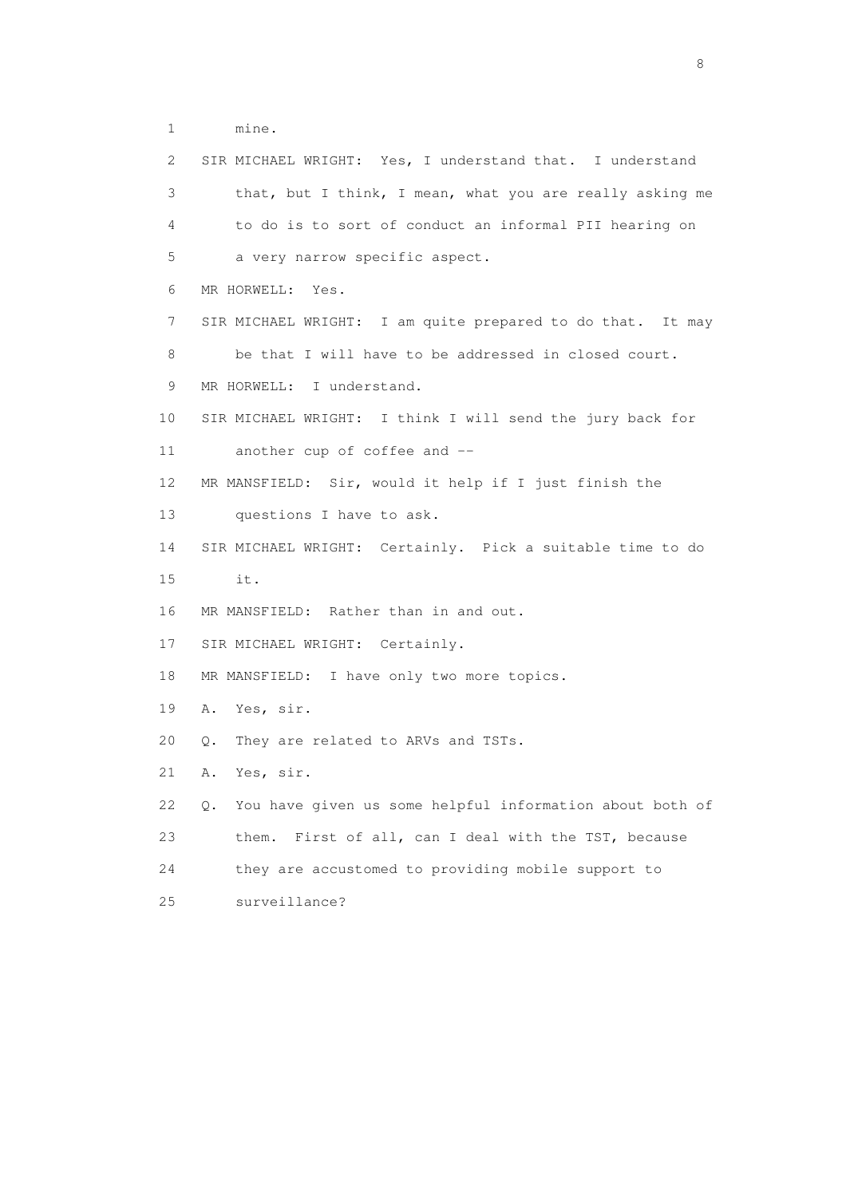1 mine.

2 SIR MICHAEL WRIGHT: Yes, I understand that. I understand

3 that, but I think, I mean, what you are really asking me

4 to do is to sort of conduct an informal PII hearing on

5 a very narrow specific aspect.

6 MR HORWELL: Yes.

7 SIR MICHAEL WRIGHT: I am quite prepared to do that. It may

8 be that I will have to be addressed in closed court.

9 MR HORWELL: I understand.

10 SIR MICHAEL WRIGHT: I think I will send the jury back for

11 another cup of coffee and --

12 MR MANSFIELD: Sir, would it help if I just finish the

13 questions I have to ask.

14 SIR MICHAEL WRIGHT: Certainly. Pick a suitable time to do

15 it.

16 MR MANSFIELD: Rather than in and out.

17 SIR MICHAEL WRIGHT: Certainly.

18 MR MANSFIELD: I have only two more topics.

19 A. Yes, sir.

20 Q. They are related to ARVs and TSTs.

21 A. Yes, sir.

22 Q. You have given us some helpful information about both of

23 them. First of all, can I deal with the TST, because

24 they are accustomed to providing mobile support to

25 surveillance?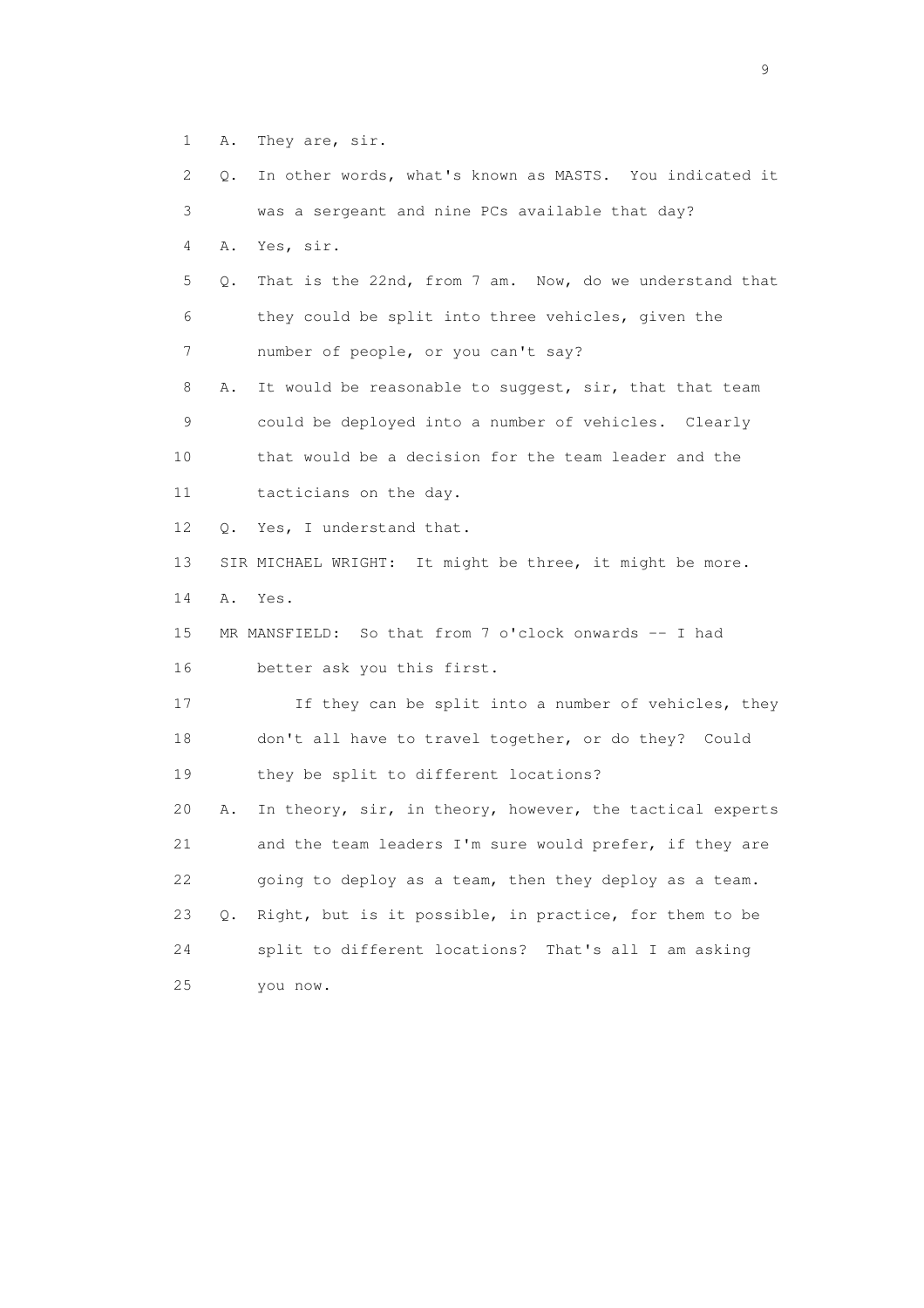1 A. They are, sir.

2 Q. In other words, what's known as MASTS. You indicated it

3 was a sergeant and nine PCs available that day?

4 A. Yes, sir.

5 Q. That is the 22nd, from 7 am. Now, do we understand that

6 they could be split into three vehicles, given the

7 number of people, or you can't say?

8 A. It would be reasonable to suggest, sir, that that team

9 could be deployed into a number of vehicles. Clearly

10 that would be a decision for the team leader and the

11 tacticians on the day.

12 Q. Yes, I understand that.

13 SIR MICHAEL WRIGHT: It might be three, it might be more.

14 A. Yes.

15 MR MANSFIELD: So that from 7 o'clock onwards -- I had

16 better ask you this first.

17 If they can be split into a number of vehicles, they

18 don't all have to travel together, or do they? Could

19 they be split to different locations?

20 A. In theory, sir, in theory, however, the tactical experts

21 and the team leaders I'm sure would prefer, if they are

22 going to deploy as a team, then they deploy as a team.

23 Q. Right, but is it possible, in practice, for them to be

24 split to different locations? That's all I am asking

25 you now.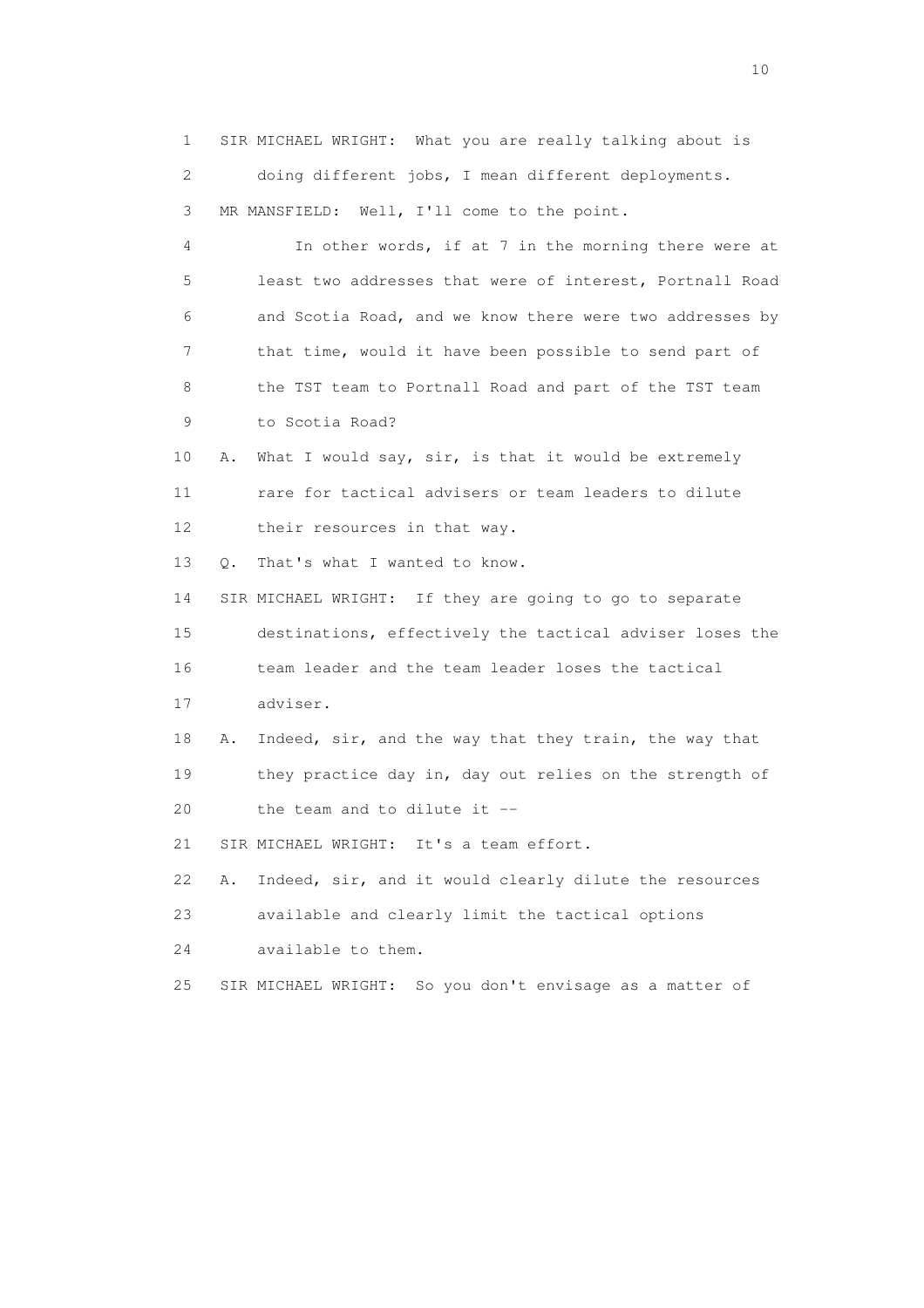1 SIR MICHAEL WRIGHT: What you are really talking about is
2 doing different jobs, I mean different deployments.
3 MR MANSFIELD: Well, I'll come to the point.
4 In other words, if at 7 in the morning there were at
5 least two addresses that were of interest, Portnall Road
6 and Scotia Road, and we know there were two addresses by
7 that time, would it have been possible to send part of
8 the TST team to Portnall Road and part of the TST team
9 to Scotia Road?
10 A. What I would say, sir, is that it would be extremely
11 rare for tactical advisers or team leaders to dilute
12 their resources in that way.
13 Q. That's what I wanted to know.
14 SIR MICHAEL WRIGHT: If they are going to go to separate
15 destinations, effectively the tactical adviser loses the
16 team leader and the team leader loses the tactical
17 adviser.
18 A. Indeed, sir, and the way that they train, the way that
19 they practice day in, day out relies on the strength of
20 the team and to dilute it --
21 SIR MICHAEL WRIGHT: It's a team effort.
22 A. Indeed, sir, and it would clearly dilute the resources
23 available and clearly limit the tactical options
24 available to them.
25 SIR MICHAEL WRIGHT: So you don't envisage as a matter of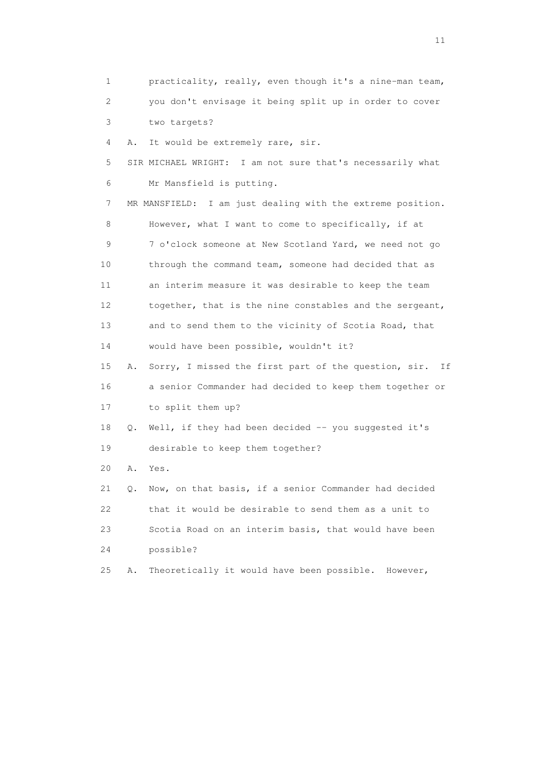1 practicality, really, even though it's a nine-man team,
2 you don't envisage it being split up in order to cover
3 two targets?

4 A. It would be extremely rare, sir.

5 SIR MICHAEL WRIGHT: I am not sure that's necessarily what
6 Mr Mansfield is putting.

7 MR MANSFIELD: I am just dealing with the extreme position.
8 However, what I want to come to specifically, if at
9 7 o'clock someone at New Scotland Yard, we need not go
10 through the command team, someone had decided that as
11 an interim measure it was desirable to keep the team
12 together, that is the nine constables and the sergeant,
13 and to send them to the vicinity of Scotia Road, that
14 would have been possible, wouldn't it?

15 A. Sorry, I missed the first part of the question, sir. If
16 a senior Commander had decided to keep them together or
17 to split them up?

18 Q. Well, if they had been decided -- you suggested it's
19 desirable to keep them together?

20 A. Yes.

21 Q. Now, on that basis, if a senior Commander had decided
22 that it would be desirable to send them as a unit to
23 Scotia Road on an interim basis, that would have been
24 possible?

25 A. Theoretically it would have been possible. However,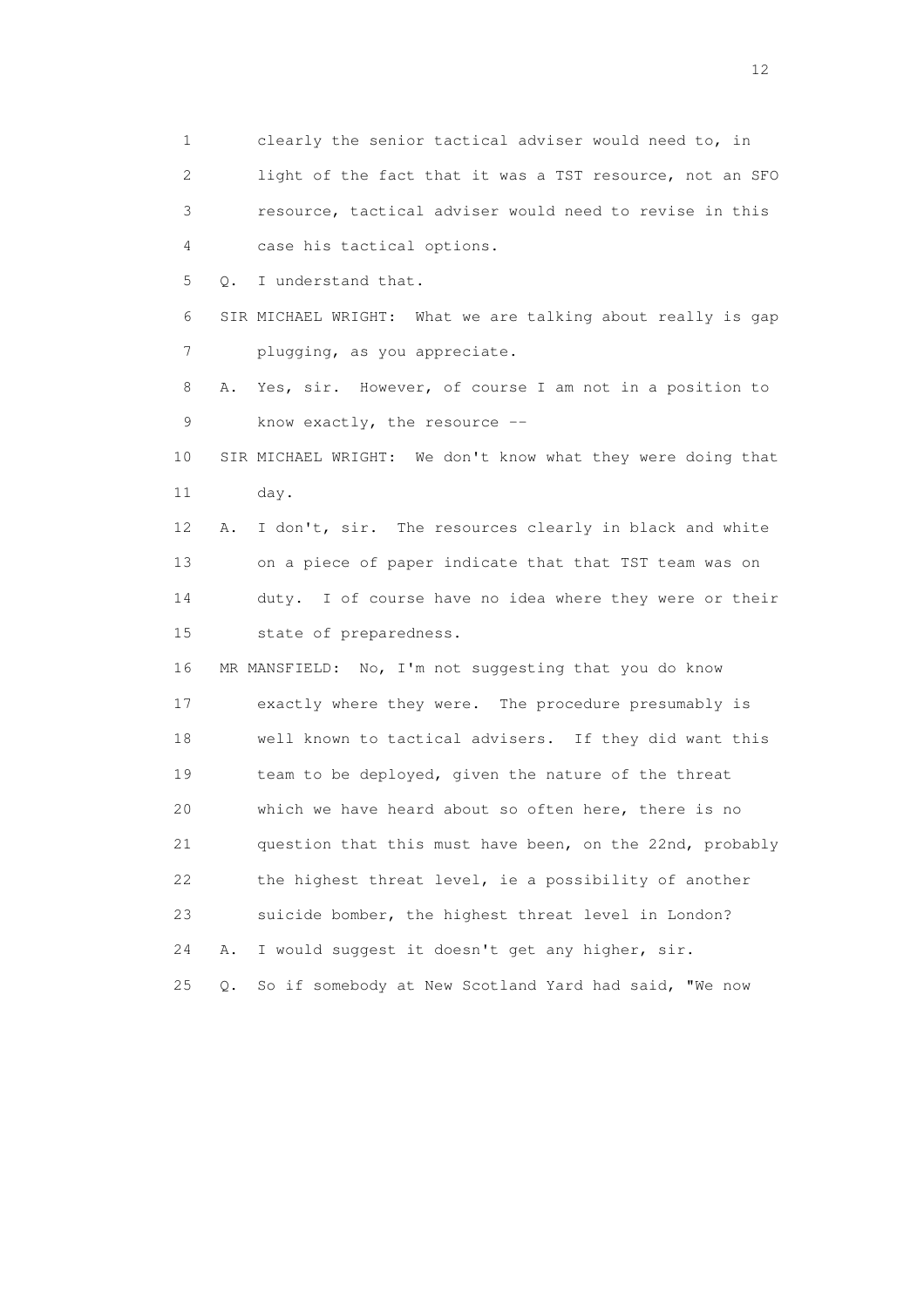1 clearly the senior tactical adviser would need to, in
2 light of the fact that it was a TST resource, not an SFO
3 resource, tactical adviser would need to revise in this
4 case his tactical options.

5 Q. I understand that.

6 SIR MICHAEL WRIGHT: What we are talking about really is gap
7 plugging, as you appreciate.

8 A. Yes, sir. However, of course I am not in a position to
9 know exactly, the resource --

10 SIR MICHAEL WRIGHT: We don't know what they were doing that
11 day.

12 A. I don't, sir. The resources clearly in black and white
13 on a piece of paper indicate that that TST team was on
14 duty. I of course have no idea where they were or their
15 state of preparedness.

16 MR MANSFIELD: No, I'm not suggesting that you do know
17 exactly where they were. The procedure presumably is
18 well known to tactical advisers. If they did want this
19 team to be deployed, given the nature of the threat
20 which we have heard about so often here, there is no
21 question that this must have been, on the 22nd, probably
22 the highest threat level, ie a possibility of another
23 suicide bomber, the highest threat level in London?

24 A. I would suggest it doesn't get any higher, sir.

25 Q. So if somebody at New Scotland Yard had said, "We now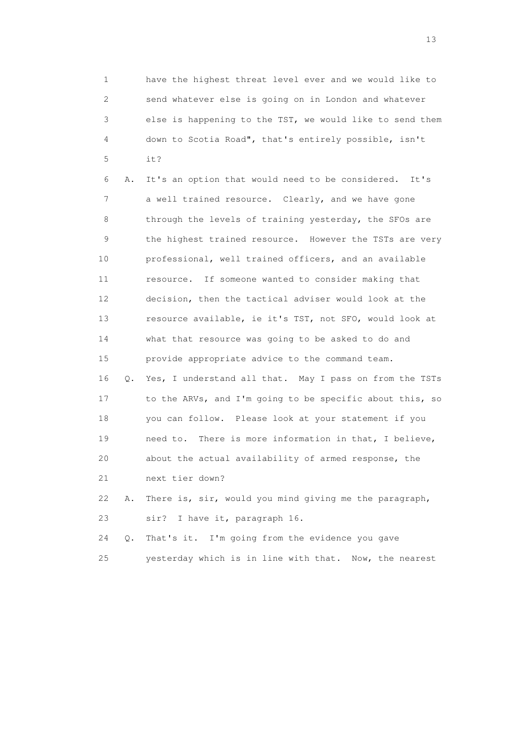1 have the highest threat level ever and we would like to
2 send whatever else is going on in London and whatever
3 else is happening to the TST, we would like to send them
4 down to Scotia Road", that's entirely possible, isn't
5 it?

6 A. It's an option that would need to be considered. It's
7 a well trained resource. Clearly, and we have gone
8 through the levels of training yesterday, the SFOs are
9 the highest trained resource. However the TSTs are very
10 professional, well trained officers, and an available
11 resource. If someone wanted to consider making that
12 decision, then the tactical adviser would look at the
13 resource available, ie it's TST, not SFO, would look at
14 what that resource was going to be asked to do and
15 provide appropriate advice to the command team.

16 Q. Yes, I understand all that. May I pass on from the TSTs
17 to the ARVs, and I'm going to be specific about this, so
18 you can follow. Please look at your statement if you
19 need to. There is more information in that, I believe,
20 about the actual availability of armed response, the
21 next tier down?

22 A. There is, sir, would you mind giving me the paragraph,
23 sir? I have it, paragraph 16.

24 Q. That's it. I'm going from the evidence you gave
25 yesterday which is in line with that. Now, the nearest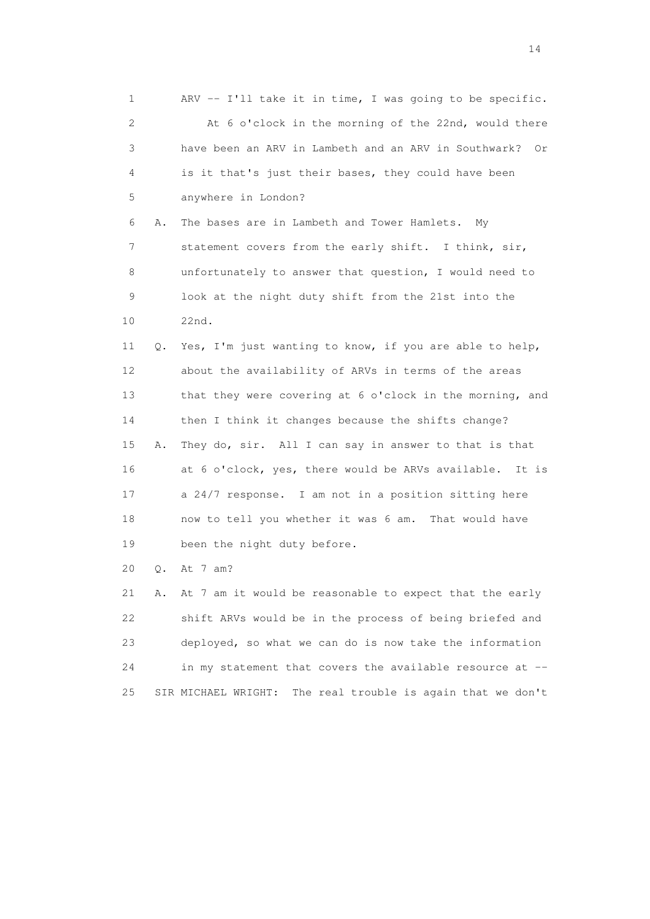1 ARV -- I'll take it in time, I was going to be specific.

2 At 6 o'clock in the morning of the 22nd, would there

3 have been an ARV in Lambeth and an ARV in Southwark? Or

4 is it that's just their bases, they could have been

5 anywhere in London?

6 A. The bases are in Lambeth and Tower Hamlets. My

7 statement covers from the early shift. I think, sir,

8 unfortunately to answer that question, I would need to

9 look at the night duty shift from the 21st into the

10 22nd.

11 Q. Yes, I'm just wanting to know, if you are able to help,

12 about the availability of ARVs in terms of the areas

13 that they were covering at 6 o'clock in the morning, and

14 then I think it changes because the shifts change?

15 A. They do, sir. All I can say in answer to that is that

16 at 6 o'clock, yes, there would be ARVs available. It is

17 a 24/7 response. I am not in a position sitting here

18 now to tell you whether it was 6 am. That would have

19 been the night duty before.

20 Q. At 7 am?

21 A. At 7 am it would be reasonable to expect that the early

22 shift ARVs would be in the process of being briefed and

23 deployed, so what we can do is now take the information

24 in my statement that covers the available resource at --

25 SIR MICHAEL WRIGHT: The real trouble is again that we don't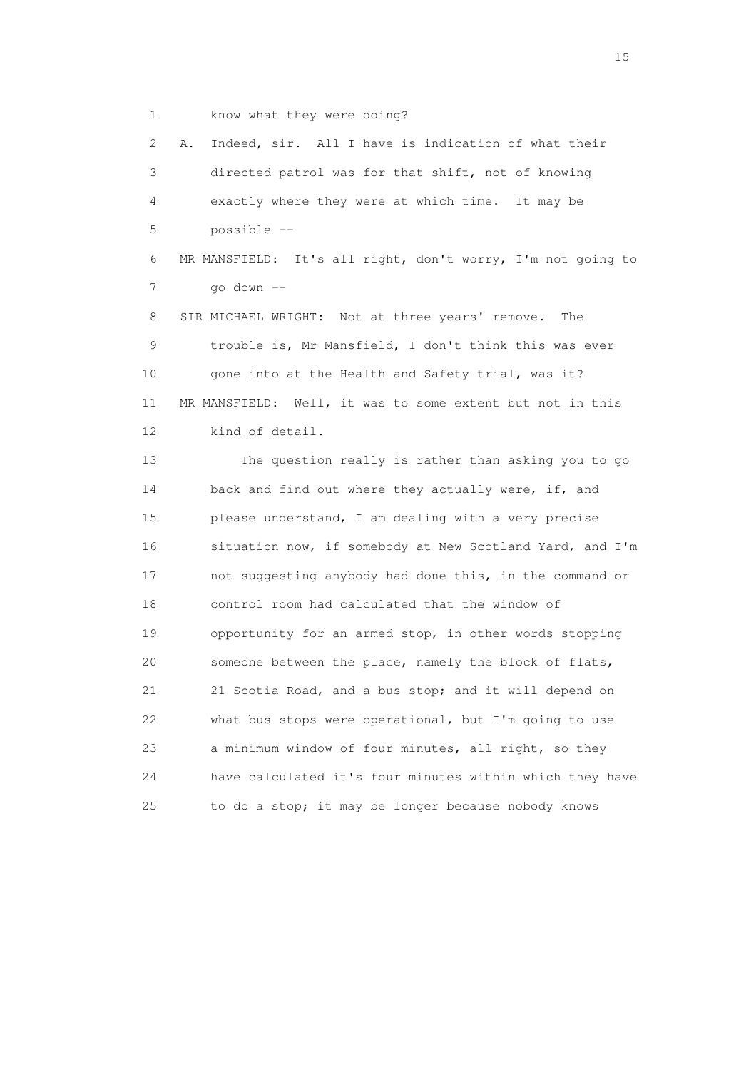1 know what they were doing?

2 A. Indeed, sir. All I have is indication of what their

3 directed patrol was for that shift, not of knowing

4 exactly where they were at which time. It may be

5 possible --

6 MR MANSFIELD: It's all right, don't worry, I'm not going to

7 go down --

8 SIR MICHAEL WRIGHT: Not at three years' remove. The

9 trouble is, Mr Mansfield, I don't think this was ever

10 gone into at the Health and Safety trial, was it?

11 MR MANSFIELD: Well, it was to some extent but not in this

12 kind of detail.

13 The question really is rather than asking you to go

14 back and find out where they actually were, if, and

15 please understand, I am dealing with a very precise

16 situation now, if somebody at New Scotland Yard, and I'm

17 not suggesting anybody had done this, in the command or

18 control room had calculated that the window of

19 opportunity for an armed stop, in other words stopping

20 someone between the place, namely the block of flats,

21 21 Scotia Road, and a bus stop; and it will depend on

22 what bus stops were operational, but I'm going to use

23 a minimum window of four minutes, all right, so they

24 have calculated it's four minutes within which they have

25 to do a stop; it may be longer because nobody knows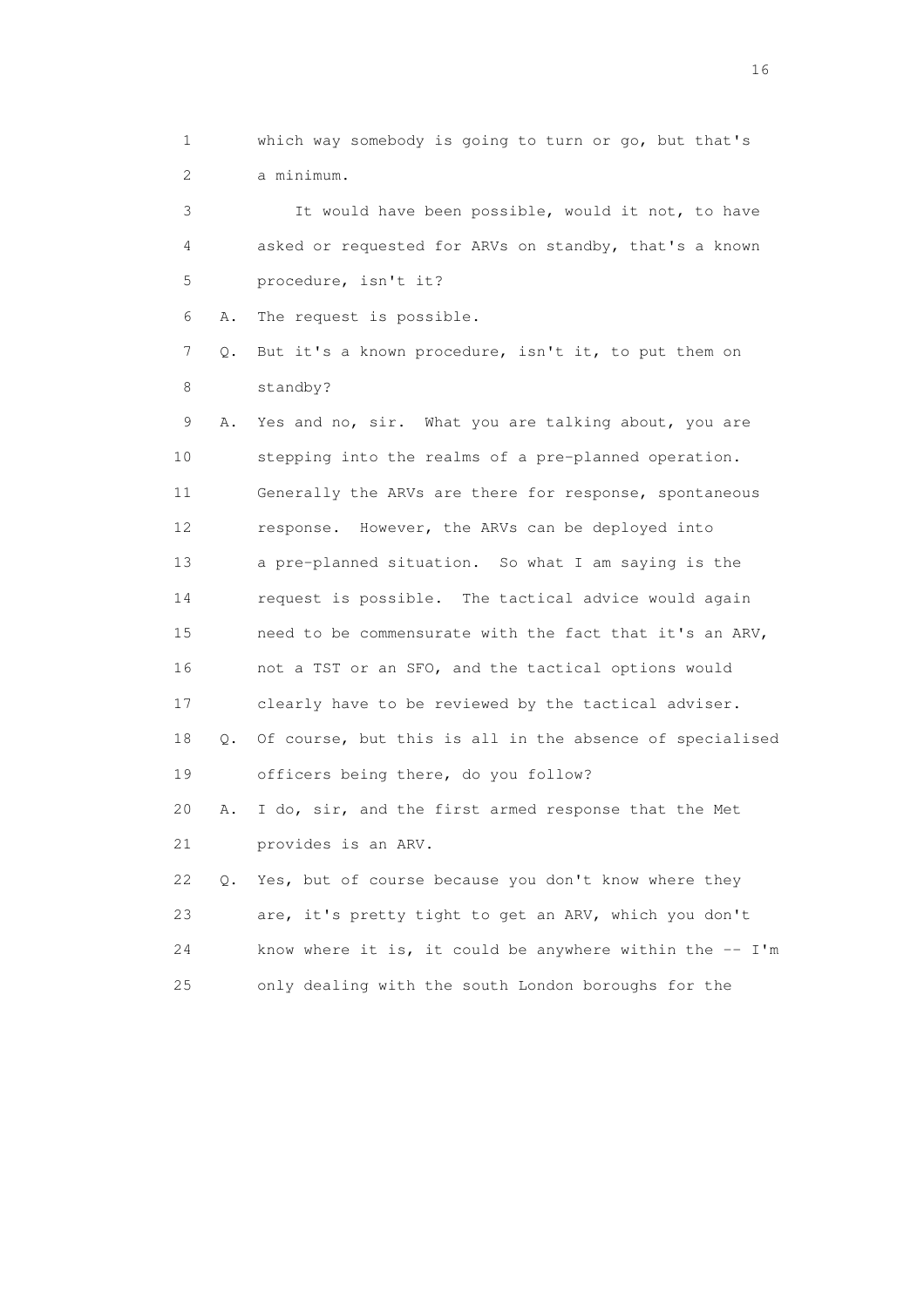1 which way somebody is going to turn or go, but that's
2 a minimum.

3 It would have been possible, would it not, to have
4 asked or requested for ARVs on standby, that's a known
5 procedure, isn't it?

6 A. The request is possible.

7 Q. But it's a known procedure, isn't it, to put them on
8 standby?

9 A. Yes and no, sir. What you are talking about, you are
10 stepping into the realms of a pre-planned operation.
11 Generally the ARVs are there for response, spontaneous
12 response. However, the ARVs can be deployed into
13 a pre-planned situation. So what I am saying is the
14 request is possible. The tactical advice would again
15 need to be commensurate with the fact that it's an ARV,
16 not a TST or an SFO, and the tactical options would
17 clearly have to be reviewed by the tactical adviser.

18 Q. Of course, but this is all in the absence of specialised
19 officers being there, do you follow?

20 A. I do, sir, and the first armed response that the Met
21 provides is an ARV.

22 Q. Yes, but of course because you don't know where they
23 are, it's pretty tight to get an ARV, which you don't
24 know where it is, it could be anywhere within the -- I'm
25 only dealing with the south London boroughs for the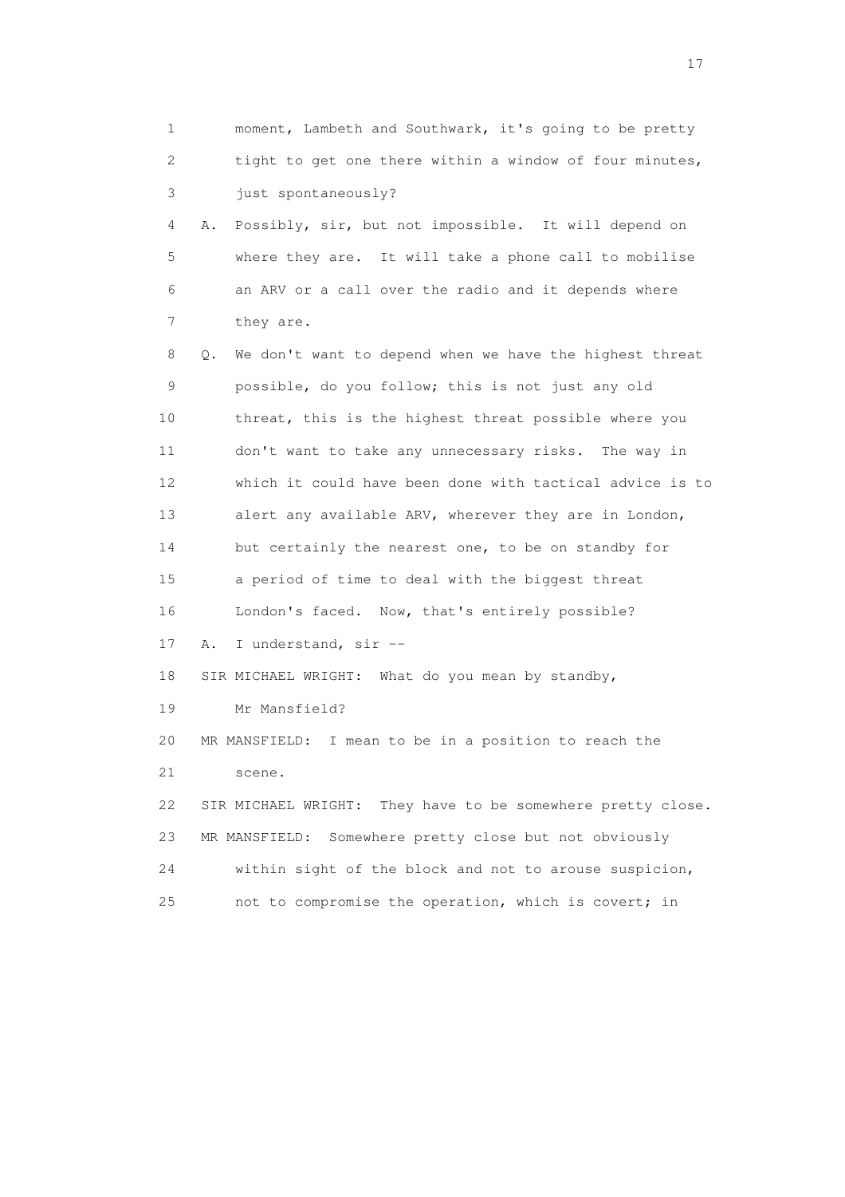1 moment, Lambeth and Southwark, it's going to be pretty
2 tight to get one there within a window of four minutes,
3 just spontaneously?

4 A. Possibly, sir, but not impossible. It will depend on
5 where they are. It will take a phone call to mobilise
6 an ARV or a call over the radio and it depends where
7 they are.

8 Q. We don't want to depend when we have the highest threat
9 possible, do you follow; this is not just any old
10 threat, this is the highest threat possible where you
11 don't want to take any unnecessary risks. The way in
12 which it could have been done with tactical advice is to
13 alert any available ARV, wherever they are in London,
14 but certainly the nearest one, to be on standby for
15 a period of time to deal with the biggest threat
16 London's faced. Now, that's entirely possible?

17 A. I understand, sir --

18 SIR MICHAEL WRIGHT: What do you mean by standby,
19 Mr Mansfield?

20 MR MANSFIELD: I mean to be in a position to reach the
21 scene.

22 SIR MICHAEL WRIGHT: They have to be somewhere pretty close.

23 MR MANSFIELD: Somewhere pretty close but not obviously
24 within sight of the block and not to arouse suspicion,
25 not to compromise the operation, which is covert; in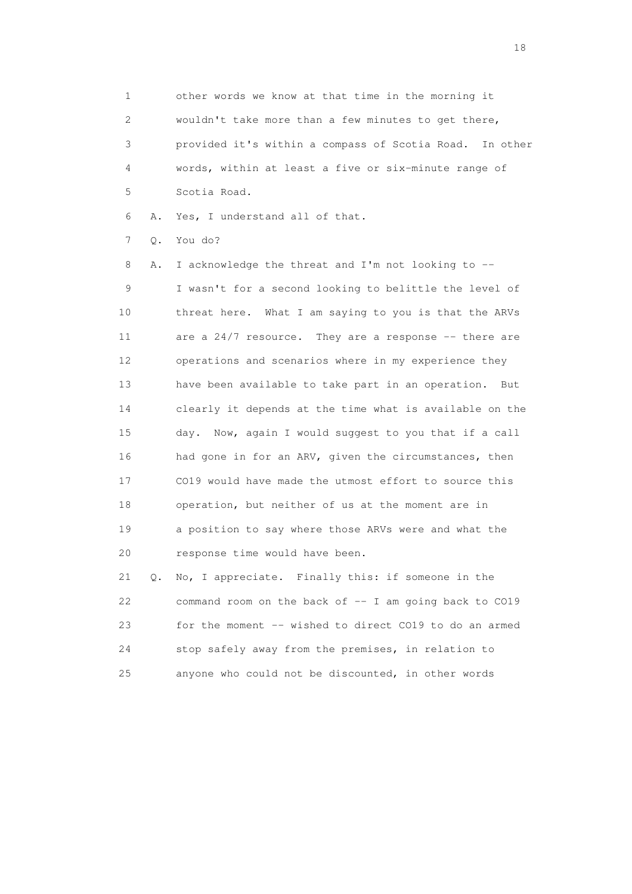1 other words we know at that time in the morning it
2 wouldn't take more than a few minutes to get there,
3 provided it's within a compass of Scotia Road. In other
4 words, within at least a five or six-minute range of
5 Scotia Road.

6 A. Yes, I understand all of that.

7 Q. You do?

8 A. I acknowledge the threat and I'm not looking to --
9 I wasn't for a second looking to belittle the level of
10 threat here. What I am saying to you is that the ARVs
11 are a 24/7 resource. They are a response -- there are
12 operations and scenarios where in my experience they
13 have been available to take part in an operation. But
14 clearly it depends at the time what is available on the
15 day. Now, again I would suggest to you that if a call
16 had gone in for an ARV, given the circumstances, then
17 CO19 would have made the utmost effort to source this
18 operation, but neither of us at the moment are in
19 a position to say where those ARVs were and what the
20 response time would have been.

21 Q. No, I appreciate. Finally this: if someone in the
22 command room on the back of -- I am going back to CO19
23 for the moment -- wished to direct CO19 to do an armed
24 stop safely away from the premises, in relation to
25 anyone who could not be discounted, in other words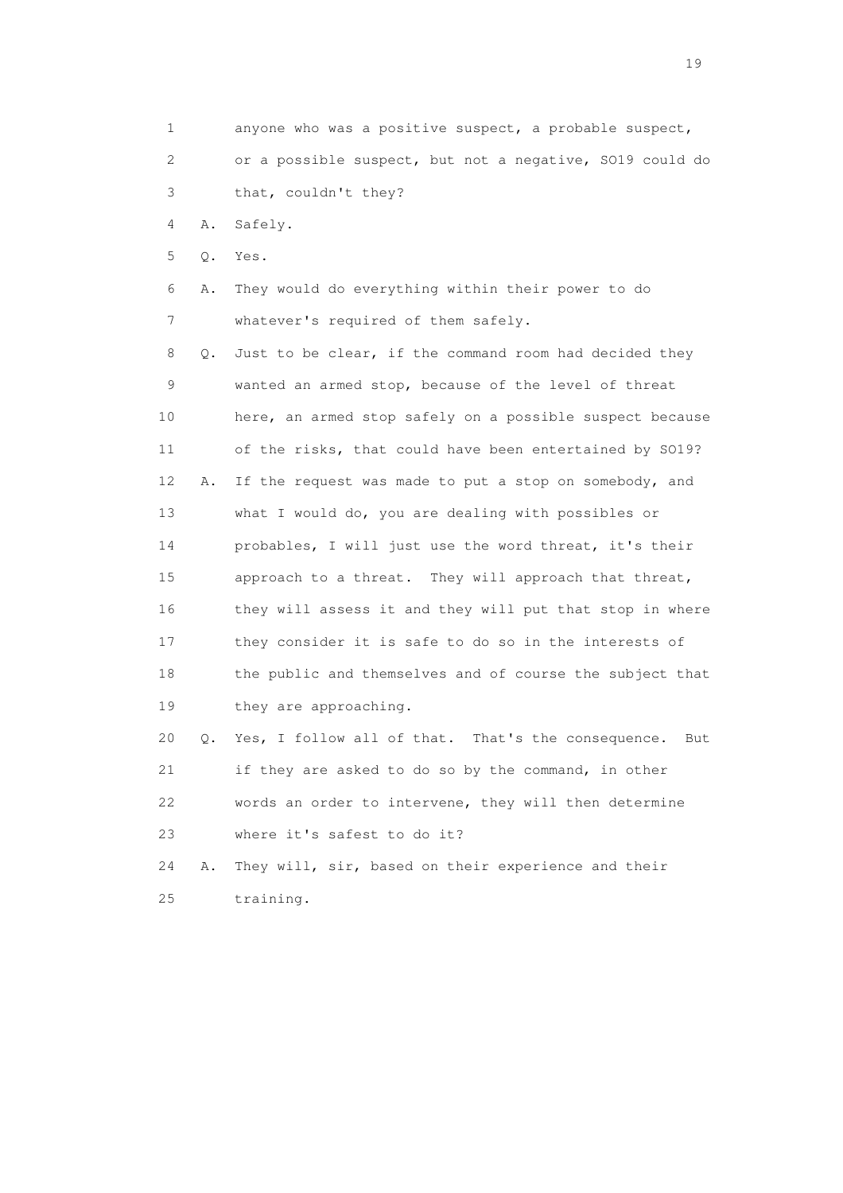1 anyone who was a positive suspect, a probable suspect,
2 or a possible suspect, but not a negative, SO19 could do
3 that, couldn't they?

4 A. Safely.

5 Q. Yes.

6 A. They would do everything within their power to do
7 whatever's required of them safely.

8 Q. Just to be clear, if the command room had decided they
9 wanted an armed stop, because of the level of threat
10 here, an armed stop safely on a possible suspect because
11 of the risks, that could have been entertained by SO19?

12 A. If the request was made to put a stop on somebody, and
13 what I would do, you are dealing with possibles or
14 probables, I will just use the word threat, it's their
15 approach to a threat. They will approach that threat,
16 they will assess it and they will put that stop in where
17 they consider it is safe to do so in the interests of
18 the public and themselves and of course the subject that
19 they are approaching.

20 Q. Yes, I follow all of that. That's the consequence. But
21 if they are asked to do so by the command, in other
22 words an order to intervene, they will then determine
23 where it's safest to do it?

24 A. They will, sir, based on their experience and their
25 training.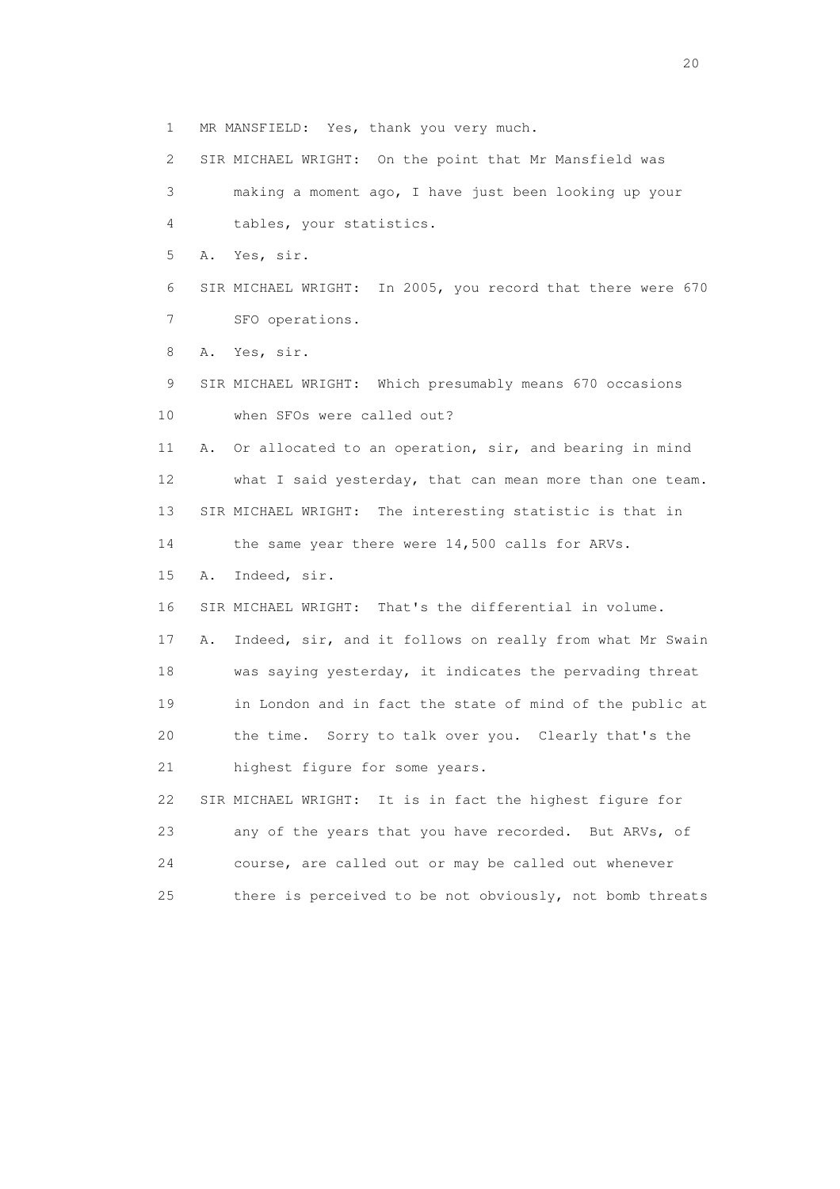1 MR MANSFIELD: Yes, thank you very much.

2 SIR MICHAEL WRIGHT: On the point that Mr Mansfield was

3 making a moment ago, I have just been looking up your

4 tables, your statistics.

5 A. Yes, sir.

6 SIR MICHAEL WRIGHT: In 2005, you record that there were 670

7 SFO operations.

8 A. Yes, sir.

9 SIR MICHAEL WRIGHT: Which presumably means 670 occasions

10 when SFOs were called out?

11 A. Or allocated to an operation, sir, and bearing in mind

12 what I said yesterday, that can mean more than one team.

13 SIR MICHAEL WRIGHT: The interesting statistic is that in

14 the same year there were 14,500 calls for ARVs.

15 A. Indeed, sir.

16 SIR MICHAEL WRIGHT: That's the differential in volume.

17 A. Indeed, sir, and it follows on really from what Mr Swain

18 was saying yesterday, it indicates the pervading threat

19 in London and in fact the state of mind of the public at

20 the time. Sorry to talk over you. Clearly that's the

21 highest figure for some years.

22 SIR MICHAEL WRIGHT: It is in fact the highest figure for

23 any of the years that you have recorded. But ARVs, of

24 course, are called out or may be called out whenever

25 there is perceived to be not obviously, not bomb threats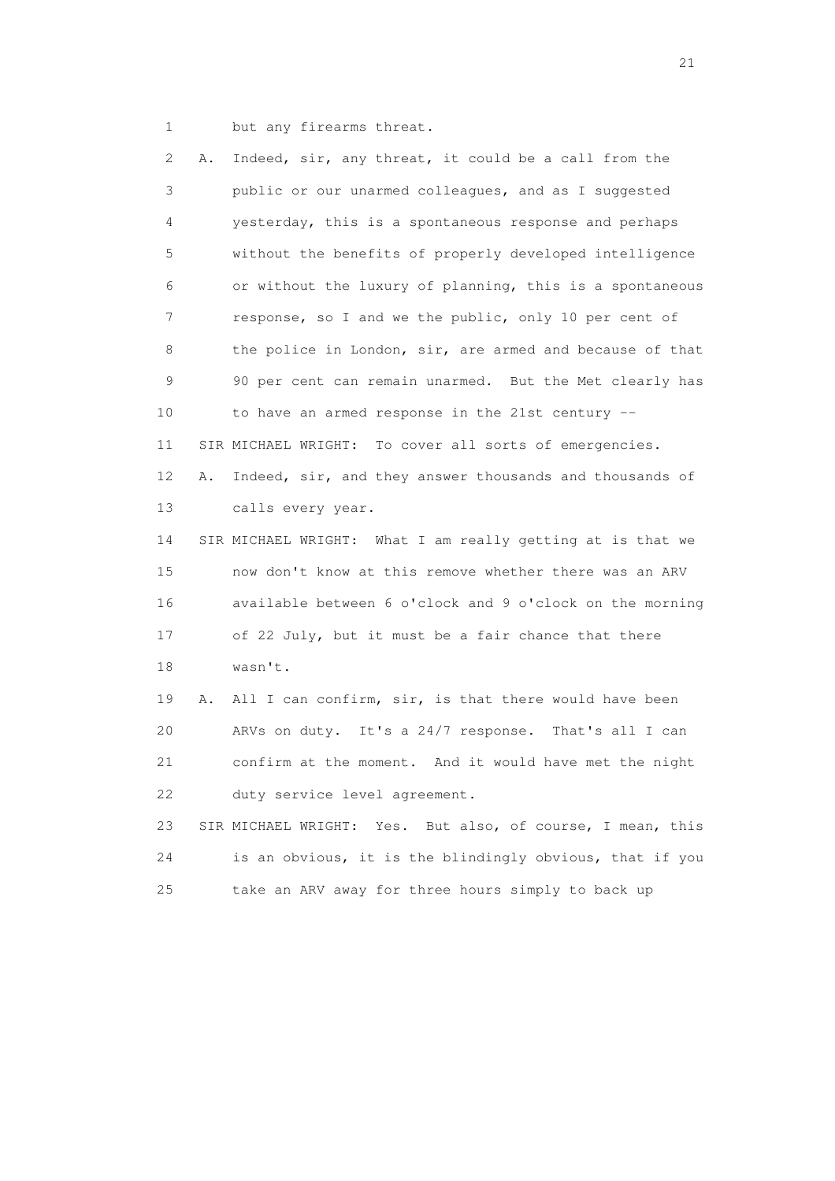1 but any firearms threat.

2 A. Indeed, sir, any threat, it could be a call from the

3 public or our unarmed colleagues, and as I suggested

4 yesterday, this is a spontaneous response and perhaps

5 without the benefits of properly developed intelligence

6 or without the luxury of planning, this is a spontaneous

7 response, so I and we the public, only 10 per cent of

8 the police in London, sir, are armed and because of that

9 90 per cent can remain unarmed. But the Met clearly has

10 to have an armed response in the 21st century --

11 SIR MICHAEL WRIGHT: To cover all sorts of emergencies.

12 A. Indeed, sir, and they answer thousands and thousands of

13 calls every year.

14 SIR MICHAEL WRIGHT: What I am really getting at is that we

15 now don't know at this remove whether there was an ARV

16 available between 6 o'clock and 9 o'clock on the morning

17 of 22 July, but it must be a fair chance that there

18 wasn't.

19 A. All I can confirm, sir, is that there would have been

20 ARVs on duty. It's a 24/7 response. That's all I can

21 confirm at the moment. And it would have met the night

22 duty service level agreement.

23 SIR MICHAEL WRIGHT: Yes. But also, of course, I mean, this

24 is an obvious, it is the blindingly obvious, that if you

25 take an ARV away for three hours simply to back up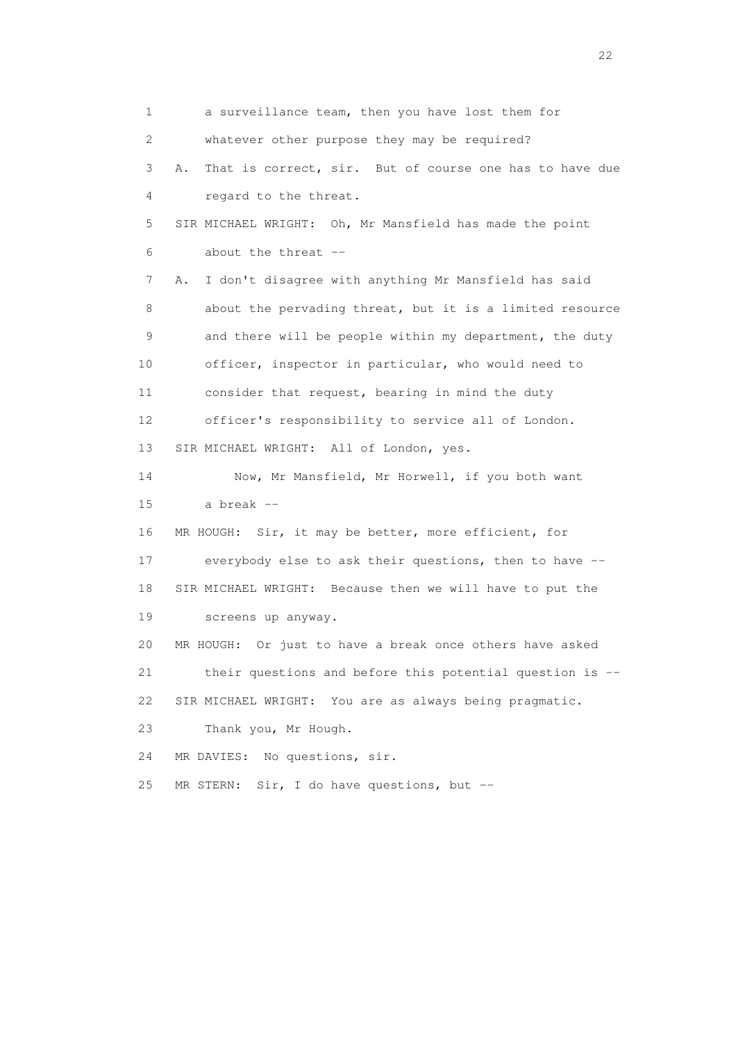1 a surveillance team, then you have lost them for
2 whatever other purpose they may be required?
3 A. That is correct, sir. But of course one has to have due
4 regard to the threat.
5 SIR MICHAEL WRIGHT: Oh, Mr Mansfield has made the point
6 about the threat --
7 A. I don't disagree with anything Mr Mansfield has said
8 about the pervading threat, but it is a limited resource
9 and there will be people within my department, the duty
10 officer, inspector in particular, who would need to
11 consider that request, bearing in mind the duty
12 officer's responsibility to service all of London.
13 SIR MICHAEL WRIGHT: All of London, yes.
14 Now, Mr Mansfield, Mr Horwell, if you both want
15 a break --
16 MR HOUGH: Sir, it may be better, more efficient, for
17 everybody else to ask their questions, then to have --
18 SIR MICHAEL WRIGHT: Because then we will have to put the
19 screens up anyway.
20 MR HOUGH: Or just to have a break once others have asked
21 their questions and before this potential question is --
22 SIR MICHAEL WRIGHT: You are as always being pragmatic.
23 Thank you, Mr Hough.
24 MR DAVIES: No questions, sir.
25 MR STERN: Sir, I do have questions, but --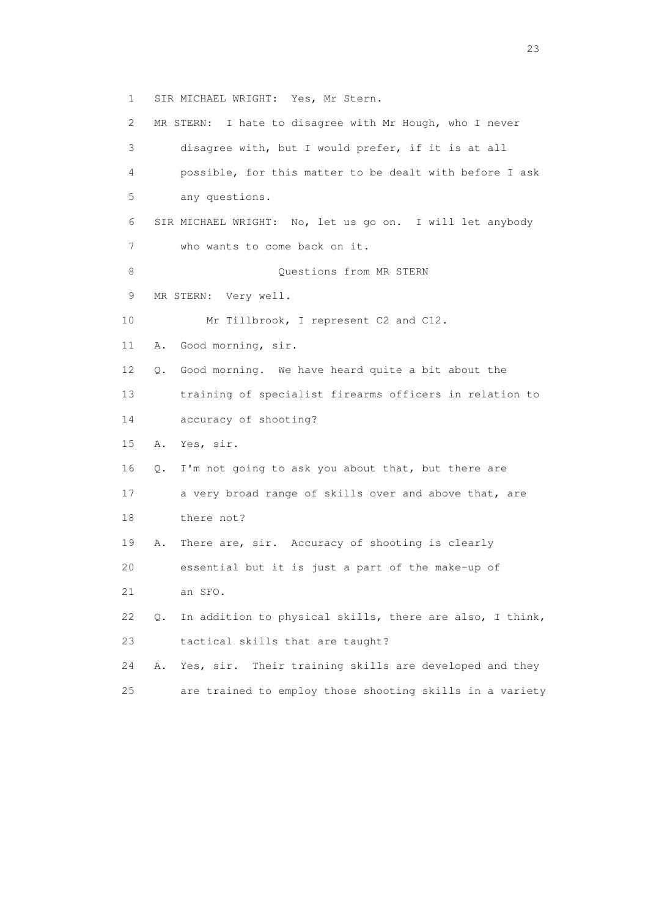1 SIR MICHAEL WRIGHT: Yes, Mr Stern.

2 MR STERN: I hate to disagree with Mr Hough, who I never

3 disagree with, but I would prefer, if it is at all

4 possible, for this matter to be dealt with before I ask

5 any questions.

6 SIR MICHAEL WRIGHT: No, let us go on. I will let anybody

7 who wants to come back on it.

8 Questions from MR STERN

9 MR STERN: Very well.

10 Mr Tillbrook, I represent C2 and C12.

11 A. Good morning, sir.

12 Q. Good morning. We have heard quite a bit about the

13 training of specialist firearms officers in relation to

14 accuracy of shooting?

15 A. Yes, sir.

16 Q. I'm not going to ask you about that, but there are

17 a very broad range of skills over and above that, are

18 there not?

19 A. There are, sir. Accuracy of shooting is clearly

20 essential but it is just a part of the make-up of

21 an SFO.

22 Q. In addition to physical skills, there are also, I think,

23 tactical skills that are taught?

24 A. Yes, sir. Their training skills are developed and they

25 are trained to employ those shooting skills in a variety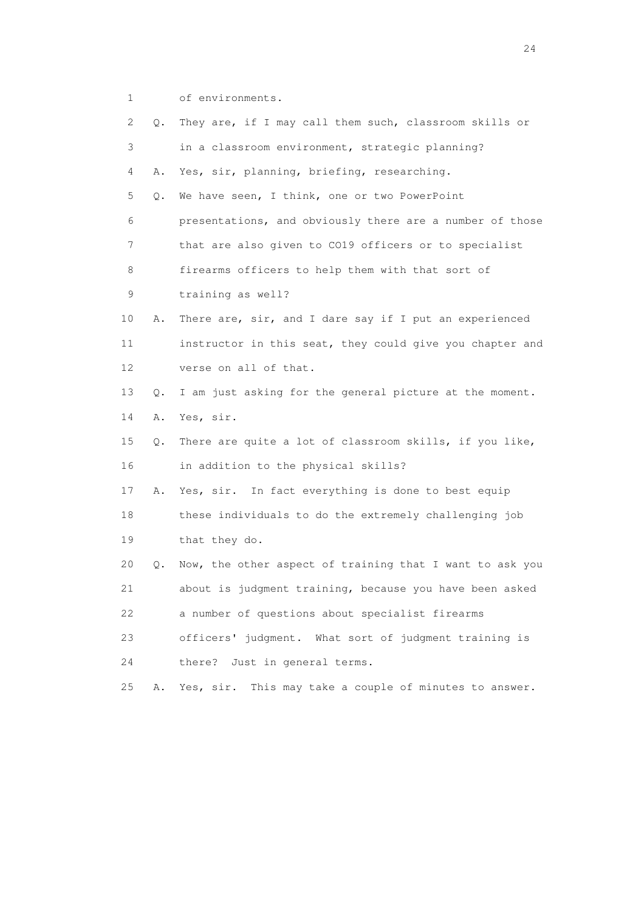1 of environments.

2 Q. They are, if I may call them such, classroom skills or

3 in a classroom environment, strategic planning?

4 A. Yes, sir, planning, briefing, researching.

5 Q. We have seen, I think, one or two PowerPoint

6 presentations, and obviously there are a number of those

7 that are also given to CO19 officers or to specialist

8 firearms officers to help them with that sort of

9 training as well?

10 A. There are, sir, and I dare say if I put an experienced

11 instructor in this seat, they could give you chapter and

12 verse on all of that.

13 Q. I am just asking for the general picture at the moment.

14 A. Yes, sir.

15 Q. There are quite a lot of classroom skills, if you like,

16 in addition to the physical skills?

17 A. Yes, sir. In fact everything is done to best equip

18 these individuals to do the extremely challenging job

19 that they do.

20 Q. Now, the other aspect of training that I want to ask you

21 about is judgment training, because you have been asked

22 a number of questions about specialist firearms

23 officers' judgment. What sort of judgment training is

24 there? Just in general terms.

25 A. Yes, sir. This may take a couple of minutes to answer.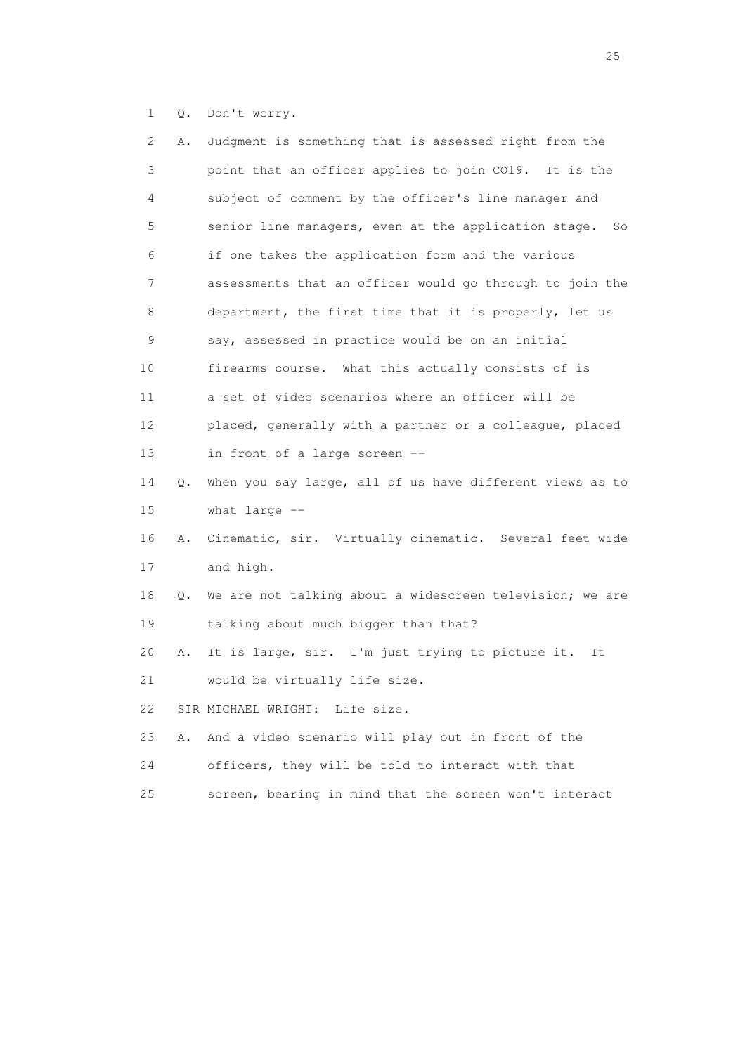1 Q. Don't worry.

2 A. Judgment is something that is assessed right from the
3 point that an officer applies to join CO19. It is the
4 subject of comment by the officer's line manager and
5 senior line managers, even at the application stage. So
6 if one takes the application form and the various
7 assessments that an officer would go through to join the
8 department, the first time that it is properly, let us
9 say, assessed in practice would be on an initial
10 firearms course. What this actually consists of is
11 a set of video scenarios where an officer will be
12 placed, generally with a partner or a colleague, placed
13 in front of a large screen --

14 Q. When you say large, all of us have different views as to
15 what large --

16 A. Cinematic, sir. Virtually cinematic. Several feet wide
17 and high.

18 Q. We are not talking about a widescreen television; we are
19 talking about much bigger than that?

20 A. It is large, sir. I'm just trying to picture it. It
21 would be virtually life size.

22 SIR MICHAEL WRIGHT: Life size.

23 A. And a video scenario will play out in front of the
24 officers, they will be told to interact with that
25 screen, bearing in mind that the screen won't interact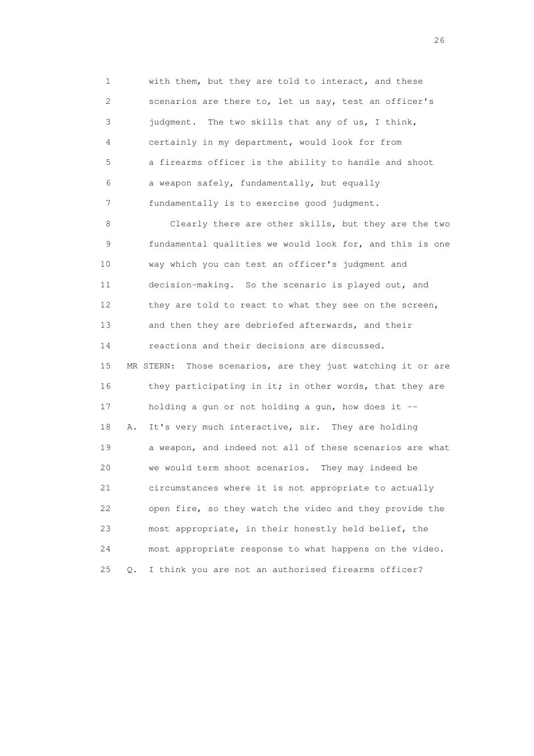1 with them, but they are told to interact, and these
2 scenarios are there to, let us say, test an officer's
3 judgment. The two skills that any of us, I think,
4 certainly in my department, would look for from
5 a firearms officer is the ability to handle and shoot
6 a weapon safely, fundamentally, but equally
7 fundamentally is to exercise good judgment.

8 Clearly there are other skills, but they are the two
9 fundamental qualities we would look for, and this is one
10 way which you can test an officer's judgment and
11 decision-making. So the scenario is played out, and
12 they are told to react to what they see on the screen,
13 and then they are debriefed afterwards, and their
14 reactions and their decisions are discussed.

15 MR STERN: Those scenarios, are they just watching it or are
16 they participating in it; in other words, that they are
17 holding a gun or not holding a gun, how does it --

18 A. It's very much interactive, sir. They are holding
19 a weapon, and indeed not all of these scenarios are what
20 we would term shoot scenarios. They may indeed be
21 circumstances where it is not appropriate to actually
22 open fire, so they watch the video and they provide the
23 most appropriate, in their honestly held belief, the
24 most appropriate response to what happens on the video.

25 Q. I think you are not an authorised firearms officer?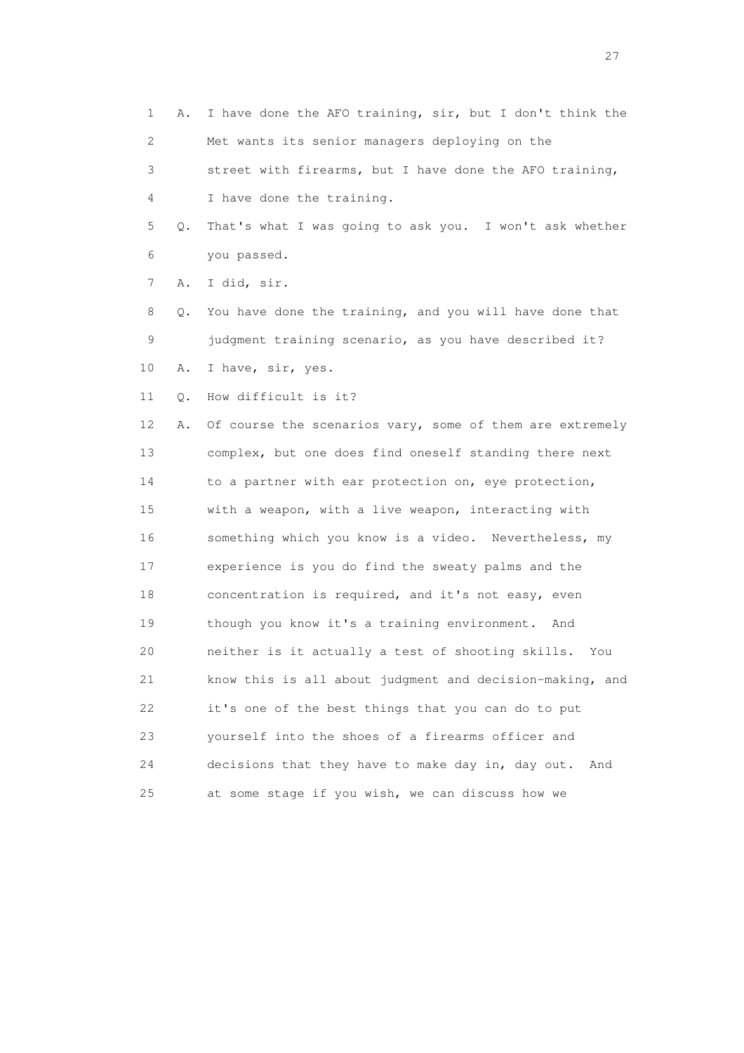1 A. I have done the AFO training, sir, but I don't think the
2 Met wants its senior managers deploying on the
3 street with firearms, but I have done the AFO training,
4 I have done the training.
5 Q. That's what I was going to ask you. I won't ask whether
6 you passed.
7 A. I did, sir.
8 Q. You have done the training, and you will have done that
9 judgment training scenario, as you have described it?
10 A. I have, sir, yes.
11 Q. How difficult is it?
12 A. Of course the scenarios vary, some of them are extremely
13 complex, but one does find oneself standing there next
14 to a partner with ear protection on, eye protection,
15 with a weapon, with a live weapon, interacting with
16 something which you know is a video. Nevertheless, my
17 experience is you do find the sweaty palms and the
18 concentration is required, and it's not easy, even
19 though you know it's a training environment. And
20 neither is it actually a test of shooting skills. You
21 know this is all about judgment and decision-making, and
22 it's one of the best things that you can do to put
23 yourself into the shoes of a firearms officer and
24 decisions that they have to make day in, day out. And
25 at some stage if you wish, we can discuss how we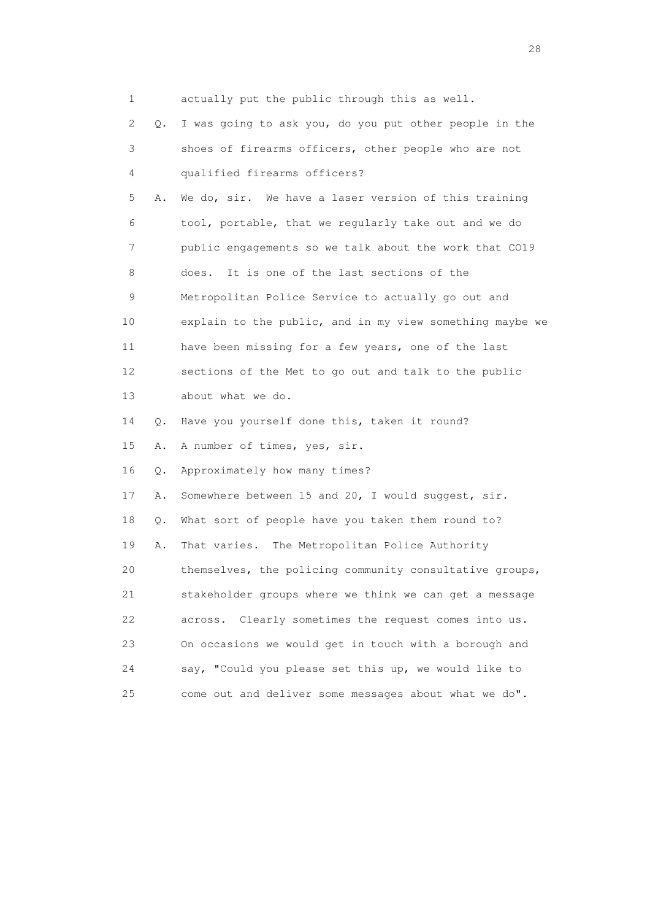1 actually put the public through this as well.

2 Q. I was going to ask you, do you put other people in the

3 shoes of firearms officers, other people who are not

4 qualified firearms officers?

5 A. We do, sir. We have a laser version of this training

6 tool, portable, that we regularly take out and we do

7 public engagements so we talk about the work that CO19

8 does. It is one of the last sections of the

9 Metropolitan Police Service to actually go out and

10 explain to the public, and in my view something maybe we

11 have been missing for a few years, one of the last

12 sections of the Met to go out and talk to the public

13 about what we do.

14 Q. Have you yourself done this, taken it round?

15 A. A number of times, yes, sir.

16 Q. Approximately how many times?

17 A. Somewhere between 15 and 20, I would suggest, sir.

18 Q. What sort of people have you taken them round to?

19 A. That varies. The Metropolitan Police Authority

20 themselves, the policing community consultative groups,

21 stakeholder groups where we think we can get a message

22 across. Clearly sometimes the request comes into us.

23 On occasions we would get in touch with a borough and

24 say, "Could you please set this up, we would like to

25 come out and deliver some messages about what we do".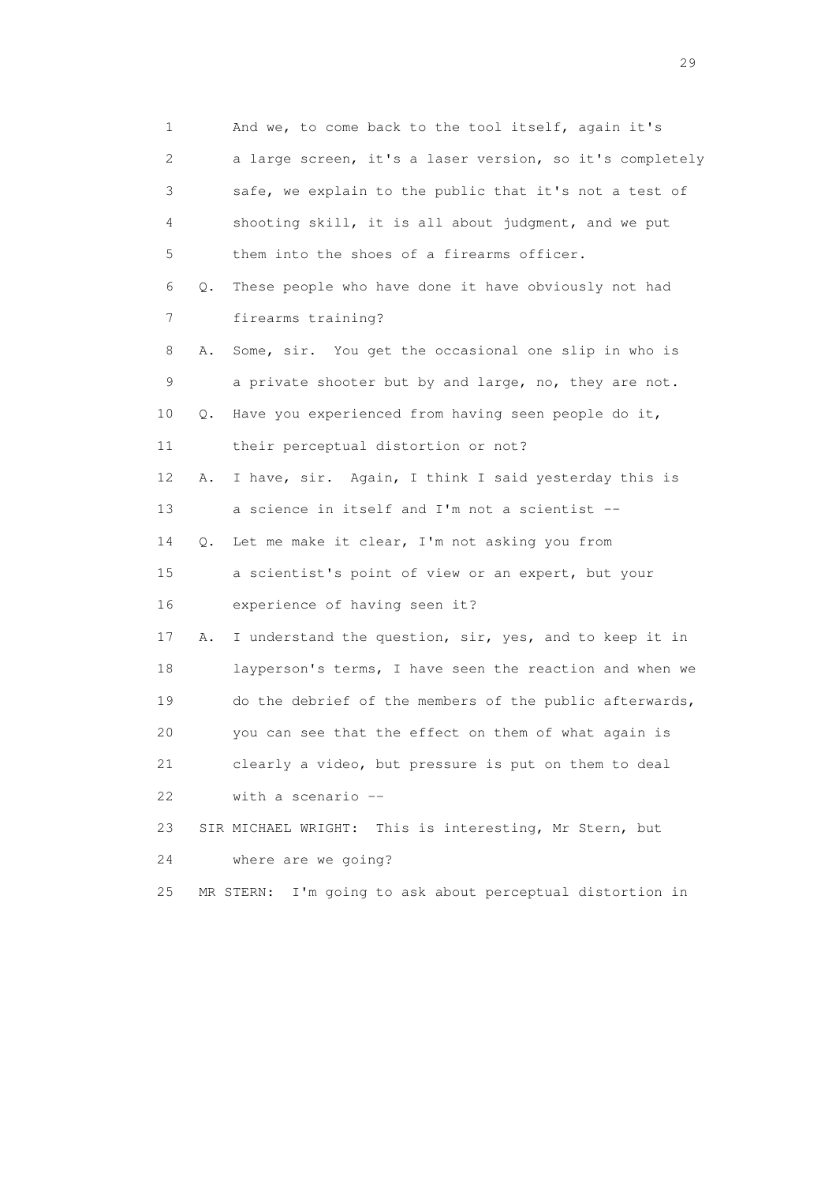1 And we, to come back to the tool itself, again it's
2 a large screen, it's a laser version, so it's completely
3 safe, we explain to the public that it's not a test of
4 shooting skill, it is all about judgment, and we put
5 them into the shoes of a firearms officer.

6 Q. These people who have done it have obviously not had
7 firearms training?

8 A. Some, sir. You get the occasional one slip in who is
9 a private shooter but by and large, no, they are not.

10 Q. Have you experienced from having seen people do it,
11 their perceptual distortion or not?

12 A. I have, sir. Again, I think I said yesterday this is
13 a science in itself and I'm not a scientist --

14 Q. Let me make it clear, I'm not asking you from
15 a scientist's point of view or an expert, but your
16 experience of having seen it?

17 A. I understand the question, sir, yes, and to keep it in
18 layperson's terms, I have seen the reaction and when we
19 do the debrief of the members of the public afterwards,
20 you can see that the effect on them of what again is
21 clearly a video, but pressure is put on them to deal
22 with a scenario --

23 SIR MICHAEL WRIGHT: This is interesting, Mr Stern, but
24 where are we going?

25 MR STERN: I'm going to ask about perceptual distortion in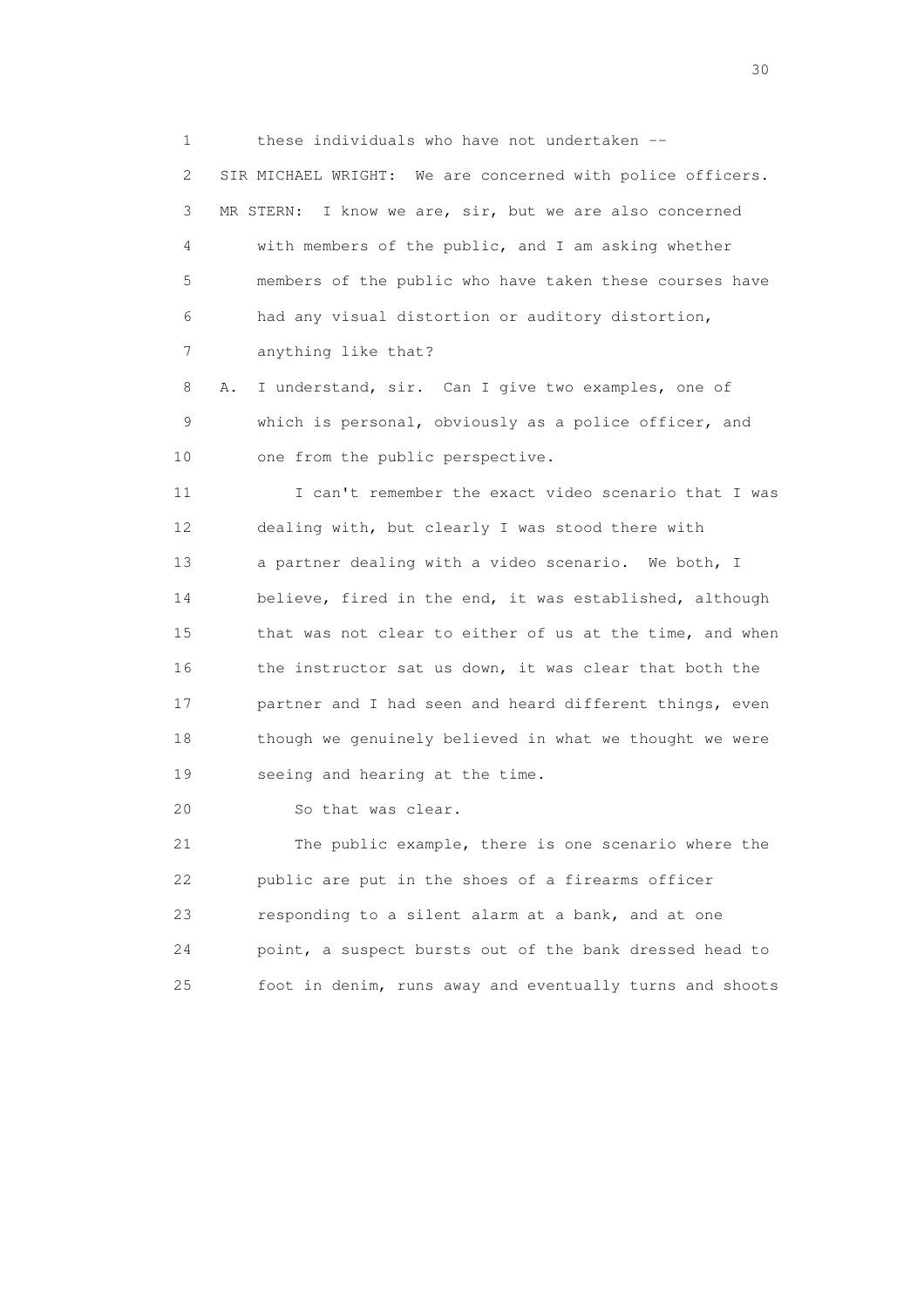1 these individuals who have not undertaken --

2 SIR MICHAEL WRIGHT: We are concerned with police officers.

3 MR STERN: I know we are, sir, but we are also concerned

4 with members of the public, and I am asking whether

5 members of the public who have taken these courses have

6 had any visual distortion or auditory distortion,

7 anything like that?

8 A. I understand, sir. Can I give two examples, one of

9 which is personal, obviously as a police officer, and

10 one from the public perspective.

11 I can't remember the exact video scenario that I was

12 dealing with, but clearly I was stood there with

13 a partner dealing with a video scenario. We both, I

14 believe, fired in the end, it was established, although

15 that was not clear to either of us at the time, and when

16 the instructor sat us down, it was clear that both the

17 partner and I had seen and heard different things, even

18 though we genuinely believed in what we thought we were

19 seeing and hearing at the time.

20 So that was clear.

21 The public example, there is one scenario where the

22 public are put in the shoes of a firearms officer

23 responding to a silent alarm at a bank, and at one

24 point, a suspect bursts out of the bank dressed head to

25 foot in denim, runs away and eventually turns and shoots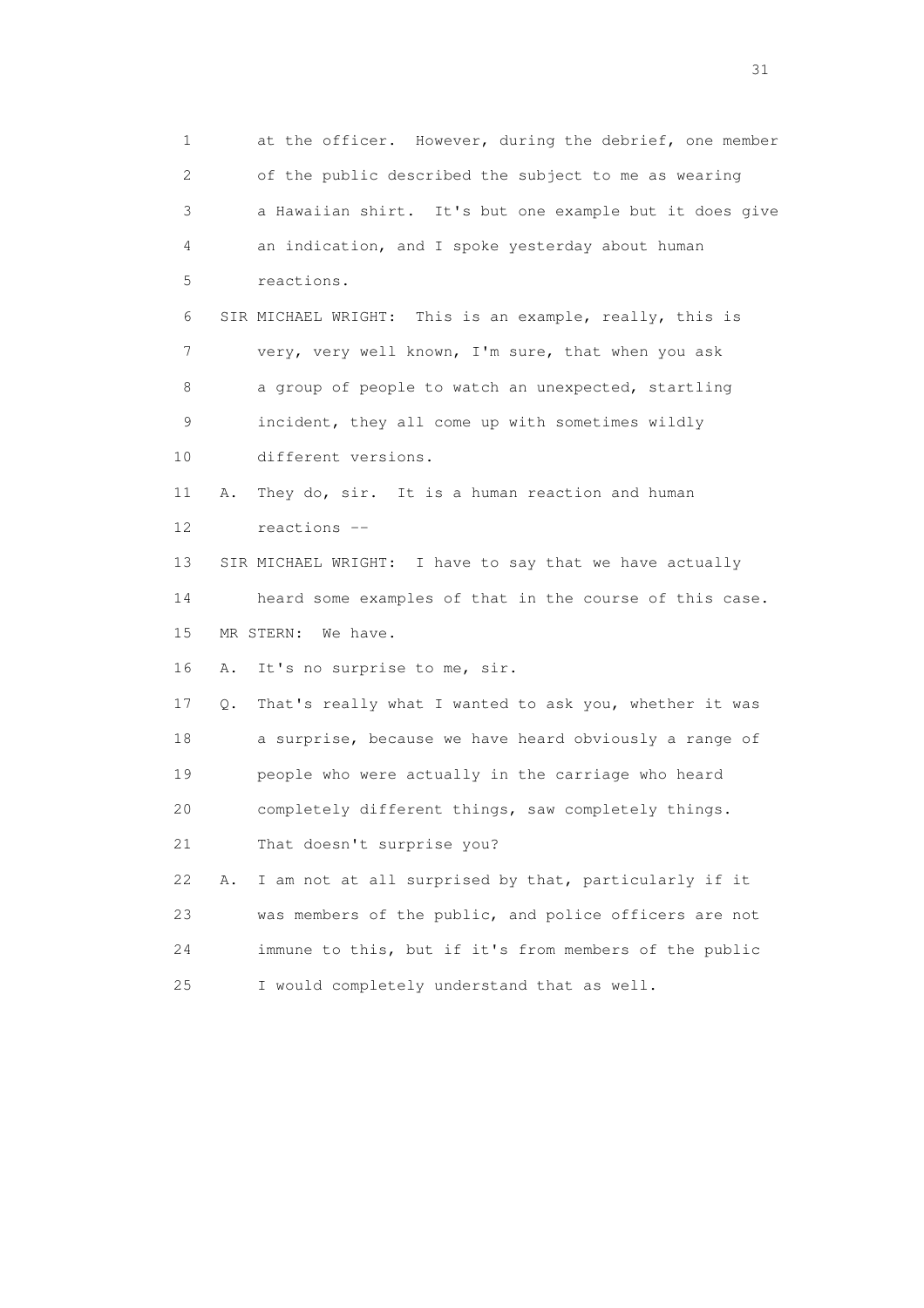1 at the officer. However, during the debrief, one member
2 of the public described the subject to me as wearing
3 a Hawaiian shirt. It's but one example but it does give
4 an indication, and I spoke yesterday about human
5 reactions.

6 SIR MICHAEL WRIGHT: This is an example, really, this is
7 very, very well known, I'm sure, that when you ask
8 a group of people to watch an unexpected, startling
9 incident, they all come up with sometimes wildly
10 different versions.

11 A. They do, sir. It is a human reaction and human
12 reactions --

13 SIR MICHAEL WRIGHT: I have to say that we have actually
14 heard some examples of that in the course of this case.

15 MR STERN: We have.

16 A. It's no surprise to me, sir.

17 Q. That's really what I wanted to ask you, whether it was
18 a surprise, because we have heard obviously a range of
19 people who were actually in the carriage who heard
20 completely different things, saw completely things.
21 That doesn't surprise you?

22 A. I am not at all surprised by that, particularly if it
23 was members of the public, and police officers are not
24 immune to this, but if it's from members of the public
25 I would completely understand that as well.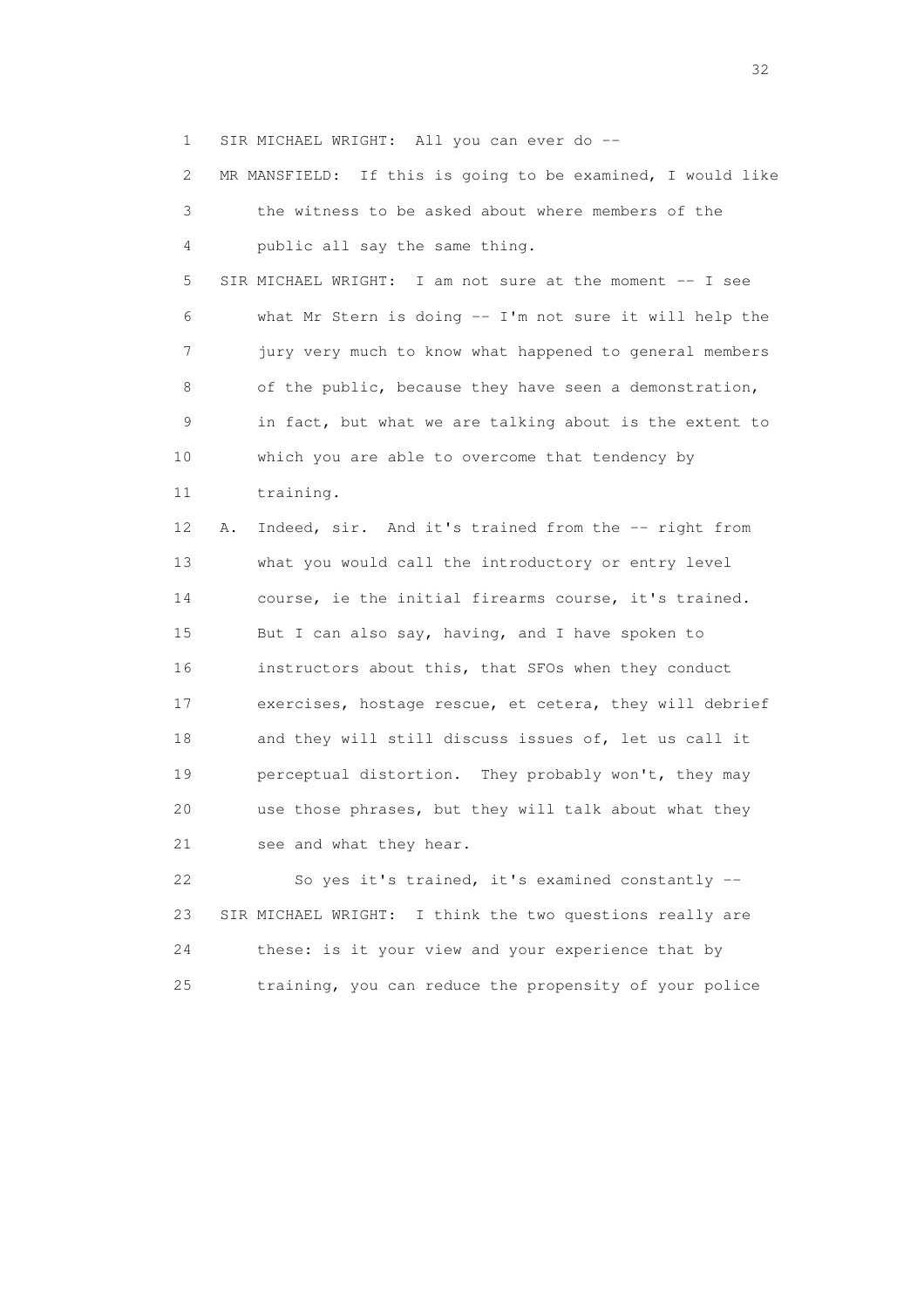1 SIR MICHAEL WRIGHT: All you can ever do --

2 MR MANSFIELD: If this is going to be examined, I would like

3 the witness to be asked about where members of the

4 public all say the same thing.

5 SIR MICHAEL WRIGHT: I am not sure at the moment -- I see

6 what Mr Stern is doing -- I'm not sure it will help the

7 jury very much to know what happened to general members

8 of the public, because they have seen a demonstration,

9 in fact, but what we are talking about is the extent to

10 which you are able to overcome that tendency by

11 training.

12 A. Indeed, sir. And it's trained from the -- right from

13 what you would call the introductory or entry level

14 course, ie the initial firearms course, it's trained.

15 But I can also say, having, and I have spoken to

16 instructors about this, that SFOs when they conduct

17 exercises, hostage rescue, et cetera, they will debrief

18 and they will still discuss issues of, let us call it

19 perceptual distortion. They probably won't, they may

20 use those phrases, but they will talk about what they

21 see and what they hear.

22 So yes it's trained, it's examined constantly --

23 SIR MICHAEL WRIGHT: I think the two questions really are

24 these: is it your view and your experience that by

25 training, you can reduce the propensity of your police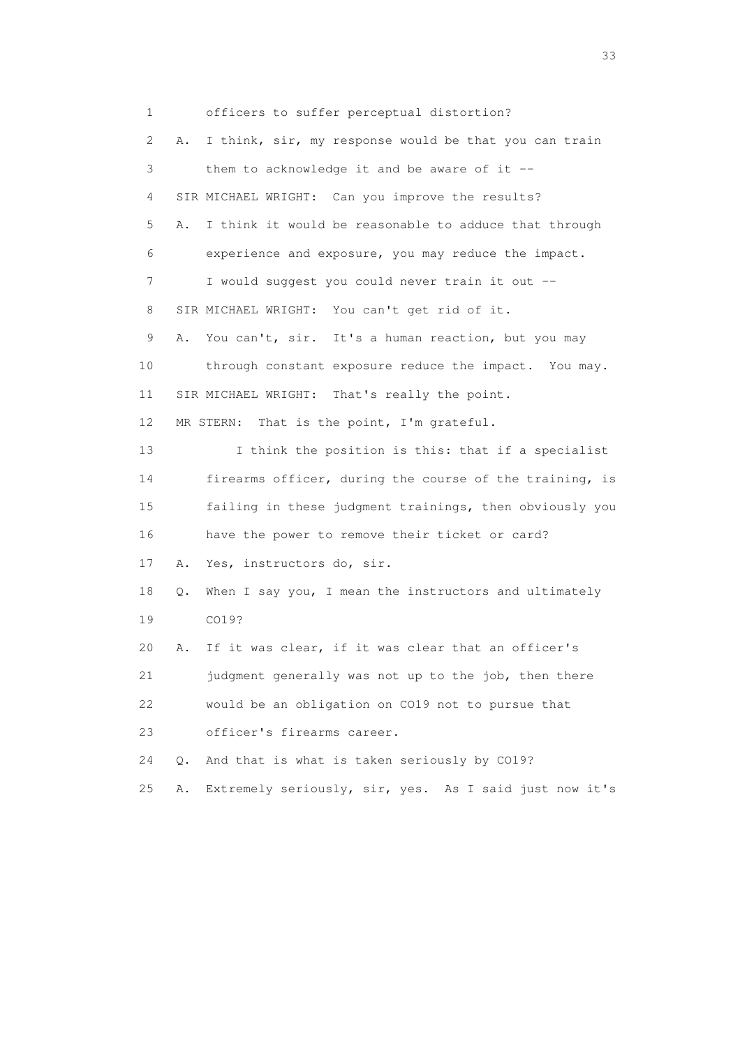1 officers to suffer perceptual distortion?

2 A. I think, sir, my response would be that you can train

3 them to acknowledge it and be aware of it --

4 SIR MICHAEL WRIGHT: Can you improve the results?

5 A. I think it would be reasonable to adduce that through

6 experience and exposure, you may reduce the impact.

7 I would suggest you could never train it out --

8 SIR MICHAEL WRIGHT: You can't get rid of it.

9 A. You can't, sir. It's a human reaction, but you may

10 through constant exposure reduce the impact. You may.

11 SIR MICHAEL WRIGHT: That's really the point.

12 MR STERN: That is the point, I'm grateful.

13 I think the position is this: that if a specialist

14 firearms officer, during the course of the training, is

15 failing in these judgment trainings, then obviously you

16 have the power to remove their ticket or card?

17 A. Yes, instructors do, sir.

18 Q. When I say you, I mean the instructors and ultimately

19 CO19?

20 A. If it was clear, if it was clear that an officer's

21 judgment generally was not up to the job, then there

22 would be an obligation on CO19 not to pursue that

23 officer's firearms career.

24 Q. And that is what is taken seriously by CO19?

25 A. Extremely seriously, sir, yes. As I said just now it's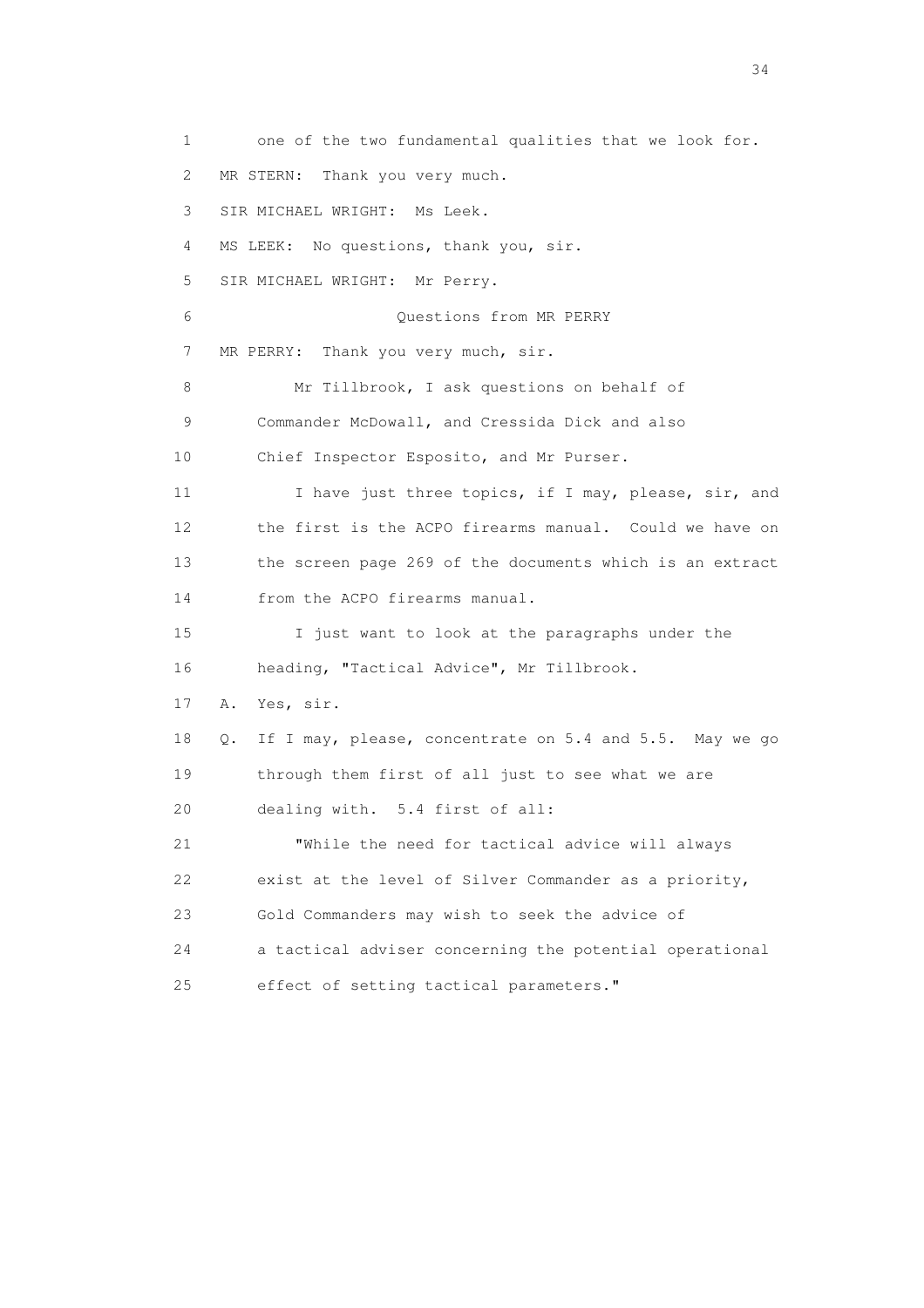1 one of the two fundamental qualities that we look for.

2 MR STERN: Thank you very much.

3 SIR MICHAEL WRIGHT: Ms Leek.

4 MS LEEK: No questions, thank you, sir.

5 SIR MICHAEL WRIGHT: Mr Perry.

6 Questions from MR PERRY

7 MR PERRY: Thank you very much, sir.

8 Mr Tillbrook, I ask questions on behalf of

9 Commander McDowall, and Cressida Dick and also

10 Chief Inspector Esposito, and Mr Purser.

11 I have just three topics, if I may, please, sir, and

12 the first is the ACPO firearms manual. Could we have on

13 the screen page 269 of the documents which is an extract

14 from the ACPO firearms manual.

15 I just want to look at the paragraphs under the

16 heading, "Tactical Advice", Mr Tillbrook.

17 A. Yes, sir.

18 Q. If I may, please, concentrate on 5.4 and 5.5. May we go

19 through them first of all just to see what we are

20 dealing with. 5.4 first of all:

21 "While the need for tactical advice will always

22 exist at the level of Silver Commander as a priority,

23 Gold Commanders may wish to seek the advice of

24 a tactical adviser concerning the potential operational

25 effect of setting tactical parameters."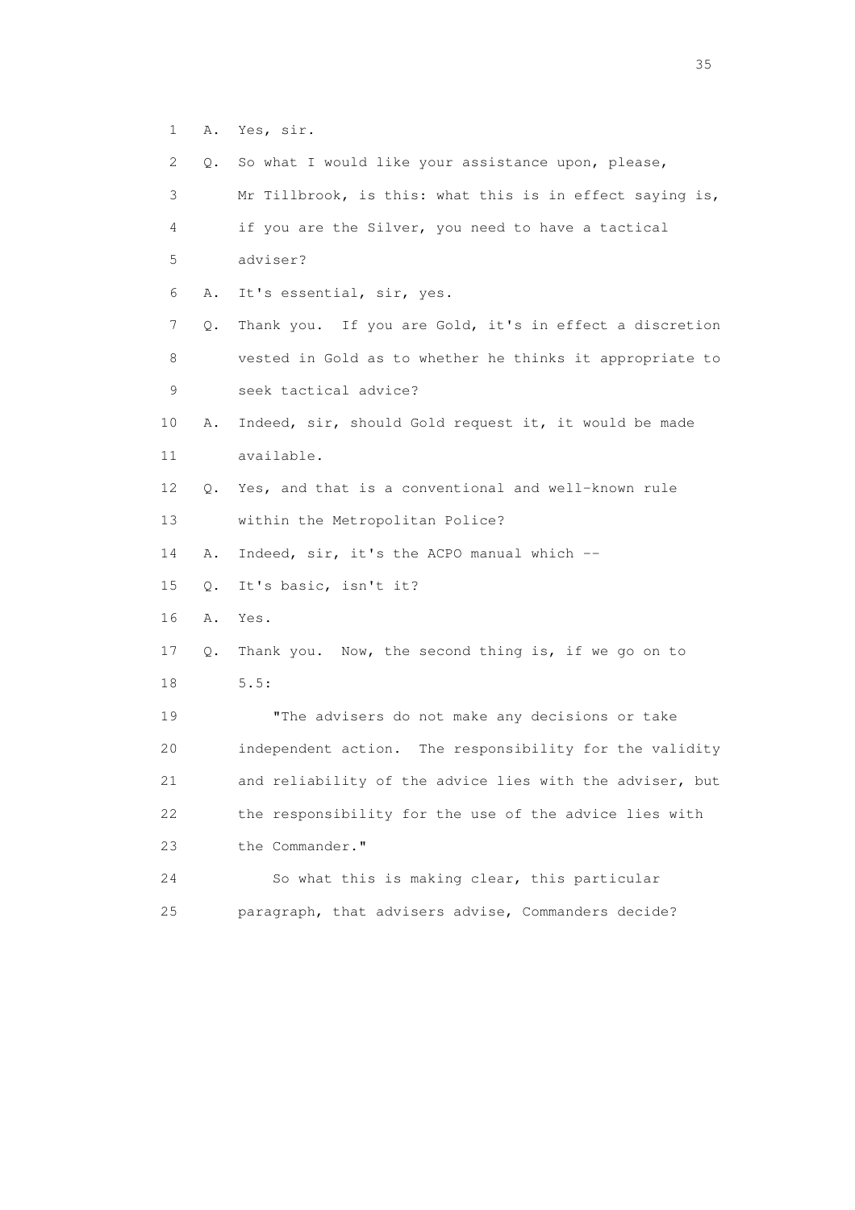1 A. Yes, sir.

2 Q. So what I would like your assistance upon, please,

3 Mr Tillbrook, is this: what this is in effect saying is,

4 if you are the Silver, you need to have a tactical

5 adviser?

6 A. It's essential, sir, yes.

7 Q. Thank you. If you are Gold, it's in effect a discretion

8 vested in Gold as to whether he thinks it appropriate to

9 seek tactical advice?

10 A. Indeed, sir, should Gold request it, it would be made

11 available.

12 Q. Yes, and that is a conventional and well-known rule

13 within the Metropolitan Police?

14 A. Indeed, sir, it's the ACPO manual which --

15 Q. It's basic, isn't it?

16 A. Yes.

17 Q. Thank you. Now, the second thing is, if we go on to

18 5.5:

19 "The advisers do not make any decisions or take

20 independent action. The responsibility for the validity

21 and reliability of the advice lies with the adviser, but

22 the responsibility for the use of the advice lies with

23 the Commander."

24 So what this is making clear, this particular

25 paragraph, that advisers advise, Commanders decide?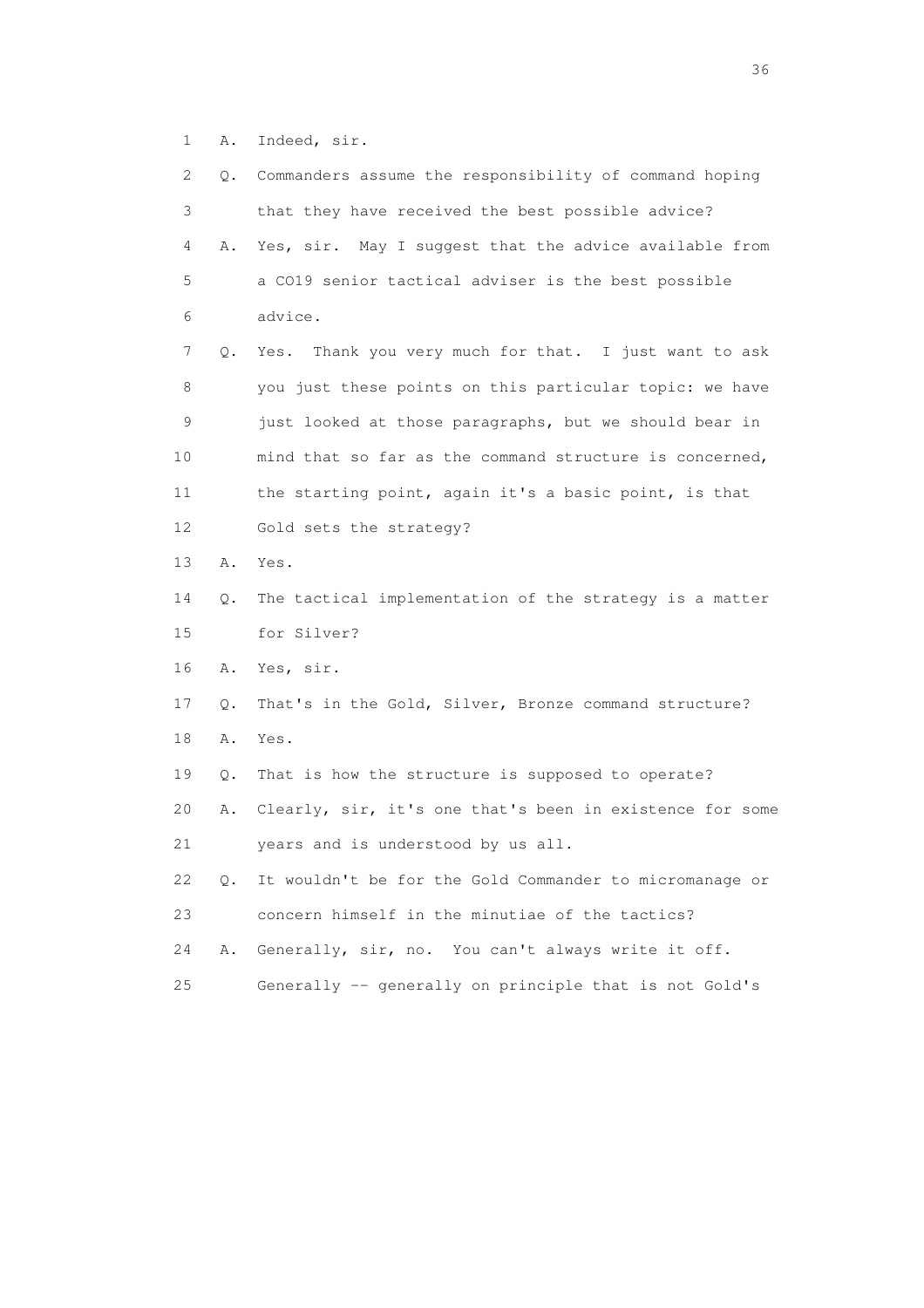1 A. Indeed, sir.

2 Q. Commanders assume the responsibility of command hoping

3 that they have received the best possible advice?

4 A. Yes, sir. May I suggest that the advice available from

5 a CO19 senior tactical adviser is the best possible

6 advice.

7 Q. Yes. Thank you very much for that. I just want to ask

8 you just these points on this particular topic: we have

9 just looked at those paragraphs, but we should bear in

10 mind that so far as the command structure is concerned,

11 the starting point, again it's a basic point, is that

12 Gold sets the strategy?

13 A. Yes.

14 Q. The tactical implementation of the strategy is a matter

15 for Silver?

16 A. Yes, sir.

17 Q. That's in the Gold, Silver, Bronze command structure?

18 A. Yes.

19 Q. That is how the structure is supposed to operate?

20 A. Clearly, sir, it's one that's been in existence for some

21 years and is understood by us all.

22 Q. It wouldn't be for the Gold Commander to micromanage or

23 concern himself in the minutiae of the tactics?

24 A. Generally, sir, no. You can't always write it off.

25 Generally -- generally on principle that is not Gold's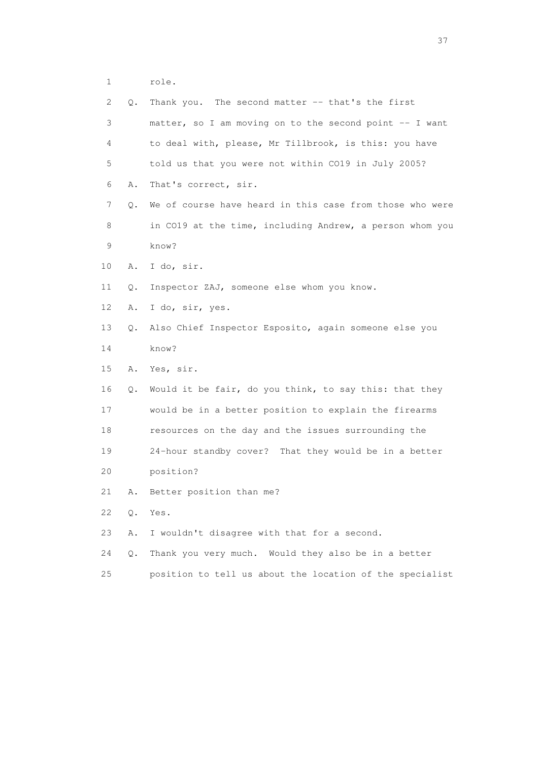1 role.

2 Q. Thank you. The second matter -- that's the first

3 matter, so I am moving on to the second point -- I want

4 to deal with, please, Mr Tillbrook, is this: you have

5 told us that you were not within CO19 in July 2005?

6 A. That's correct, sir.

7 Q. We of course have heard in this case from those who were

8 in CO19 at the time, including Andrew, a person whom you

9 know?

10 A. I do, sir.

11 Q. Inspector ZAJ, someone else whom you know.

12 A. I do, sir, yes.

13 Q. Also Chief Inspector Esposito, again someone else you

14 know?

15 A. Yes, sir.

16 Q. Would it be fair, do you think, to say this: that they

17 would be in a better position to explain the firearms

18 resources on the day and the issues surrounding the

19 24-hour standby cover? That they would be in a better

20 position?

21 A. Better position than me?

22 Q. Yes.

23 A. I wouldn't disagree with that for a second.

24 Q. Thank you very much. Would they also be in a better

25 position to tell us about the location of the specialist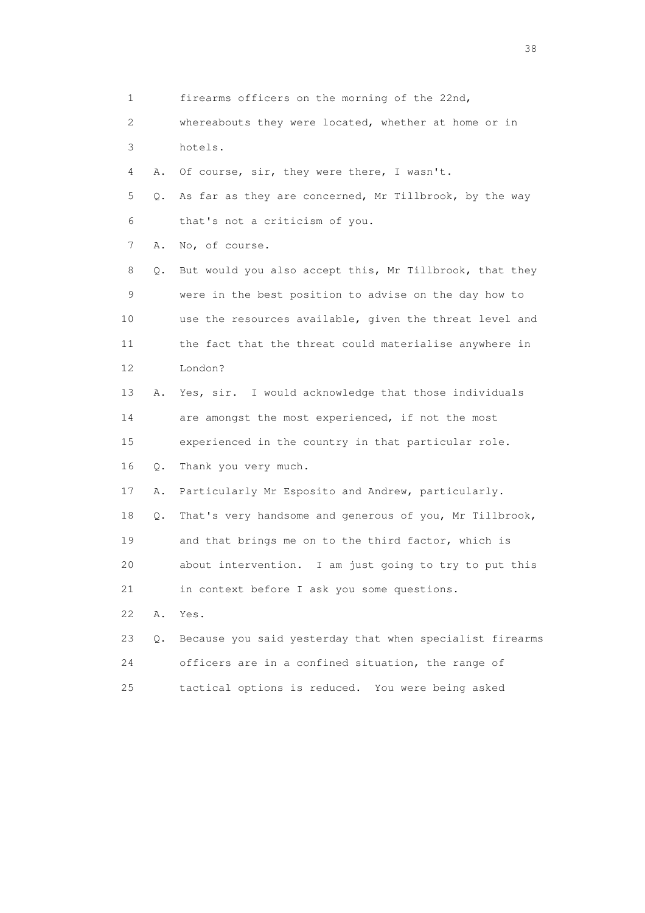1 firearms officers on the morning of the 22nd,
2 whereabouts they were located, whether at home or in
3 hotels.
4 A. Of course, sir, they were there, I wasn't.
5 Q. As far as they are concerned, Mr Tillbrook, by the way
6 that's not a criticism of you.
7 A. No, of course.
8 Q. But would you also accept this, Mr Tillbrook, that they
9 were in the best position to advise on the day how to
10 use the resources available, given the threat level and
11 the fact that the threat could materialise anywhere in
12 London?
13 A. Yes, sir. I would acknowledge that those individuals
14 are amongst the most experienced, if not the most
15 experienced in the country in that particular role.
16 Q. Thank you very much.
17 A. Particularly Mr Esposito and Andrew, particularly.
18 Q. That's very handsome and generous of you, Mr Tillbrook,
19 and that brings me on to the third factor, which is
20 about intervention. I am just going to try to put this
21 in context before I ask you some questions.
22 A. Yes.
23 Q. Because you said yesterday that when specialist firearms
24 officers are in a confined situation, the range of
25 tactical options is reduced. You were being asked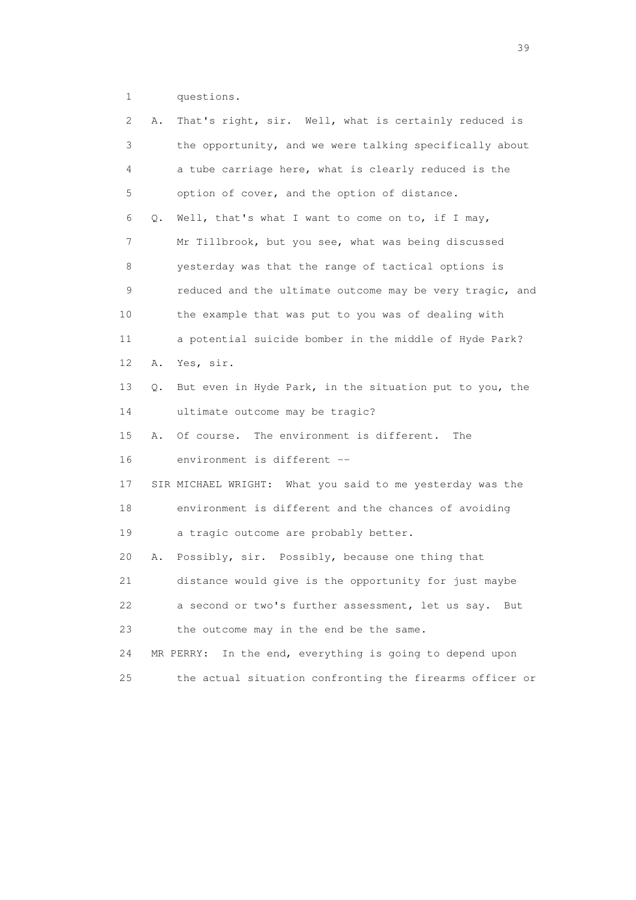1 questions.

2 A. That's right, sir. Well, what is certainly reduced is

3 the opportunity, and we were talking specifically about

4 a tube carriage here, what is clearly reduced is the

5 option of cover, and the option of distance.

6 Q. Well, that's what I want to come on to, if I may,

7 Mr Tillbrook, but you see, what was being discussed

8 yesterday was that the range of tactical options is

9 reduced and the ultimate outcome may be very tragic, and

10 the example that was put to you was of dealing with

11 a potential suicide bomber in the middle of Hyde Park?

12 A. Yes, sir.

13 Q. But even in Hyde Park, in the situation put to you, the

14 ultimate outcome may be tragic?

15 A. Of course. The environment is different. The

16 environment is different --

17 SIR MICHAEL WRIGHT: What you said to me yesterday was the

18 environment is different and the chances of avoiding

19 a tragic outcome are probably better.

20 A. Possibly, sir. Possibly, because one thing that

21 distance would give is the opportunity for just maybe

22 a second or two's further assessment, let us say. But

23 the outcome may in the end be the same.

24 MR PERRY: In the end, everything is going to depend upon

25 the actual situation confronting the firearms officer or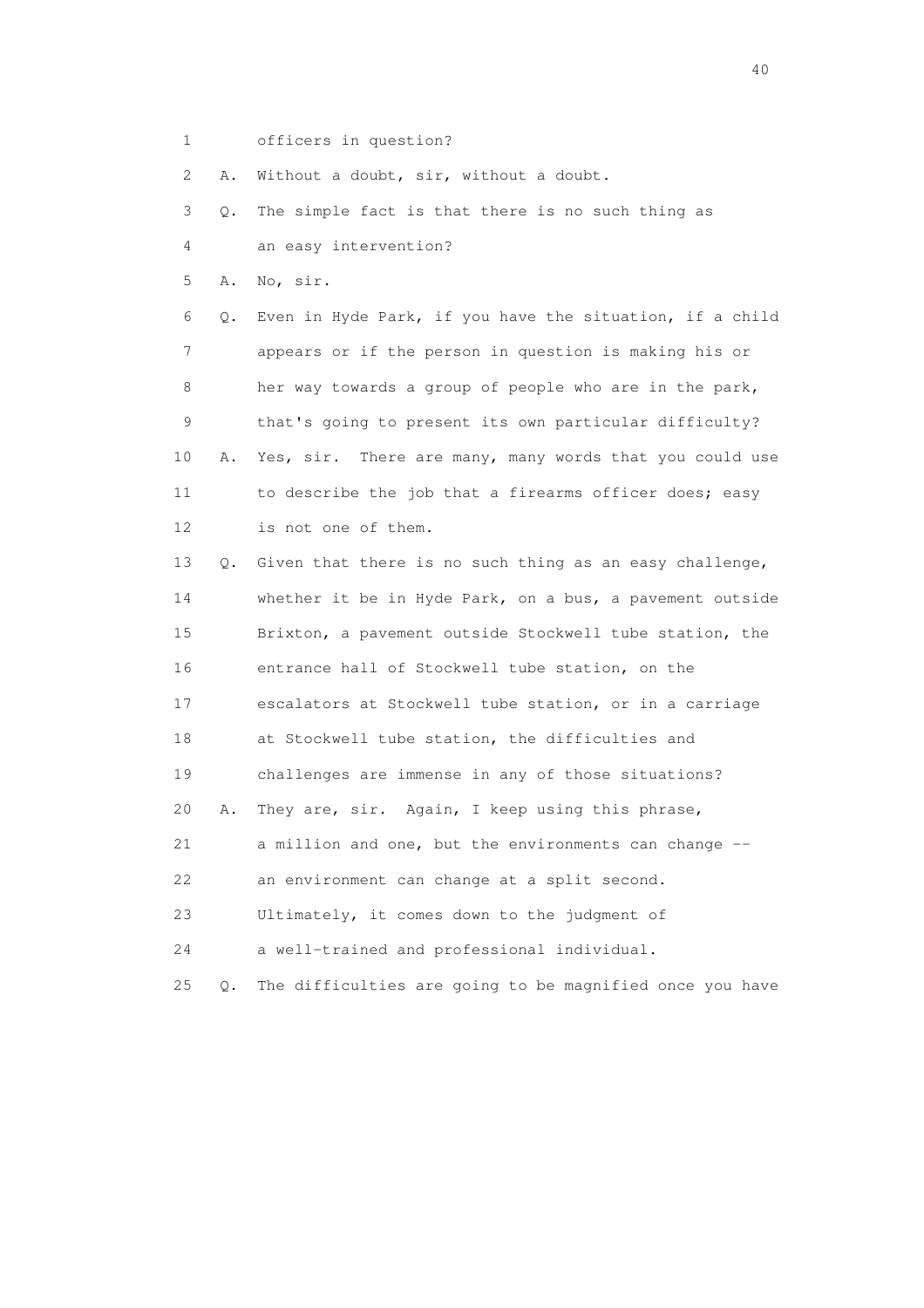1 officers in question?

2 A. Without a doubt, sir, without a doubt.

3 Q. The simple fact is that there is no such thing as

4 an easy intervention?

5 A. No, sir.

6 Q. Even in Hyde Park, if you have the situation, if a child

7 appears or if the person in question is making his or

8 her way towards a group of people who are in the park,

9 that's going to present its own particular difficulty?

10 A. Yes, sir. There are many, many words that you could use

11 to describe the job that a firearms officer does; easy

12 is not one of them.

13 Q. Given that there is no such thing as an easy challenge,

14 whether it be in Hyde Park, on a bus, a pavement outside

15 Brixton, a pavement outside Stockwell tube station, the

16 entrance hall of Stockwell tube station, on the

17 escalators at Stockwell tube station, or in a carriage

18 at Stockwell tube station, the difficulties and

19 challenges are immense in any of those situations?

20 A. They are, sir. Again, I keep using this phrase,

21 a million and one, but the environments can change --

22 an environment can change at a split second.

23 Ultimately, it comes down to the judgment of

24 a well-trained and professional individual.

25 Q. The difficulties are going to be magnified once you have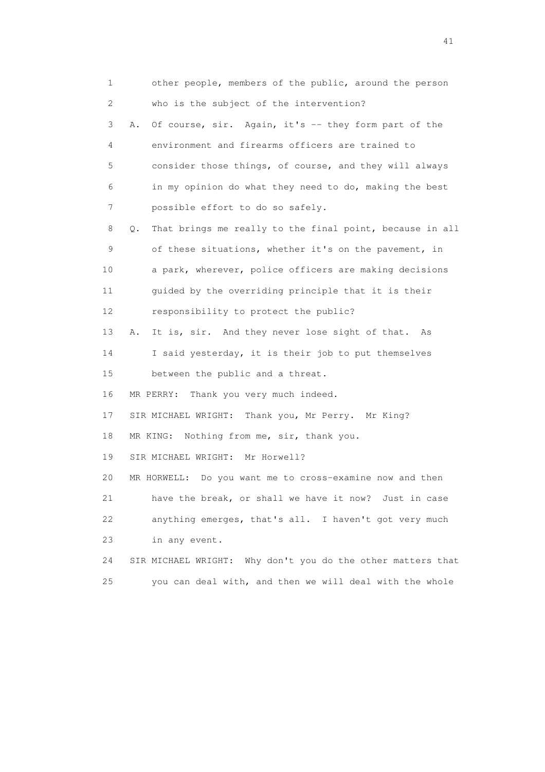1 other people, members of the public, around the person
2 who is the subject of the intervention?
3 A. Of course, sir. Again, it's -- they form part of the
4 environment and firearms officers are trained to
5 consider those things, of course, and they will always
6 in my opinion do what they need to do, making the best
7 possible effort to do so safely.
8 Q. That brings me really to the final point, because in all
9 of these situations, whether it's on the pavement, in
10 a park, wherever, police officers are making decisions
11 guided by the overriding principle that it is their
12 responsibility to protect the public?
13 A. It is, sir. And they never lose sight of that. As
14 I said yesterday, it is their job to put themselves
15 between the public and a threat.
16 MR PERRY: Thank you very much indeed.
17 SIR MICHAEL WRIGHT: Thank you, Mr Perry. Mr King?
18 MR KING: Nothing from me, sir, thank you.
19 SIR MICHAEL WRIGHT: Mr Horwell?
20 MR HORWELL: Do you want me to cross-examine now and then
21 have the break, or shall we have it now? Just in case
22 anything emerges, that's all. I haven't got very much
23 in any event.
24 SIR MICHAEL WRIGHT: Why don't you do the other matters that
25 you can deal with, and then we will deal with the whole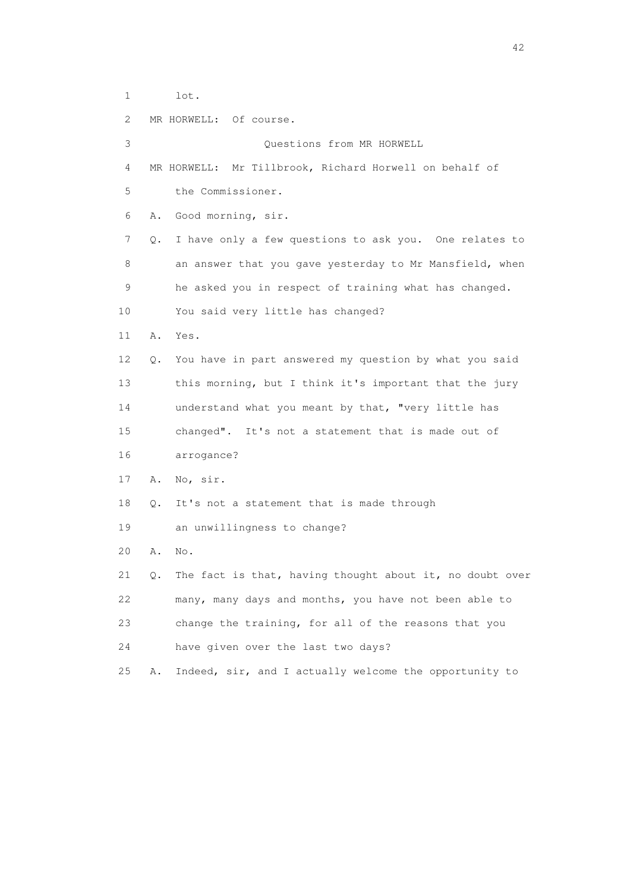1 lot.

2 MR HORWELL: Of course.

3 Questions from MR HORWELL

4 MR HORWELL: Mr Tillbrook, Richard Horwell on behalf of

5 the Commissioner.

6 A. Good morning, sir.

7 Q. I have only a few questions to ask you. One relates to

8 an answer that you gave yesterday to Mr Mansfield, when

9 he asked you in respect of training what has changed.

10 You said very little has changed?

11 A. Yes.

12 Q. You have in part answered my question by what you said

13 this morning, but I think it's important that the jury

14 understand what you meant by that, "very little has

15 changed". It's not a statement that is made out of

16 arrogance?

17 A. No, sir.

18 Q. It's not a statement that is made through

19 an unwillingness to change?

20 A. No.

21 Q. The fact is that, having thought about it, no doubt over

22 many, many days and months, you have not been able to

23 change the training, for all of the reasons that you

24 have given over the last two days?

25 A. Indeed, sir, and I actually welcome the opportunity to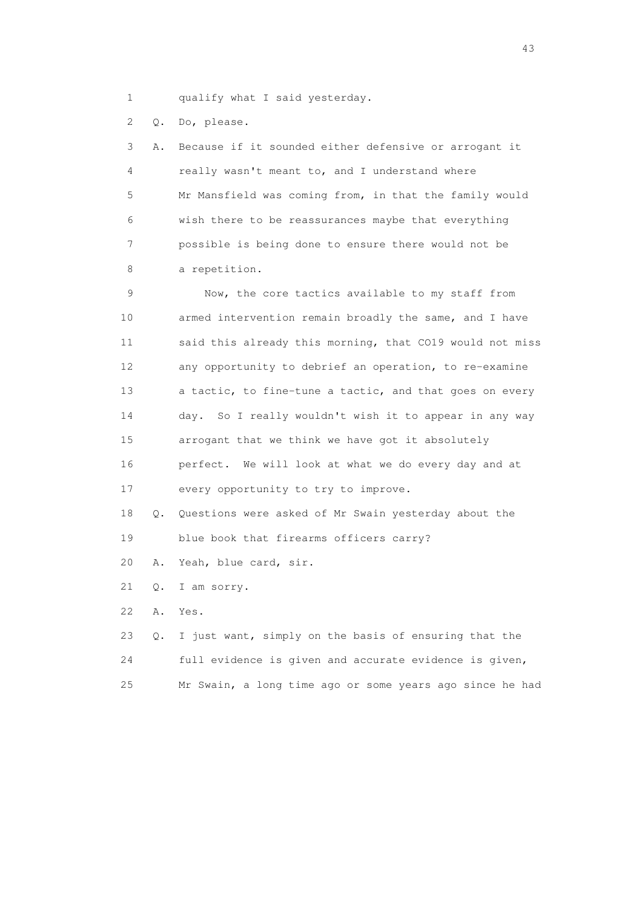1 qualify what I said yesterday.

2 Q. Do, please.

3 A. Because if it sounded either defensive or arrogant it
4 really wasn't meant to, and I understand where
5 Mr Mansfield was coming from, in that the family would
6 wish there to be reassurances maybe that everything
7 possible is being done to ensure there would not be
8 a repetition.

9 Now, the core tactics available to my staff from
10 armed intervention remain broadly the same, and I have
11 said this already this morning, that CO19 would not miss
12 any opportunity to debrief an operation, to re-examine
13 a tactic, to fine-tune a tactic, and that goes on every
14 day. So I really wouldn't wish it to appear in any way
15 arrogant that we think we have got it absolutely
16 perfect. We will look at what we do every day and at
17 every opportunity to try to improve.

18 Q. Questions were asked of Mr Swain yesterday about the
19 blue book that firearms officers carry?

20 A. Yeah, blue card, sir.

21 Q. I am sorry.

22 A. Yes.

23 Q. I just want, simply on the basis of ensuring that the
24 full evidence is given and accurate evidence is given,
25 Mr Swain, a long time ago or some years ago since he had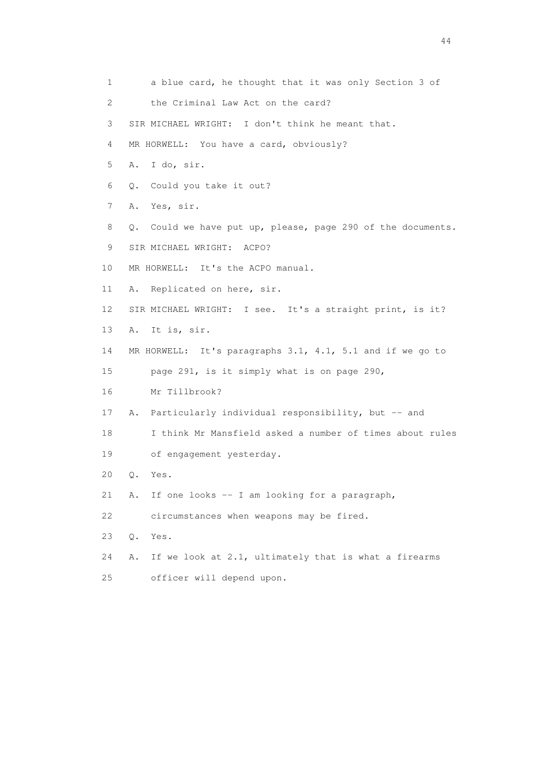1 a blue card, he thought that it was only Section 3 of
2 the Criminal Law Act on the card?
3 SIR MICHAEL WRIGHT: I don't think he meant that.
4 MR HORWELL: You have a card, obviously?
5 A. I do, sir.
6 Q. Could you take it out?
7 A. Yes, sir.
8 Q. Could we have put up, please, page 290 of the documents.
9 SIR MICHAEL WRIGHT: ACPO?
10 MR HORWELL: It's the ACPO manual.
11 A. Replicated on here, sir.
12 SIR MICHAEL WRIGHT: I see. It's a straight print, is it?
13 A. It is, sir.
14 MR HORWELL: It's paragraphs 3.1, 4.1, 5.1 and if we go to
15 page 291, is it simply what is on page 290,
16 Mr Tillbrook?
17 A. Particularly individual responsibility, but -- and
18 I think Mr Mansfield asked a number of times about rules
19 of engagement yesterday.
20 Q. Yes.
21 A. If one looks -- I am looking for a paragraph,
22 circumstances when weapons may be fired.
23 Q. Yes.
24 A. If we look at 2.1, ultimately that is what a firearms
25 officer will depend upon.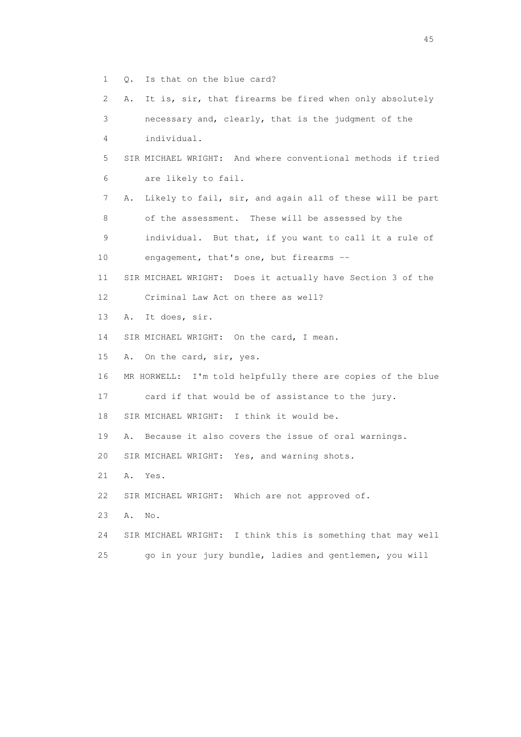1 Q. Is that on the blue card?

2 A. It is, sir, that firearms be fired when only absolutely

3 necessary and, clearly, that is the judgment of the

4 individual.

5 SIR MICHAEL WRIGHT: And where conventional methods if tried

6 are likely to fail.

7 A. Likely to fail, sir, and again all of these will be part

8 of the assessment. These will be assessed by the

9 individual. But that, if you want to call it a rule of

10 engagement, that's one, but firearms --

11 SIR MICHAEL WRIGHT: Does it actually have Section 3 of the

12 Criminal Law Act on there as well?

13 A. It does, sir.

14 SIR MICHAEL WRIGHT: On the card, I mean.

15 A. On the card, sir, yes.

16 MR HORWELL: I'm told helpfully there are copies of the blue

17 card if that would be of assistance to the jury.

18 SIR MICHAEL WRIGHT: I think it would be.

19 A. Because it also covers the issue of oral warnings.

20 SIR MICHAEL WRIGHT: Yes, and warning shots.

21 A. Yes.

22 SIR MICHAEL WRIGHT: Which are not approved of.

23 A. No.

24 SIR MICHAEL WRIGHT: I think this is something that may well

25 go in your jury bundle, ladies and gentlemen, you will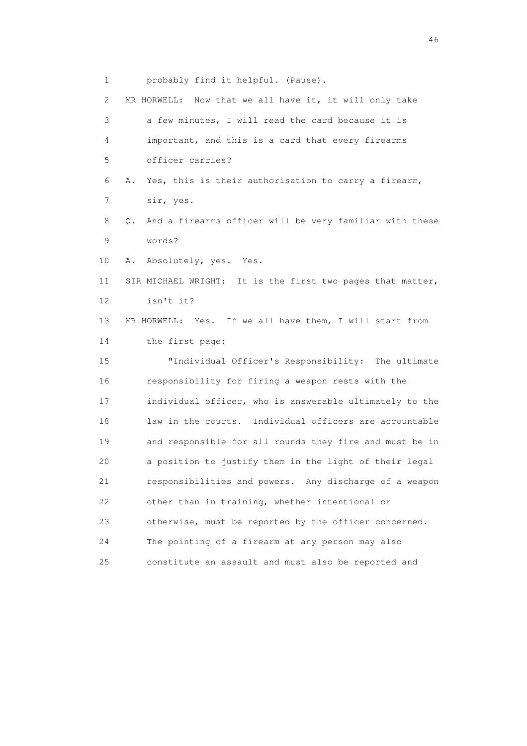1 probably find it helpful. (Pause).

2 MR HORWELL: Now that we all have it, it will only take

3 a few minutes, I will read the card because it is

4 important, and this is a card that every firearms

5 officer carries?

6 A. Yes, this is their authorisation to carry a firearm,

7 sir, yes.

8 Q. And a firearms officer will be very familiar with these

9 words?

10 A. Absolutely, yes. Yes.

11 SIR MICHAEL WRIGHT: It is the first two pages that matter,

12 isn't it?

13 MR HORWELL: Yes. If we all have them, I will start from

14 the first page:

15 "Individual Officer's Responsibility: The ultimate

16 responsibility for firing a weapon rests with the

17 individual officer, who is answerable ultimately to the

18 law in the courts. Individual officers are accountable

19 and responsible for all rounds they fire and must be in

20 a position to justify them in the light of their legal

21 responsibilities and powers. Any discharge of a weapon

22 other than in training, whether intentional or

23 otherwise, must be reported by the officer concerned.

24 The pointing of a firearm at any person may also

25 constitute an assault and must also be reported and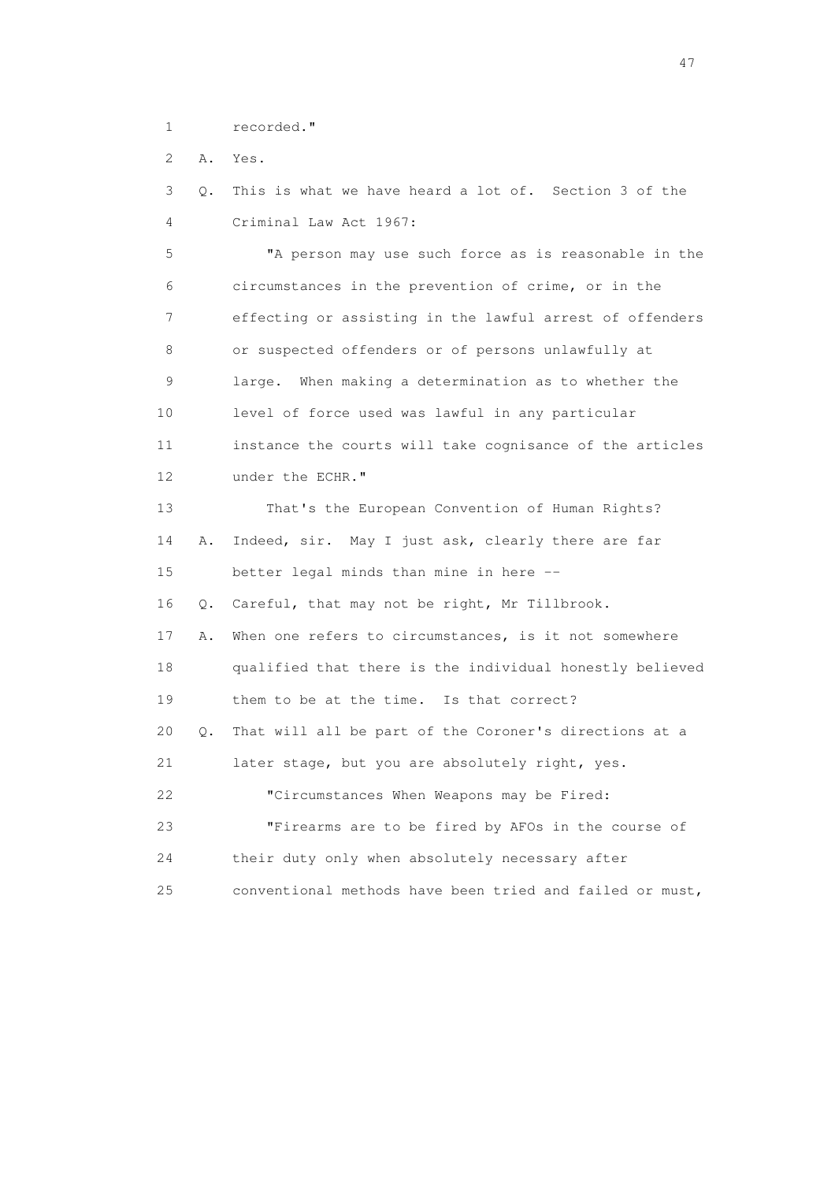1 recorded."

2 A. Yes.

3 Q. This is what we have heard a lot of. Section 3 of the
4 Criminal Law Act 1967:

5 "A person may use such force as is reasonable in the
6 circumstances in the prevention of crime, or in the
7 effecting or assisting in the lawful arrest of offenders
8 or suspected offenders or of persons unlawfully at
9 large. When making a determination as to whether the
10 level of force used was lawful in any particular
11 instance the courts will take cognisance of the articles
12 under the ECHR."

13 That's the European Convention of Human Rights?

14 A. Indeed, sir. May I just ask, clearly there are far
15 better legal minds than mine in here --

16 Q. Careful, that may not be right, Mr Tillbrook.

17 A. When one refers to circumstances, is it not somewhere
18 qualified that there is the individual honestly believed
19 them to be at the time. Is that correct?

20 Q. That will all be part of the Coroner's directions at a
21 later stage, but you are absolutely right, yes.

22 "Circumstances When Weapons may be Fired:

23 "Firearms are to be fired by AFOs in the course of
24 their duty only when absolutely necessary after
25 conventional methods have been tried and failed or must,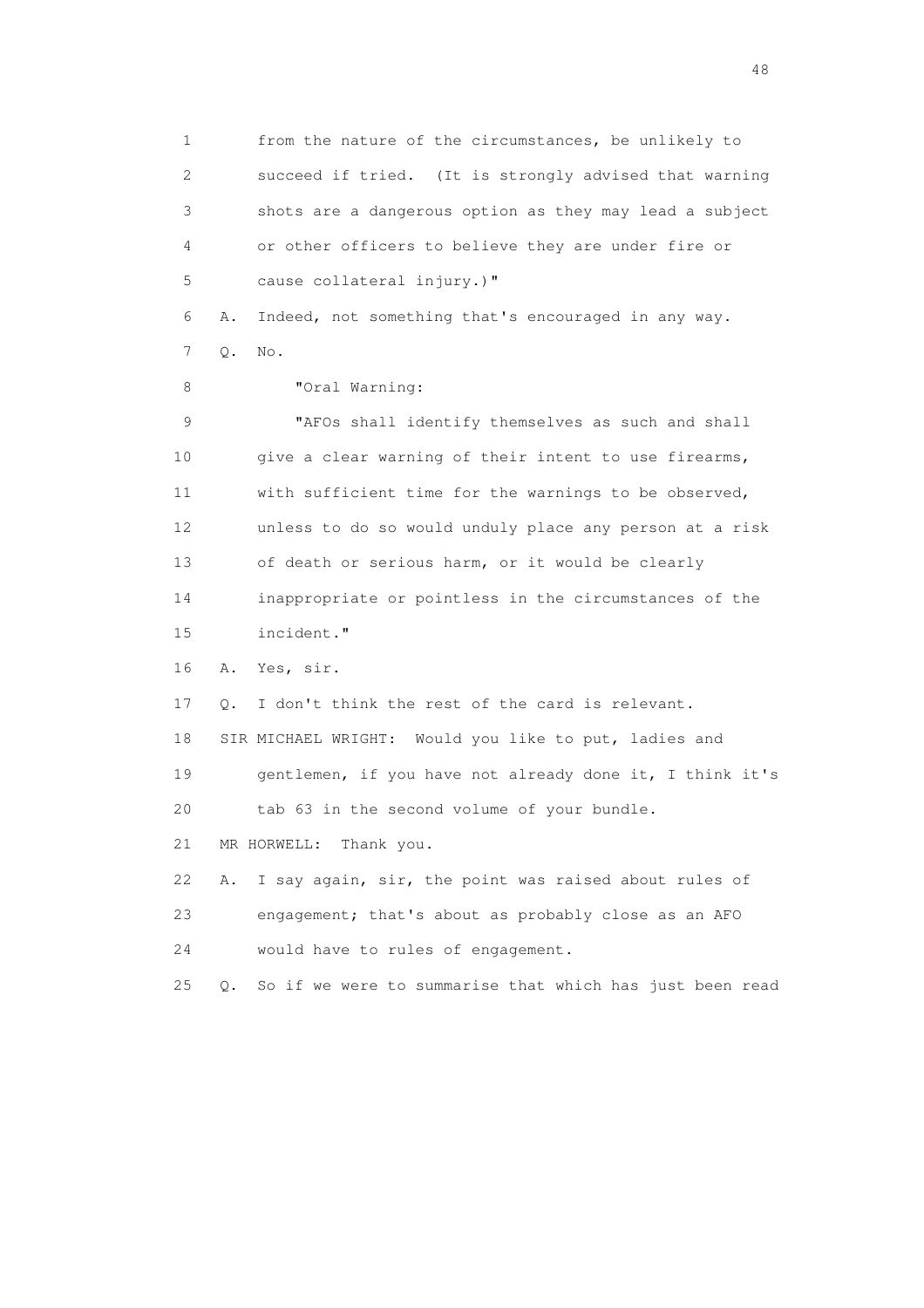1 from the nature of the circumstances, be unlikely to
2 succeed if tried. (It is strongly advised that warning
3 shots are a dangerous option as they may lead a subject
4 or other officers to believe they are under fire or
5 cause collateral injury.)"

6 A. Indeed, not something that's encouraged in any way.

7 Q. No.

8 "Oral Warning:

9 "AFOs shall identify themselves as such and shall
10 give a clear warning of their intent to use firearms,
11 with sufficient time for the warnings to be observed,
12 unless to do so would unduly place any person at a risk
13 of death or serious harm, or it would be clearly
14 inappropriate or pointless in the circumstances of the
15 incident."

16 A. Yes, sir.

17 Q. I don't think the rest of the card is relevant.

18 SIR MICHAEL WRIGHT: Would you like to put, ladies and
19 gentlemen, if you have not already done it, I think it's
20 tab 63 in the second volume of your bundle.

21 MR HORWELL: Thank you.

22 A. I say again, sir, the point was raised about rules of
23 engagement; that's about as probably close as an AFO
24 would have to rules of engagement.

25 Q. So if we were to summarise that which has just been read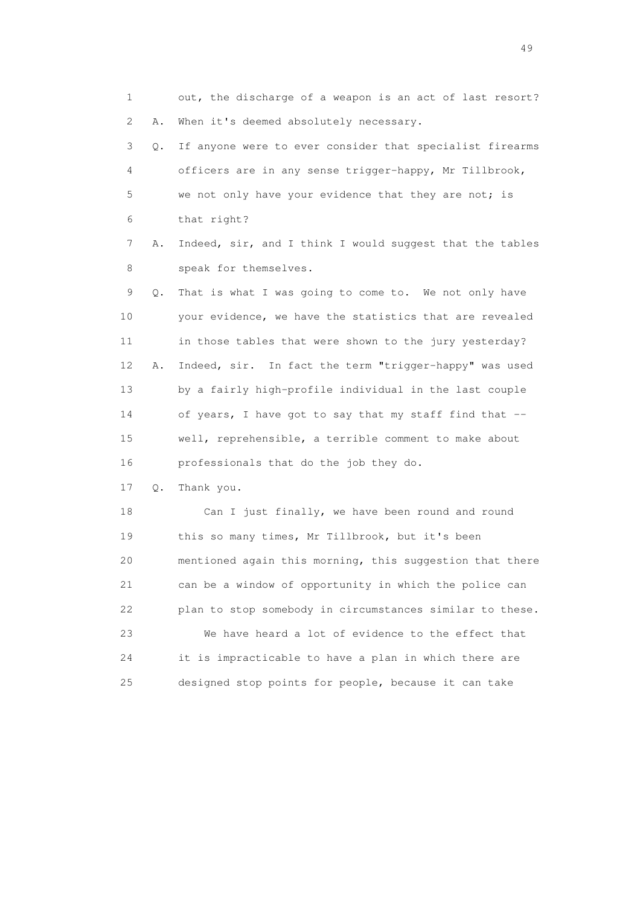1 out, the discharge of a weapon is an act of last resort?

2 A. When it's deemed absolutely necessary.

3 Q. If anyone were to ever consider that specialist firearms

4 officers are in any sense trigger-happy, Mr Tillbrook,

5 we not only have your evidence that they are not; is

6 that right?

7 A. Indeed, sir, and I think I would suggest that the tables

8 speak for themselves.

9 Q. That is what I was going to come to. We not only have

10 your evidence, we have the statistics that are revealed

11 in those tables that were shown to the jury yesterday?

12 A. Indeed, sir. In fact the term "trigger-happy" was used

13 by a fairly high-profile individual in the last couple

14 of years, I have got to say that my staff find that --

15 well, reprehensible, a terrible comment to make about

16 professionals that do the job they do.

17 Q. Thank you.

18 Can I just finally, we have been round and round

19 this so many times, Mr Tillbrook, but it's been

20 mentioned again this morning, this suggestion that there

21 can be a window of opportunity in which the police can

22 plan to stop somebody in circumstances similar to these.

23 We have heard a lot of evidence to the effect that

24 it is impracticable to have a plan in which there are

25 designed stop points for people, because it can take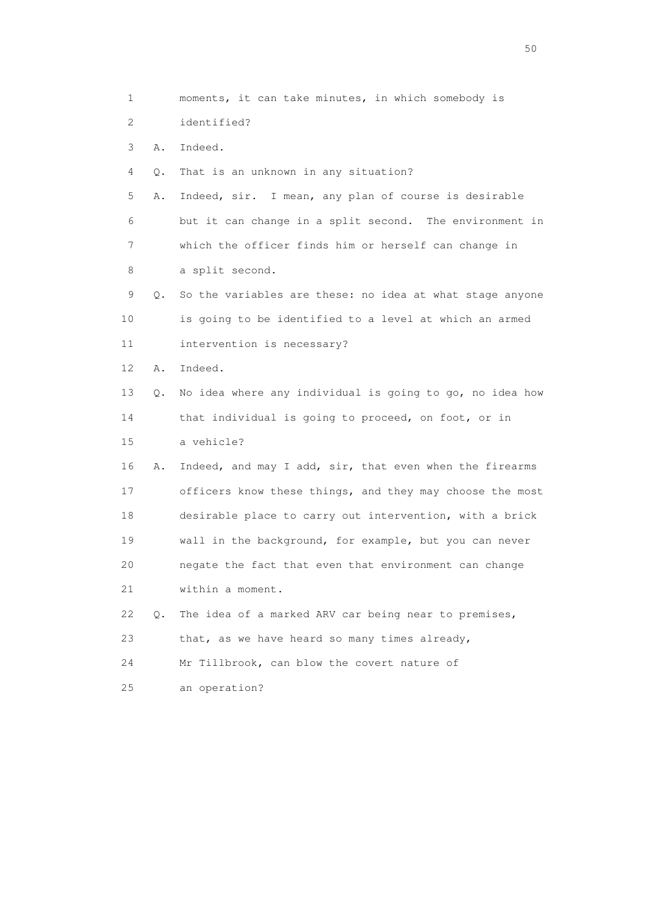1 moments, it can take minutes, in which somebody is
2 identified?
3 A. Indeed.
4 Q. That is an unknown in any situation?
5 A. Indeed, sir. I mean, any plan of course is desirable
6 but it can change in a split second. The environment in
7 which the officer finds him or herself can change in
8 a split second.
9 Q. So the variables are these: no idea at what stage anyone
10 is going to be identified to a level at which an armed
11 intervention is necessary?
12 A. Indeed.
13 Q. No idea where any individual is going to go, no idea how
14 that individual is going to proceed, on foot, or in
15 a vehicle?
16 A. Indeed, and may I add, sir, that even when the firearms
17 officers know these things, and they may choose the most
18 desirable place to carry out intervention, with a brick
19 wall in the background, for example, but you can never
20 negate the fact that even that environment can change
21 within a moment.
22 Q. The idea of a marked ARV car being near to premises,
23 that, as we have heard so many times already,
24 Mr Tillbrook, can blow the covert nature of
25 an operation?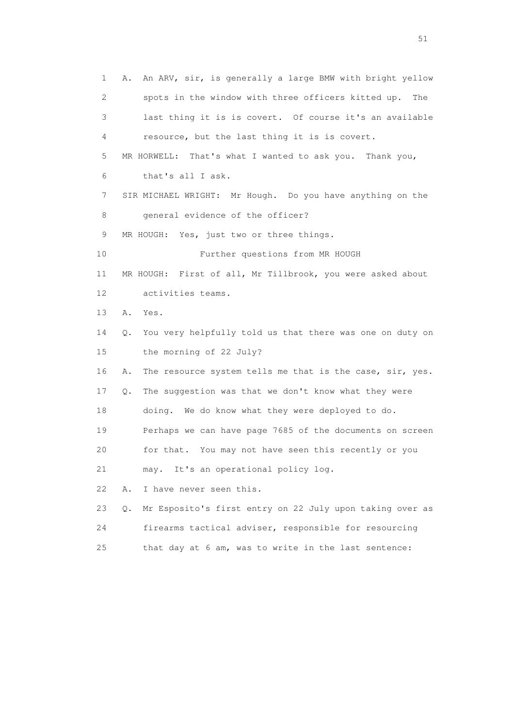1 A. An ARV, sir, is generally a large BMW with bright yellow
2 spots in the window with three officers kitted up. The
3 last thing it is is covert. Of course it's an available
4 resource, but the last thing it is is covert.
5 MR HORWELL: That's what I wanted to ask you. Thank you,
6 that's all I ask.
7 SIR MICHAEL WRIGHT: Mr Hough. Do you have anything on the
8 general evidence of the officer?
9 MR HOUGH: Yes, just two or three things.
10 Further questions from MR HOUGH
11 MR HOUGH: First of all, Mr Tillbrook, you were asked about
12 activities teams.
13 A. Yes.
14 Q. You very helpfully told us that there was one on duty on
15 the morning of 22 July?
16 A. The resource system tells me that is the case, sir, yes.
17 Q. The suggestion was that we don't know what they were
18 doing. We do know what they were deployed to do.
19 Perhaps we can have page 7685 of the documents on screen
20 for that. You may not have seen this recently or you
21 may. It's an operational policy log.
22 A. I have never seen this.
23 Q. Mr Esposito's first entry on 22 July upon taking over as
24 firearms tactical adviser, responsible for resourcing
25 that day at 6 am, was to write in the last sentence: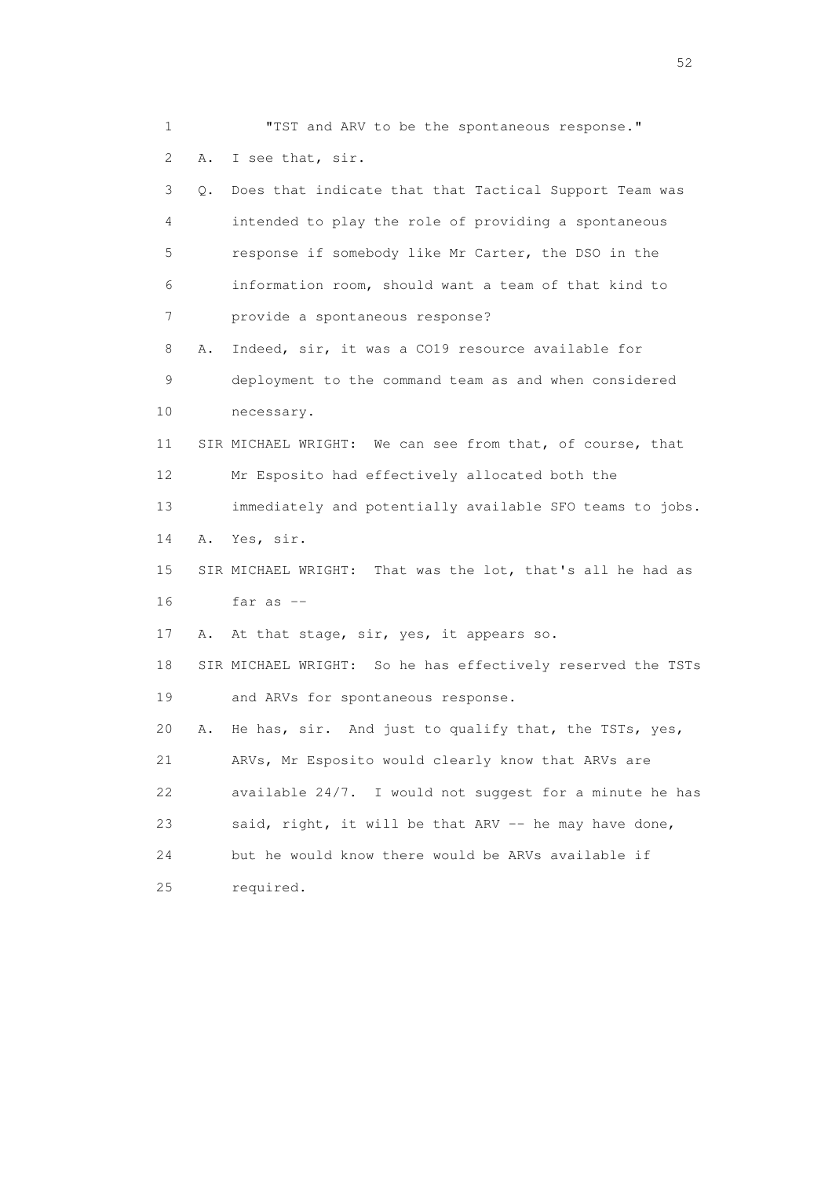1 "TST and ARV to be the spontaneous response."

2 A. I see that, sir.

3 Q. Does that indicate that that Tactical Support Team was

4 intended to play the role of providing a spontaneous

5 response if somebody like Mr Carter, the DSO in the

6 information room, should want a team of that kind to

7 provide a spontaneous response?

8 A. Indeed, sir, it was a CO19 resource available for

9 deployment to the command team as and when considered

10 necessary.

11 SIR MICHAEL WRIGHT: We can see from that, of course, that

12 Mr Esposito had effectively allocated both the

13 immediately and potentially available SFO teams to jobs.

14 A. Yes, sir.

15 SIR MICHAEL WRIGHT: That was the lot, that's all he had as

16 far as --

17 A. At that stage, sir, yes, it appears so.

18 SIR MICHAEL WRIGHT: So he has effectively reserved the TSTs

19 and ARVs for spontaneous response.

20 A. He has, sir. And just to qualify that, the TSTs, yes,

21 ARVs, Mr Esposito would clearly know that ARVs are

22 available 24/7. I would not suggest for a minute he has

23 said, right, it will be that ARV -- he may have done,

24 but he would know there would be ARVs available if

25 required.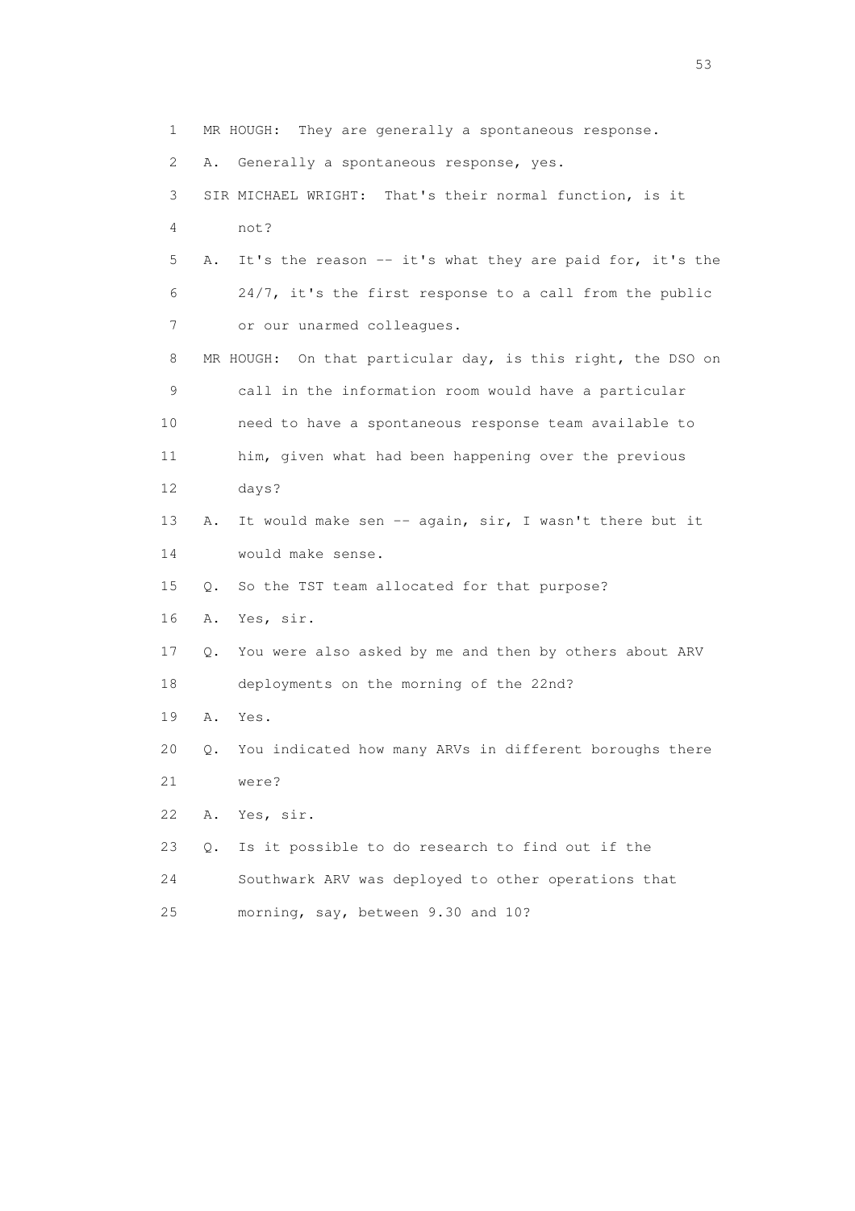1 MR HOUGH: They are generally a spontaneous response.

2 A. Generally a spontaneous response, yes.

3 SIR MICHAEL WRIGHT: That's their normal function, is it

4 not?

5 A. It's the reason -- it's what they are paid for, it's the

6 24/7, it's the first response to a call from the public

7 or our unarmed colleagues.

8 MR HOUGH: On that particular day, is this right, the DSO on

9 call in the information room would have a particular

10 need to have a spontaneous response team available to

11 him, given what had been happening over the previous

12 days?

13 A. It would make sen -- again, sir, I wasn't there but it

14 would make sense.

15 Q. So the TST team allocated for that purpose?

16 A. Yes, sir.

17 Q. You were also asked by me and then by others about ARV

18 deployments on the morning of the 22nd?

19 A. Yes.

20 Q. You indicated how many ARVs in different boroughs there

21 were?

22 A. Yes, sir.

23 Q. Is it possible to do research to find out if the

24 Southwark ARV was deployed to other operations that

25 morning, say, between 9.30 and 10?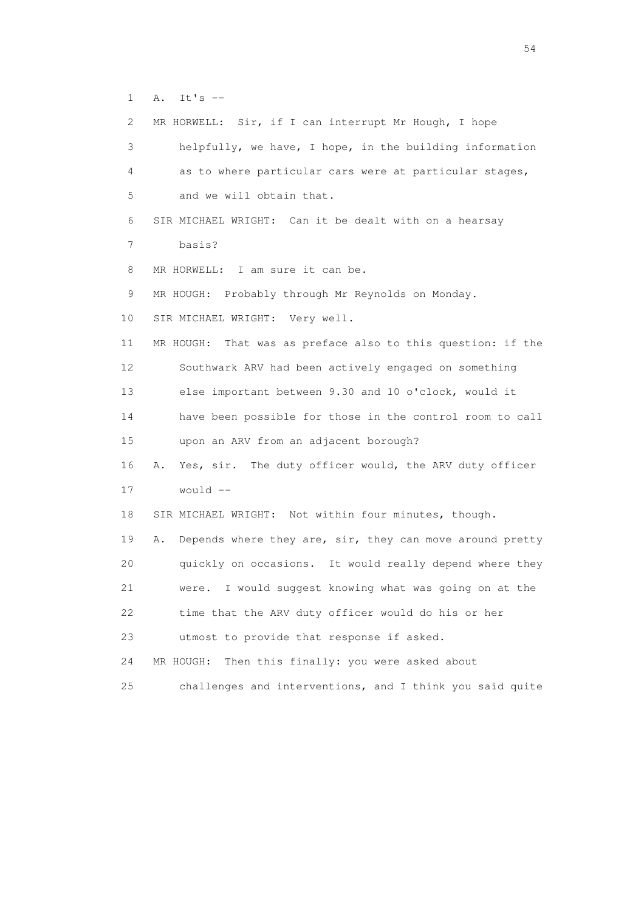1 A. It's --

2 MR HORWELL: Sir, if I can interrupt Mr Hough, I hope

3 helpfully, we have, I hope, in the building information

4 as to where particular cars were at particular stages,

5 and we will obtain that.

6 SIR MICHAEL WRIGHT: Can it be dealt with on a hearsay

7 basis?

8 MR HORWELL: I am sure it can be.

9 MR HOUGH: Probably through Mr Reynolds on Monday.

10 SIR MICHAEL WRIGHT: Very well.

11 MR HOUGH: That was as preface also to this question: if the

12 Southwark ARV had been actively engaged on something

13 else important between 9.30 and 10 o'clock, would it

14 have been possible for those in the control room to call

15 upon an ARV from an adjacent borough?

16 A. Yes, sir. The duty officer would, the ARV duty officer

17 would --

18 SIR MICHAEL WRIGHT: Not within four minutes, though.

19 A. Depends where they are, sir, they can move around pretty

20 quickly on occasions. It would really depend where they

21 were. I would suggest knowing what was going on at the

22 time that the ARV duty officer would do his or her

23 utmost to provide that response if asked.

24 MR HOUGH: Then this finally: you were asked about

25 challenges and interventions, and I think you said quite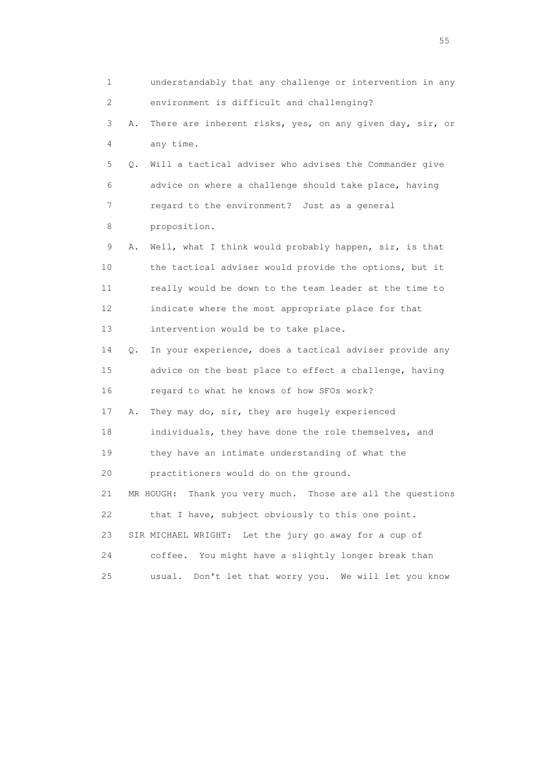1 understandably that any challenge or intervention in any
2 environment is difficult and challenging?

3 A. There are inherent risks, yes, on any given day, sir, or
4 any time.

5 Q. Will a tactical adviser who advises the Commander give
6 advice on where a challenge should take place, having
7 regard to the environment? Just as a general
8 proposition.

9 A. Well, what I think would probably happen, sir, is that
10 the tactical adviser would provide the options, but it
11 really would be down to the team leader at the time to
12 indicate where the most appropriate place for that
13 intervention would be to take place.

14 Q. In your experience, does a tactical adviser provide any
15 advice on the best place to effect a challenge, having
16 regard to what he knows of how SFOs work?

17 A. They may do, sir, they are hugely experienced
18 individuals, they have done the role themselves, and
19 they have an intimate understanding of what the
20 practitioners would do on the ground.

21 MR HOUGH: Thank you very much. Those are all the questions
22 that I have, subject obviously to this one point.

23 SIR MICHAEL WRIGHT: Let the jury go away for a cup of
24 coffee. You might have a slightly longer break than
25 usual. Don't let that worry you. We will let you know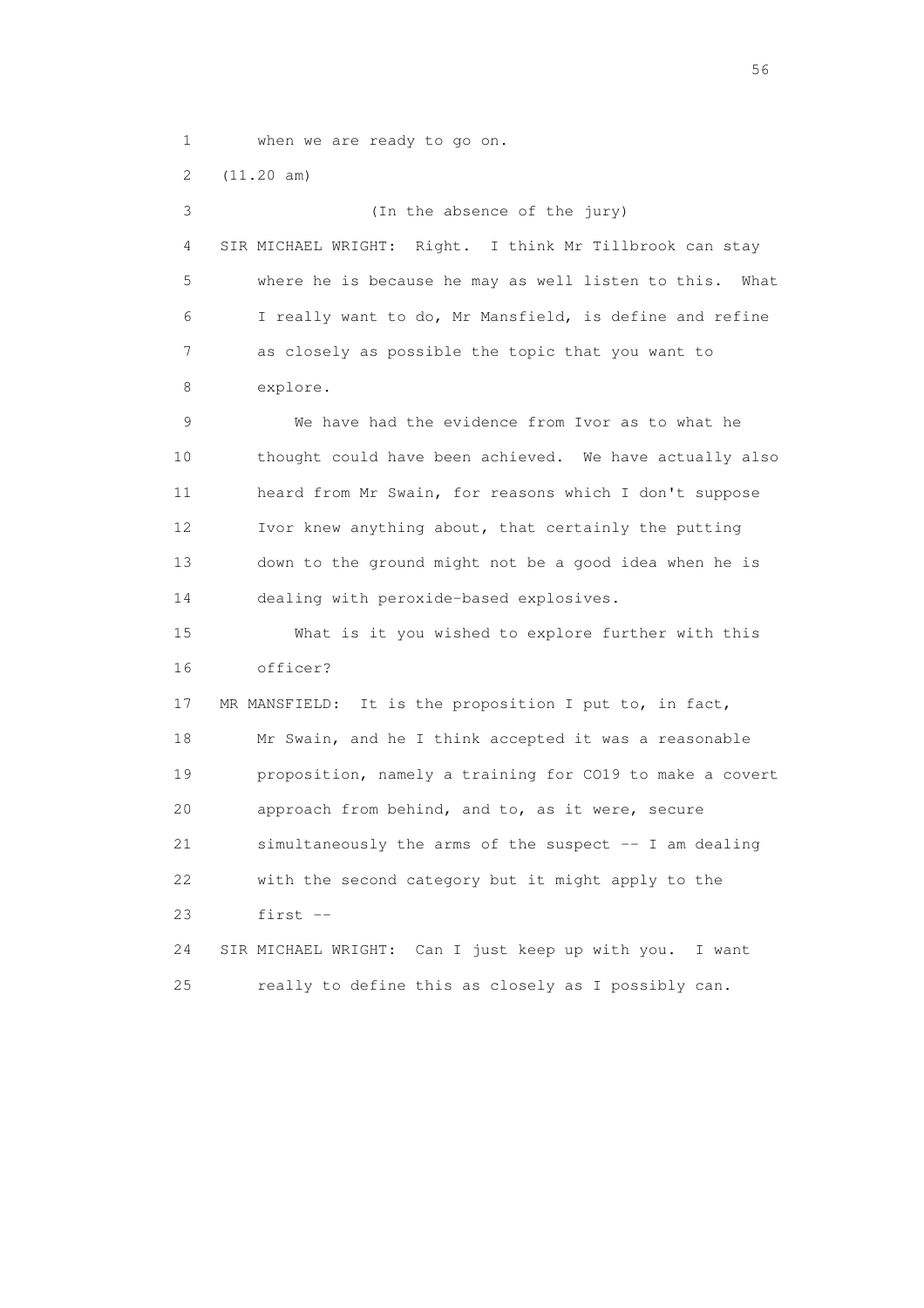1 when we are ready to go on.

2 (11.20 am)

3 (In the absence of the jury)

4 SIR MICHAEL WRIGHT: Right. I think Mr Tillbrook can stay

5 where he is because he may as well listen to this. What

6 I really want to do, Mr Mansfield, is define and refine

7 as closely as possible the topic that you want to

8 explore.

9 We have had the evidence from Ivor as to what he

10 thought could have been achieved. We have actually also

11 heard from Mr Swain, for reasons which I don't suppose

12 Ivor knew anything about, that certainly the putting

13 down to the ground might not be a good idea when he is

14 dealing with peroxide-based explosives.

15 What is it you wished to explore further with this

16 officer?

17 MR MANSFIELD: It is the proposition I put to, in fact,

18 Mr Swain, and he I think accepted it was a reasonable

19 proposition, namely a training for CO19 to make a covert

20 approach from behind, and to, as it were, secure

21 simultaneously the arms of the suspect -- I am dealing

22 with the second category but it might apply to the

23 first --

24 SIR MICHAEL WRIGHT: Can I just keep up with you. I want

25 really to define this as closely as I possibly can.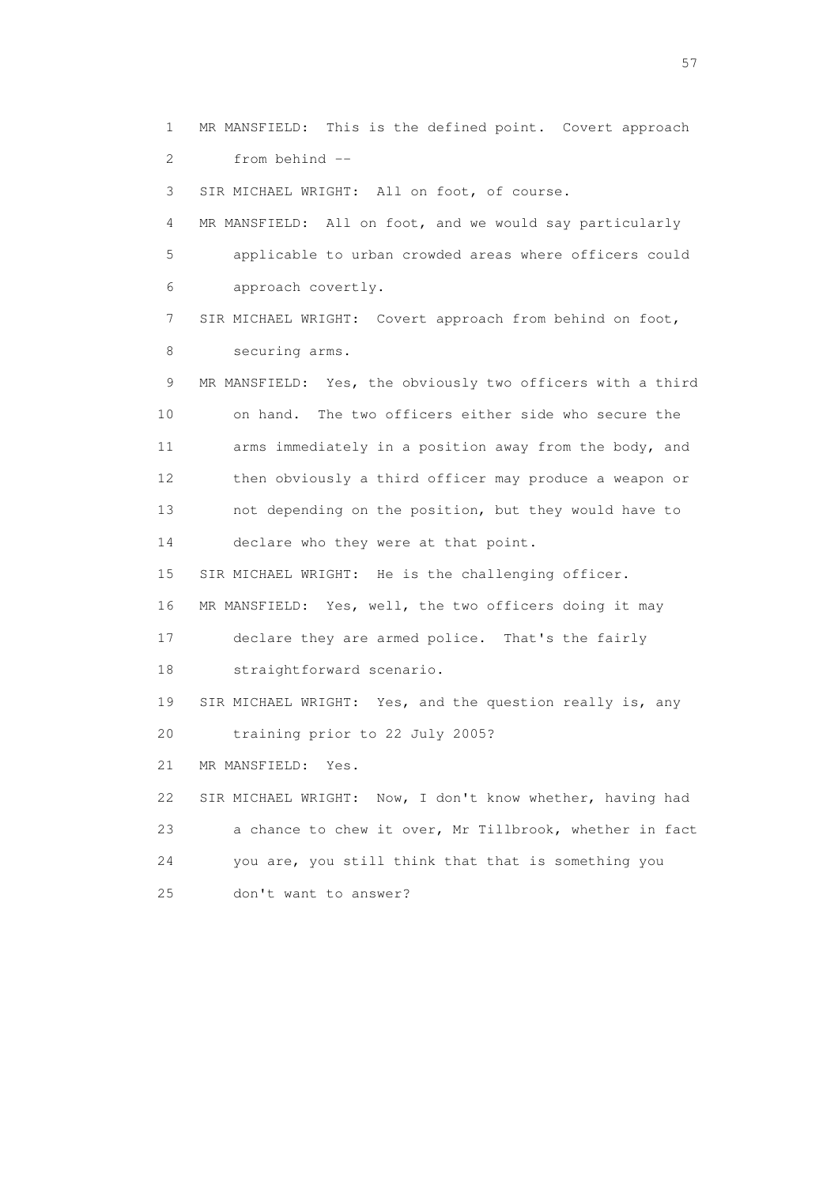1 MR MANSFIELD: This is the defined point. Covert approach
2 from behind --

3 SIR MICHAEL WRIGHT: All on foot, of course.

4 MR MANSFIELD: All on foot, and we would say particularly
5 applicable to urban crowded areas where officers could
6 approach covertly.

7 SIR MICHAEL WRIGHT: Covert approach from behind on foot,
8 securing arms.

9 MR MANSFIELD: Yes, the obviously two officers with a third
10 on hand. The two officers either side who secure the
11 arms immediately in a position away from the body, and
12 then obviously a third officer may produce a weapon or
13 not depending on the position, but they would have to
14 declare who they were at that point.

15 SIR MICHAEL WRIGHT: He is the challenging officer.

16 MR MANSFIELD: Yes, well, the two officers doing it may
17 declare they are armed police. That's the fairly
18 straightforward scenario.

19 SIR MICHAEL WRIGHT: Yes, and the question really is, any
20 training prior to 22 July 2005?

21 MR MANSFIELD: Yes.

22 SIR MICHAEL WRIGHT: Now, I don't know whether, having had
23 a chance to chew it over, Mr Tillbrook, whether in fact
24 you are, you still think that that is something you
25 don't want to answer?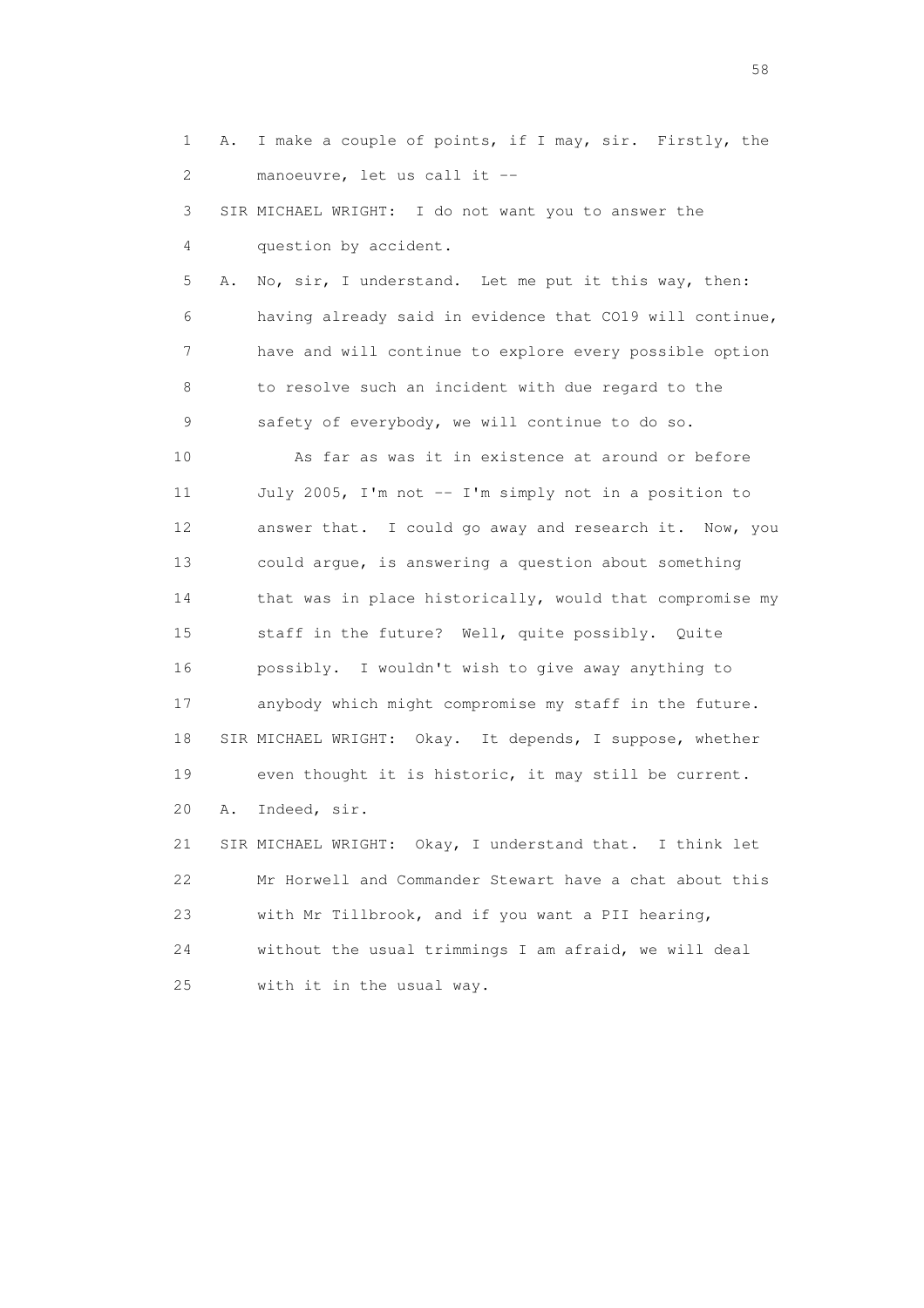1 A. I make a couple of points, if I may, sir. Firstly, the
2 manoeuvre, let us call it --
3 SIR MICHAEL WRIGHT: I do not want you to answer the
4 question by accident.
5 A. No, sir, I understand. Let me put it this way, then:
6 having already said in evidence that CO19 will continue,
7 have and will continue to explore every possible option
8 to resolve such an incident with due regard to the
9 safety of everybody, we will continue to do so.
10 As far as was it in existence at around or before
11 July 2005, I'm not -- I'm simply not in a position to
12 answer that. I could go away and research it. Now, you
13 could argue, is answering a question about something
14 that was in place historically, would that compromise my
15 staff in the future? Well, quite possibly. Quite
16 possibly. I wouldn't wish to give away anything to
17 anybody which might compromise my staff in the future.
18 SIR MICHAEL WRIGHT: Okay. It depends, I suppose, whether
19 even thought it is historic, it may still be current.
20 A. Indeed, sir.
21 SIR MICHAEL WRIGHT: Okay, I understand that. I think let
22 Mr Horwell and Commander Stewart have a chat about this
23 with Mr Tillbrook, and if you want a PII hearing,
24 without the usual trimmings I am afraid, we will deal
25 with it in the usual way.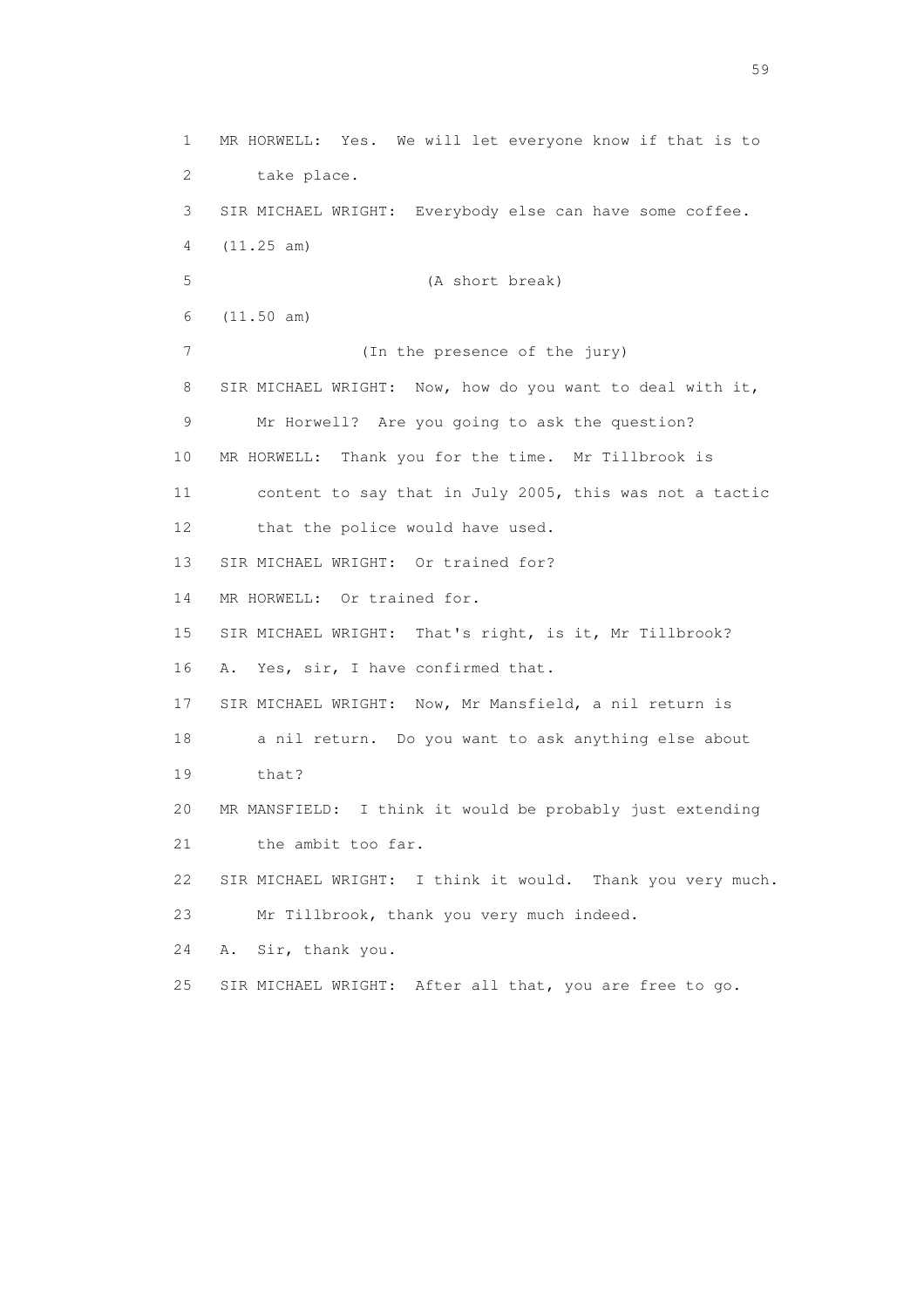1 MR HORWELL: Yes. We will let everyone know if that is to
2 take place.
3 SIR MICHAEL WRIGHT: Everybody else can have some coffee.
4 (11.25 am)
5 (A short break)
6 (11.50 am)
7 (In the presence of the jury)
8 SIR MICHAEL WRIGHT: Now, how do you want to deal with it,
9 Mr Horwell? Are you going to ask the question?
10 MR HORWELL: Thank you for the time. Mr Tillbrook is
11 content to say that in July 2005, this was not a tactic
12 that the police would have used.
13 SIR MICHAEL WRIGHT: Or trained for?
14 MR HORWELL: Or trained for.
15 SIR MICHAEL WRIGHT: That's right, is it, Mr Tillbrook?
16 A. Yes, sir, I have confirmed that.
17 SIR MICHAEL WRIGHT: Now, Mr Mansfield, a nil return is
18 a nil return. Do you want to ask anything else about
19 that?
20 MR MANSFIELD: I think it would be probably just extending
21 the ambit too far.
22 SIR MICHAEL WRIGHT: I think it would. Thank you very much.
23 Mr Tillbrook, thank you very much indeed.
24 A. Sir, thank you.
25 SIR MICHAEL WRIGHT: After all that, you are free to go.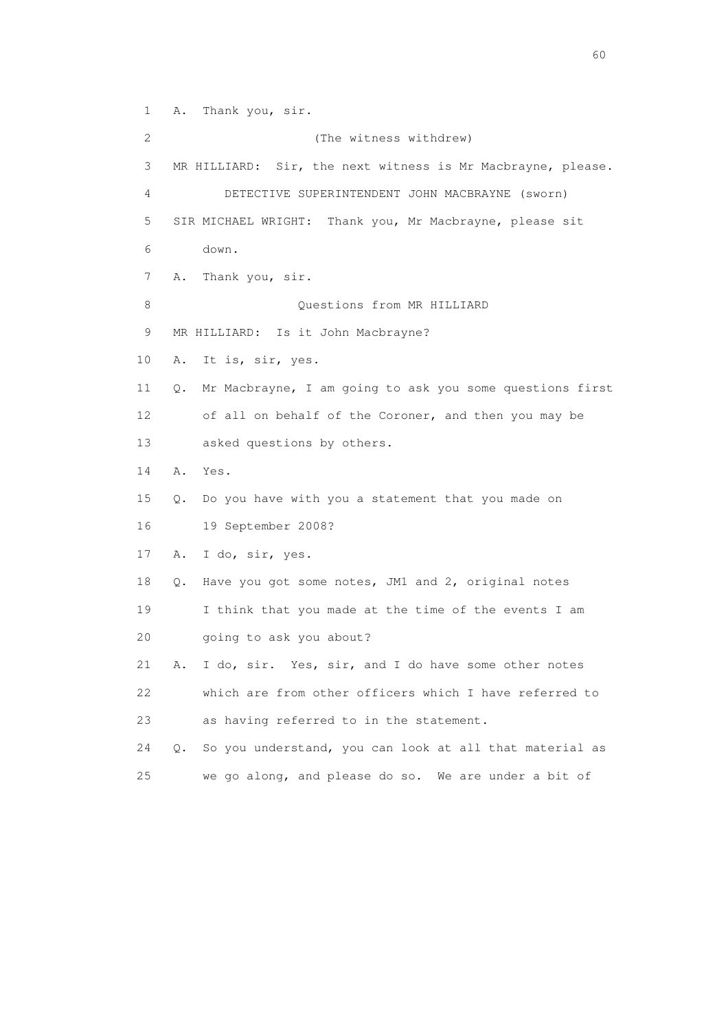1 A. Thank you, sir.

2 (The witness withdrew)

3 MR HILLIARD: Sir, the next witness is Mr Macbrayne, please.

4 DETECTIVE SUPERINTENDENT JOHN MACBRAYNE (sworn)

5 SIR MICHAEL WRIGHT: Thank you, Mr Macbrayne, please sit

6 down.

7 A. Thank you, sir.

8 Questions from MR HILLIARD

9 MR HILLIARD: Is it John Macbrayne?

10 A. It is, sir, yes.

11 Q. Mr Macbrayne, I am going to ask you some questions first

12 of all on behalf of the Coroner, and then you may be

13 asked questions by others.

14 A. Yes.

15 Q. Do you have with you a statement that you made on

16 19 September 2008?

17 A. I do, sir, yes.

18 Q. Have you got some notes, JM1 and 2, original notes

19 I think that you made at the time of the events I am

20 going to ask you about?

21 A. I do, sir. Yes, sir, and I do have some other notes

22 which are from other officers which I have referred to

23 as having referred to in the statement.

24 Q. So you understand, you can look at all that material as

25 we go along, and please do so. We are under a bit of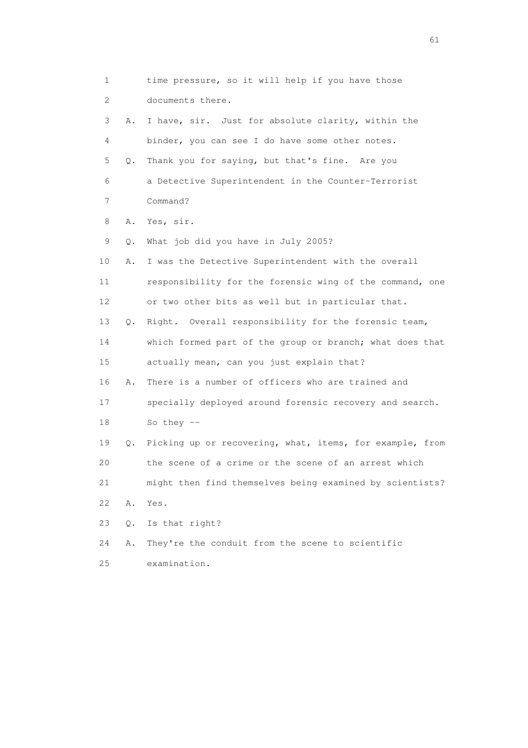1 time pressure, so it will help if you have those
2 documents there.
3 A. I have, sir. Just for absolute clarity, within the
4 binder, you can see I do have some other notes.
5 Q. Thank you for saying, but that's fine. Are you
6 a Detective Superintendent in the Counter-Terrorist
7 Command?
8 A. Yes, sir.
9 Q. What job did you have in July 2005?
10 A. I was the Detective Superintendent with the overall
11 responsibility for the forensic wing of the command, one
12 or two other bits as well but in particular that.
13 Q. Right. Overall responsibility for the forensic team,
14 which formed part of the group or branch; what does that
15 actually mean, can you just explain that?
16 A. There is a number of officers who are trained and
17 specially deployed around forensic recovery and search.
18 So they --
19 Q. Picking up or recovering, what, items, for example, from
20 the scene of a crime or the scene of an arrest which
21 might then find themselves being examined by scientists?
22 A. Yes.
23 Q. Is that right?
24 A. They're the conduit from the scene to scientific
25 examination.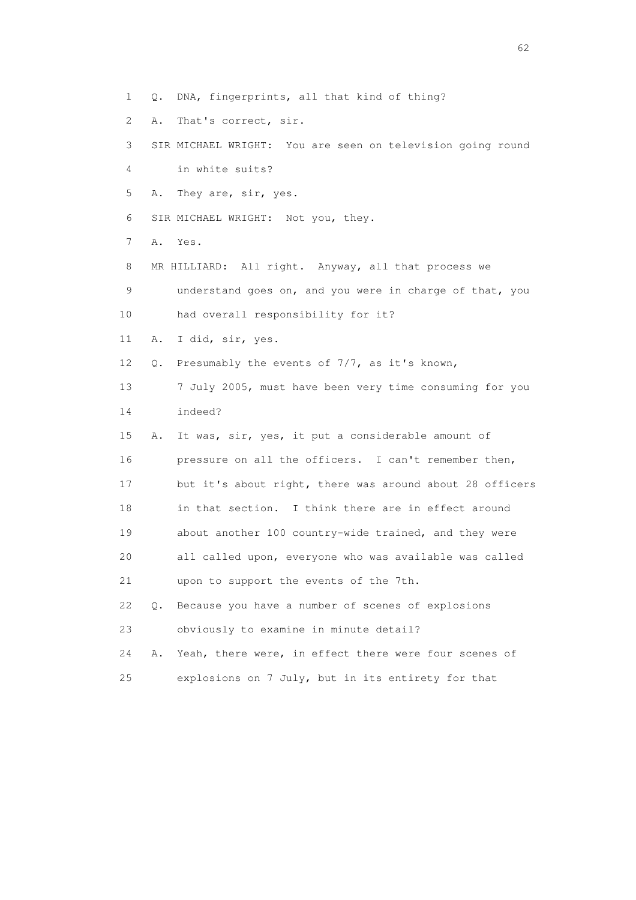1 Q. DNA, fingerprints, all that kind of thing?

2 A. That's correct, sir.

3 SIR MICHAEL WRIGHT: You are seen on television going round

4 in white suits?

5 A. They are, sir, yes.

6 SIR MICHAEL WRIGHT: Not you, they.

7 A. Yes.

8 MR HILLIARD: All right. Anyway, all that process we

9 understand goes on, and you were in charge of that, you

10 had overall responsibility for it?

11 A. I did, sir, yes.

12 Q. Presumably the events of 7/7, as it's known,

13 7 July 2005, must have been very time consuming for you

14 indeed?

15 A. It was, sir, yes, it put a considerable amount of

16 pressure on all the officers. I can't remember then,

17 but it's about right, there was around about 28 officers

18 in that section. I think there are in effect around

19 about another 100 country-wide trained, and they were

20 all called upon, everyone who was available was called

21 upon to support the events of the 7th.

22 Q. Because you have a number of scenes of explosions

23 obviously to examine in minute detail?

24 A. Yeah, there were, in effect there were four scenes of

25 explosions on 7 July, but in its entirety for that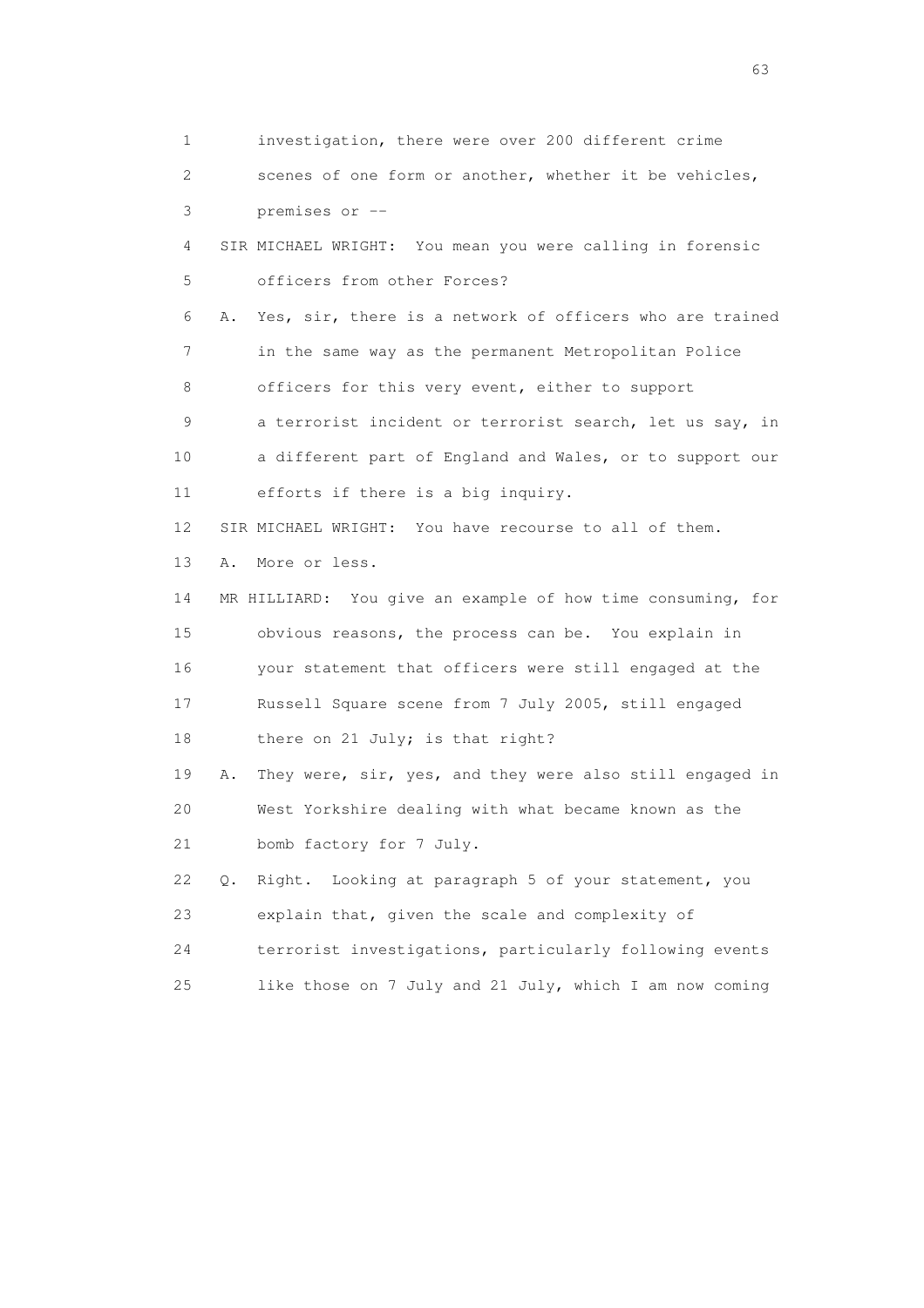1 investigation, there were over 200 different crime
2 scenes of one form or another, whether it be vehicles,
3 premises or --
4 SIR MICHAEL WRIGHT: You mean you were calling in forensic
5 officers from other Forces?
6 A. Yes, sir, there is a network of officers who are trained
7 in the same way as the permanent Metropolitan Police
8 officers for this very event, either to support
9 a terrorist incident or terrorist search, let us say, in
10 a different part of England and Wales, or to support our
11 efforts if there is a big inquiry.
12 SIR MICHAEL WRIGHT: You have recourse to all of them.
13 A. More or less.
14 MR HILLIARD: You give an example of how time consuming, for
15 obvious reasons, the process can be. You explain in
16 your statement that officers were still engaged at the
17 Russell Square scene from 7 July 2005, still engaged
18 there on 21 July; is that right?
19 A. They were, sir, yes, and they were also still engaged in
20 West Yorkshire dealing with what became known as the
21 bomb factory for 7 July.
22 Q. Right. Looking at paragraph 5 of your statement, you
23 explain that, given the scale and complexity of
24 terrorist investigations, particularly following events
25 like those on 7 July and 21 July, which I am now coming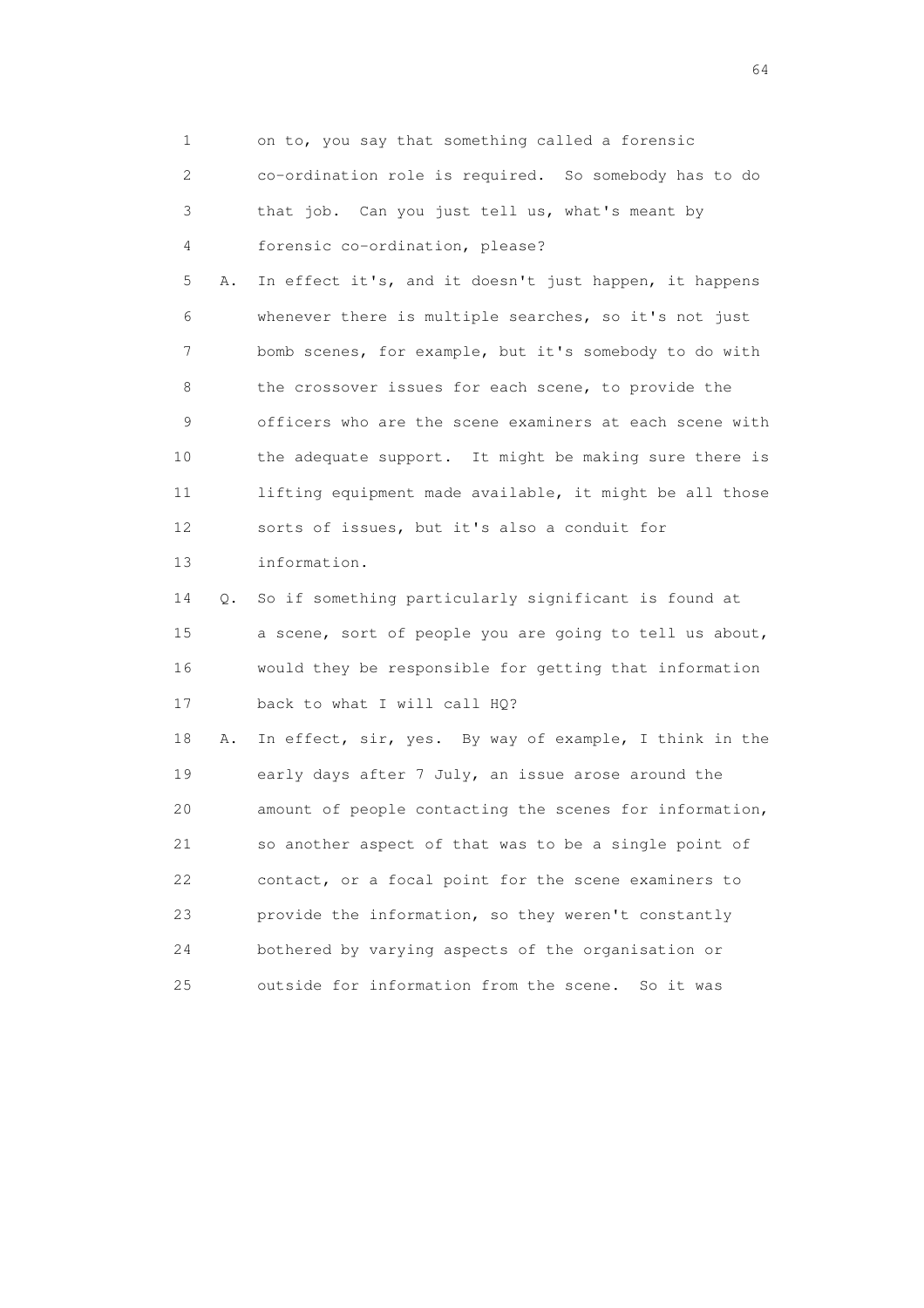1 on to, you say that something called a forensic
2 co-ordination role is required. So somebody has to do
3 that job. Can you just tell us, what's meant by
4 forensic co-ordination, please?
5 A. In effect it's, and it doesn't just happen, it happens
6 whenever there is multiple searches, so it's not just
7 bomb scenes, for example, but it's somebody to do with
8 the crossover issues for each scene, to provide the
9 officers who are the scene examiners at each scene with
10 the adequate support. It might be making sure there is
11 lifting equipment made available, it might be all those
12 sorts of issues, but it's also a conduit for
13 information.
14 Q. So if something particularly significant is found at
15 a scene, sort of people you are going to tell us about,
16 would they be responsible for getting that information
17 back to what I will call HQ?
18 A. In effect, sir, yes. By way of example, I think in the
19 early days after 7 July, an issue arose around the
20 amount of people contacting the scenes for information,
21 so another aspect of that was to be a single point of
22 contact, or a focal point for the scene examiners to
23 provide the information, so they weren't constantly
24 bothered by varying aspects of the organisation or
25 outside for information from the scene. So it was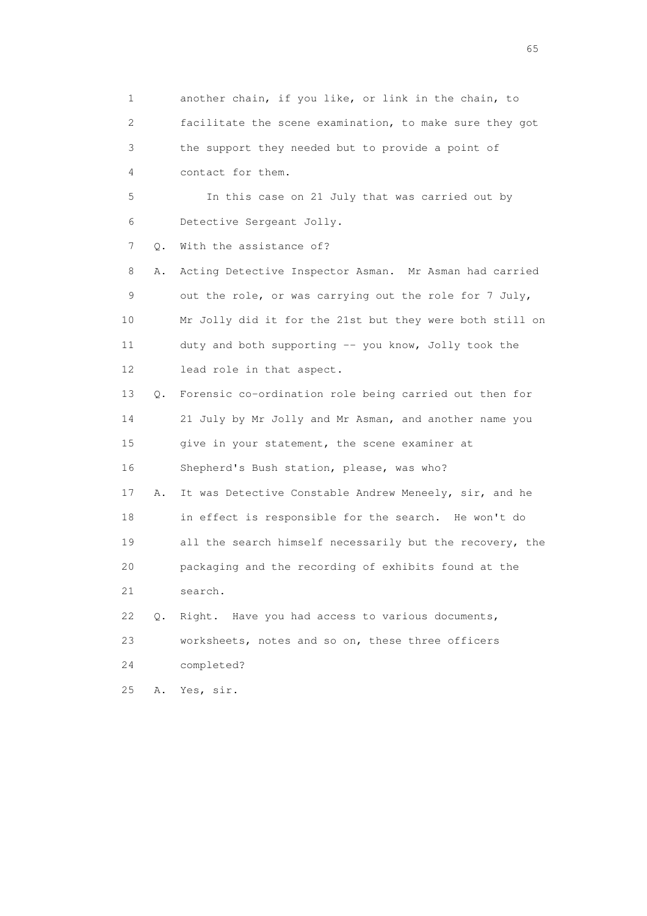1 another chain, if you like, or link in the chain, to
2 facilitate the scene examination, to make sure they got
3 the support they needed but to provide a point of
4 contact for them.

5 In this case on 21 July that was carried out by
6 Detective Sergeant Jolly.

7 Q. With the assistance of?

8 A. Acting Detective Inspector Asman. Mr Asman had carried
9 out the role, or was carrying out the role for 7 July,
10 Mr Jolly did it for the 21st but they were both still on
11 duty and both supporting -- you know, Jolly took the
12 lead role in that aspect.

13 Q. Forensic co-ordination role being carried out then for
14 21 July by Mr Jolly and Mr Asman, and another name you
15 give in your statement, the scene examiner at
16 Shepherd's Bush station, please, was who?

17 A. It was Detective Constable Andrew Meneely, sir, and he
18 in effect is responsible for the search. He won't do
19 all the search himself necessarily but the recovery, the
20 packaging and the recording of exhibits found at the
21 search.

22 Q. Right. Have you had access to various documents,
23 worksheets, notes and so on, these three officers
24 completed?

25 A. Yes, sir.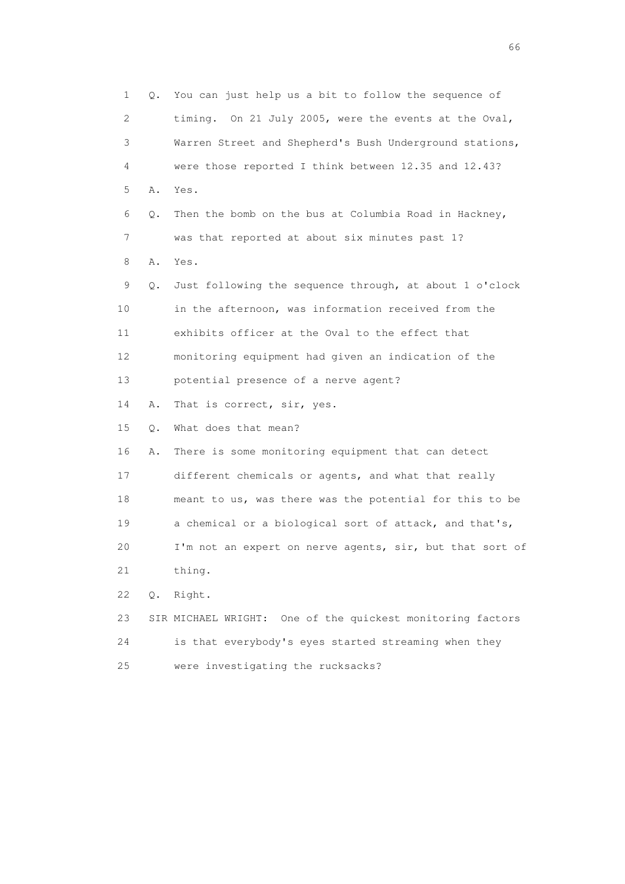1 Q. You can just help us a bit to follow the sequence of
2 timing. On 21 July 2005, were the events at the Oval,
3 Warren Street and Shepherd's Bush Underground stations,
4 were those reported I think between 12.35 and 12.43?
5 A. Yes.
6 Q. Then the bomb on the bus at Columbia Road in Hackney,
7 was that reported at about six minutes past 1?
8 A. Yes.
9 Q. Just following the sequence through, at about 1 o'clock
10 in the afternoon, was information received from the
11 exhibits officer at the Oval to the effect that
12 monitoring equipment had given an indication of the
13 potential presence of a nerve agent?
14 A. That is correct, sir, yes.
15 Q. What does that mean?
16 A. There is some monitoring equipment that can detect
17 different chemicals or agents, and what that really
18 meant to us, was there was the potential for this to be
19 a chemical or a biological sort of attack, and that's,
20 I'm not an expert on nerve agents, sir, but that sort of
21 thing.
22 Q. Right.
23 SIR MICHAEL WRIGHT: One of the quickest monitoring factors
24 is that everybody's eyes started streaming when they
25 were investigating the rucksacks?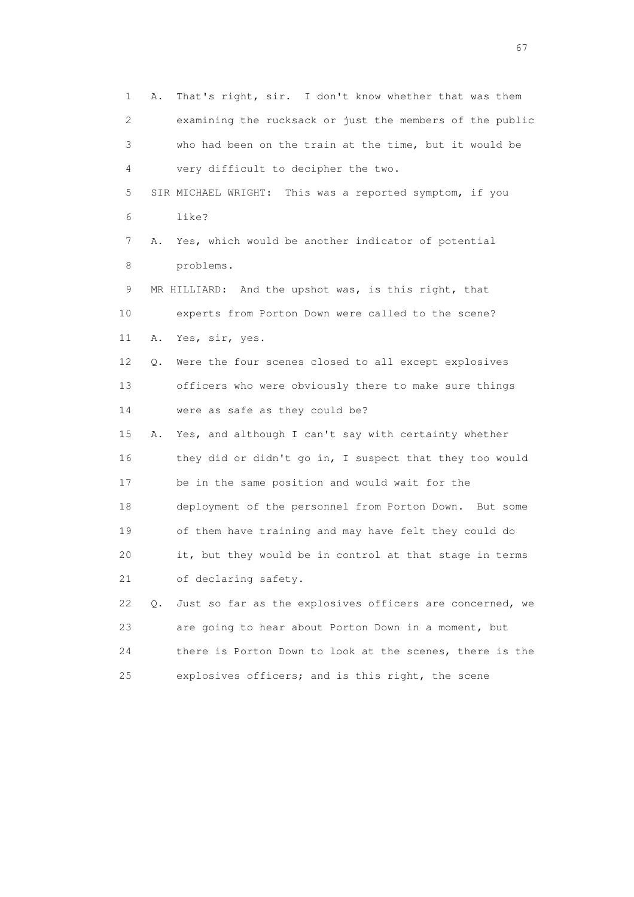1 A. That's right, sir. I don't know whether that was them
2 examining the rucksack or just the members of the public
3 who had been on the train at the time, but it would be
4 very difficult to decipher the two.

5 SIR MICHAEL WRIGHT: This was a reported symptom, if you
6 like?

7 A. Yes, which would be another indicator of potential
8 problems.

9 MR HILLIARD: And the upshot was, is this right, that
10 experts from Porton Down were called to the scene?

11 A. Yes, sir, yes.

12 Q. Were the four scenes closed to all except explosives
13 officers who were obviously there to make sure things
14 were as safe as they could be?

15 A. Yes, and although I can't say with certainty whether
16 they did or didn't go in, I suspect that they too would
17 be in the same position and would wait for the
18 deployment of the personnel from Porton Down. But some
19 of them have training and may have felt they could do
20 it, but they would be in control at that stage in terms
21 of declaring safety.

22 Q. Just so far as the explosives officers are concerned, we
23 are going to hear about Porton Down in a moment, but
24 there is Porton Down to look at the scenes, there is the
25 explosives officers; and is this right, the scene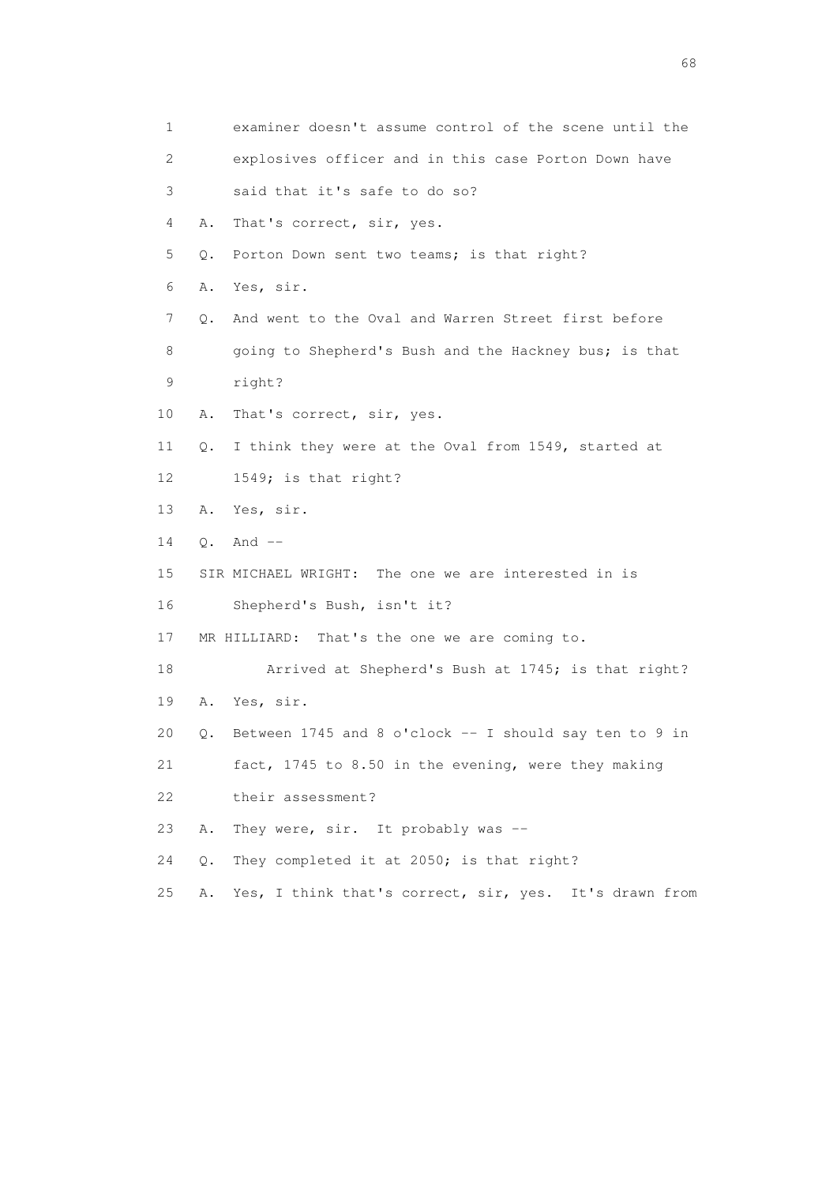1 examiner doesn't assume control of the scene until the
2 explosives officer and in this case Porton Down have
3 said that it's safe to do so?
4 A. That's correct, sir, yes.
5 Q. Porton Down sent two teams; is that right?
6 A. Yes, sir.
7 Q. And went to the Oval and Warren Street first before
8 going to Shepherd's Bush and the Hackney bus; is that
9 right?
10 A. That's correct, sir, yes.
11 Q. I think they were at the Oval from 1549, started at
12 1549; is that right?
13 A. Yes, sir.
14 Q. And --
15 SIR MICHAEL WRIGHT: The one we are interested in is
16 Shepherd's Bush, isn't it?
17 MR HILLIARD: That's the one we are coming to.
18 Arrived at Shepherd's Bush at 1745; is that right?
19 A. Yes, sir.
20 Q. Between 1745 and 8 o'clock -- I should say ten to 9 in
21 fact, 1745 to 8.50 in the evening, were they making
22 their assessment?
23 A. They were, sir. It probably was --
24 Q. They completed it at 2050; is that right?
25 A. Yes, I think that's correct, sir, yes. It's drawn from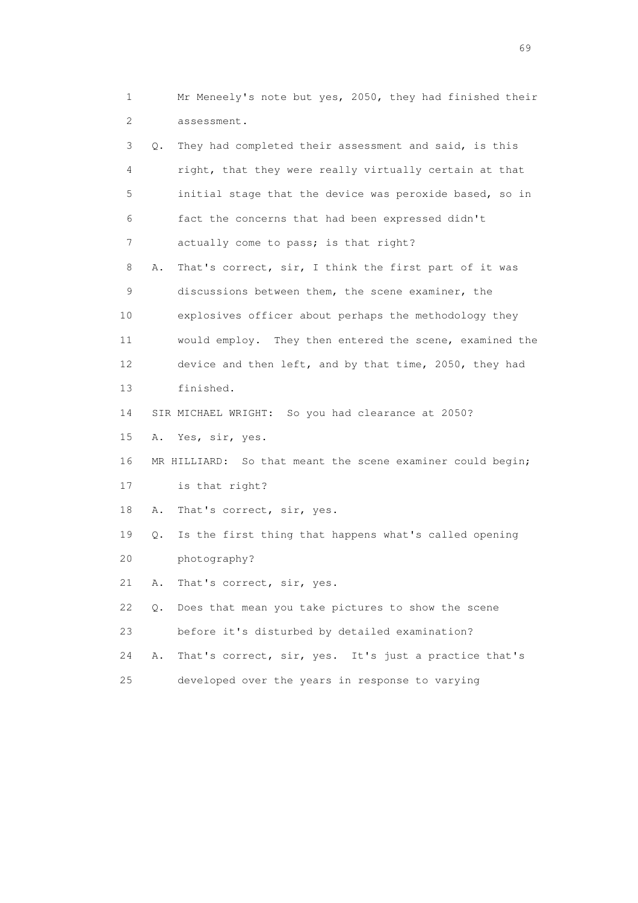1 Mr Meneely's note but yes, 2050, they had finished their
2 assessment.

3 Q. They had completed their assessment and said, is this
4 right, that they were really virtually certain at that
5 initial stage that the device was peroxide based, so in
6 fact the concerns that had been expressed didn't
7 actually come to pass; is that right?

8 A. That's correct, sir, I think the first part of it was
9 discussions between them, the scene examiner, the
10 explosives officer about perhaps the methodology they
11 would employ. They then entered the scene, examined the
12 device and then left, and by that time, 2050, they had
13 finished.

14 SIR MICHAEL WRIGHT: So you had clearance at 2050?

15 A. Yes, sir, yes.

16 MR HILLIARD: So that meant the scene examiner could begin;
17 is that right?

18 A. That's correct, sir, yes.

19 Q. Is the first thing that happens what's called opening
20 photography?

21 A. That's correct, sir, yes.

22 Q. Does that mean you take pictures to show the scene
23 before it's disturbed by detailed examination?

24 A. That's correct, sir, yes. It's just a practice that's
25 developed over the years in response to varying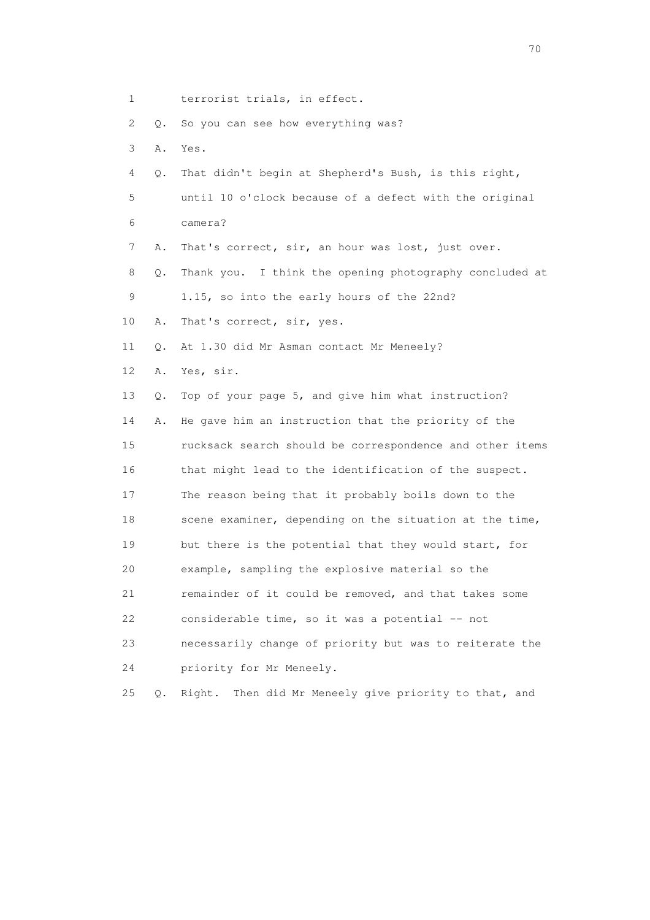1 terrorist trials, in effect.

2 Q. So you can see how everything was?

3 A. Yes.

4 Q. That didn't begin at Shepherd's Bush, is this right,

5 until 10 o'clock because of a defect with the original

6 camera?

7 A. That's correct, sir, an hour was lost, just over.

8 Q. Thank you. I think the opening photography concluded at

9 1.15, so into the early hours of the 22nd?

10 A. That's correct, sir, yes.

11 Q. At 1.30 did Mr Asman contact Mr Meneely?

12 A. Yes, sir.

13 Q. Top of your page 5, and give him what instruction?

14 A. He gave him an instruction that the priority of the

15 rucksack search should be correspondence and other items

16 that might lead to the identification of the suspect.

17 The reason being that it probably boils down to the

18 scene examiner, depending on the situation at the time,

19 but there is the potential that they would start, for

20 example, sampling the explosive material so the

21 remainder of it could be removed, and that takes some

22 considerable time, so it was a potential -- not

23 necessarily change of priority but was to reiterate the

24 priority for Mr Meneely.

25 Q. Right. Then did Mr Meneely give priority to that, and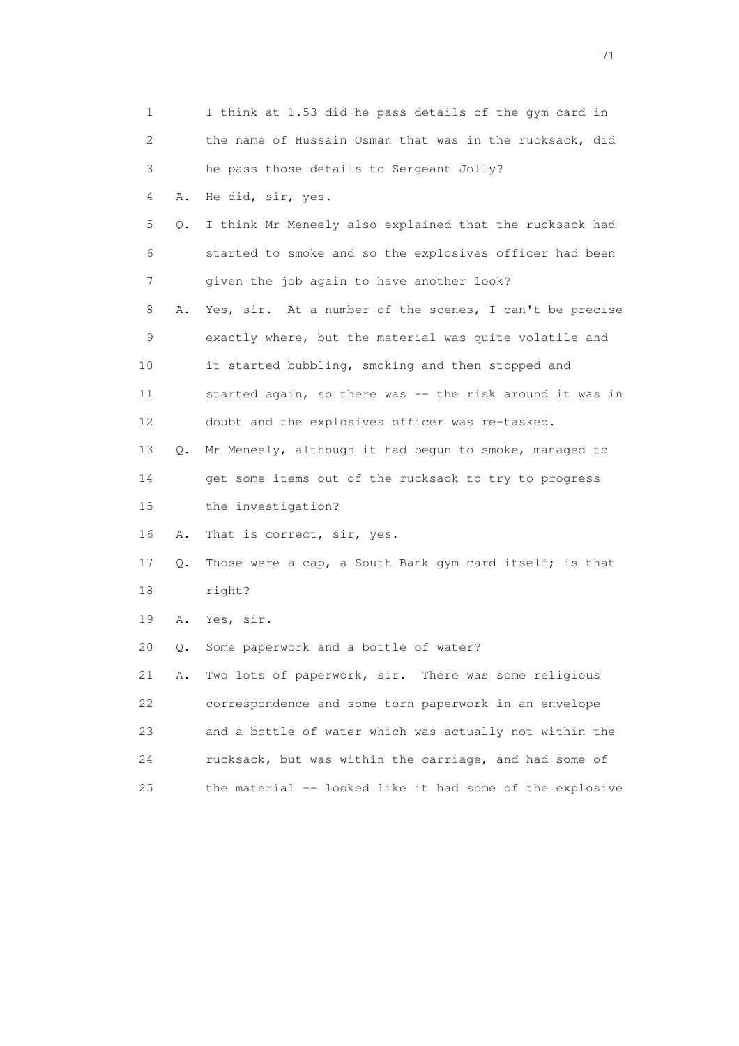1 I think at 1.53 did he pass details of the gym card in
2 the name of Hussain Osman that was in the rucksack, did
3 he pass those details to Sergeant Jolly?

4 A. He did, sir, yes.

5 Q. I think Mr Meneely also explained that the rucksack had
6 started to smoke and so the explosives officer had been
7 given the job again to have another look?

8 A. Yes, sir. At a number of the scenes, I can't be precise
9 exactly where, but the material was quite volatile and
10 it started bubbling, smoking and then stopped and
11 started again, so there was -- the risk around it was in
12 doubt and the explosives officer was re-tasked.

13 Q. Mr Meneely, although it had begun to smoke, managed to
14 get some items out of the rucksack to try to progress
15 the investigation?

16 A. That is correct, sir, yes.

17 Q. Those were a cap, a South Bank gym card itself; is that
18 right?

19 A. Yes, sir.

20 Q. Some paperwork and a bottle of water?

21 A. Two lots of paperwork, sir. There was some religious
22 correspondence and some torn paperwork in an envelope
23 and a bottle of water which was actually not within the
24 rucksack, but was within the carriage, and had some of
25 the material -- looked like it had some of the explosive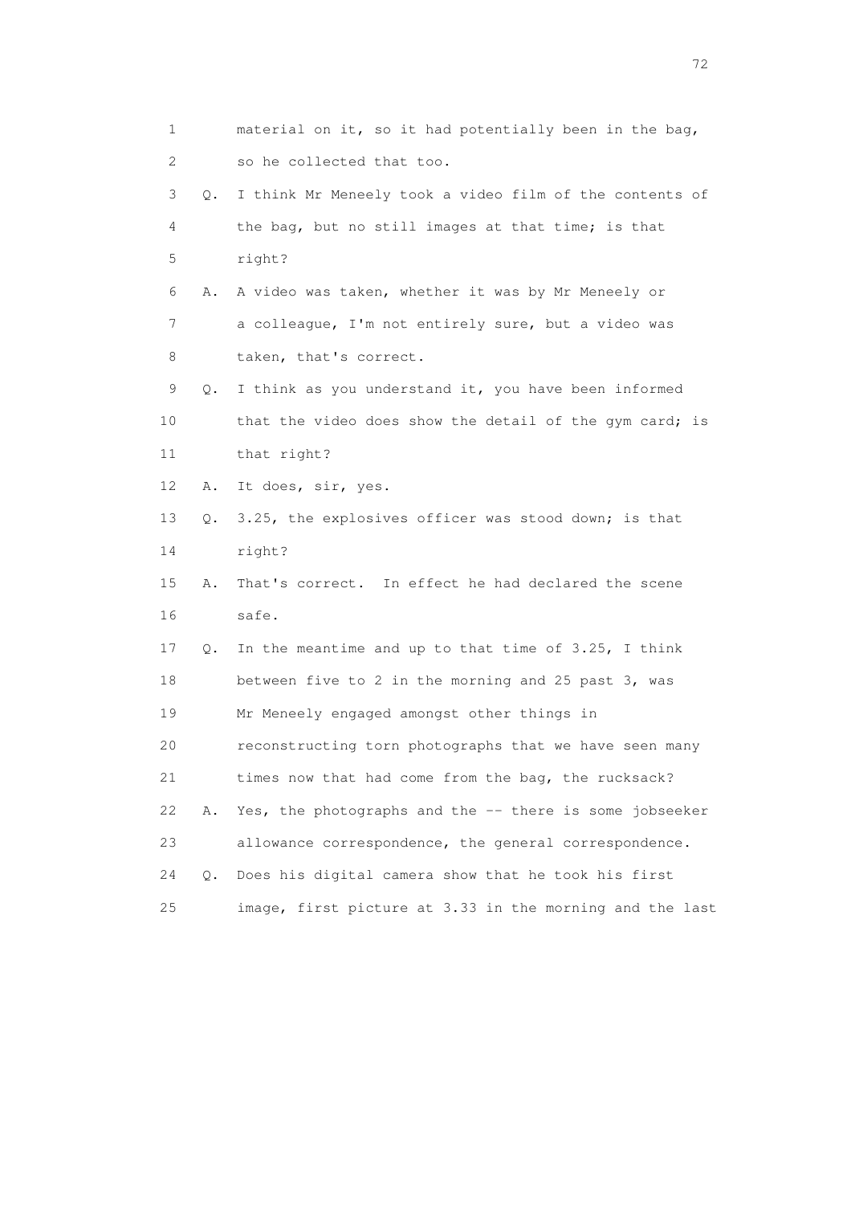1 material on it, so it had potentially been in the bag,
2 so he collected that too.
3 Q. I think Mr Meneely took a video film of the contents of
4 the bag, but no still images at that time; is that
5 right?
6 A. A video was taken, whether it was by Mr Meneely or
7 a colleague, I'm not entirely sure, but a video was
8 taken, that's correct.
9 Q. I think as you understand it, you have been informed
10 that the video does show the detail of the gym card; is
11 that right?
12 A. It does, sir, yes.
13 Q. 3.25, the explosives officer was stood down; is that
14 right?
15 A. That's correct. In effect he had declared the scene
16 safe.
17 Q. In the meantime and up to that time of 3.25, I think
18 between five to 2 in the morning and 25 past 3, was
19 Mr Meneely engaged amongst other things in
20 reconstructing torn photographs that we have seen many
21 times now that had come from the bag, the rucksack?
22 A. Yes, the photographs and the -- there is some jobseeker
23 allowance correspondence, the general correspondence.
24 Q. Does his digital camera show that he took his first
25 image, first picture at 3.33 in the morning and the last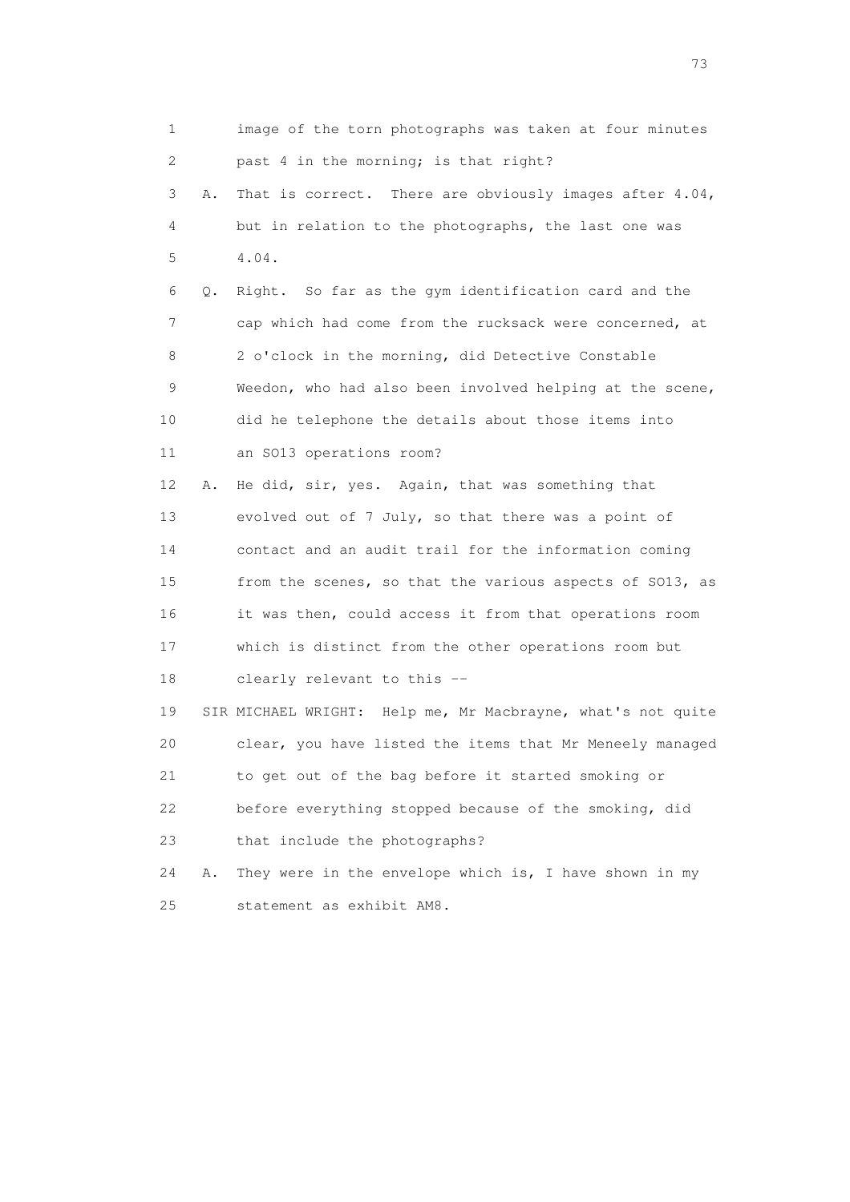1 image of the torn photographs was taken at four minutes
2 past 4 in the morning; is that right?
3 A. That is correct. There are obviously images after 4.04,
4 but in relation to the photographs, the last one was
5 4.04.
6 Q. Right. So far as the gym identification card and the
7 cap which had come from the rucksack were concerned, at
8 2 o'clock in the morning, did Detective Constable
9 Weedon, who had also been involved helping at the scene,
10 did he telephone the details about those items into
11 an SO13 operations room?
12 A. He did, sir, yes. Again, that was something that
13 evolved out of 7 July, so that there was a point of
14 contact and an audit trail for the information coming
15 from the scenes, so that the various aspects of SO13, as
16 it was then, could access it from that operations room
17 which is distinct from the other operations room but
18 clearly relevant to this --
19 SIR MICHAEL WRIGHT: Help me, Mr Macbrayne, what's not quite
20 clear, you have listed the items that Mr Meneely managed
21 to get out of the bag before it started smoking or
22 before everything stopped because of the smoking, did
23 that include the photographs?
24 A. They were in the envelope which is, I have shown in my
25 statement as exhibit AM8.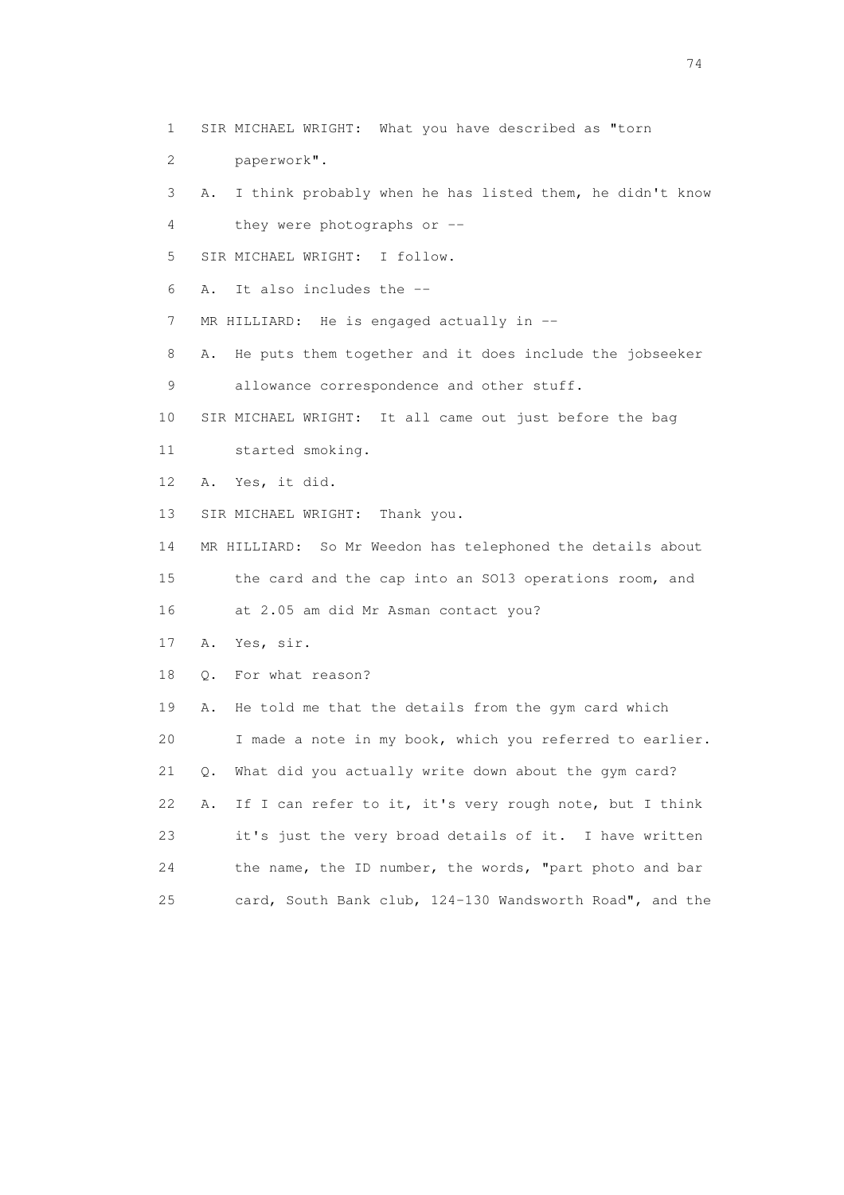1 SIR MICHAEL WRIGHT: What you have described as "torn
2 paperwork".
3 A. I think probably when he has listed them, he didn't know
4 they were photographs or --
5 SIR MICHAEL WRIGHT: I follow.
6 A. It also includes the --
7 MR HILLIARD: He is engaged actually in --
8 A. He puts them together and it does include the jobseeker
9 allowance correspondence and other stuff.
10 SIR MICHAEL WRIGHT: It all came out just before the bag
11 started smoking.
12 A. Yes, it did.
13 SIR MICHAEL WRIGHT: Thank you.
14 MR HILLIARD: So Mr Weedon has telephoned the details about
15 the card and the cap into an SO13 operations room, and
16 at 2.05 am did Mr Asman contact you?
17 A. Yes, sir.
18 Q. For what reason?
19 A. He told me that the details from the gym card which
20 I made a note in my book, which you referred to earlier.
21 Q. What did you actually write down about the gym card?
22 A. If I can refer to it, it's very rough note, but I think
23 it's just the very broad details of it. I have written
24 the name, the ID number, the words, "part photo and bar
25 card, South Bank club, 124-130 Wandsworth Road", and the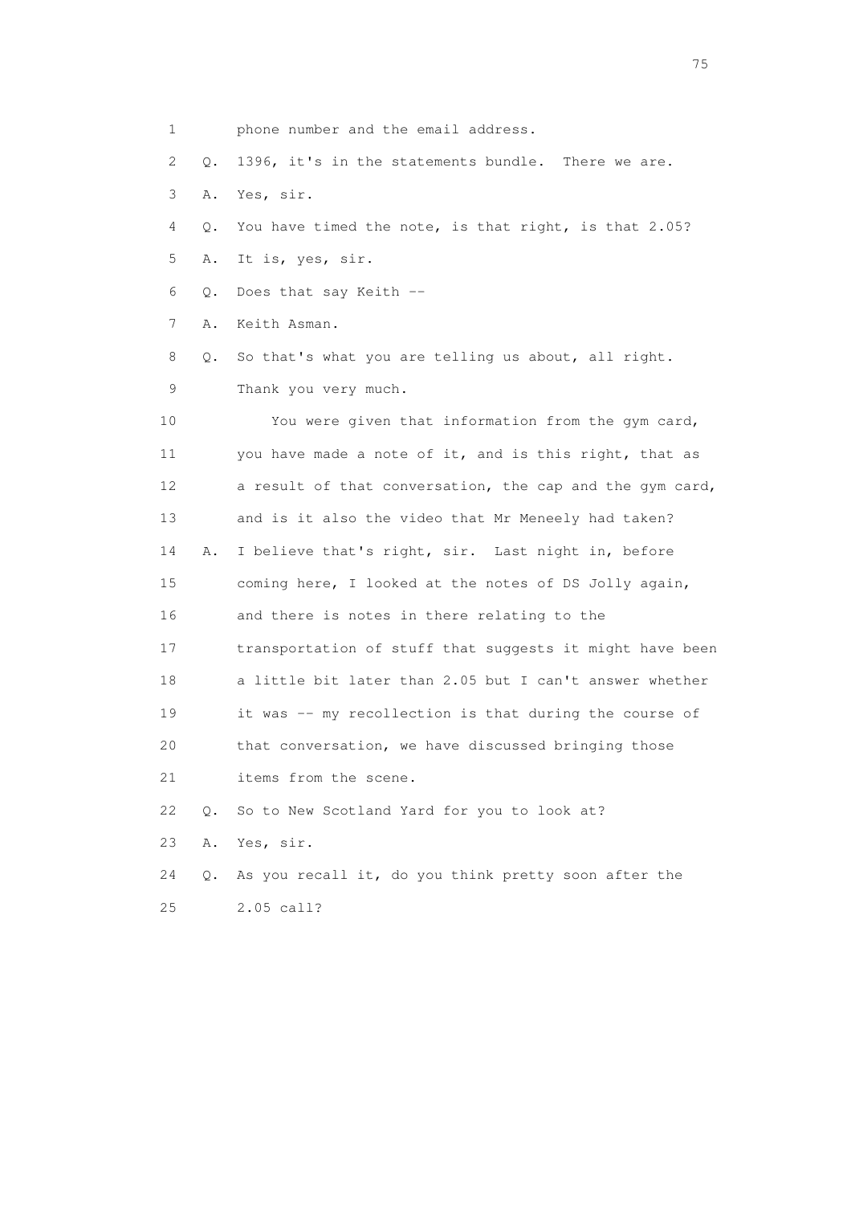1 phone number and the email address.

2 Q. 1396, it's in the statements bundle. There we are.

3 A. Yes, sir.

4 Q. You have timed the note, is that right, is that 2.05?

5 A. It is, yes, sir.

6 Q. Does that say Keith --

7 A. Keith Asman.

8 Q. So that's what you are telling us about, all right.

9 Thank you very much.

10 You were given that information from the gym card,

11 you have made a note of it, and is this right, that as

12 a result of that conversation, the cap and the gym card,

13 and is it also the video that Mr Meneely had taken?

14 A. I believe that's right, sir. Last night in, before

15 coming here, I looked at the notes of DS Jolly again,

16 and there is notes in there relating to the

17 transportation of stuff that suggests it might have been

18 a little bit later than 2.05 but I can't answer whether

19 it was -- my recollection is that during the course of

20 that conversation, we have discussed bringing those

21 items from the scene.

22 Q. So to New Scotland Yard for you to look at?

23 A. Yes, sir.

24 Q. As you recall it, do you think pretty soon after the

25 2.05 call?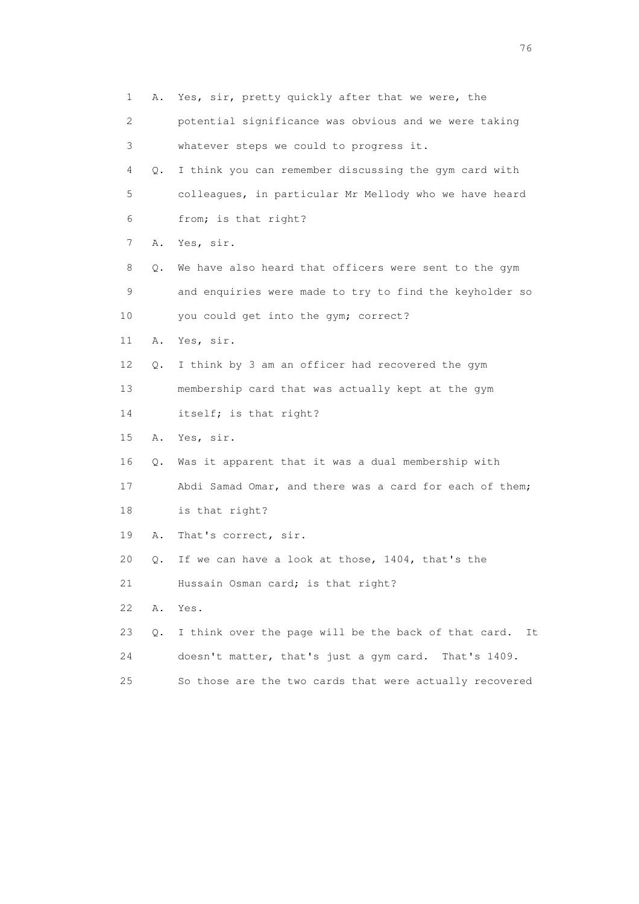1 A. Yes, sir, pretty quickly after that we were, the
2 potential significance was obvious and we were taking
3 whatever steps we could to progress it.
4 Q. I think you can remember discussing the gym card with
5 colleagues, in particular Mr Mellody who we have heard
6 from; is that right?
7 A. Yes, sir.
8 Q. We have also heard that officers were sent to the gym
9 and enquiries were made to try to find the keyholder so
10 you could get into the gym; correct?
11 A. Yes, sir.
12 Q. I think by 3 am an officer had recovered the gym
13 membership card that was actually kept at the gym
14 itself; is that right?
15 A. Yes, sir.
16 Q. Was it apparent that it was a dual membership with
17 Abdi Samad Omar, and there was a card for each of them;
18 is that right?
19 A. That's correct, sir.
20 Q. If we can have a look at those, 1404, that's the
21 Hussain Osman card; is that right?
22 A. Yes.
23 Q. I think over the page will be the back of that card. It
24 doesn't matter, that's just a gym card. That's 1409.
25 So those are the two cards that were actually recovered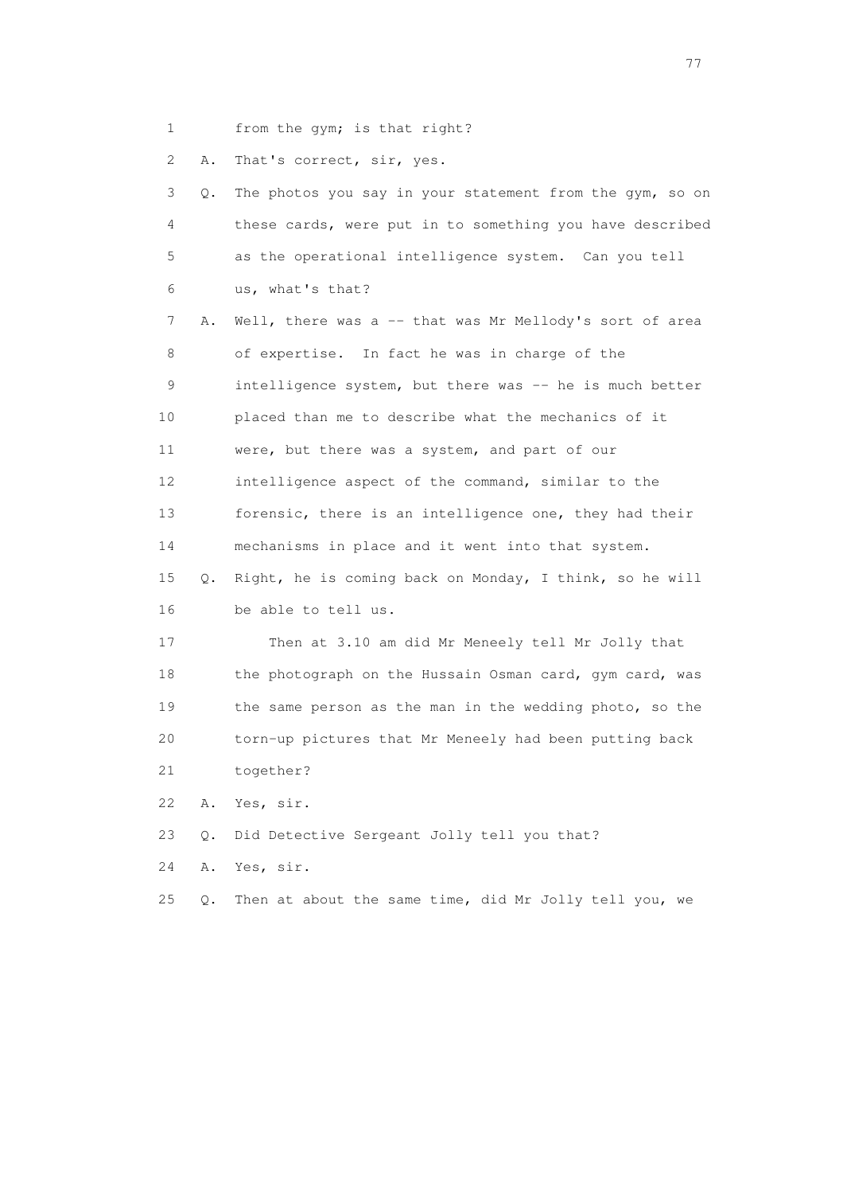1 from the gym; is that right?

2 A. That's correct, sir, yes.

3 Q. The photos you say in your statement from the gym, so on
4 these cards, were put in to something you have described
5 as the operational intelligence system. Can you tell
6 us, what's that?

7 A. Well, there was a -- that was Mr Mellody's sort of area
8 of expertise. In fact he was in charge of the
9 intelligence system, but there was -- he is much better
10 placed than me to describe what the mechanics of it
11 were, but there was a system, and part of our
12 intelligence aspect of the command, similar to the
13 forensic, there is an intelligence one, they had their
14 mechanisms in place and it went into that system.

15 Q. Right, he is coming back on Monday, I think, so he will
16 be able to tell us.

17 Then at 3.10 am did Mr Meneely tell Mr Jolly that
18 the photograph on the Hussain Osman card, gym card, was
19 the same person as the man in the wedding photo, so the
20 torn-up pictures that Mr Meneely had been putting back
21 together?

22 A. Yes, sir.

23 Q. Did Detective Sergeant Jolly tell you that?

24 A. Yes, sir.

25 Q. Then at about the same time, did Mr Jolly tell you, we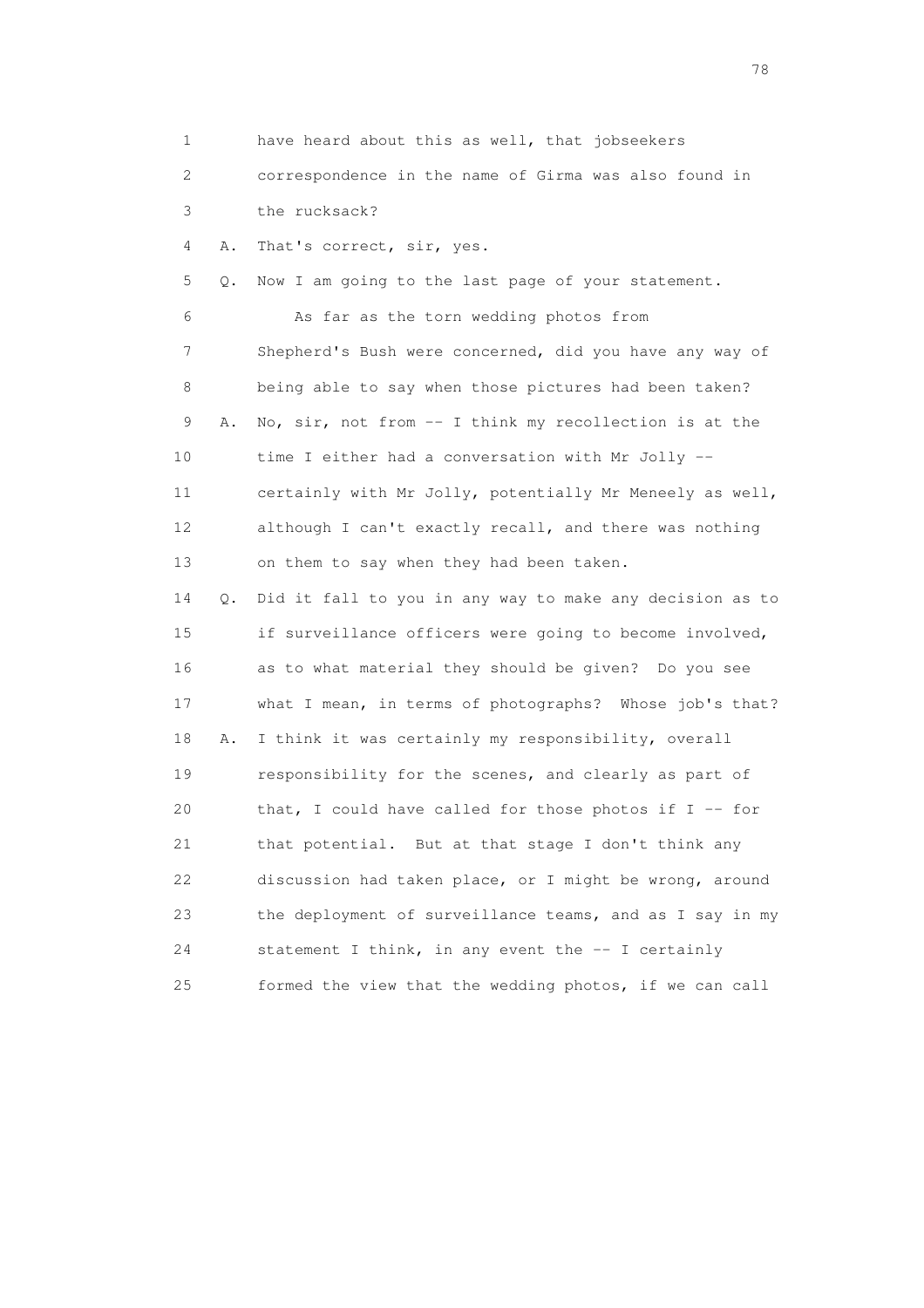1 have heard about this as well, that jobseekers
2 correspondence in the name of Girma was also found in
3 the rucksack?

4 A. That's correct, sir, yes.

5 Q. Now I am going to the last page of your statement.

6 As far as the torn wedding photos from
7 Shepherd's Bush were concerned, did you have any way of
8 being able to say when those pictures had been taken?

9 A. No, sir, not from -- I think my recollection is at the
10 time I either had a conversation with Mr Jolly --
11 certainly with Mr Jolly, potentially Mr Meneely as well,
12 although I can't exactly recall, and there was nothing
13 on them to say when they had been taken.

14 Q. Did it fall to you in any way to make any decision as to
15 if surveillance officers were going to become involved,
16 as to what material they should be given? Do you see
17 what I mean, in terms of photographs? Whose job's that?

18 A. I think it was certainly my responsibility, overall
19 responsibility for the scenes, and clearly as part of
20 that, I could have called for those photos if I -- for
21 that potential. But at that stage I don't think any
22 discussion had taken place, or I might be wrong, around
23 the deployment of surveillance teams, and as I say in my
24 statement I think, in any event the -- I certainly
25 formed the view that the wedding photos, if we can call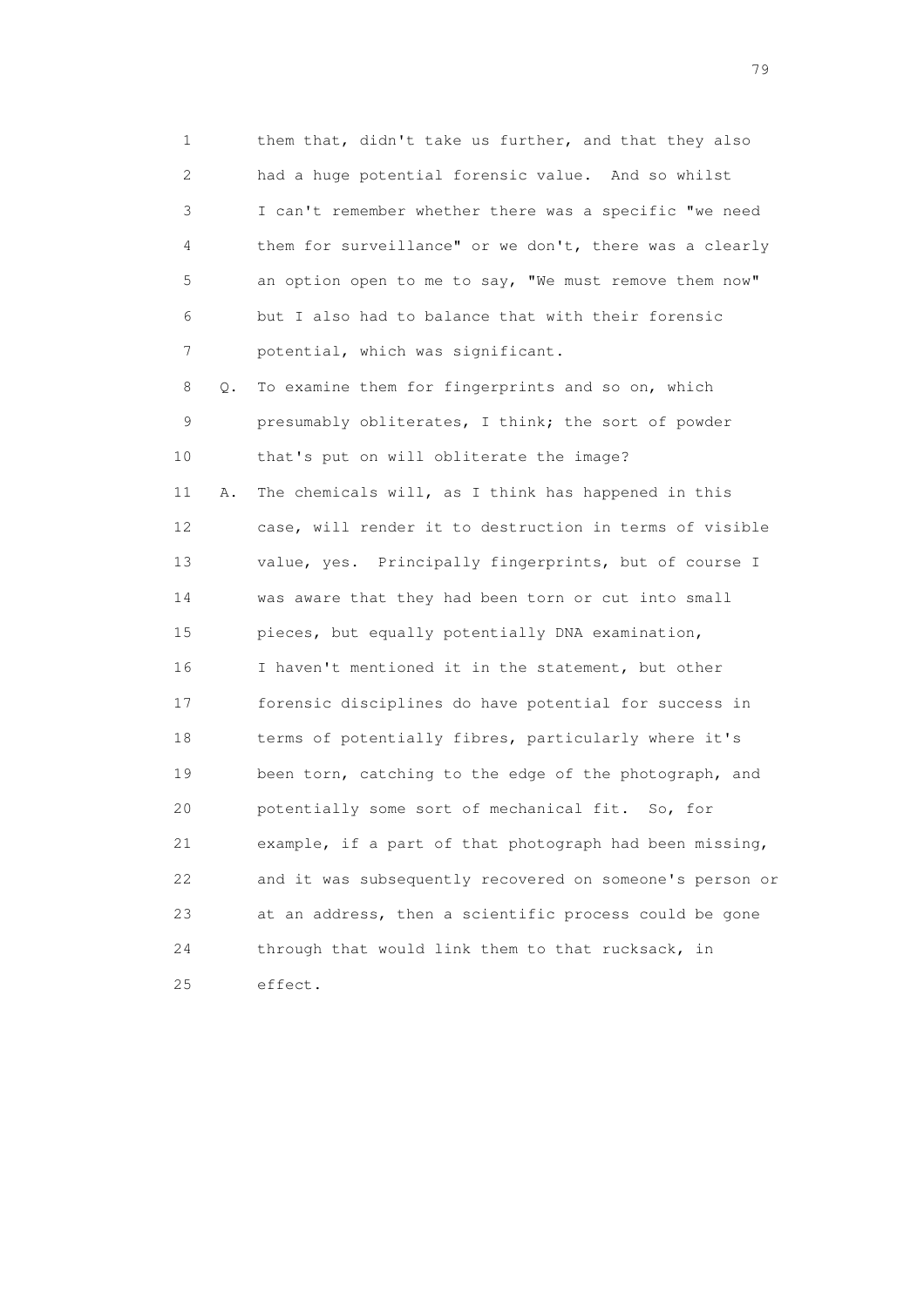1 them that, didn't take us further, and that they also
2 had a huge potential forensic value. And so whilst
3 I can't remember whether there was a specific "we need
4 them for surveillance" or we don't, there was a clearly
5 an option open to me to say, "We must remove them now"
6 but I also had to balance that with their forensic
7 potential, which was significant.

8 Q. To examine them for fingerprints and so on, which
9 presumably obliterates, I think; the sort of powder
10 that's put on will obliterate the image?

11 A. The chemicals will, as I think has happened in this
12 case, will render it to destruction in terms of visible
13 value, yes. Principally fingerprints, but of course I
14 was aware that they had been torn or cut into small
15 pieces, but equally potentially DNA examination,
16 I haven't mentioned it in the statement, but other
17 forensic disciplines do have potential for success in
18 terms of potentially fibres, particularly where it's
19 been torn, catching to the edge of the photograph, and
20 potentially some sort of mechanical fit. So, for
21 example, if a part of that photograph had been missing,
22 and it was subsequently recovered on someone's person or
23 at an address, then a scientific process could be gone
24 through that would link them to that rucksack, in
25 effect.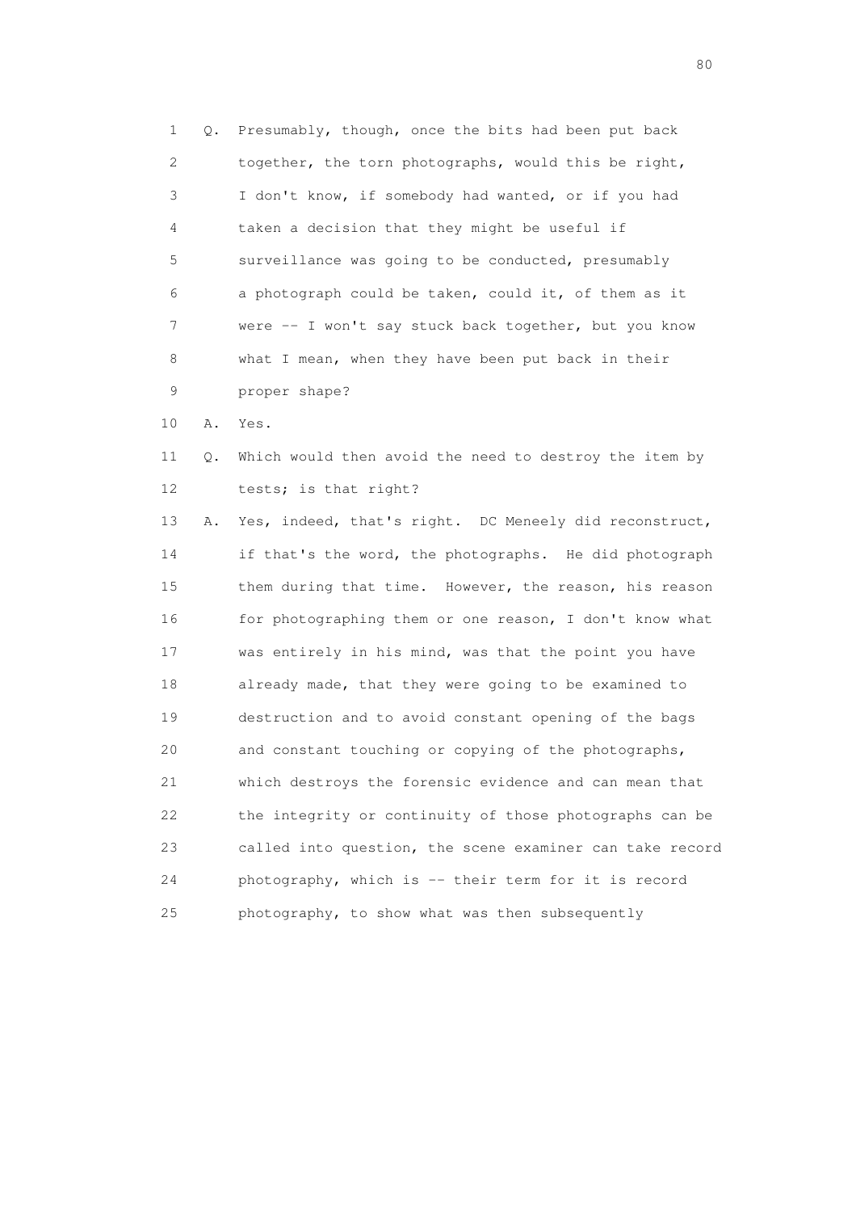1 Q. Presumably, though, once the bits had been put back
2 together, the torn photographs, would this be right,
3 I don't know, if somebody had wanted, or if you had
4 taken a decision that they might be useful if
5 surveillance was going to be conducted, presumably
6 a photograph could be taken, could it, of them as it
7 were -- I won't say stuck back together, but you know
8 what I mean, when they have been put back in their
9 proper shape?

10 A. Yes.

11 Q. Which would then avoid the need to destroy the item by
12 tests; is that right?

13 A. Yes, indeed, that's right. DC Meneely did reconstruct,
14 if that's the word, the photographs. He did photograph
15 them during that time. However, the reason, his reason
16 for photographing them or one reason, I don't know what
17 was entirely in his mind, was that the point you have
18 already made, that they were going to be examined to
19 destruction and to avoid constant opening of the bags
20 and constant touching or copying of the photographs,
21 which destroys the forensic evidence and can mean that
22 the integrity or continuity of those photographs can be
23 called into question, the scene examiner can take record
24 photography, which is -- their term for it is record
25 photography, to show what was then subsequently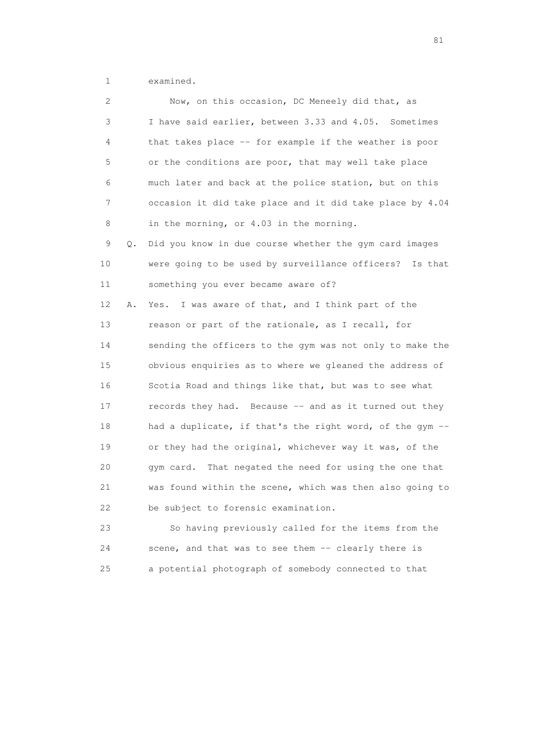1 examined.

2 Now, on this occasion, DC Meneely did that, as

3 I have said earlier, between 3.33 and 4.05. Sometimes

4 that takes place -- for example if the weather is poor

5 or the conditions are poor, that may well take place

6 much later and back at the police station, but on this

7 occasion it did take place and it did take place by 4.04

8 in the morning, or 4.03 in the morning.

9 Q. Did you know in due course whether the gym card images

10 were going to be used by surveillance officers? Is that

11 something you ever became aware of?

12 A. Yes. I was aware of that, and I think part of the

13 reason or part of the rationale, as I recall, for

14 sending the officers to the gym was not only to make the

15 obvious enquiries as to where we gleaned the address of

16 Scotia Road and things like that, but was to see what

17 records they had. Because -- and as it turned out they

18 had a duplicate, if that's the right word, of the gym --

19 or they had the original, whichever way it was, of the

20 gym card. That negated the need for using the one that

21 was found within the scene, which was then also going to

22 be subject to forensic examination.

23 So having previously called for the items from the

24 scene, and that was to see them -- clearly there is

25 a potential photograph of somebody connected to that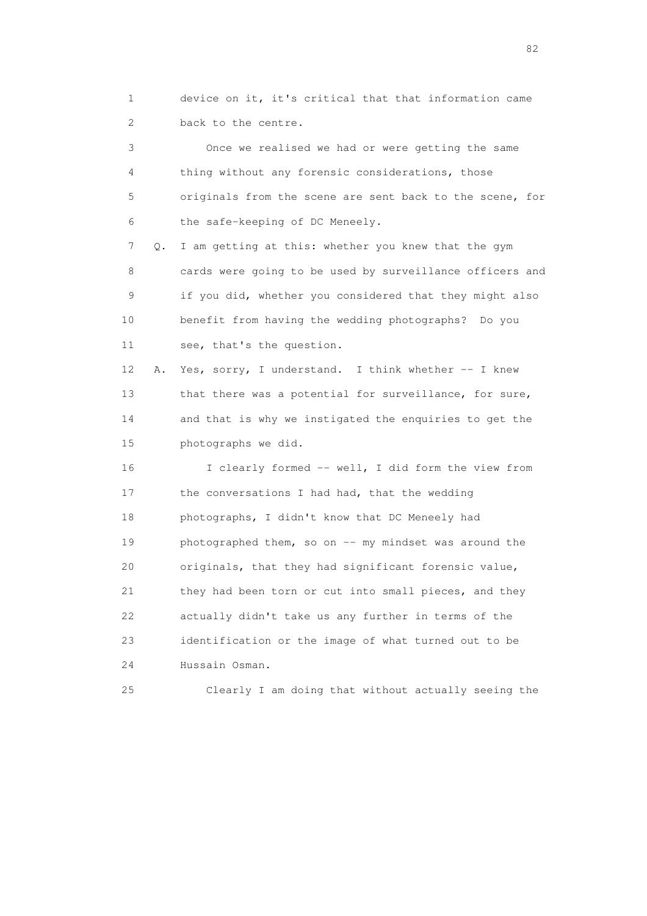1 device on it, it's critical that that information came
2 back to the centre.

3 Once we realised we had or were getting the same
4 thing without any forensic considerations, those
5 originals from the scene are sent back to the scene, for
6 the safe-keeping of DC Meneely.

7 Q. I am getting at this: whether you knew that the gym
8 cards were going to be used by surveillance officers and
9 if you did, whether you considered that they might also
10 benefit from having the wedding photographs? Do you
11 see, that's the question.

12 A. Yes, sorry, I understand. I think whether -- I knew
13 that there was a potential for surveillance, for sure,
14 and that is why we instigated the enquiries to get the
15 photographs we did.

16 I clearly formed -- well, I did form the view from
17 the conversations I had had, that the wedding
18 photographs, I didn't know that DC Meneely had
19 photographed them, so on -- my mindset was around the
20 originals, that they had significant forensic value,
21 they had been torn or cut into small pieces, and they
22 actually didn't take us any further in terms of the
23 identification or the image of what turned out to be
24 Hussain Osman.

25 Clearly I am doing that without actually seeing the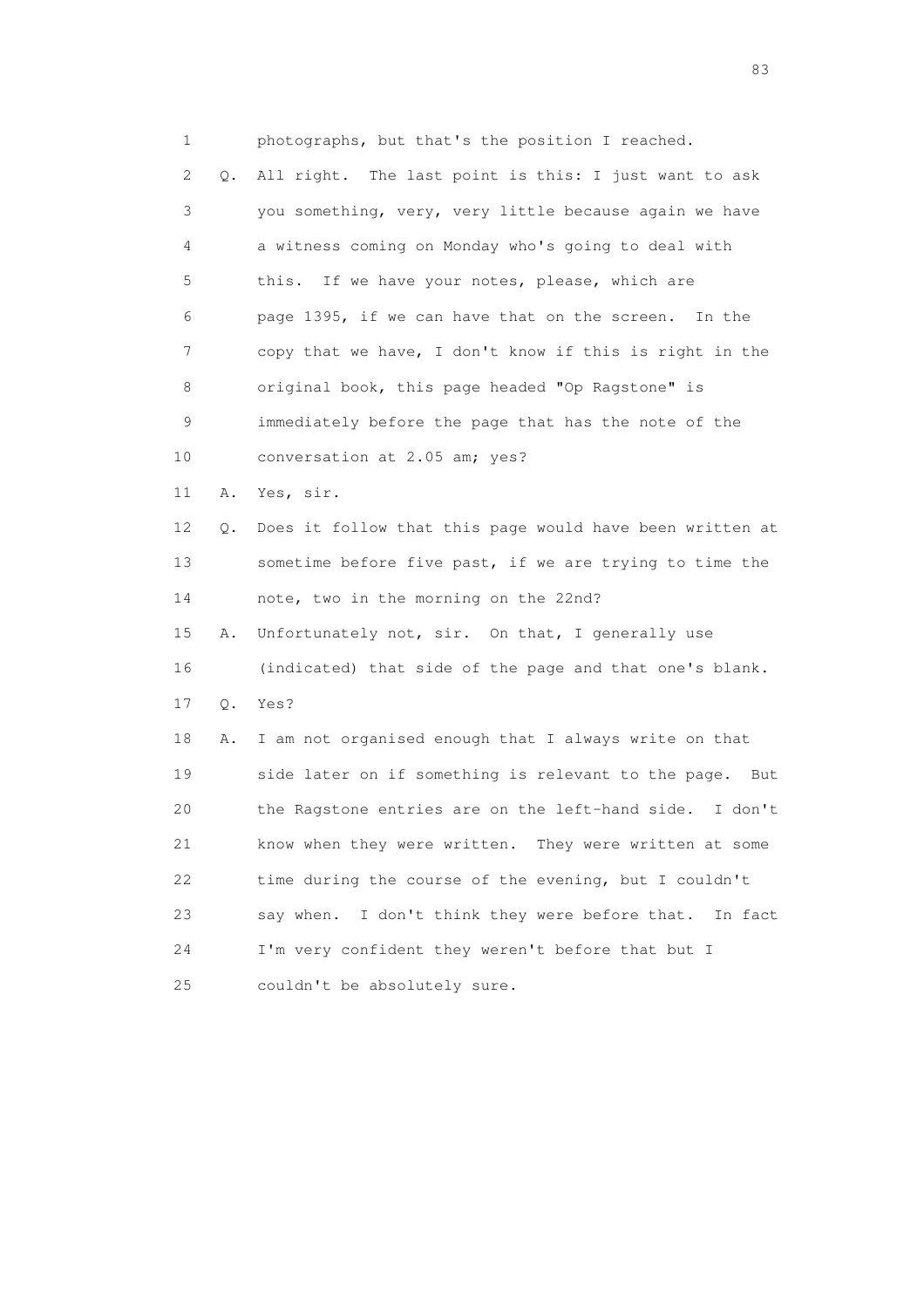1 photographs, but that's the position I reached.

2 Q. All right. The last point is this: I just want to ask

3 you something, very, very little because again we have

4 a witness coming on Monday who's going to deal with

5 this. If we have your notes, please, which are

6 page 1395, if we can have that on the screen. In the

7 copy that we have, I don't know if this is right in the

8 original book, this page headed "Op Ragstone" is

9 immediately before the page that has the note of the

10 conversation at 2.05 am; yes?

11 A. Yes, sir.

12 Q. Does it follow that this page would have been written at

13 sometime before five past, if we are trying to time the

14 note, two in the morning on the 22nd?

15 A. Unfortunately not, sir. On that, I generally use

16 (indicated) that side of the page and that one's blank.

17 Q. Yes?

18 A. I am not organised enough that I always write on that

19 side later on if something is relevant to the page. But

20 the Ragstone entries are on the left-hand side. I don't

21 know when they were written. They were written at some

22 time during the course of the evening, but I couldn't

23 say when. I don't think they were before that. In fact

24 I'm very confident they weren't before that but I

25 couldn't be absolutely sure.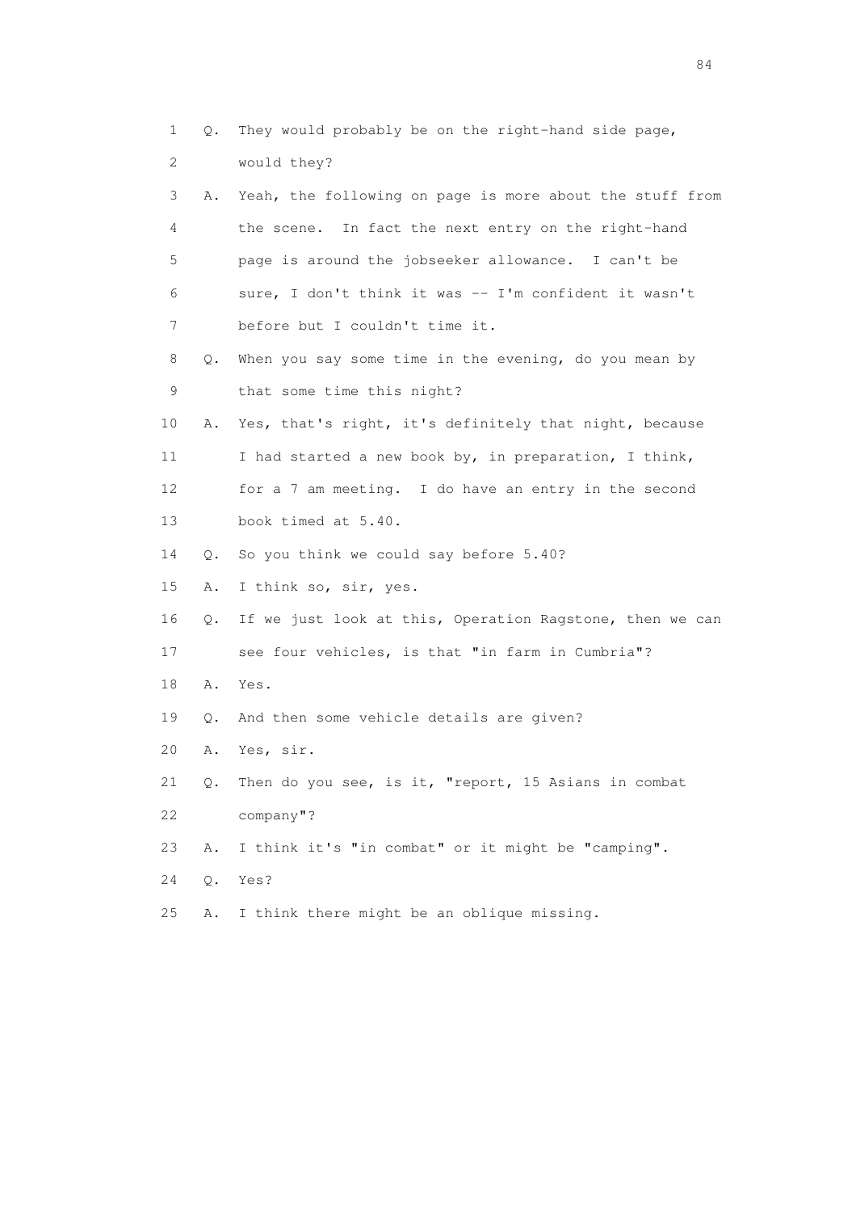1 Q. They would probably be on the right-hand side page,
2 would they?
3 A. Yeah, the following on page is more about the stuff from
4 the scene. In fact the next entry on the right-hand
5 page is around the jobseeker allowance. I can't be
6 sure, I don't think it was -- I'm confident it wasn't
7 before but I couldn't time it.
8 Q. When you say some time in the evening, do you mean by
9 that some time this night?
10 A. Yes, that's right, it's definitely that night, because
11 I had started a new book by, in preparation, I think,
12 for a 7 am meeting. I do have an entry in the second
13 book timed at 5.40.
14 Q. So you think we could say before 5.40?
15 A. I think so, sir, yes.
16 Q. If we just look at this, Operation Ragstone, then we can
17 see four vehicles, is that "in farm in Cumbria"?
18 A. Yes.
19 Q. And then some vehicle details are given?
20 A. Yes, sir.
21 Q. Then do you see, is it, "report, 15 Asians in combat
22 company"?
23 A. I think it's "in combat" or it might be "camping".
24 Q. Yes?
25 A. I think there might be an oblique missing.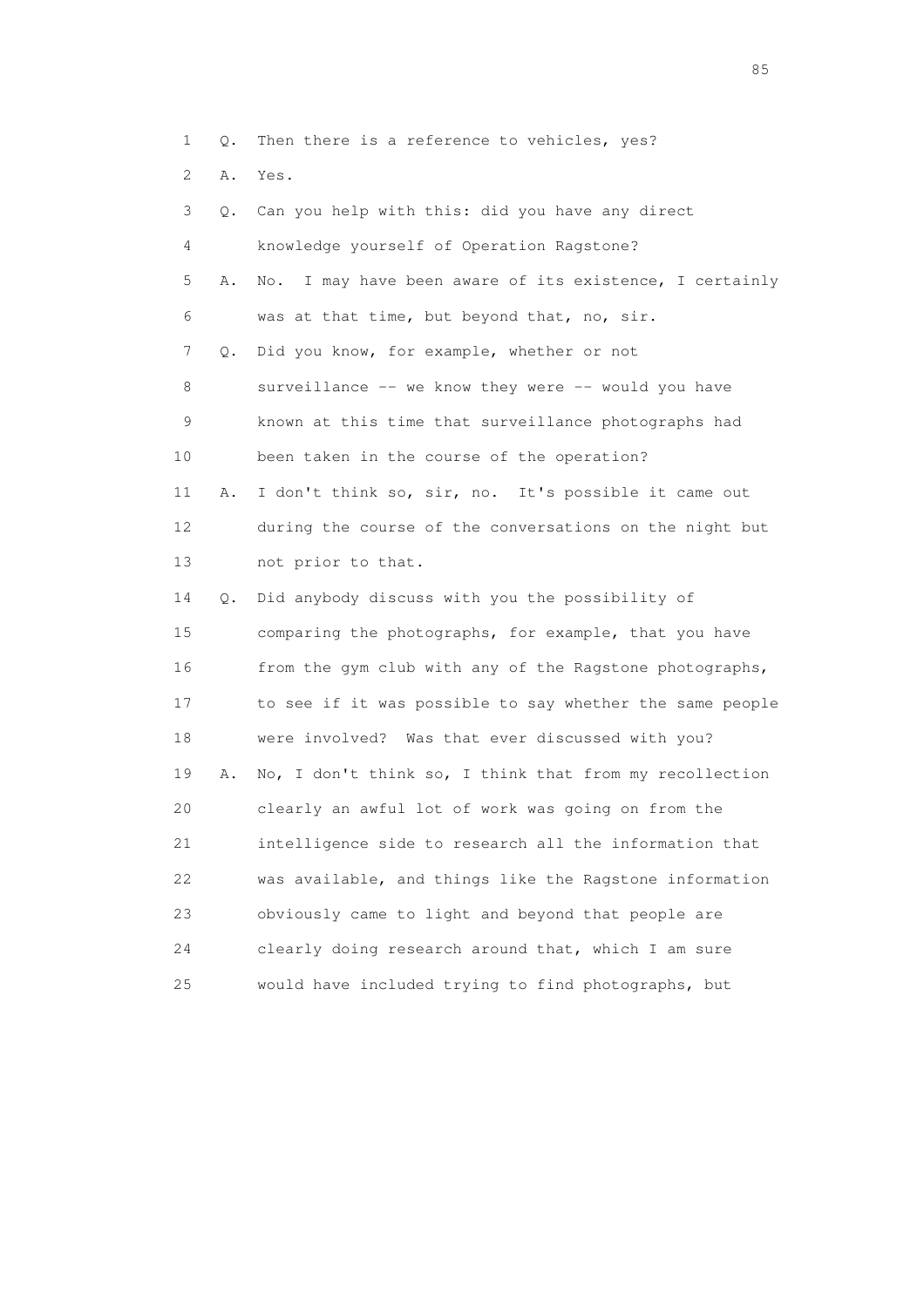1 Q. Then there is a reference to vehicles, yes?

2 A. Yes.

3 Q. Can you help with this: did you have any direct

4 knowledge yourself of Operation Ragstone?

5 A. No. I may have been aware of its existence, I certainly

6 was at that time, but beyond that, no, sir.

7 Q. Did you know, for example, whether or not

8 surveillance -- we know they were -- would you have

9 known at this time that surveillance photographs had

10 been taken in the course of the operation?

11 A. I don't think so, sir, no. It's possible it came out

12 during the course of the conversations on the night but

13 not prior to that.

14 Q. Did anybody discuss with you the possibility of

15 comparing the photographs, for example, that you have

16 from the gym club with any of the Ragstone photographs,

17 to see if it was possible to say whether the same people

18 were involved? Was that ever discussed with you?

19 A. No, I don't think so, I think that from my recollection

20 clearly an awful lot of work was going on from the

21 intelligence side to research all the information that

22 was available, and things like the Ragstone information

23 obviously came to light and beyond that people are

24 clearly doing research around that, which I am sure

25 would have included trying to find photographs, but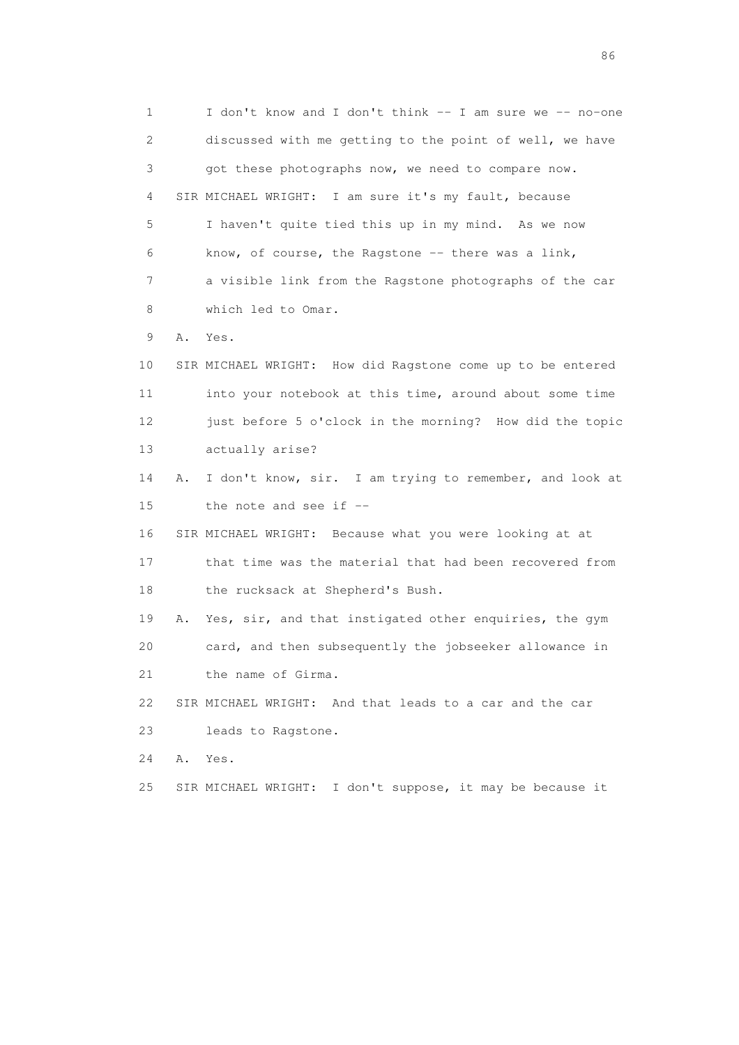1 I don't know and I don't think -- I am sure we -- no-one
2 discussed with me getting to the point of well, we have
3 got these photographs now, we need to compare now.
4 SIR MICHAEL WRIGHT: I am sure it's my fault, because
5 I haven't quite tied this up in my mind. As we now
6 know, of course, the Ragstone -- there was a link,
7 a visible link from the Ragstone photographs of the car
8 which led to Omar.
9 A. Yes.
10 SIR MICHAEL WRIGHT: How did Ragstone come up to be entered
11 into your notebook at this time, around about some time
12 just before 5 o'clock in the morning? How did the topic
13 actually arise?
14 A. I don't know, sir. I am trying to remember, and look at
15 the note and see if --
16 SIR MICHAEL WRIGHT: Because what you were looking at at
17 that time was the material that had been recovered from
18 the rucksack at Shepherd's Bush.
19 A. Yes, sir, and that instigated other enquiries, the gym
20 card, and then subsequently the jobseeker allowance in
21 the name of Girma.
22 SIR MICHAEL WRIGHT: And that leads to a car and the car
23 leads to Ragstone.
24 A. Yes.
25 SIR MICHAEL WRIGHT: I don't suppose, it may be because it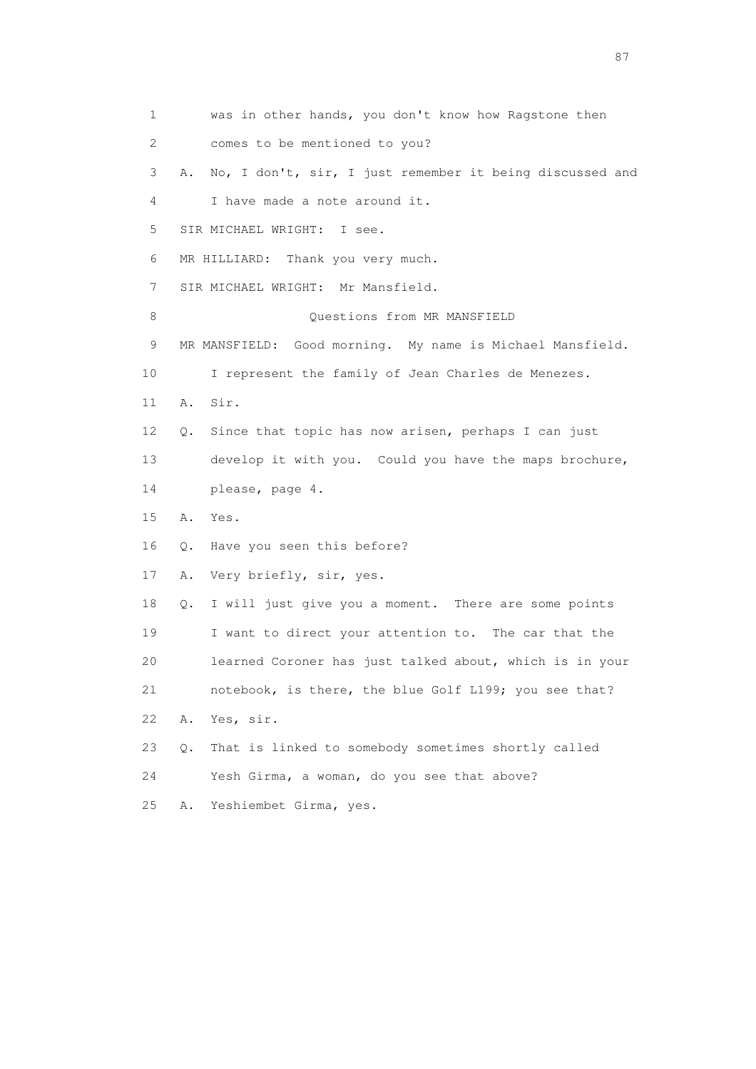1 was in other hands, you don't know how Ragstone then

2 comes to be mentioned to you?

3 A. No, I don't, sir, I just remember it being discussed and

4 I have made a note around it.

5 SIR MICHAEL WRIGHT: I see.

6 MR HILLIARD: Thank you very much.

7 SIR MICHAEL WRIGHT: Mr Mansfield.

8 Questions from MR MANSFIELD

9 MR MANSFIELD: Good morning. My name is Michael Mansfield.

10 I represent the family of Jean Charles de Menezes.

11 A. Sir.

12 Q. Since that topic has now arisen, perhaps I can just

13 develop it with you. Could you have the maps brochure,

14 please, page 4.

15 A. Yes.

16 Q. Have you seen this before?

17 A. Very briefly, sir, yes.

18 Q. I will just give you a moment. There are some points

19 I want to direct your attention to. The car that the

20 learned Coroner has just talked about, which is in your

21 notebook, is there, the blue Golf L199; you see that?

22 A. Yes, sir.

23 Q. That is linked to somebody sometimes shortly called

24 Yesh Girma, a woman, do you see that above?

25 A. Yeshiembet Girma, yes.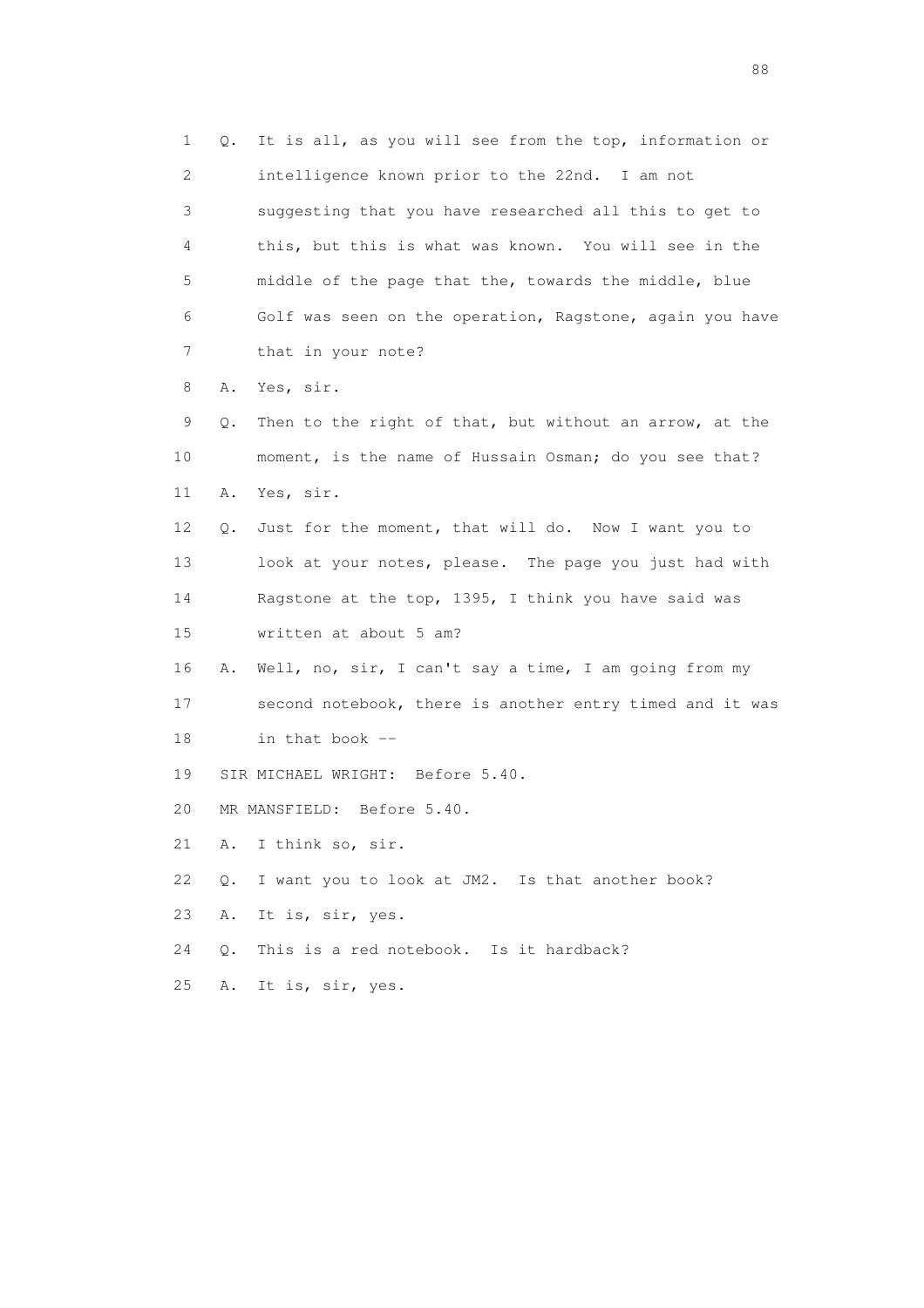1 Q. It is all, as you will see from the top, information or
2 intelligence known prior to the 22nd. I am not
3 suggesting that you have researched all this to get to
4 this, but this is what was known. You will see in the
5 middle of the page that the, towards the middle, blue
6 Golf was seen on the operation, Ragstone, again you have
7 that in your note?

8 A. Yes, sir.

9 Q. Then to the right of that, but without an arrow, at the
10 moment, is the name of Hussain Osman; do you see that?

11 A. Yes, sir.

12 Q. Just for the moment, that will do. Now I want you to
13 look at your notes, please. The page you just had with
14 Ragstone at the top, 1395, I think you have said was
15 written at about 5 am?

16 A. Well, no, sir, I can't say a time, I am going from my
17 second notebook, there is another entry timed and it was
18 in that book --

19 SIR MICHAEL WRIGHT: Before 5.40.

20 MR MANSFIELD: Before 5.40.

21 A. I think so, sir.

22 Q. I want you to look at JM2. Is that another book?

23 A. It is, sir, yes.

24 Q. This is a red notebook. Is it hardback?

25 A. It is, sir, yes.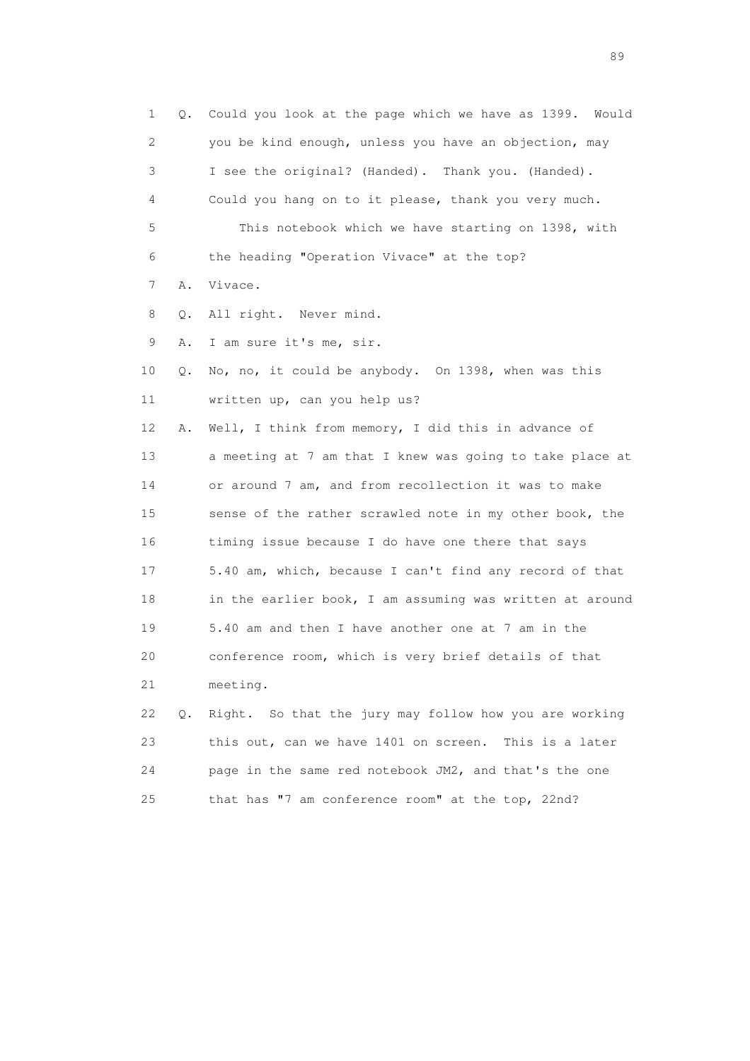1 Q. Could you look at the page which we have as 1399. Would
2 you be kind enough, unless you have an objection, may
3 I see the original? (Handed). Thank you. (Handed).
4 Could you hang on to it please, thank you very much.
5 This notebook which we have starting on 1398, with
6 the heading "Operation Vivace" at the top?
7 A. Vivace.
8 Q. All right. Never mind.
9 A. I am sure it's me, sir.
10 Q. No, no, it could be anybody. On 1398, when was this
11 written up, can you help us?
12 A. Well, I think from memory, I did this in advance of
13 a meeting at 7 am that I knew was going to take place at
14 or around 7 am, and from recollection it was to make
15 sense of the rather scrawled note in my other book, the
16 timing issue because I do have one there that says
17 5.40 am, which, because I can't find any record of that
18 in the earlier book, I am assuming was written at around
19 5.40 am and then I have another one at 7 am in the
20 conference room, which is very brief details of that
21 meeting.
22 Q. Right. So that the jury may follow how you are working
23 this out, can we have 1401 on screen. This is a later
24 page in the same red notebook JM2, and that's the one
25 that has "7 am conference room" at the top, 22nd?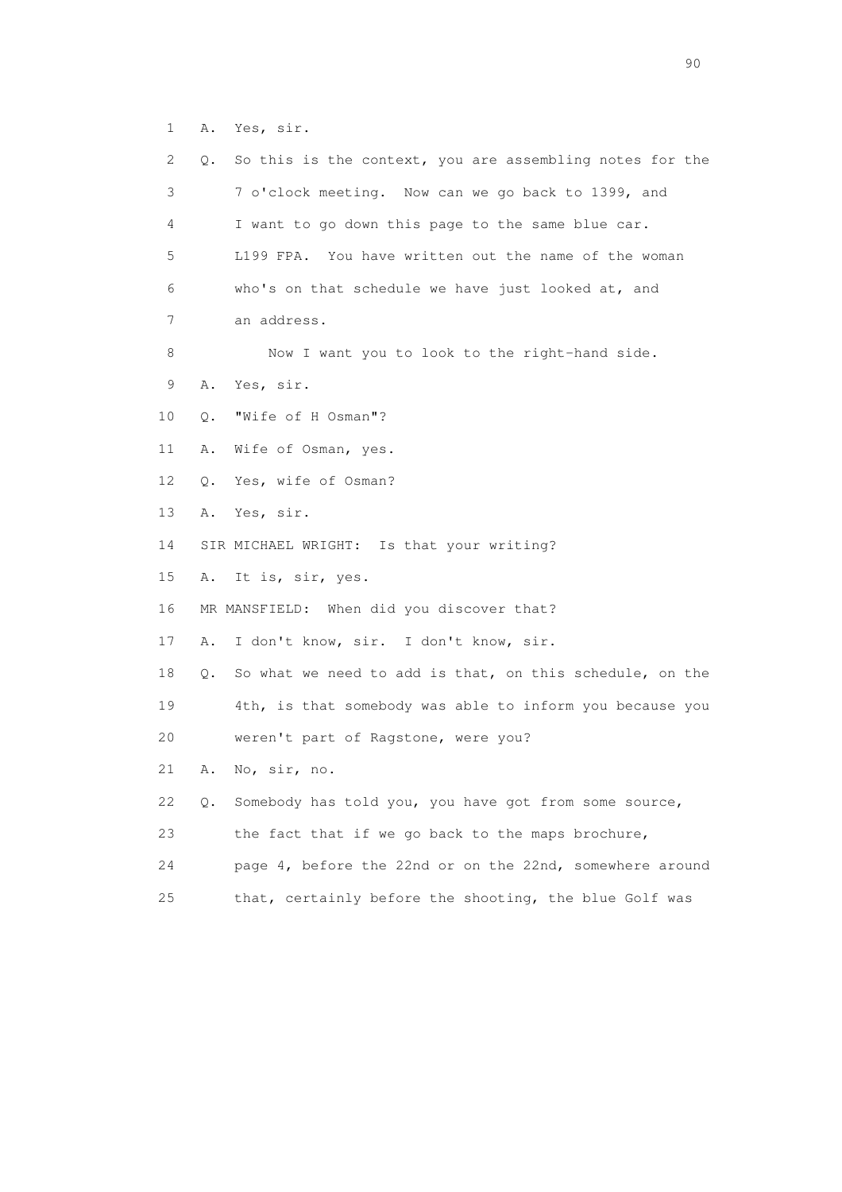1 A. Yes, sir.

2 Q. So this is the context, you are assembling notes for the

3 7 o'clock meeting. Now can we go back to 1399, and

4 I want to go down this page to the same blue car.

5 L199 FPA. You have written out the name of the woman

6 who's on that schedule we have just looked at, and

7 an address.

8 Now I want you to look to the right-hand side.

9 A. Yes, sir.

10 Q. "Wife of H Osman"?

11 A. Wife of Osman, yes.

12 Q. Yes, wife of Osman?

13 A. Yes, sir.

14 SIR MICHAEL WRIGHT: Is that your writing?

15 A. It is, sir, yes.

16 MR MANSFIELD: When did you discover that?

17 A. I don't know, sir. I don't know, sir.

18 Q. So what we need to add is that, on this schedule, on the

19 4th, is that somebody was able to inform you because you

20 weren't part of Ragstone, were you?

21 A. No, sir, no.

22 Q. Somebody has told you, you have got from some source,

23 the fact that if we go back to the maps brochure,

24 page 4, before the 22nd or on the 22nd, somewhere around

25 that, certainly before the shooting, the blue Golf was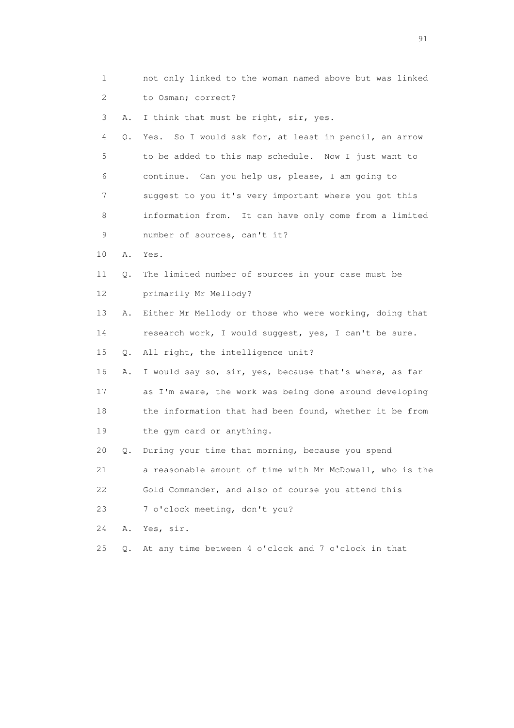1 not only linked to the woman named above but was linked
2 to Osman; correct?
3 A. I think that must be right, sir, yes.
4 Q. Yes. So I would ask for, at least in pencil, an arrow
5 to be added to this map schedule. Now I just want to
6 continue. Can you help us, please, I am going to
7 suggest to you it's very important where you got this
8 information from. It can have only come from a limited
9 number of sources, can't it?
10 A. Yes.
11 Q. The limited number of sources in your case must be
12 primarily Mr Mellody?
13 A. Either Mr Mellody or those who were working, doing that
14 research work, I would suggest, yes, I can't be sure.
15 Q. All right, the intelligence unit?
16 A. I would say so, sir, yes, because that's where, as far
17 as I'm aware, the work was being done around developing
18 the information that had been found, whether it be from
19 the gym card or anything.
20 Q. During your time that morning, because you spend
21 a reasonable amount of time with Mr McDowall, who is the
22 Gold Commander, and also of course you attend this
23 7 o'clock meeting, don't you?
24 A. Yes, sir.
25 Q. At any time between 4 o'clock and 7 o'clock in that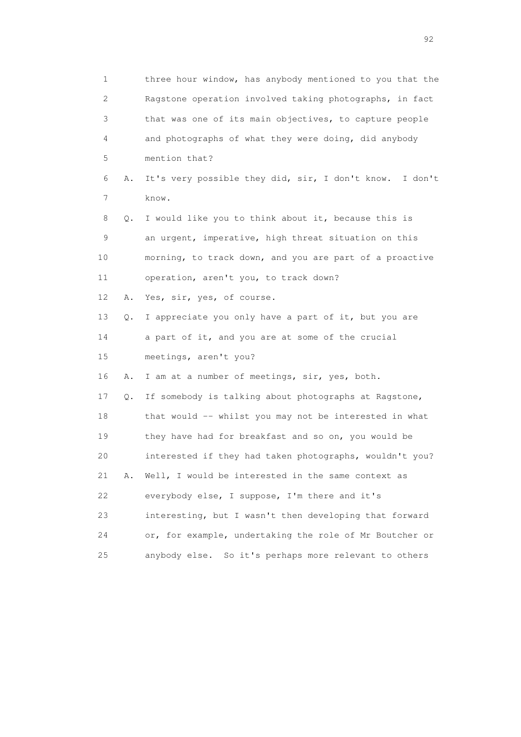1 three hour window, has anybody mentioned to you that the
2 Ragstone operation involved taking photographs, in fact
3 that was one of its main objectives, to capture people
4 and photographs of what they were doing, did anybody
5 mention that?

6 A. It's very possible they did, sir, I don't know. I don't
7 know.

8 Q. I would like you to think about it, because this is
9 an urgent, imperative, high threat situation on this
10 morning, to track down, and you are part of a proactive
11 operation, aren't you, to track down?

12 A. Yes, sir, yes, of course.

13 Q. I appreciate you only have a part of it, but you are
14 a part of it, and you are at some of the crucial
15 meetings, aren't you?

16 A. I am at a number of meetings, sir, yes, both.

17 Q. If somebody is talking about photographs at Ragstone,
18 that would -- whilst you may not be interested in what
19 they have had for breakfast and so on, you would be
20 interested if they had taken photographs, wouldn't you?

21 A. Well, I would be interested in the same context as
22 everybody else, I suppose, I'm there and it's
23 interesting, but I wasn't then developing that forward
24 or, for example, undertaking the role of Mr Boutcher or
25 anybody else. So it's perhaps more relevant to others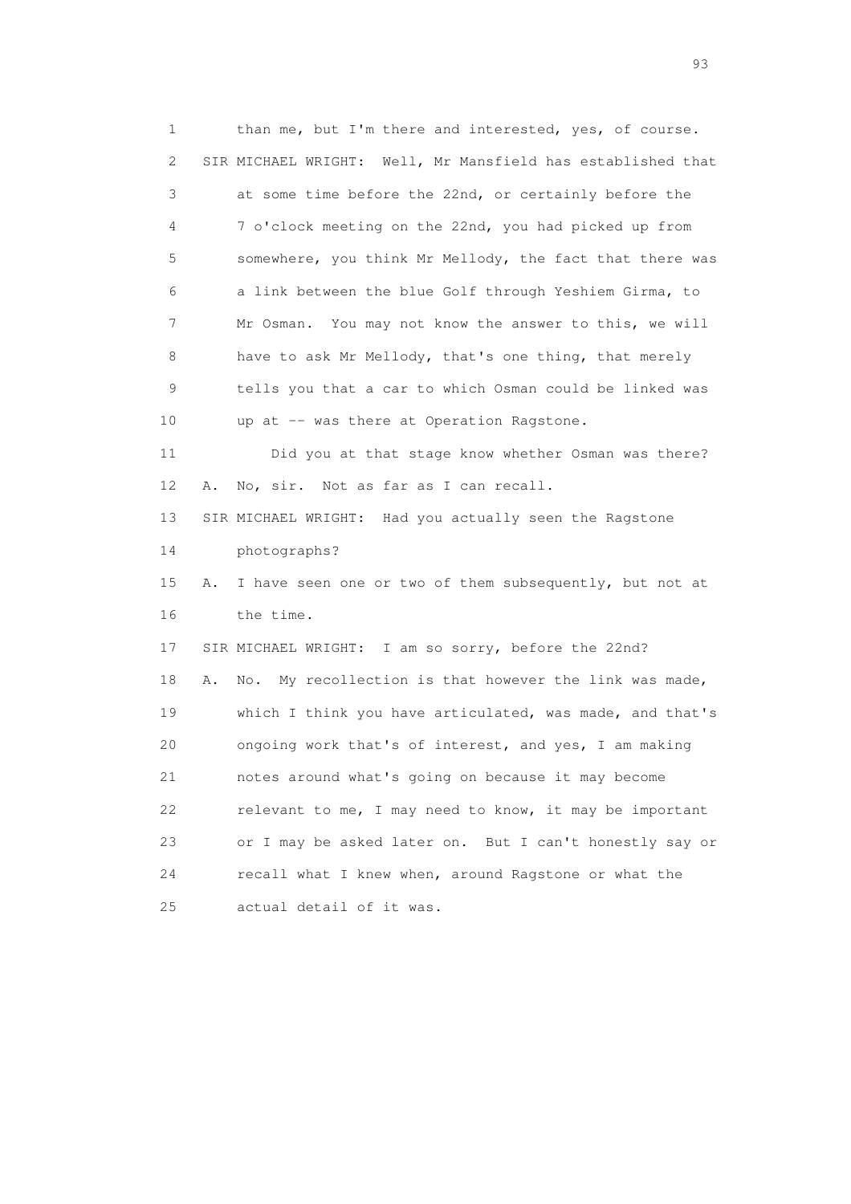1 than me, but I'm there and interested, yes, of course.
2 SIR MICHAEL WRIGHT: Well, Mr Mansfield has established that
3 at some time before the 22nd, or certainly before the
4 7 o'clock meeting on the 22nd, you had picked up from
5 somewhere, you think Mr Mellody, the fact that there was
6 a link between the blue Golf through Yeshiem Girma, to
7 Mr Osman. You may not know the answer to this, we will
8 have to ask Mr Mellody, that's one thing, that merely
9 tells you that a car to which Osman could be linked was
10 up at -- was there at Operation Ragstone.
11 Did you at that stage know whether Osman was there?
12 A. No, sir. Not as far as I can recall.
13 SIR MICHAEL WRIGHT: Had you actually seen the Ragstone
14 photographs?
15 A. I have seen one or two of them subsequently, but not at
16 the time.
17 SIR MICHAEL WRIGHT: I am so sorry, before the 22nd?
18 A. No. My recollection is that however the link was made,
19 which I think you have articulated, was made, and that's
20 ongoing work that's of interest, and yes, I am making
21 notes around what's going on because it may become
22 relevant to me, I may need to know, it may be important
23 or I may be asked later on. But I can't honestly say or
24 recall what I knew when, around Ragstone or what the
25 actual detail of it was.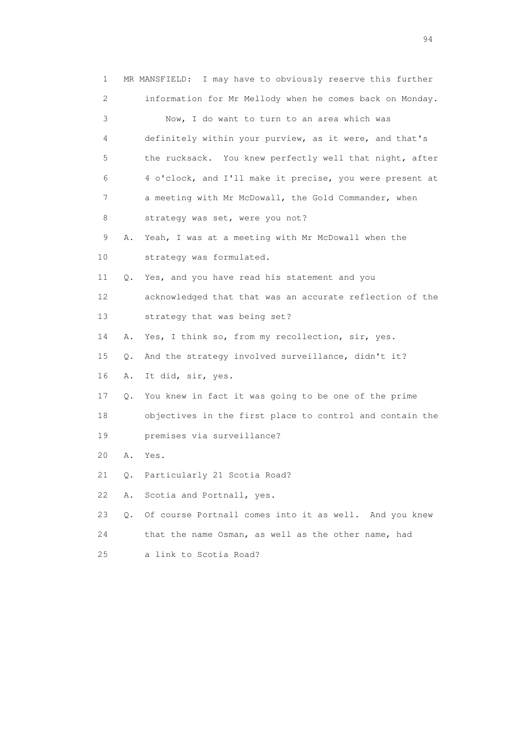1 MR MANSFIELD: I may have to obviously reserve this further
2 information for Mr Mellody when he comes back on Monday.
3 Now, I do want to turn to an area which was
4 definitely within your purview, as it were, and that's
5 the rucksack. You knew perfectly well that night, after
6 4 o'clock, and I'll make it precise, you were present at
7 a meeting with Mr McDowall, the Gold Commander, when
8 strategy was set, were you not?
9 A. Yeah, I was at a meeting with Mr McDowall when the
10 strategy was formulated.
11 Q. Yes, and you have read his statement and you
12 acknowledged that that was an accurate reflection of the
13 strategy that was being set?
14 A. Yes, I think so, from my recollection, sir, yes.
15 Q. And the strategy involved surveillance, didn't it?
16 A. It did, sir, yes.
17 Q. You knew in fact it was going to be one of the prime
18 objectives in the first place to control and contain the
19 premises via surveillance?
20 A. Yes.
21 Q. Particularly 21 Scotia Road?
22 A. Scotia and Portnall, yes.
23 Q. Of course Portnall comes into it as well. And you knew
24 that the name Osman, as well as the other name, had
25 a link to Scotia Road?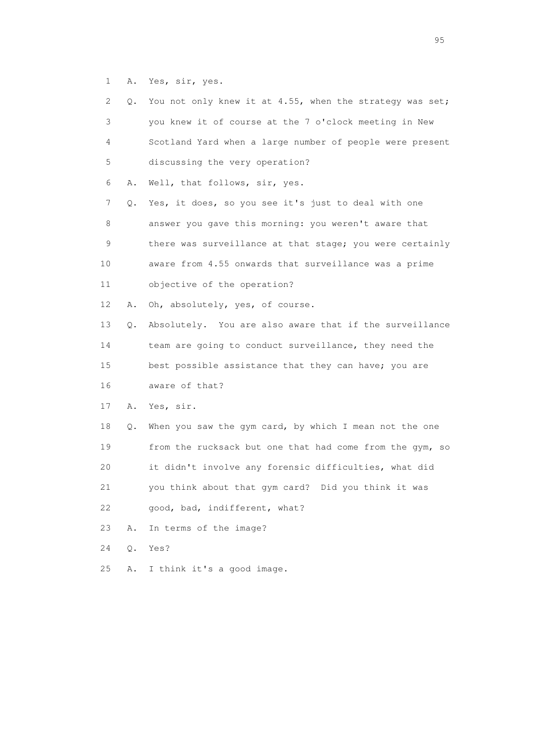1 A. Yes, sir, yes.

2 Q. You not only knew it at 4.55, when the strategy was set;

3 you knew it of course at the 7 o'clock meeting in New

4 Scotland Yard when a large number of people were present

5 discussing the very operation?

6 A. Well, that follows, sir, yes.

7 Q. Yes, it does, so you see it's just to deal with one

8 answer you gave this morning: you weren't aware that

9 there was surveillance at that stage; you were certainly

10 aware from 4.55 onwards that surveillance was a prime

11 objective of the operation?

12 A. Oh, absolutely, yes, of course.

13 Q. Absolutely. You are also aware that if the surveillance

14 team are going to conduct surveillance, they need the

15 best possible assistance that they can have; you are

16 aware of that?

17 A. Yes, sir.

18 Q. When you saw the gym card, by which I mean not the one

19 from the rucksack but one that had come from the gym, so

20 it didn't involve any forensic difficulties, what did

21 you think about that gym card? Did you think it was

22 good, bad, indifferent, what?

23 A. In terms of the image?

24 Q. Yes?

25 A. I think it's a good image.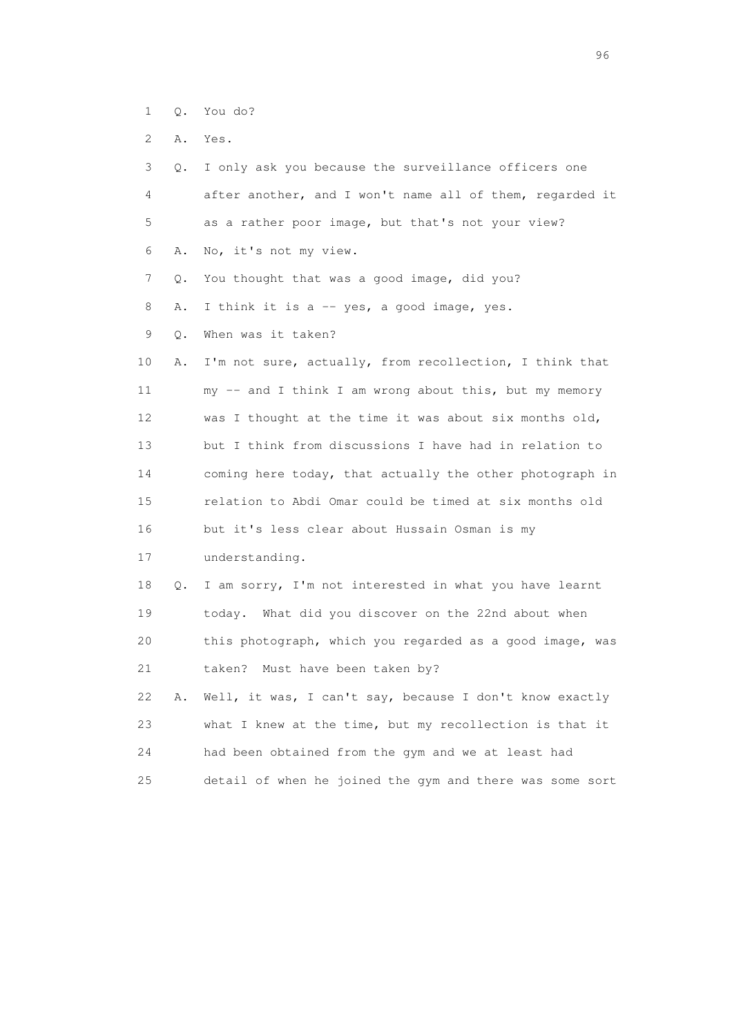1 Q. You do?

2 A. Yes.

3 Q. I only ask you because the surveillance officers one

4 after another, and I won't name all of them, regarded it

5 as a rather poor image, but that's not your view?

6 A. No, it's not my view.

7 Q. You thought that was a good image, did you?

8 A. I think it is a -- yes, a good image, yes.

9 Q. When was it taken?

10 A. I'm not sure, actually, from recollection, I think that

11 my -- and I think I am wrong about this, but my memory

12 was I thought at the time it was about six months old,

13 but I think from discussions I have had in relation to

14 coming here today, that actually the other photograph in

15 relation to Abdi Omar could be timed at six months old

16 but it's less clear about Hussain Osman is my

17 understanding.

18 Q. I am sorry, I'm not interested in what you have learnt

19 today. What did you discover on the 22nd about when

20 this photograph, which you regarded as a good image, was

21 taken? Must have been taken by?

22 A. Well, it was, I can't say, because I don't know exactly

23 what I knew at the time, but my recollection is that it

24 had been obtained from the gym and we at least had

25 detail of when he joined the gym and there was some sort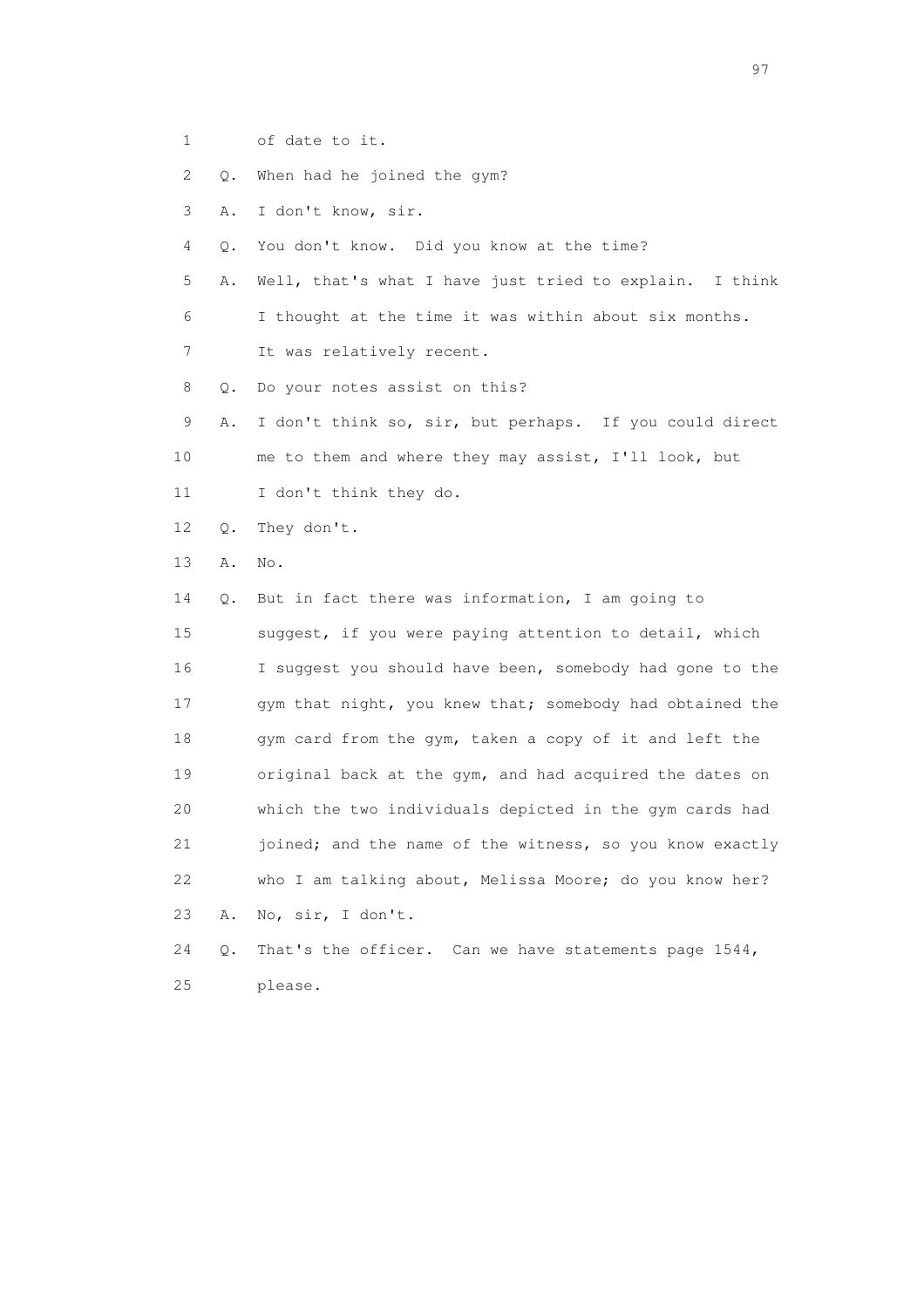1 of date to it.

2 Q. When had he joined the gym?

3 A. I don't know, sir.

4 Q. You don't know. Did you know at the time?

5 A. Well, that's what I have just tried to explain. I think

6 I thought at the time it was within about six months.

7 It was relatively recent.

8 Q. Do your notes assist on this?

9 A. I don't think so, sir, but perhaps. If you could direct

10 me to them and where they may assist, I'll look, but

11 I don't think they do.

12 Q. They don't.

13 A. No.

14 Q. But in fact there was information, I am going to

15 suggest, if you were paying attention to detail, which

16 I suggest you should have been, somebody had gone to the

17 gym that night, you knew that; somebody had obtained the

18 gym card from the gym, taken a copy of it and left the

19 original back at the gym, and had acquired the dates on

20 which the two individuals depicted in the gym cards had

21 joined; and the name of the witness, so you know exactly

22 who I am talking about, Melissa Moore; do you know her?

23 A. No, sir, I don't.

24 Q. That's the officer. Can we have statements page 1544,

25 please.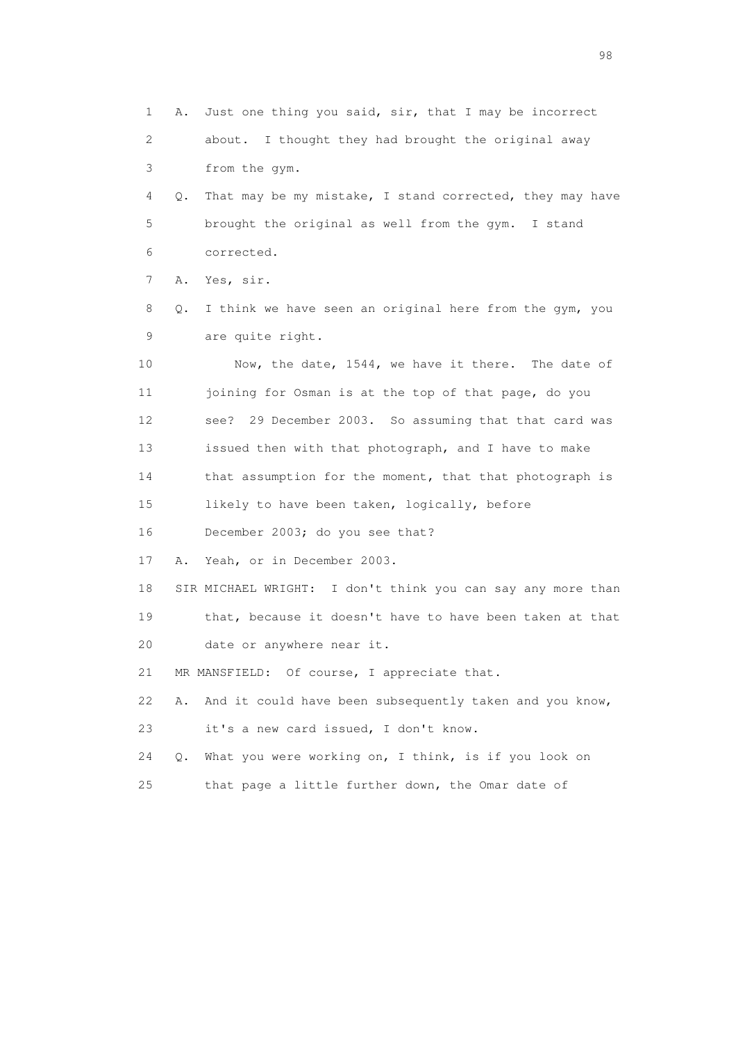1 A. Just one thing you said, sir, that I may be incorrect
2 about. I thought they had brought the original away
3 from the gym.
4 Q. That may be my mistake, I stand corrected, they may have
5 brought the original as well from the gym. I stand
6 corrected.
7 A. Yes, sir.
8 Q. I think we have seen an original here from the gym, you
9 are quite right.
10 Now, the date, 1544, we have it there. The date of
11 joining for Osman is at the top of that page, do you
12 see? 29 December 2003. So assuming that that card was
13 issued then with that photograph, and I have to make
14 that assumption for the moment, that that photograph is
15 likely to have been taken, logically, before
16 December 2003; do you see that?
17 A. Yeah, or in December 2003.
18 SIR MICHAEL WRIGHT: I don't think you can say any more than
19 that, because it doesn't have to have been taken at that
20 date or anywhere near it.
21 MR MANSFIELD: Of course, I appreciate that.
22 A. And it could have been subsequently taken and you know,
23 it's a new card issued, I don't know.
24 Q. What you were working on, I think, is if you look on
25 that page a little further down, the Omar date of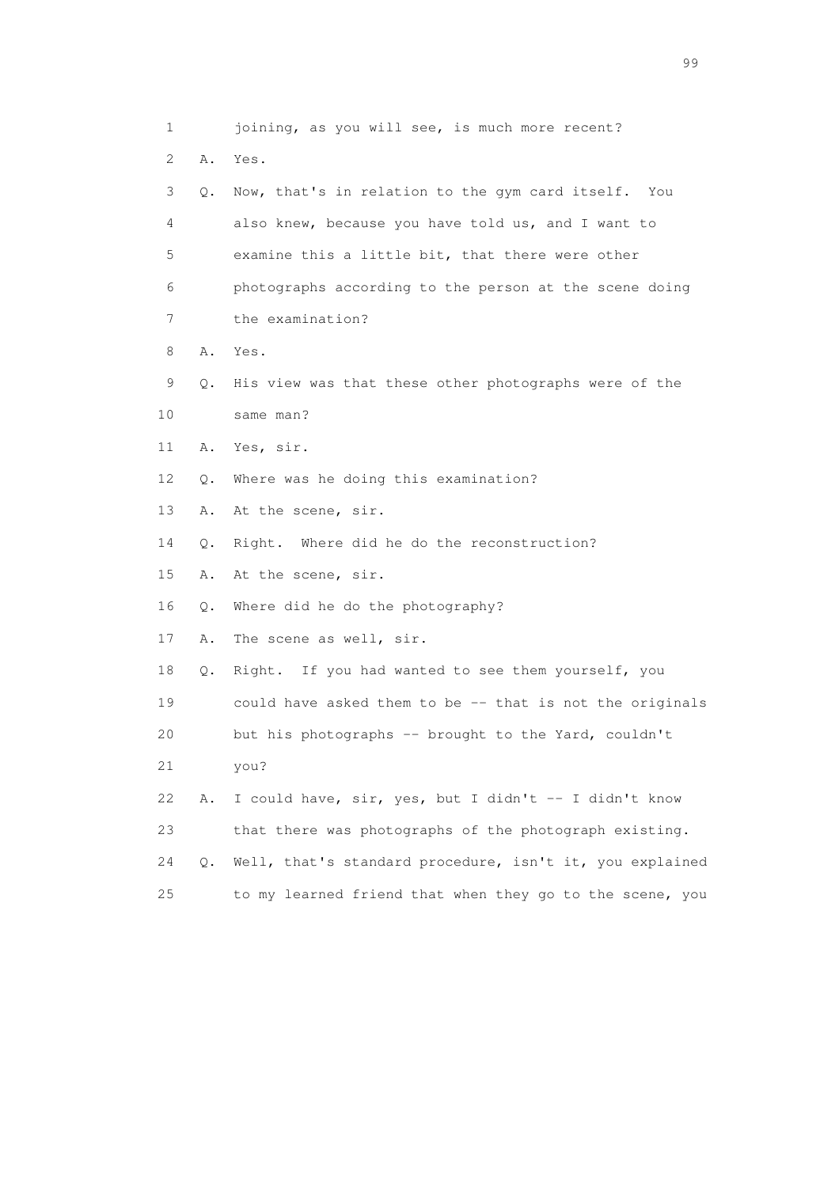1 joining, as you will see, is much more recent?

2 A. Yes.

3 Q. Now, that's in relation to the gym card itself. You

4 also knew, because you have told us, and I want to

5 examine this a little bit, that there were other

6 photographs according to the person at the scene doing

7 the examination?

8 A. Yes.

9 Q. His view was that these other photographs were of the

10 same man?

11 A. Yes, sir.

12 Q. Where was he doing this examination?

13 A. At the scene, sir.

14 Q. Right. Where did he do the reconstruction?

15 A. At the scene, sir.

16 Q. Where did he do the photography?

17 A. The scene as well, sir.

18 Q. Right. If you had wanted to see them yourself, you

19 could have asked them to be -- that is not the originals

20 but his photographs -- brought to the Yard, couldn't

21 you?

22 A. I could have, sir, yes, but I didn't -- I didn't know

23 that there was photographs of the photograph existing.

24 Q. Well, that's standard procedure, isn't it, you explained

25 to my learned friend that when they go to the scene, you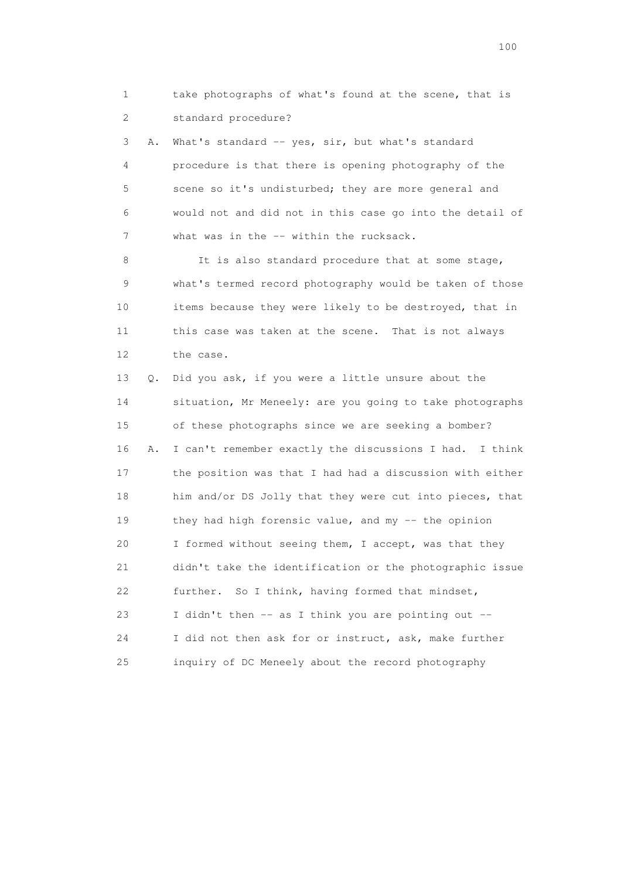1 take photographs of what's found at the scene, that is
2 standard procedure?

3 A. What's standard -- yes, sir, but what's standard
4 procedure is that there is opening photography of the
5 scene so it's undisturbed; they are more general and
6 would not and did not in this case go into the detail of
7 what was in the -- within the rucksack.

8 It is also standard procedure that at some stage,
9 what's termed record photography would be taken of those
10 items because they were likely to be destroyed, that in
11 this case was taken at the scene. That is not always
12 the case.

13 Q. Did you ask, if you were a little unsure about the
14 situation, Mr Meneely: are you going to take photographs
15 of these photographs since we are seeking a bomber?

16 A. I can't remember exactly the discussions I had. I think
17 the position was that I had had a discussion with either
18 him and/or DS Jolly that they were cut into pieces, that
19 they had high forensic value, and my -- the opinion
20 I formed without seeing them, I accept, was that they
21 didn't take the identification or the photographic issue
22 further. So I think, having formed that mindset,
23 I didn't then -- as I think you are pointing out --
24 I did not then ask for or instruct, ask, make further
25 inquiry of DC Meneely about the record photography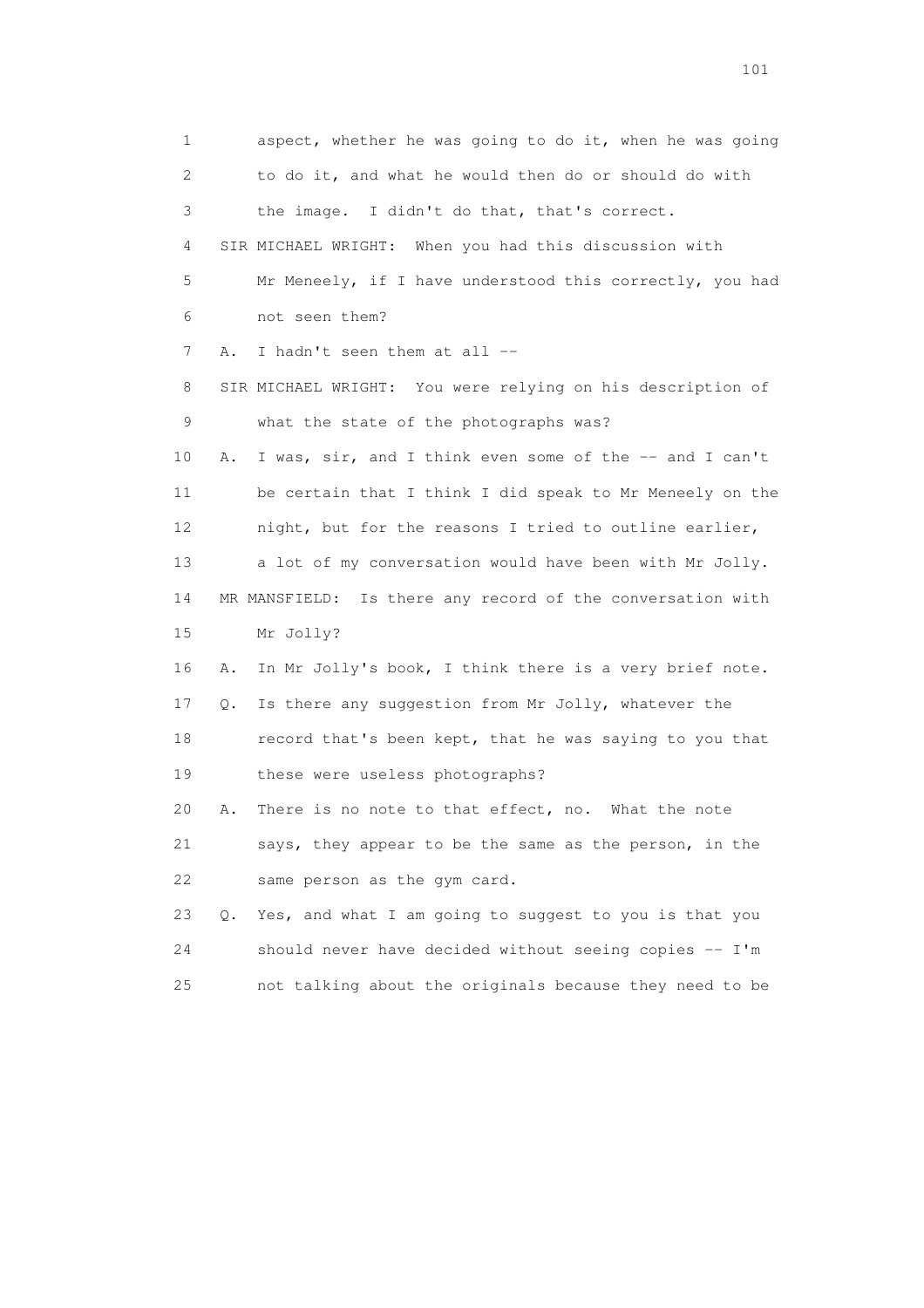1 aspect, whether he was going to do it, when he was going
2 to do it, and what he would then do or should do with
3 the image. I didn't do that, that's correct.
4 SIR MICHAEL WRIGHT: When you had this discussion with
5 Mr Meneely, if I have understood this correctly, you had
6 not seen them?
7 A. I hadn't seen them at all --
8 SIR MICHAEL WRIGHT: You were relying on his description of
9 what the state of the photographs was?
10 A. I was, sir, and I think even some of the -- and I can't
11 be certain that I think I did speak to Mr Meneely on the
12 night, but for the reasons I tried to outline earlier,
13 a lot of my conversation would have been with Mr Jolly.
14 MR MANSFIELD: Is there any record of the conversation with
15 Mr Jolly?
16 A. In Mr Jolly's book, I think there is a very brief note.
17 Q. Is there any suggestion from Mr Jolly, whatever the
18 record that's been kept, that he was saying to you that
19 these were useless photographs?
20 A. There is no note to that effect, no. What the note
21 says, they appear to be the same as the person, in the
22 same person as the gym card.
23 Q. Yes, and what I am going to suggest to you is that you
24 should never have decided without seeing copies -- I'm
25 not talking about the originals because they need to be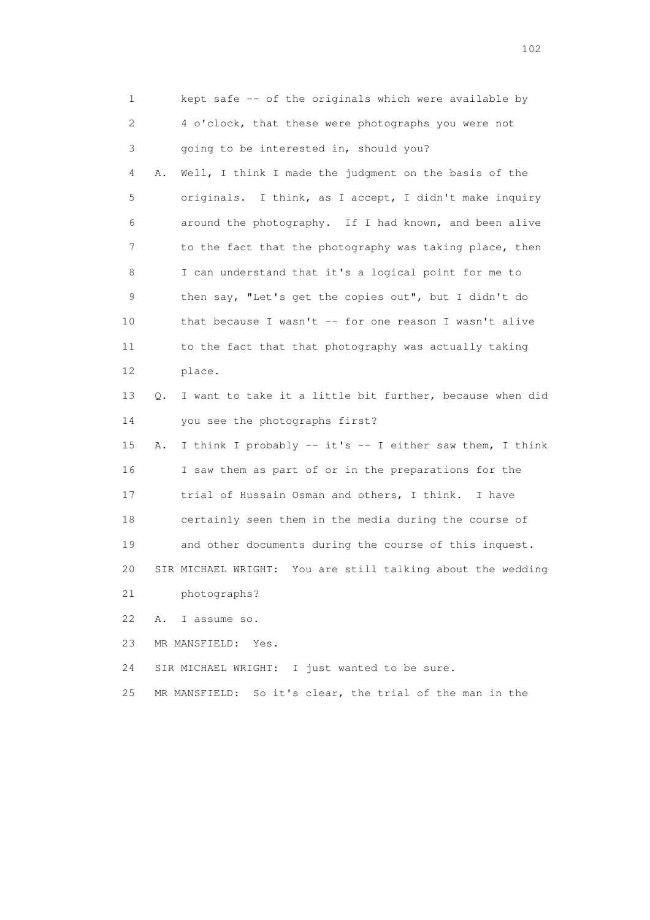1 kept safe -- of the originals which were available by
2 4 o'clock, that these were photographs you were not
3 going to be interested in, should you?

4 A. Well, I think I made the judgment on the basis of the
5 originals. I think, as I accept, I didn't make inquiry
6 around the photography. If I had known, and been alive
7 to the fact that the photography was taking place, then
8 I can understand that it's a logical point for me to
9 then say, "Let's get the copies out", but I didn't do
10 that because I wasn't -- for one reason I wasn't alive
11 to the fact that that photography was actually taking
12 place.

13 Q. I want to take it a little bit further, because when did
14 you see the photographs first?

15 A. I think I probably -- it's -- I either saw them, I think
16 I saw them as part of or in the preparations for the
17 trial of Hussain Osman and others, I think. I have
18 certainly seen them in the media during the course of
19 and other documents during the course of this inquest.

20 SIR MICHAEL WRIGHT: You are still talking about the wedding
21 photographs?

22 A. I assume so.

23 MR MANSFIELD: Yes.

24 SIR MICHAEL WRIGHT: I just wanted to be sure.

25 MR MANSFIELD: So it's clear, the trial of the man in the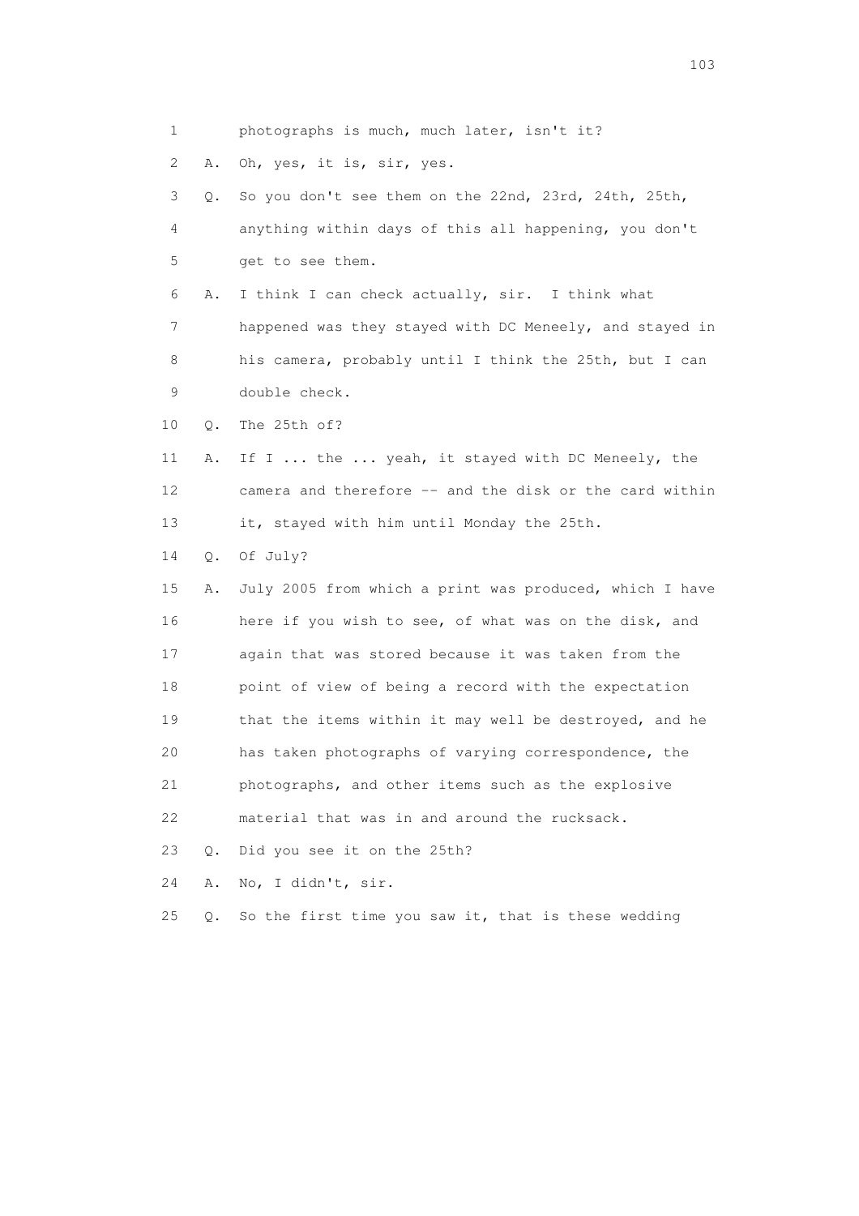1 photographs is much, much later, isn't it?

2 A. Oh, yes, it is, sir, yes.

3 Q. So you don't see them on the 22nd, 23rd, 24th, 25th,

4 anything within days of this all happening, you don't

5 get to see them.

6 A. I think I can check actually, sir. I think what

7 happened was they stayed with DC Meneely, and stayed in

8 his camera, probably until I think the 25th, but I can

9 double check.

10 Q. The 25th of?

11 A. If I ... the ... yeah, it stayed with DC Meneely, the

12 camera and therefore -- and the disk or the card within

13 it, stayed with him until Monday the 25th.

14 Q. Of July?

15 A. July 2005 from which a print was produced, which I have

16 here if you wish to see, of what was on the disk, and

17 again that was stored because it was taken from the

18 point of view of being a record with the expectation

19 that the items within it may well be destroyed, and he

20 has taken photographs of varying correspondence, the

21 photographs, and other items such as the explosive

22 material that was in and around the rucksack.

23 Q. Did you see it on the 25th?

24 A. No, I didn't, sir.

25 Q. So the first time you saw it, that is these wedding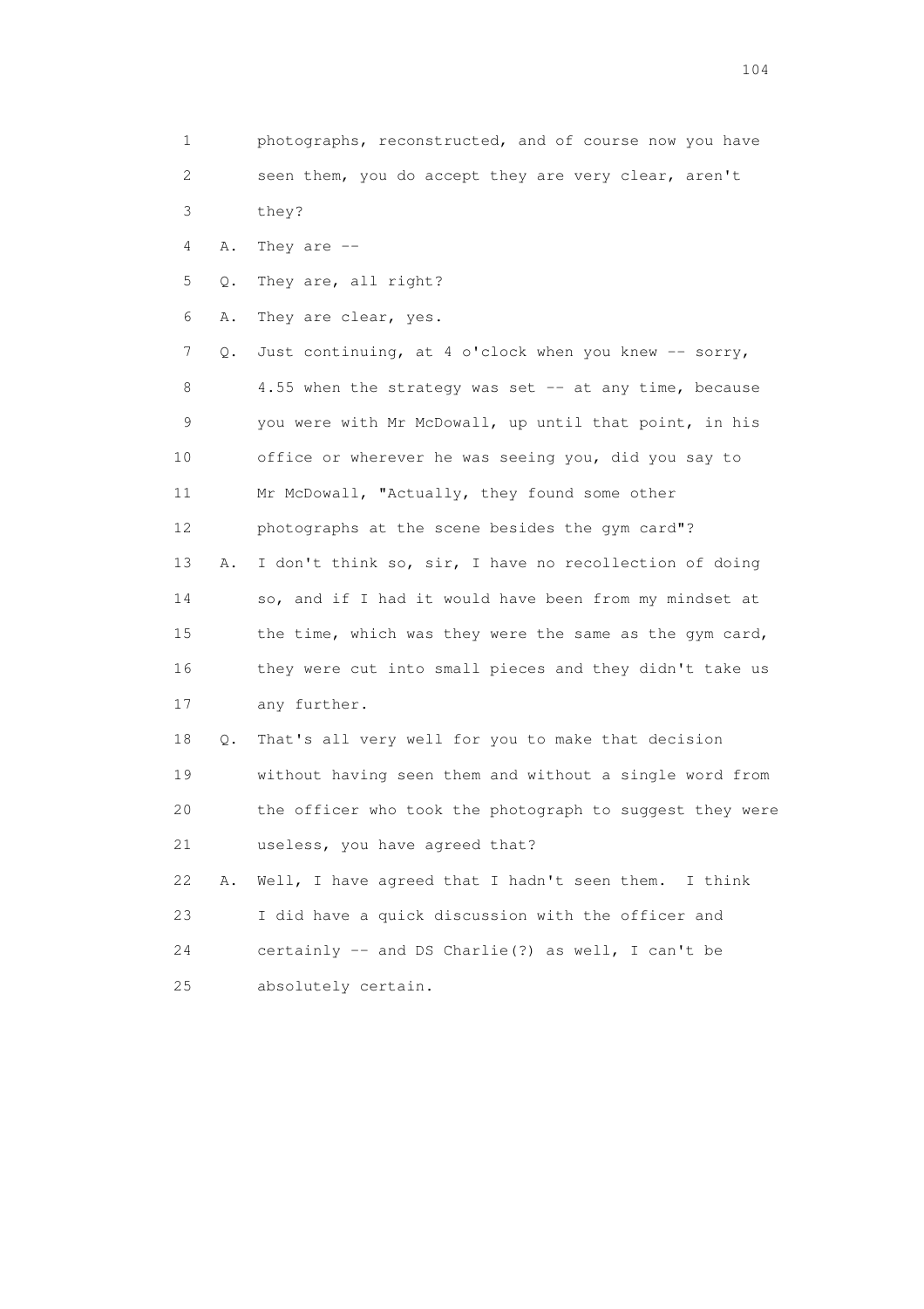1 photographs, reconstructed, and of course now you have
2 seen them, you do accept they are very clear, aren't
3 they?

4 A. They are --

5 Q. They are, all right?

6 A. They are clear, yes.

7 Q. Just continuing, at 4 o'clock when you knew -- sorry,
8 4.55 when the strategy was set -- at any time, because
9 you were with Mr McDowall, up until that point, in his
10 office or wherever he was seeing you, did you say to
11 Mr McDowall, "Actually, they found some other
12 photographs at the scene besides the gym card"?

13 A. I don't think so, sir, I have no recollection of doing
14 so, and if I had it would have been from my mindset at
15 the time, which was they were the same as the gym card,
16 they were cut into small pieces and they didn't take us
17 any further.

18 Q. That's all very well for you to make that decision
19 without having seen them and without a single word from
20 the officer who took the photograph to suggest they were
21 useless, you have agreed that?

22 A. Well, I have agreed that I hadn't seen them. I think
23 I did have a quick discussion with the officer and
24 certainly -- and DS Charlie(?) as well, I can't be
25 absolutely certain.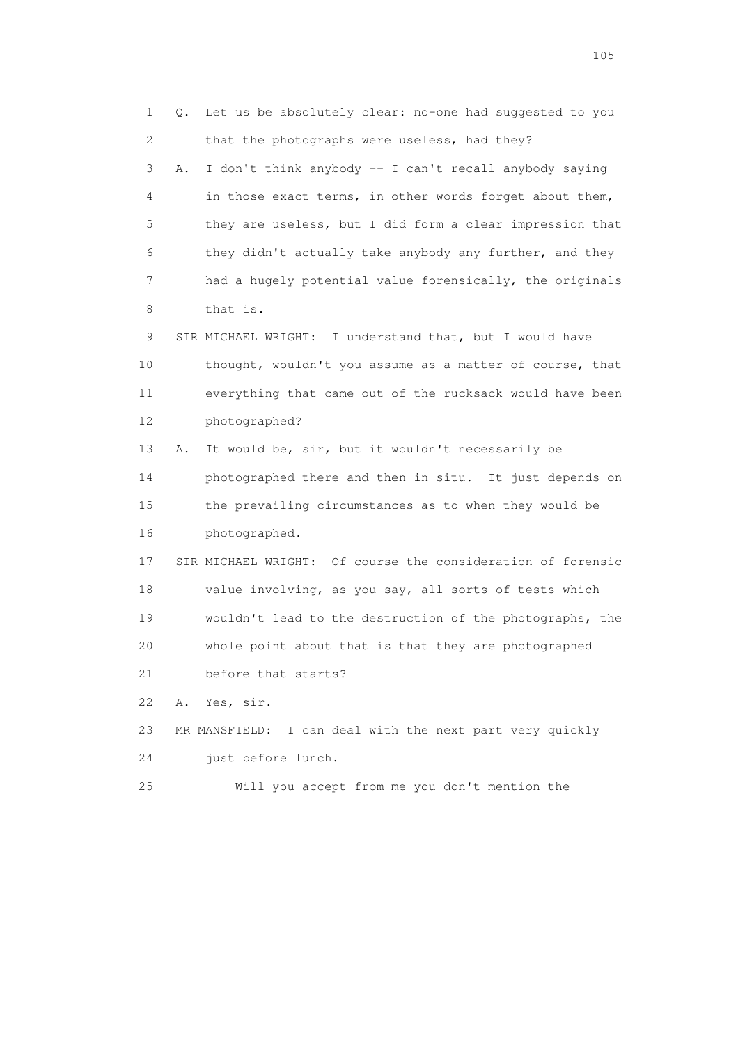1 Q. Let us be absolutely clear: no-one had suggested to you
2 that the photographs were useless, had they?
3 A. I don't think anybody -- I can't recall anybody saying
4 in those exact terms, in other words forget about them,
5 they are useless, but I did form a clear impression that
6 they didn't actually take anybody any further, and they
7 had a hugely potential value forensically, the originals
8 that is.
9 SIR MICHAEL WRIGHT: I understand that, but I would have
10 thought, wouldn't you assume as a matter of course, that
11 everything that came out of the rucksack would have been
12 photographed?
13 A. It would be, sir, but it wouldn't necessarily be
14 photographed there and then in situ. It just depends on
15 the prevailing circumstances as to when they would be
16 photographed.
17 SIR MICHAEL WRIGHT: Of course the consideration of forensic
18 value involving, as you say, all sorts of tests which
19 wouldn't lead to the destruction of the photographs, the
20 whole point about that is that they are photographed
21 before that starts?
22 A. Yes, sir.
23 MR MANSFIELD: I can deal with the next part very quickly
24 just before lunch.
25 Will you accept from me you don't mention the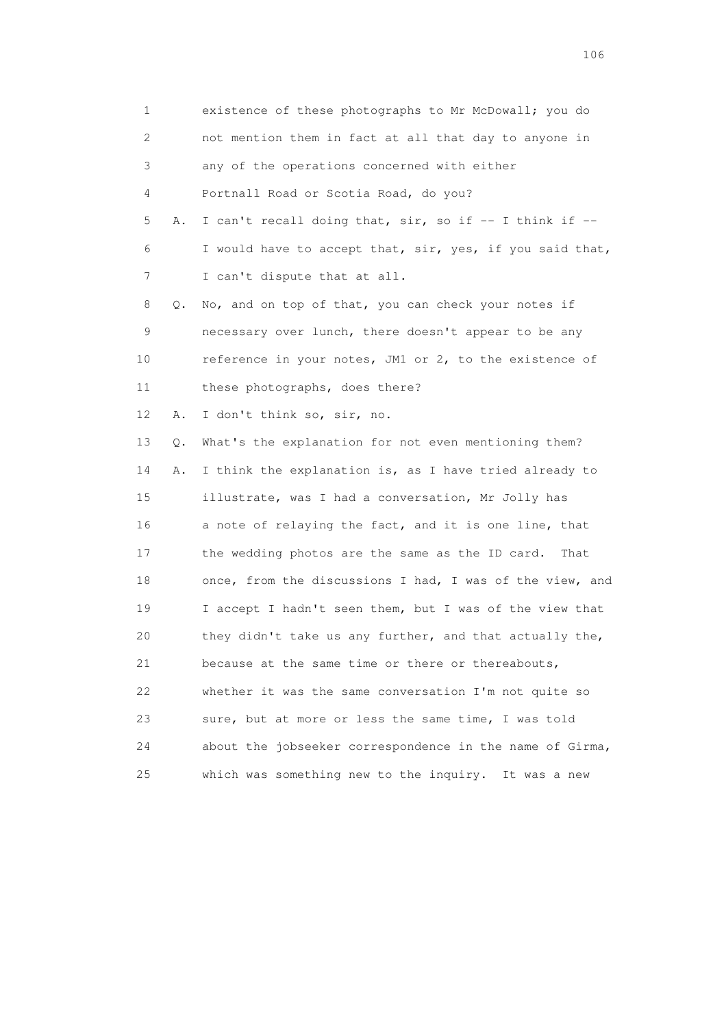1 existence of these photographs to Mr McDowall; you do
2 not mention them in fact at all that day to anyone in
3 any of the operations concerned with either
4 Portnall Road or Scotia Road, do you?
5 A. I can't recall doing that, sir, so if -- I think if --
6 I would have to accept that, sir, yes, if you said that,
7 I can't dispute that at all.
8 Q. No, and on top of that, you can check your notes if
9 necessary over lunch, there doesn't appear to be any
10 reference in your notes, JM1 or 2, to the existence of
11 these photographs, does there?
12 A. I don't think so, sir, no.
13 Q. What's the explanation for not even mentioning them?
14 A. I think the explanation is, as I have tried already to
15 illustrate, was I had a conversation, Mr Jolly has
16 a note of relaying the fact, and it is one line, that
17 the wedding photos are the same as the ID card. That
18 once, from the discussions I had, I was of the view, and
19 I accept I hadn't seen them, but I was of the view that
20 they didn't take us any further, and that actually the,
21 because at the same time or there or thereabouts,
22 whether it was the same conversation I'm not quite so
23 sure, but at more or less the same time, I was told
24 about the jobseeker correspondence in the name of Girma,
25 which was something new to the inquiry. It was a new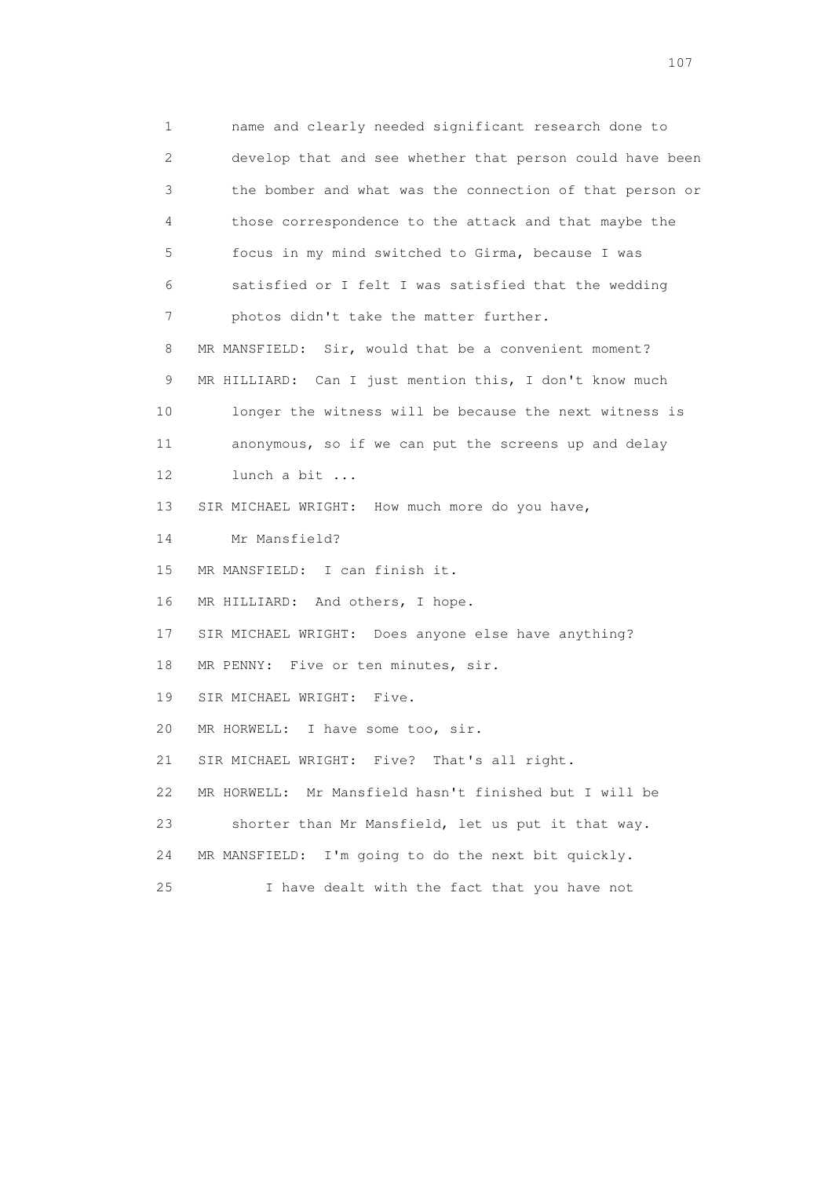1 name and clearly needed significant research done to
2 develop that and see whether that person could have been
3 the bomber and what was the connection of that person or
4 those correspondence to the attack and that maybe the
5 focus in my mind switched to Girma, because I was
6 satisfied or I felt I was satisfied that the wedding
7 photos didn't take the matter further.
8 MR MANSFIELD: Sir, would that be a convenient moment?
9 MR HILLIARD: Can I just mention this, I don't know much
10 longer the witness will be because the next witness is
11 anonymous, so if we can put the screens up and delay
12 lunch a bit ...
13 SIR MICHAEL WRIGHT: How much more do you have,
14 Mr Mansfield?
15 MR MANSFIELD: I can finish it.
16 MR HILLIARD: And others, I hope.
17 SIR MICHAEL WRIGHT: Does anyone else have anything?
18 MR PENNY: Five or ten minutes, sir.
19 SIR MICHAEL WRIGHT: Five.
20 MR HORWELL: I have some too, sir.
21 SIR MICHAEL WRIGHT: Five? That's all right.
22 MR HORWELL: Mr Mansfield hasn't finished but I will be
23 shorter than Mr Mansfield, let us put it that way.
24 MR MANSFIELD: I'm going to do the next bit quickly.
25 I have dealt with the fact that you have not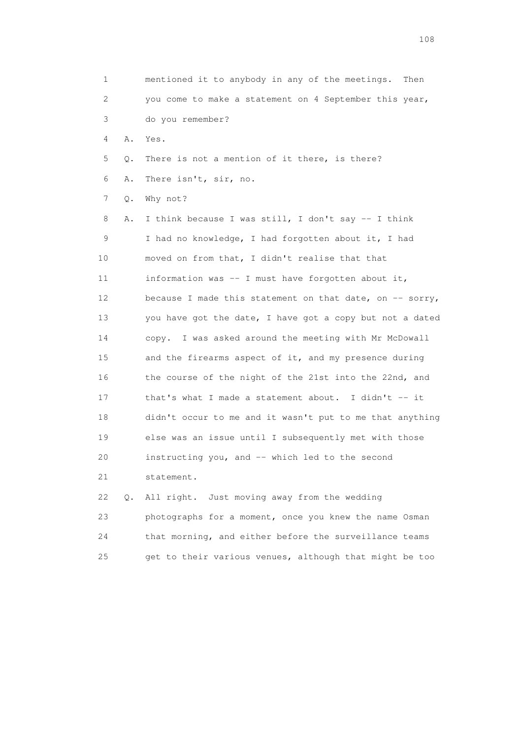1 mentioned it to anybody in any of the meetings. Then
2 you come to make a statement on 4 September this year,
3 do you remember?

4 A. Yes.

5 Q. There is not a mention of it there, is there?

6 A. There isn't, sir, no.

7 Q. Why not?

8 A. I think because I was still, I don't say -- I think
9 I had no knowledge, I had forgotten about it, I had
10 moved on from that, I didn't realise that that
11 information was -- I must have forgotten about it,
12 because I made this statement on that date, on -- sorry,
13 you have got the date, I have got a copy but not a dated
14 copy. I was asked around the meeting with Mr McDowall
15 and the firearms aspect of it, and my presence during
16 the course of the night of the 21st into the 22nd, and
17 that's what I made a statement about. I didn't -- it
18 didn't occur to me and it wasn't put to me that anything
19 else was an issue until I subsequently met with those
20 instructing you, and -- which led to the second
21 statement.

22 Q. All right. Just moving away from the wedding
23 photographs for a moment, once you knew the name Osman
24 that morning, and either before the surveillance teams
25 get to their various venues, although that might be too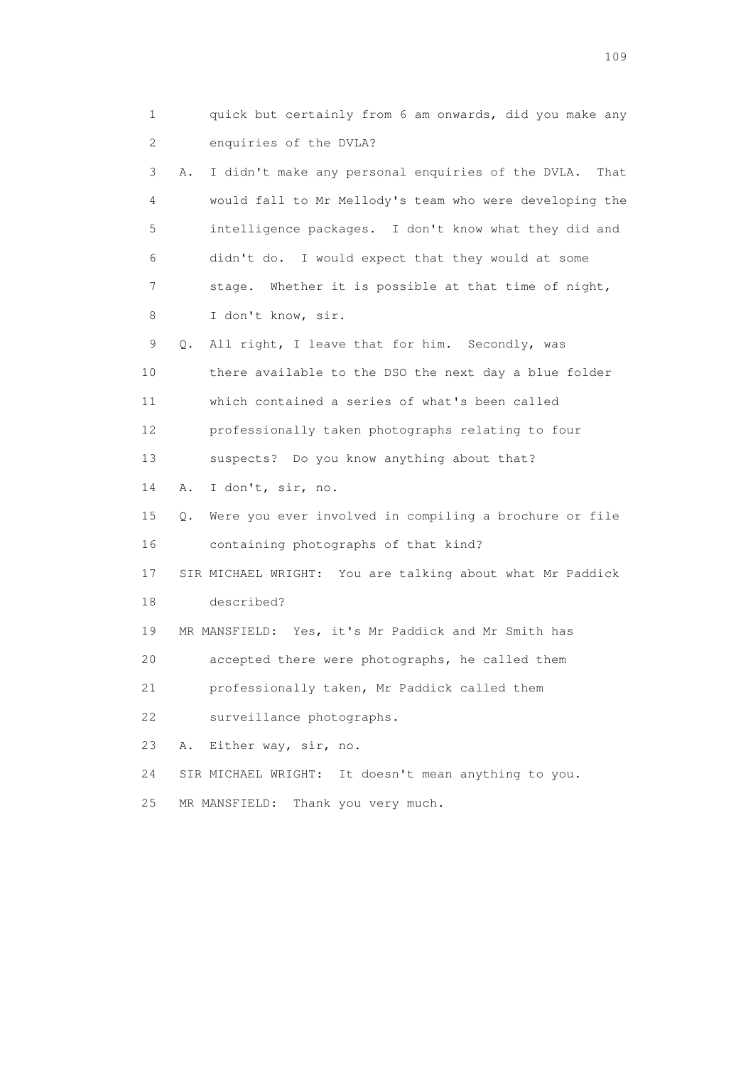1 quick but certainly from 6 am onwards, did you make any
2 enquiries of the DVLA?
3 A. I didn't make any personal enquiries of the DVLA. That
4 would fall to Mr Mellody's team who were developing the
5 intelligence packages. I don't know what they did and
6 didn't do. I would expect that they would at some
7 stage. Whether it is possible at that time of night,
8 I don't know, sir.
9 Q. All right, I leave that for him. Secondly, was
10 there available to the DSO the next day a blue folder
11 which contained a series of what's been called
12 professionally taken photographs relating to four
13 suspects? Do you know anything about that?
14 A. I don't, sir, no.
15 Q. Were you ever involved in compiling a brochure or file
16 containing photographs of that kind?
17 SIR MICHAEL WRIGHT: You are talking about what Mr Paddick
18 described?
19 MR MANSFIELD: Yes, it's Mr Paddick and Mr Smith has
20 accepted there were photographs, he called them
21 professionally taken, Mr Paddick called them
22 surveillance photographs.
23 A. Either way, sir, no.
24 SIR MICHAEL WRIGHT: It doesn't mean anything to you.
25 MR MANSFIELD: Thank you very much.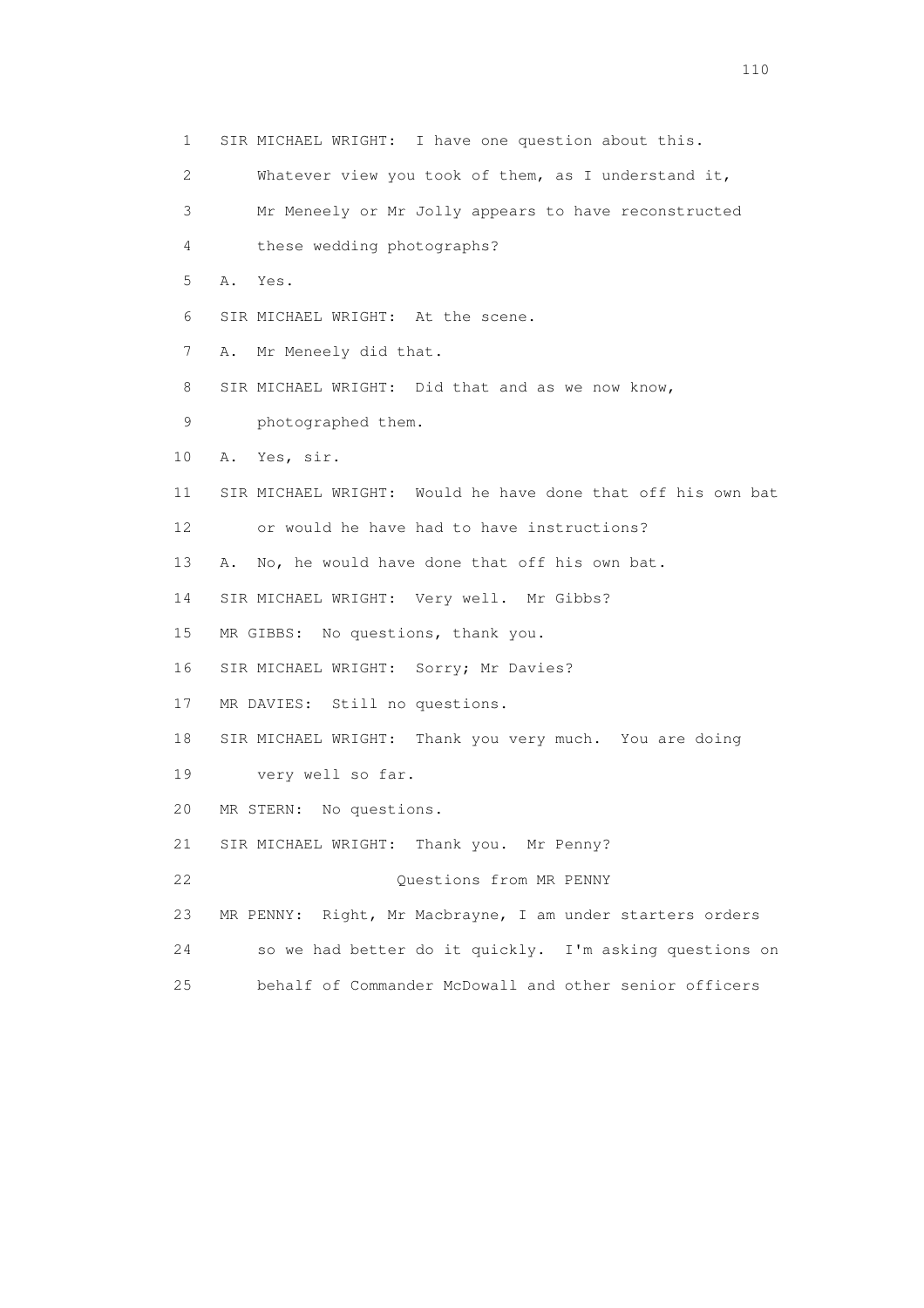1 SIR MICHAEL WRIGHT: I have one question about this.

2 Whatever view you took of them, as I understand it,

3 Mr Meneely or Mr Jolly appears to have reconstructed

4 these wedding photographs?

5 A. Yes.

6 SIR MICHAEL WRIGHT: At the scene.

7 A. Mr Meneely did that.

8 SIR MICHAEL WRIGHT: Did that and as we now know,

9 photographed them.

10 A. Yes, sir.

11 SIR MICHAEL WRIGHT: Would he have done that off his own bat

12 or would he have had to have instructions?

13 A. No, he would have done that off his own bat.

14 SIR MICHAEL WRIGHT: Very well. Mr Gibbs?

15 MR GIBBS: No questions, thank you.

16 SIR MICHAEL WRIGHT: Sorry; Mr Davies?

17 MR DAVIES: Still no questions.

18 SIR MICHAEL WRIGHT: Thank you very much. You are doing

19 very well so far.

20 MR STERN: No questions.

21 SIR MICHAEL WRIGHT: Thank you. Mr Penny?

22 Questions from MR PENNY

23 MR PENNY: Right, Mr Macbrayne, I am under starters orders

24 so we had better do it quickly. I'm asking questions on

25 behalf of Commander McDowall and other senior officers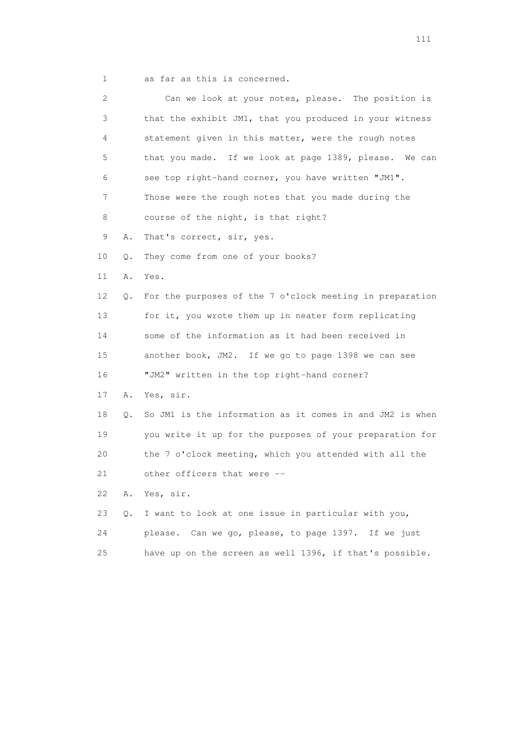1 as far as this is concerned.

2 Can we look at your notes, please. The position is
3 that the exhibit JM1, that you produced in your witness
4 statement given in this matter, were the rough notes
5 that you made. If we look at page 1389, please. We can
6 see top right-hand corner, you have written "JM1".
7 Those were the rough notes that you made during the
8 course of the night, is that right?

9 A. That's correct, sir, yes.

10 Q. They come from one of your books?

11 A. Yes.

12 Q. For the purposes of the 7 o'clock meeting in preparation
13 for it, you wrote them up in neater form replicating
14 some of the information as it had been received in
15 another book, JM2. If we go to page 1398 we can see
16 "JM2" written in the top right-hand corner?

17 A. Yes, sir.

18 Q. So JM1 is the information as it comes in and JM2 is when
19 you write it up for the purposes of your preparation for
20 the 7 o'clock meeting, which you attended with all the
21 other officers that were --

22 A. Yes, sir.

23 Q. I want to look at one issue in particular with you,
24 please. Can we go, please, to page 1397. If we just
25 have up on the screen as well 1396, if that's possible.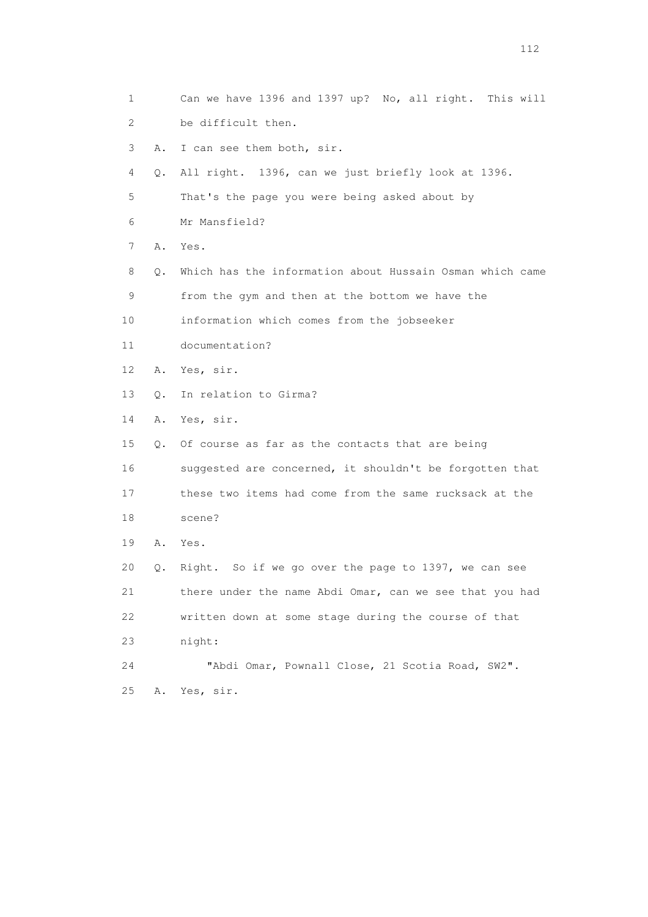1 Can we have 1396 and 1397 up? No, all right. This will
2 be difficult then.
3 A. I can see them both, sir.
4 Q. All right. 1396, can we just briefly look at 1396.
5 That's the page you were being asked about by
6 Mr Mansfield?
7 A. Yes.
8 Q. Which has the information about Hussain Osman which came
9 from the gym and then at the bottom we have the
10 information which comes from the jobseeker
11 documentation?
12 A. Yes, sir.
13 Q. In relation to Girma?
14 A. Yes, sir.
15 Q. Of course as far as the contacts that are being
16 suggested are concerned, it shouldn't be forgotten that
17 these two items had come from the same rucksack at the
18 scene?
19 A. Yes.
20 Q. Right. So if we go over the page to 1397, we can see
21 there under the name Abdi Omar, can we see that you had
22 written down at some stage during the course of that
23 night:
24 "Abdi Omar, Pownall Close, 21 Scotia Road, SW2".
25 A. Yes, sir.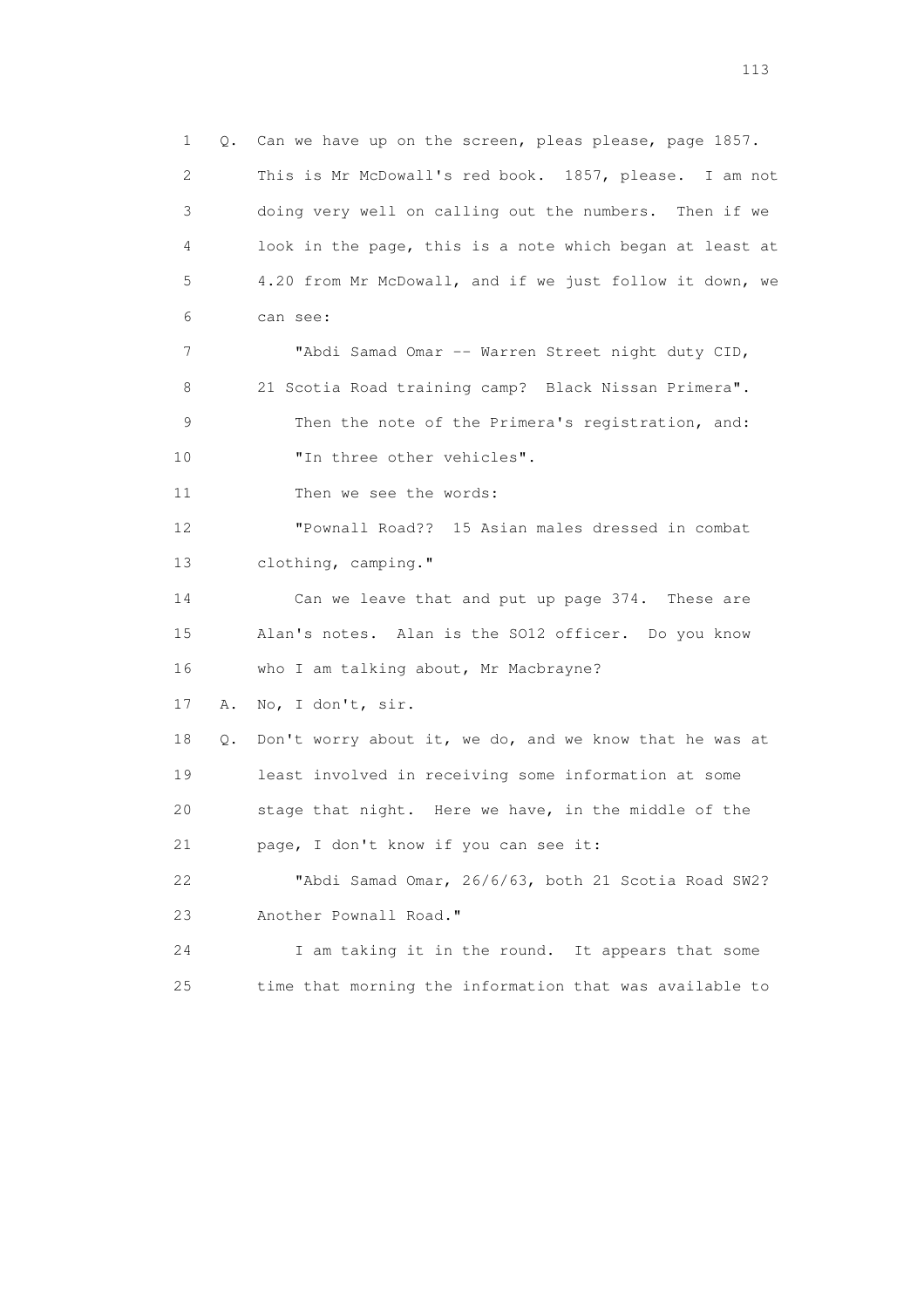1 Q. Can we have up on the screen, pleas please, page 1857.
2 This is Mr McDowall's red book. 1857, please. I am not
3 doing very well on calling out the numbers. Then if we
4 look in the page, this is a note which began at least at
5 4.20 from Mr McDowall, and if we just follow it down, we
6 can see:
7 "Abdi Samad Omar -- Warren Street night duty CID,
8 21 Scotia Road training camp? Black Nissan Primera".
9 Then the note of the Primera's registration, and:
10 "In three other vehicles".
11 Then we see the words:
12 "Pownall Road?? 15 Asian males dressed in combat
13 clothing, camping."
14 Can we leave that and put up page 374. These are
15 Alan's notes. Alan is the SO12 officer. Do you know
16 who I am talking about, Mr Macbrayne?
17 A. No, I don't, sir.
18 Q. Don't worry about it, we do, and we know that he was at
19 least involved in receiving some information at some
20 stage that night. Here we have, in the middle of the
21 page, I don't know if you can see it:
22 "Abdi Samad Omar, 26/6/63, both 21 Scotia Road SW2?
23 Another Pownall Road."
24 I am taking it in the round. It appears that some
25 time that morning the information that was available to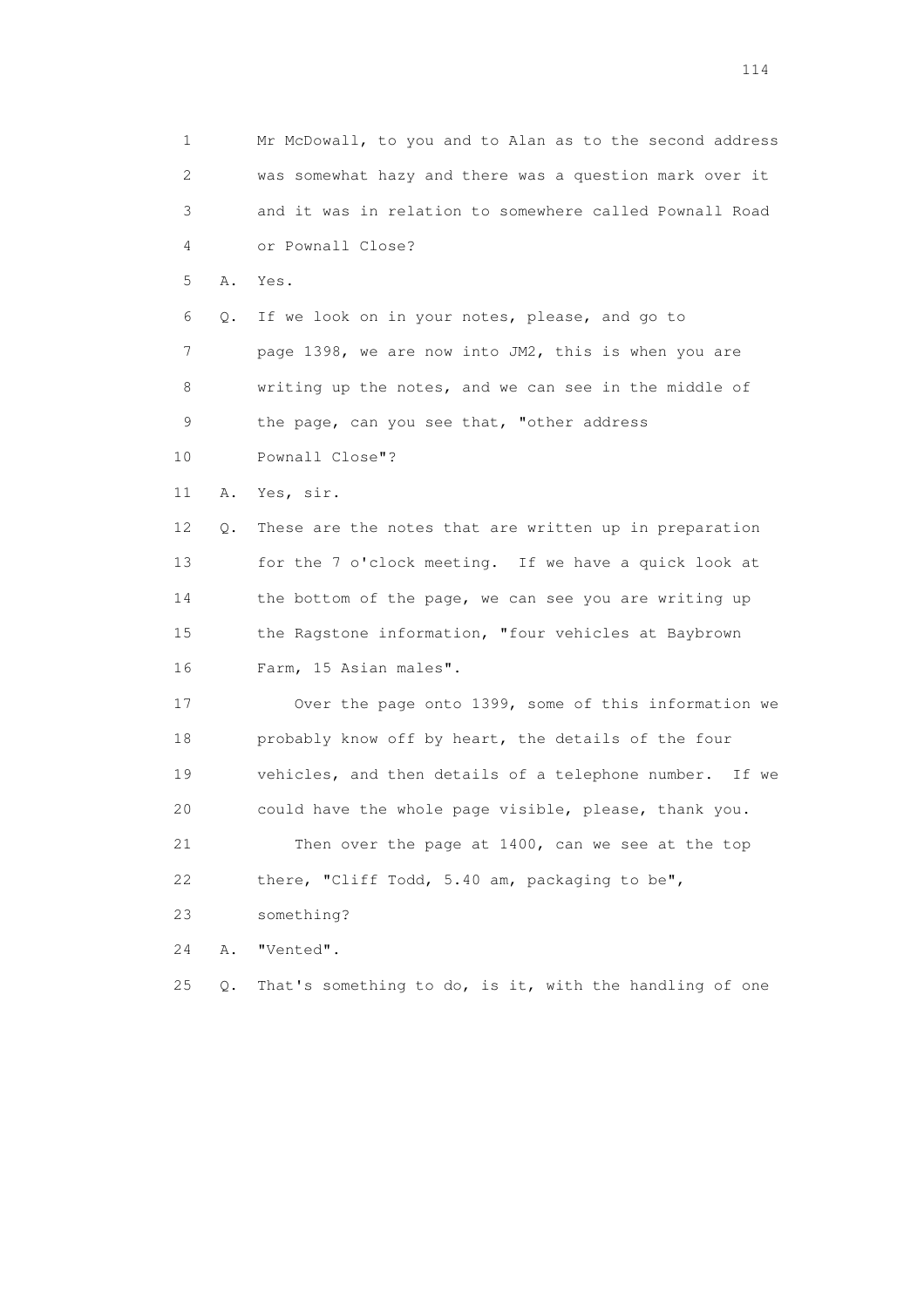1 Mr McDowall, to you and to Alan as to the second address
2 was somewhat hazy and there was a question mark over it
3 and it was in relation to somewhere called Pownall Road
4 or Pownall Close?

5 A. Yes.

6 Q. If we look on in your notes, please, and go to
7 page 1398, we are now into JM2, this is when you are
8 writing up the notes, and we can see in the middle of
9 the page, can you see that, "other address
10 Pownall Close"?

11 A. Yes, sir.

12 Q. These are the notes that are written up in preparation
13 for the 7 o'clock meeting. If we have a quick look at
14 the bottom of the page, we can see you are writing up
15 the Ragstone information, "four vehicles at Baybrown
16 Farm, 15 Asian males".

17 Over the page onto 1399, some of this information we
18 probably know off by heart, the details of the four
19 vehicles, and then details of a telephone number. If we
20 could have the whole page visible, please, thank you.

21 Then over the page at 1400, can we see at the top
22 there, "Cliff Todd, 5.40 am, packaging to be",
23 something?

24 A. "Vented".

25 Q. That's something to do, is it, with the handling of one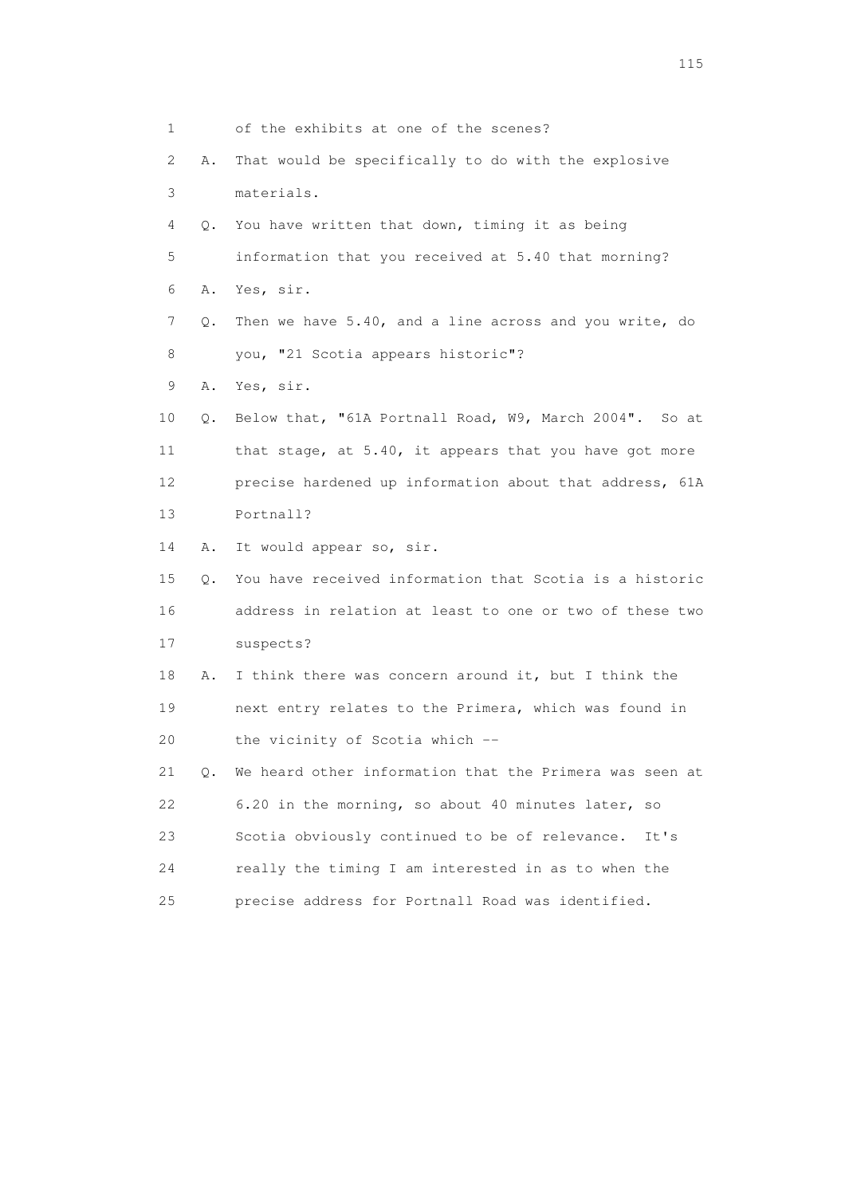1 of the exhibits at one of the scenes?

2 A. That would be specifically to do with the explosive

3 materials.

4 Q. You have written that down, timing it as being

5 information that you received at 5.40 that morning?

6 A. Yes, sir.

7 Q. Then we have 5.40, and a line across and you write, do

8 you, "21 Scotia appears historic"?

9 A. Yes, sir.

10 Q. Below that, "61A Portnall Road, W9, March 2004". So at

11 that stage, at 5.40, it appears that you have got more

12 precise hardened up information about that address, 61A

13 Portnall?

14 A. It would appear so, sir.

15 Q. You have received information that Scotia is a historic

16 address in relation at least to one or two of these two

17 suspects?

18 A. I think there was concern around it, but I think the

19 next entry relates to the Primera, which was found in

20 the vicinity of Scotia which --

21 Q. We heard other information that the Primera was seen at

22 6.20 in the morning, so about 40 minutes later, so

23 Scotia obviously continued to be of relevance. It's

24 really the timing I am interested in as to when the

25 precise address for Portnall Road was identified.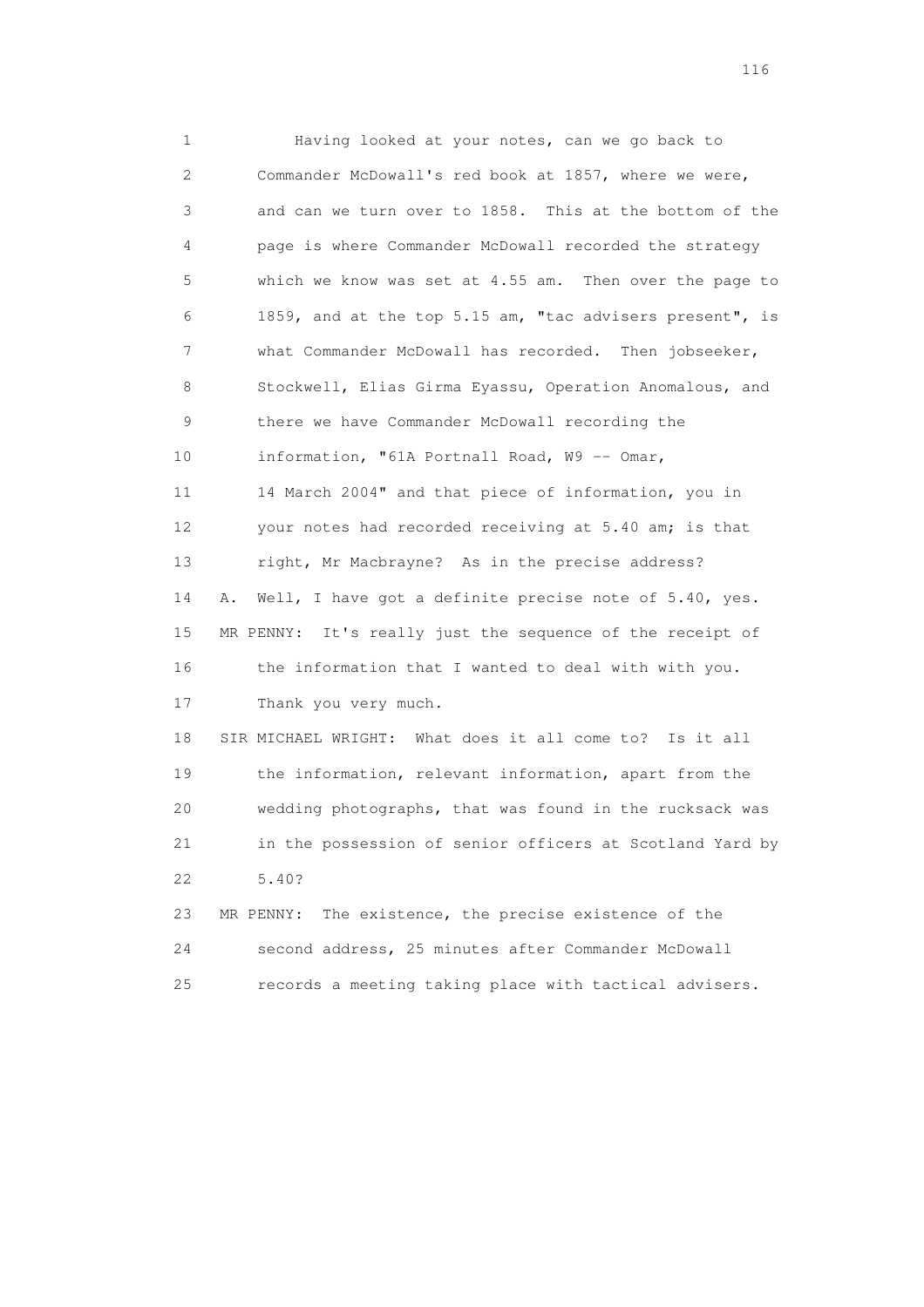1 Having looked at your notes, can we go back to
2 Commander McDowall's red book at 1857, where we were,
3 and can we turn over to 1858. This at the bottom of the
4 page is where Commander McDowall recorded the strategy
5 which we know was set at 4.55 am. Then over the page to
6 1859, and at the top 5.15 am, "tac advisers present", is
7 what Commander McDowall has recorded. Then jobseeker,
8 Stockwell, Elias Girma Eyassu, Operation Anomalous, and
9 there we have Commander McDowall recording the
10 information, "61A Portnall Road, W9 -- Omar,
11 14 March 2004" and that piece of information, you in
12 your notes had recorded receiving at 5.40 am; is that
13 right, Mr Macbrayne? As in the precise address?
14 A. Well, I have got a definite precise note of 5.40, yes.
15 MR PENNY: It's really just the sequence of the receipt of
16 the information that I wanted to deal with with you.
17 Thank you very much.
18 SIR MICHAEL WRIGHT: What does it all come to? Is it all
19 the information, relevant information, apart from the
20 wedding photographs, that was found in the rucksack was
21 in the possession of senior officers at Scotland Yard by
22 5.40?
23 MR PENNY: The existence, the precise existence of the
24 second address, 25 minutes after Commander McDowall
25 records a meeting taking place with tactical advisers.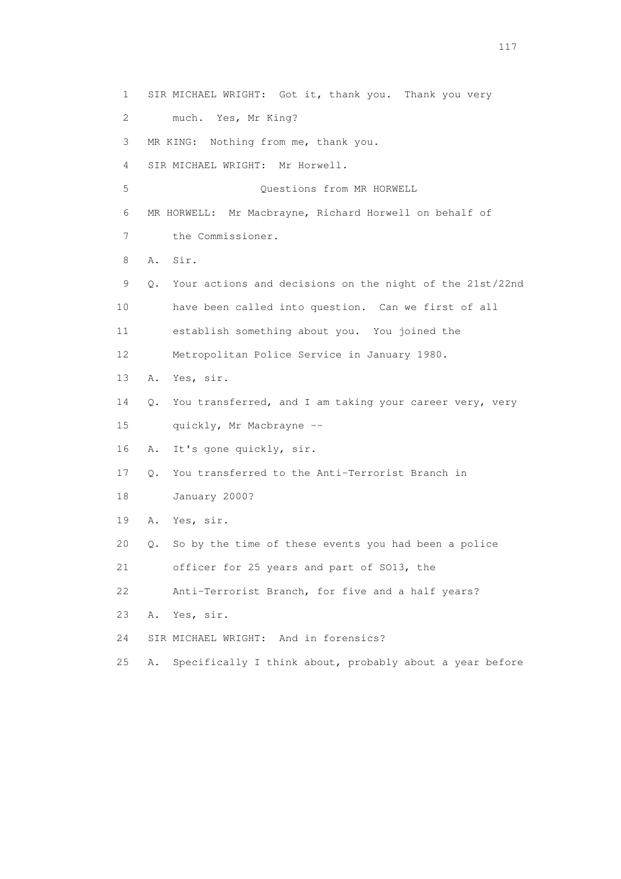1 SIR MICHAEL WRIGHT: Got it, thank you. Thank you very
2 much. Yes, Mr King?
3 MR KING: Nothing from me, thank you.
4 SIR MICHAEL WRIGHT: Mr Horwell.
5 Questions from MR HORWELL
6 MR HORWELL: Mr Macbrayne, Richard Horwell on behalf of
7 the Commissioner.
8 A. Sir.
9 Q. Your actions and decisions on the night of the 21st/22nd
10 have been called into question. Can we first of all
11 establish something about you. You joined the
12 Metropolitan Police Service in January 1980.
13 A. Yes, sir.
14 Q. You transferred, and I am taking your career very, very
15 quickly, Mr Macbrayne --
16 A. It's gone quickly, sir.
17 Q. You transferred to the Anti-Terrorist Branch in
18 January 2000?
19 A. Yes, sir.
20 Q. So by the time of these events you had been a police
21 officer for 25 years and part of SO13, the
22 Anti-Terrorist Branch, for five and a half years?
23 A. Yes, sir.
24 SIR MICHAEL WRIGHT: And in forensics?
25 A. Specifically I think about, probably about a year before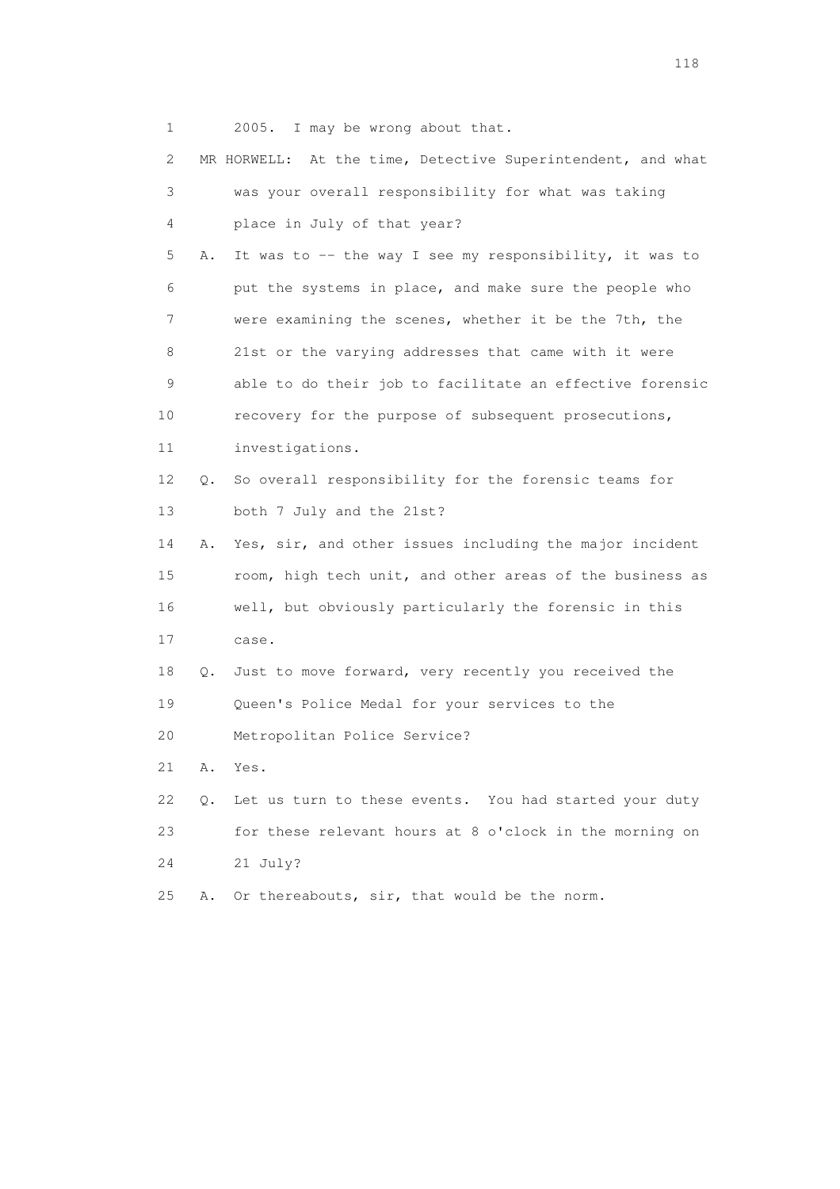1 2005. I may be wrong about that.

2 MR HORWELL: At the time, Detective Superintendent, and what

3 was your overall responsibility for what was taking

4 place in July of that year?

5 A. It was to -- the way I see my responsibility, it was to

6 put the systems in place, and make sure the people who

7 were examining the scenes, whether it be the 7th, the

8 21st or the varying addresses that came with it were

9 able to do their job to facilitate an effective forensic

10 recovery for the purpose of subsequent prosecutions,

11 investigations.

12 Q. So overall responsibility for the forensic teams for

13 both 7 July and the 21st?

14 A. Yes, sir, and other issues including the major incident

15 room, high tech unit, and other areas of the business as

16 well, but obviously particularly the forensic in this

17 case.

18 Q. Just to move forward, very recently you received the

19 Queen's Police Medal for your services to the

20 Metropolitan Police Service?

21 A. Yes.

22 Q. Let us turn to these events. You had started your duty

23 for these relevant hours at 8 o'clock in the morning on

24 21 July?

25 A. Or thereabouts, sir, that would be the norm.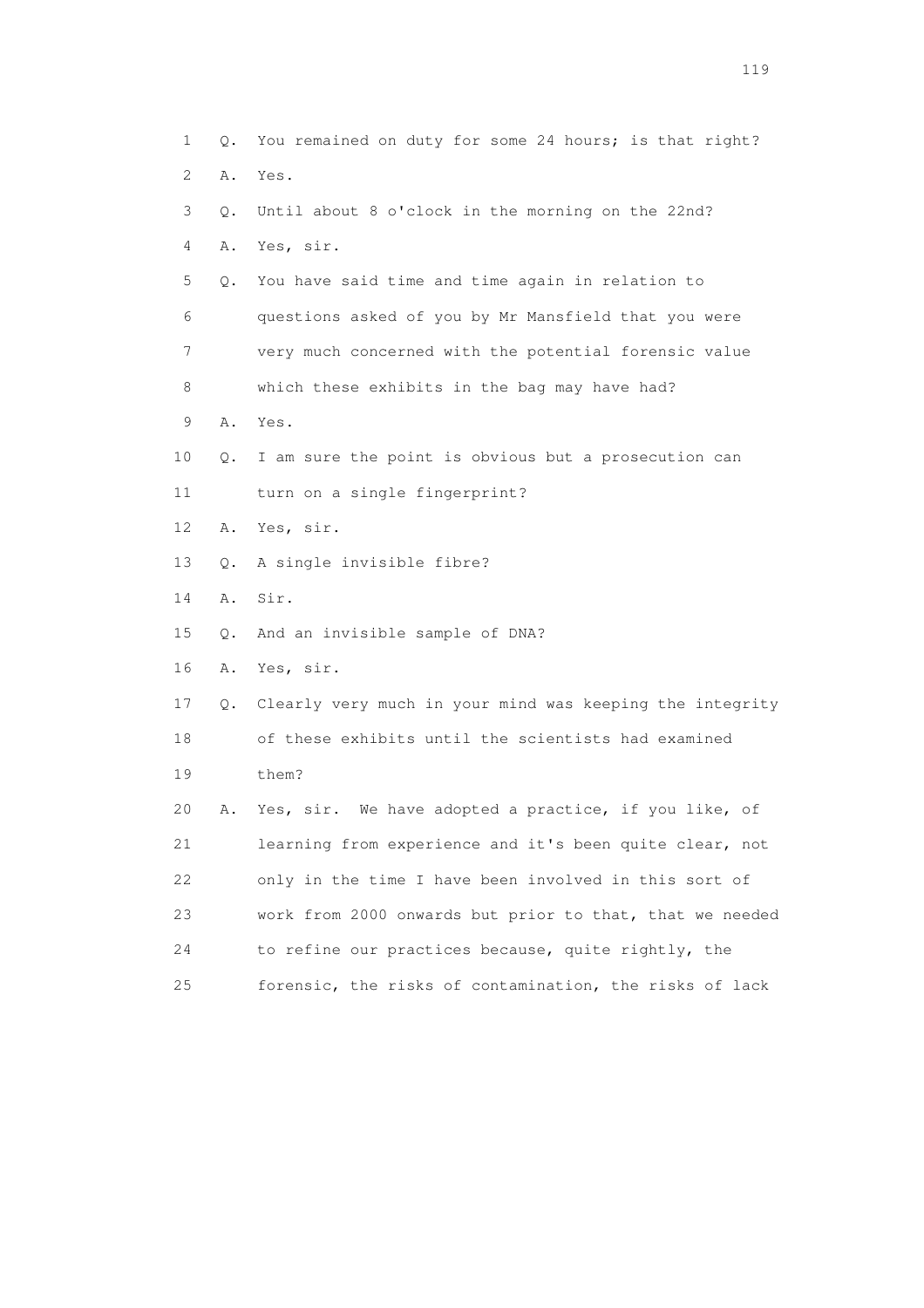1 Q. You remained on duty for some 24 hours; is that right?

2 A. Yes.

3 Q. Until about 8 o'clock in the morning on the 22nd?

4 A. Yes, sir.

5 Q. You have said time and time again in relation to

6 questions asked of you by Mr Mansfield that you were

7 very much concerned with the potential forensic value

8 which these exhibits in the bag may have had?

9 A. Yes.

10 Q. I am sure the point is obvious but a prosecution can

11 turn on a single fingerprint?

12 A. Yes, sir.

13 Q. A single invisible fibre?

14 A. Sir.

15 Q. And an invisible sample of DNA?

16 A. Yes, sir.

17 Q. Clearly very much in your mind was keeping the integrity

18 of these exhibits until the scientists had examined

19 them?

20 A. Yes, sir. We have adopted a practice, if you like, of

21 learning from experience and it's been quite clear, not

22 only in the time I have been involved in this sort of

23 work from 2000 onwards but prior to that, that we needed

24 to refine our practices because, quite rightly, the

25 forensic, the risks of contamination, the risks of lack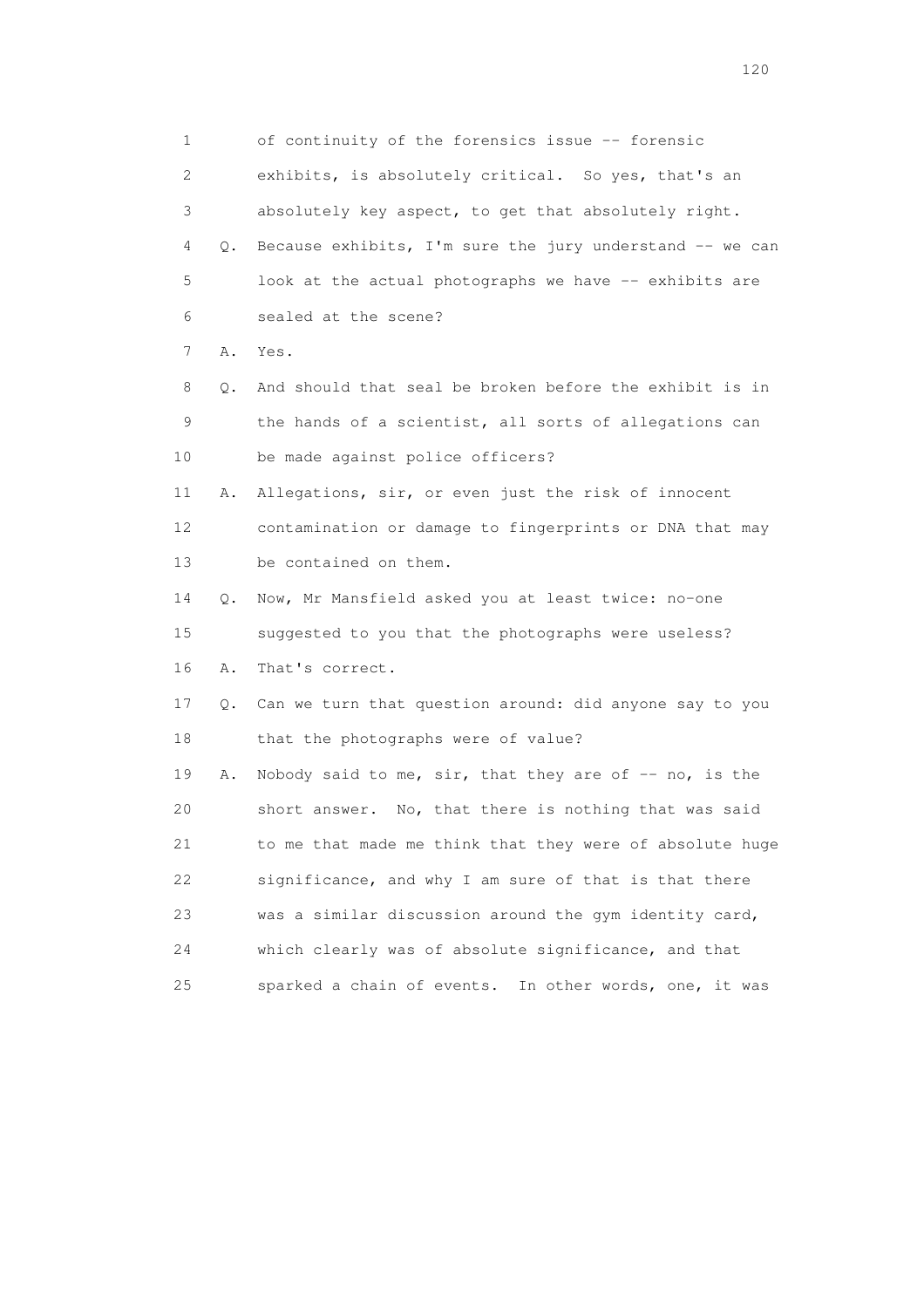1 of continuity of the forensics issue -- forensic
2 exhibits, is absolutely critical. So yes, that's an
3 absolutely key aspect, to get that absolutely right.
4 Q. Because exhibits, I'm sure the jury understand -- we can
5 look at the actual photographs we have -- exhibits are
6 sealed at the scene?
7 A. Yes.
8 Q. And should that seal be broken before the exhibit is in
9 the hands of a scientist, all sorts of allegations can
10 be made against police officers?
11 A. Allegations, sir, or even just the risk of innocent
12 contamination or damage to fingerprints or DNA that may
13 be contained on them.
14 Q. Now, Mr Mansfield asked you at least twice: no-one
15 suggested to you that the photographs were useless?
16 A. That's correct.
17 Q. Can we turn that question around: did anyone say to you
18 that the photographs were of value?
19 A. Nobody said to me, sir, that they are of -- no, is the
20 short answer. No, that there is nothing that was said
21 to me that made me think that they were of absolute huge
22 significance, and why I am sure of that is that there
23 was a similar discussion around the gym identity card,
24 which clearly was of absolute significance, and that
25 sparked a chain of events. In other words, one, it was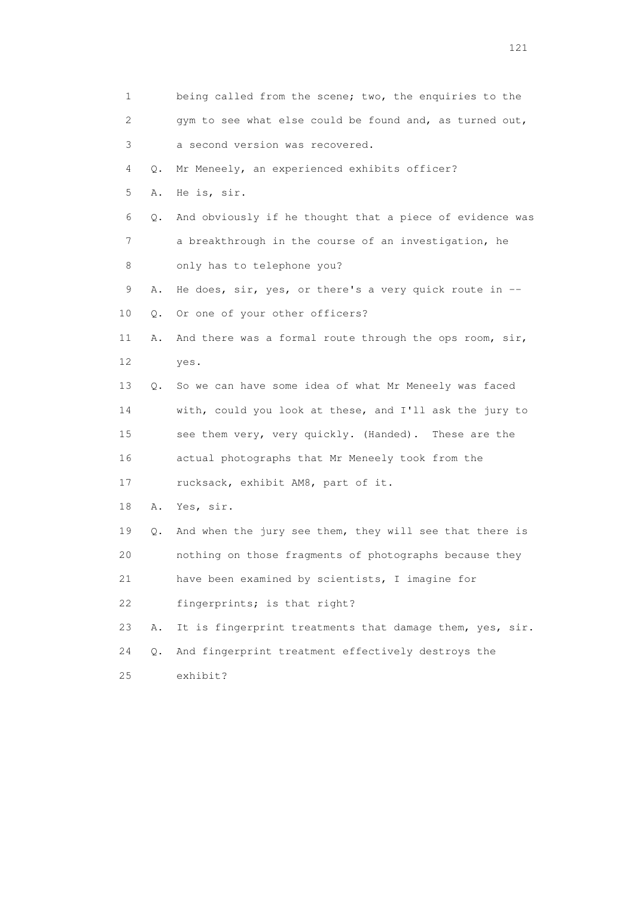1 being called from the scene; two, the enquiries to the
2 gym to see what else could be found and, as turned out,
3 a second version was recovered.
4 Q. Mr Meneely, an experienced exhibits officer?
5 A. He is, sir.
6 Q. And obviously if he thought that a piece of evidence was
7 a breakthrough in the course of an investigation, he
8 only has to telephone you?
9 A. He does, sir, yes, or there's a very quick route in --
10 Q. Or one of your other officers?
11 A. And there was a formal route through the ops room, sir,
12 yes.
13 Q. So we can have some idea of what Mr Meneely was faced
14 with, could you look at these, and I'll ask the jury to
15 see them very, very quickly. (Handed). These are the
16 actual photographs that Mr Meneely took from the
17 rucksack, exhibit AM8, part of it.
18 A. Yes, sir.
19 Q. And when the jury see them, they will see that there is
20 nothing on those fragments of photographs because they
21 have been examined by scientists, I imagine for
22 fingerprints; is that right?
23 A. It is fingerprint treatments that damage them, yes, sir.
24 Q. And fingerprint treatment effectively destroys the
25 exhibit?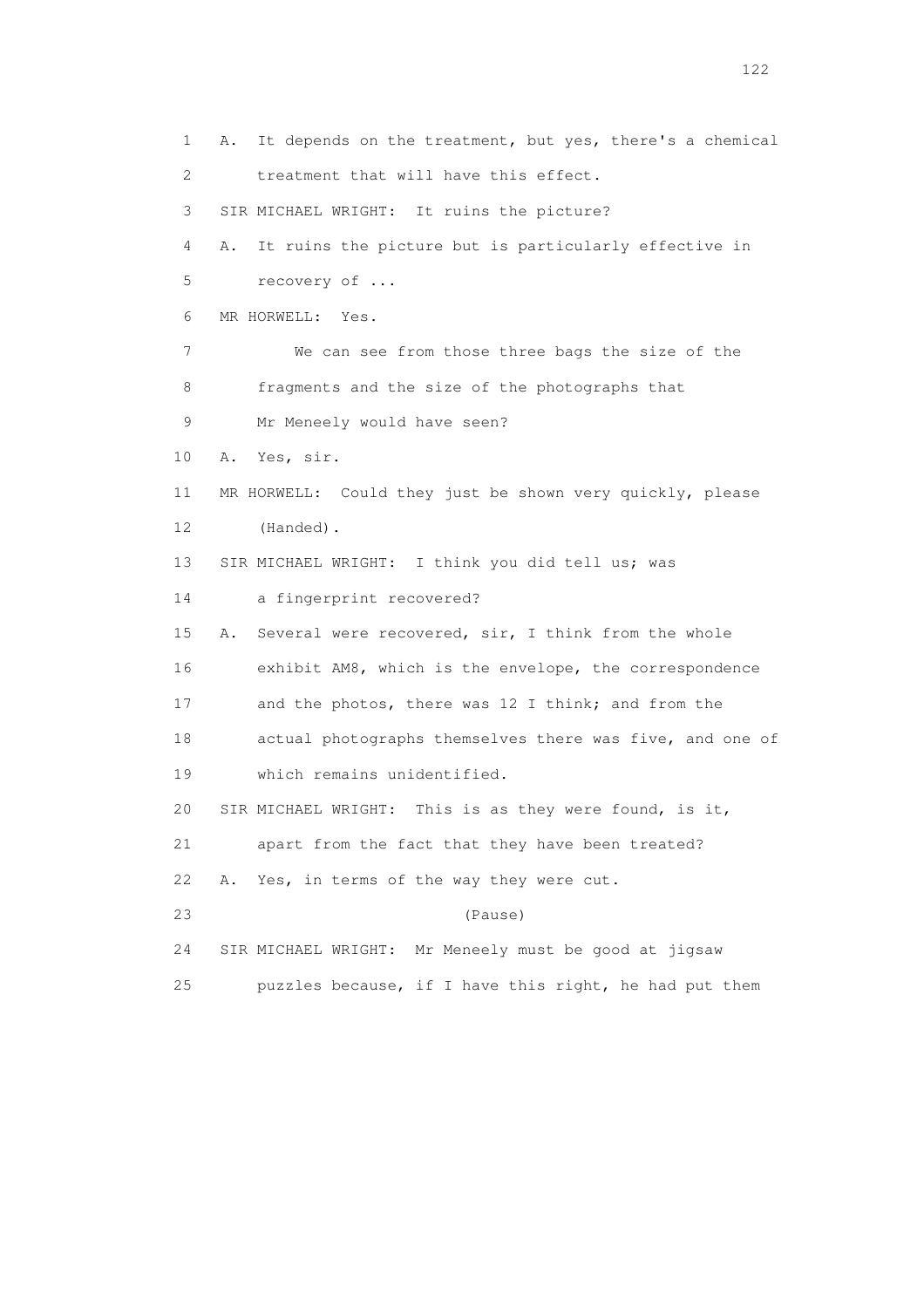1 A. It depends on the treatment, but yes, there's a chemical
2 treatment that will have this effect.
3 SIR MICHAEL WRIGHT: It ruins the picture?
4 A. It ruins the picture but is particularly effective in
5 recovery of ...
6 MR HORWELL: Yes.
7 We can see from those three bags the size of the
8 fragments and the size of the photographs that
9 Mr Meneely would have seen?
10 A. Yes, sir.
11 MR HORWELL: Could they just be shown very quickly, please
12 (Handed).
13 SIR MICHAEL WRIGHT: I think you did tell us; was
14 a fingerprint recovered?
15 A. Several were recovered, sir, I think from the whole
16 exhibit AM8, which is the envelope, the correspondence
17 and the photos, there was 12 I think; and from the
18 actual photographs themselves there was five, and one of
19 which remains unidentified.
20 SIR MICHAEL WRIGHT: This is as they were found, is it,
21 apart from the fact that they have been treated?
22 A. Yes, in terms of the way they were cut.
23 (Pause)
24 SIR MICHAEL WRIGHT: Mr Meneely must be good at jigsaw
25 puzzles because, if I have this right, he had put them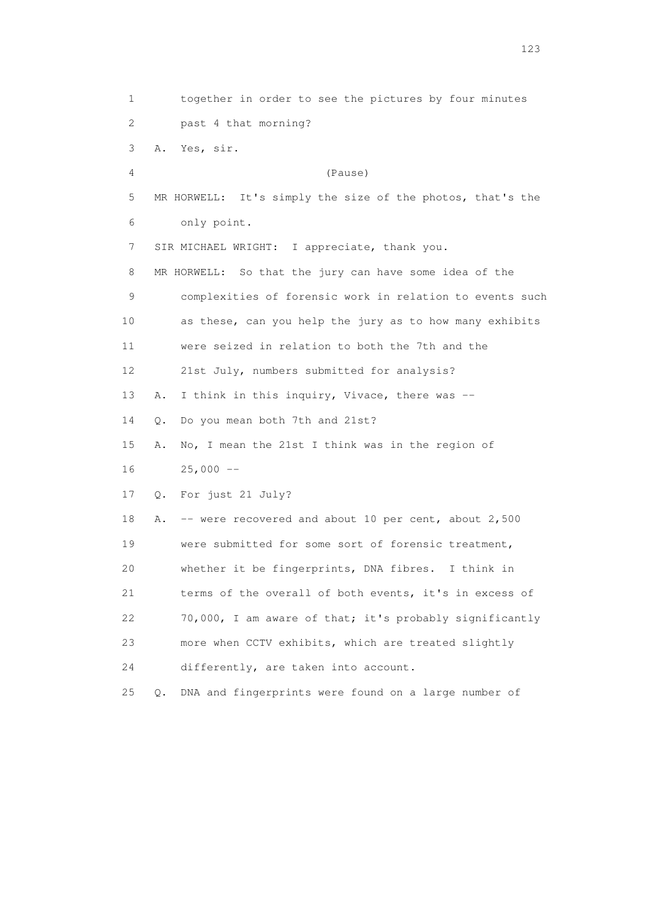1 together in order to see the pictures by four minutes
2 past 4 that morning?
3 A. Yes, sir.
4 (Pause)
5 MR HORWELL: It's simply the size of the photos, that's the
6 only point.
7 SIR MICHAEL WRIGHT: I appreciate, thank you.
8 MR HORWELL: So that the jury can have some idea of the
9 complexities of forensic work in relation to events such
10 as these, can you help the jury as to how many exhibits
11 were seized in relation to both the 7th and the
12 21st July, numbers submitted for analysis?
13 A. I think in this inquiry, Vivace, there was --
14 Q. Do you mean both 7th and 21st?
15 A. No, I mean the 21st I think was in the region of
16 25,000 --
17 Q. For just 21 July?
18 A. -- were recovered and about 10 per cent, about 2,500
19 were submitted for some sort of forensic treatment,
20 whether it be fingerprints, DNA fibres. I think in
21 terms of the overall of both events, it's in excess of
22 70,000, I am aware of that; it's probably significantly
23 more when CCTV exhibits, which are treated slightly
24 differently, are taken into account.
25 Q. DNA and fingerprints were found on a large number of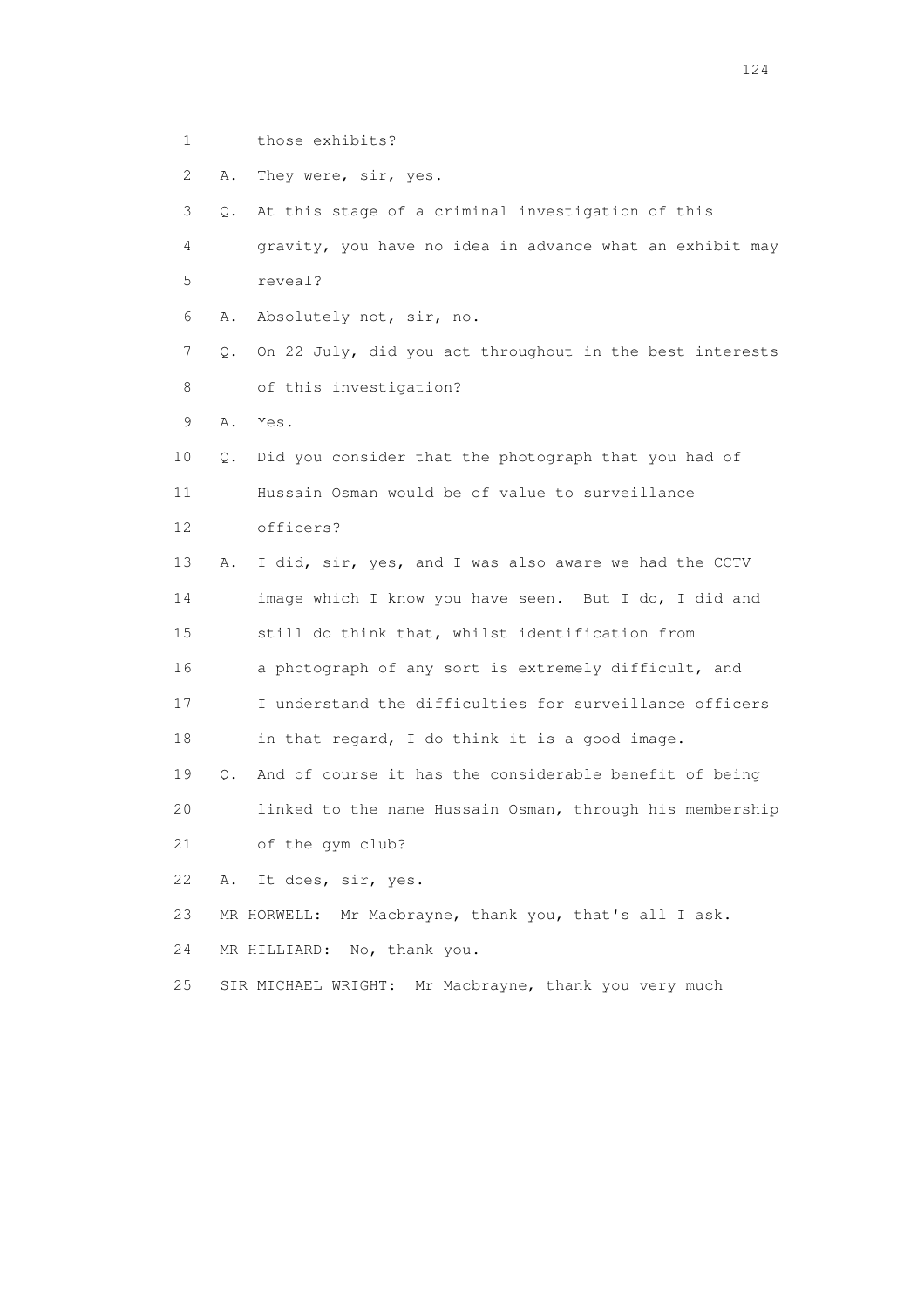1 those exhibits?

2 A. They were, sir, yes.

3 Q. At this stage of a criminal investigation of this

4 gravity, you have no idea in advance what an exhibit may

5 reveal?

6 A. Absolutely not, sir, no.

7 Q. On 22 July, did you act throughout in the best interests

8 of this investigation?

9 A. Yes.

10 Q. Did you consider that the photograph that you had of

11 Hussain Osman would be of value to surveillance

12 officers?

13 A. I did, sir, yes, and I was also aware we had the CCTV

14 image which I know you have seen. But I do, I did and

15 still do think that, whilst identification from

16 a photograph of any sort is extremely difficult, and

17 I understand the difficulties for surveillance officers

18 in that regard, I do think it is a good image.

19 Q. And of course it has the considerable benefit of being

20 linked to the name Hussain Osman, through his membership

21 of the gym club?

22 A. It does, sir, yes.

23 MR HORWELL: Mr Macbrayne, thank you, that's all I ask.

24 MR HILLIARD: No, thank you.

25 SIR MICHAEL WRIGHT: Mr Macbrayne, thank you very much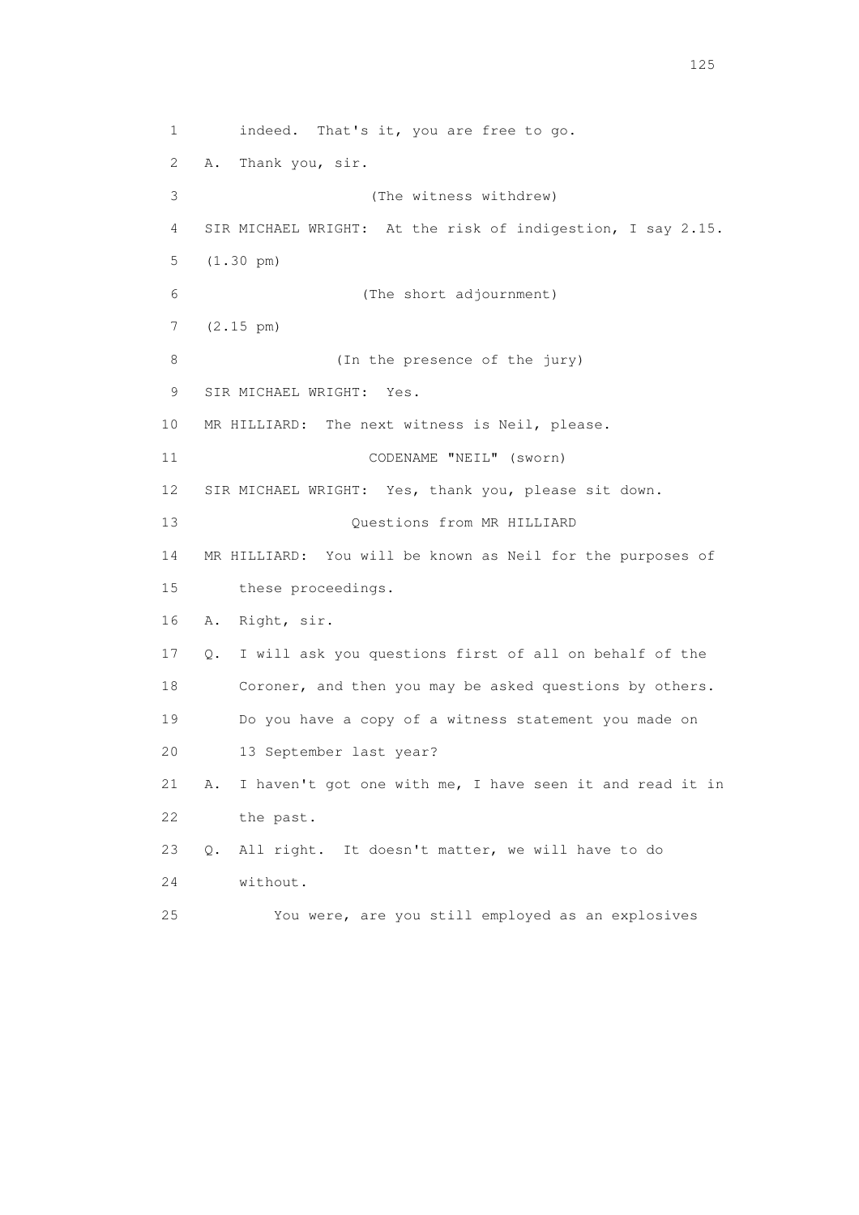1 indeed. That's it, you are free to go.

2 A. Thank you, sir.

3 (The witness withdrew)

4 SIR MICHAEL WRIGHT: At the risk of indigestion, I say 2.15.

5 (1.30 pm)

6 (The short adjournment)

7 (2.15 pm)

8 (In the presence of the jury)

9 SIR MICHAEL WRIGHT: Yes.

10 MR HILLIARD: The next witness is Neil, please.

11 CODENAME "NEIL" (sworn)

12 SIR MICHAEL WRIGHT: Yes, thank you, please sit down.

13 Questions from MR HILLIARD

14 MR HILLIARD: You will be known as Neil for the purposes of

15 these proceedings.

16 A. Right, sir.

17 Q. I will ask you questions first of all on behalf of the

18 Coroner, and then you may be asked questions by others.

19 Do you have a copy of a witness statement you made on

20 13 September last year?

21 A. I haven't got one with me, I have seen it and read it in

22 the past.

23 Q. All right. It doesn't matter, we will have to do

24 without.

25 You were, are you still employed as an explosives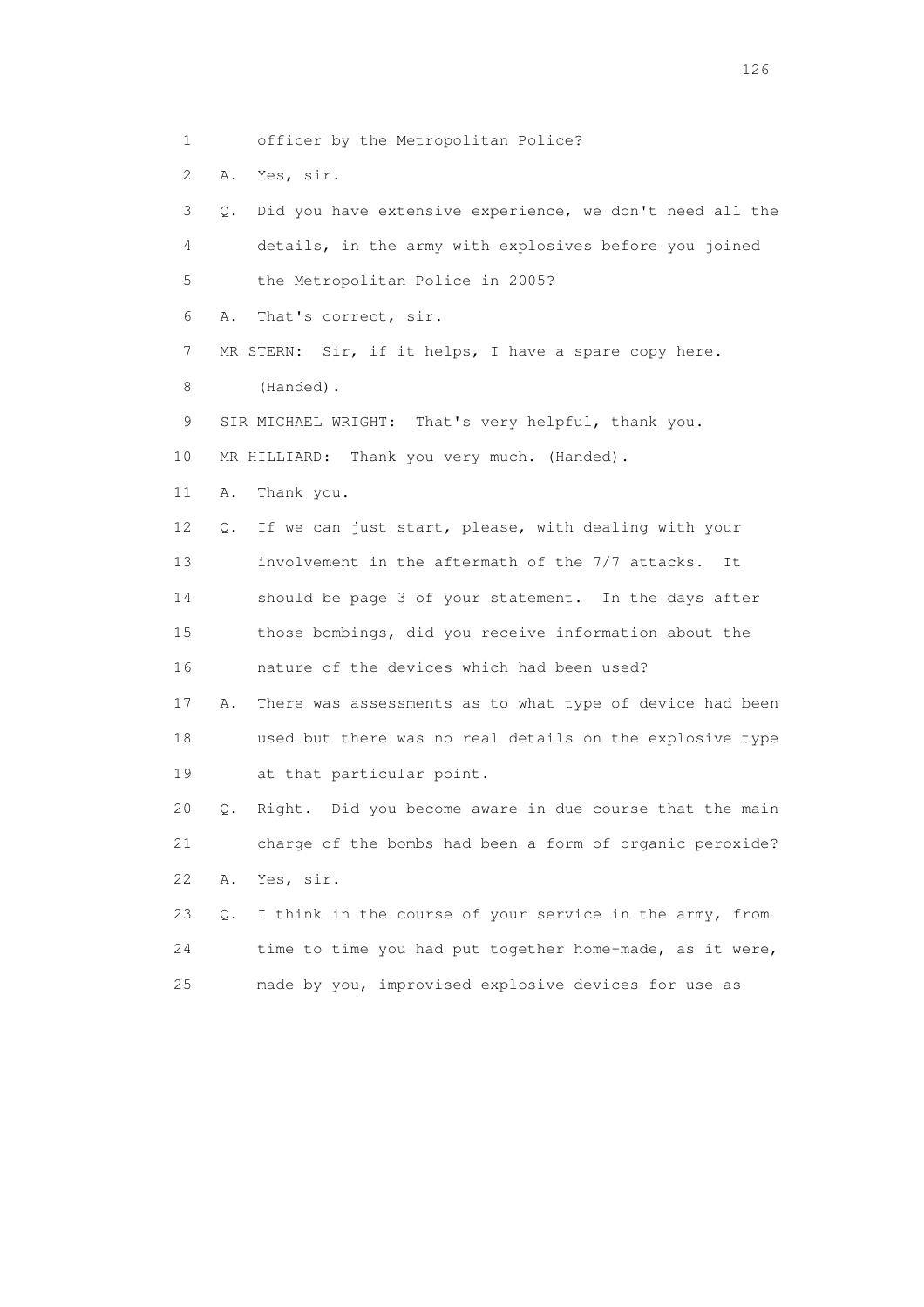1 officer by the Metropolitan Police?

2 A. Yes, sir.

3 Q. Did you have extensive experience, we don't need all the

4 details, in the army with explosives before you joined

5 the Metropolitan Police in 2005?

6 A. That's correct, sir.

7 MR STERN: Sir, if it helps, I have a spare copy here.

8 (Handed).

9 SIR MICHAEL WRIGHT: That's very helpful, thank you.

10 MR HILLIARD: Thank you very much. (Handed).

11 A. Thank you.

12 Q. If we can just start, please, with dealing with your

13 involvement in the aftermath of the 7/7 attacks. It

14 should be page 3 of your statement. In the days after

15 those bombings, did you receive information about the

16 nature of the devices which had been used?

17 A. There was assessments as to what type of device had been

18 used but there was no real details on the explosive type

19 at that particular point.

20 Q. Right. Did you become aware in due course that the main

21 charge of the bombs had been a form of organic peroxide?

22 A. Yes, sir.

23 Q. I think in the course of your service in the army, from

24 time to time you had put together home-made, as it were,

25 made by you, improvised explosive devices for use as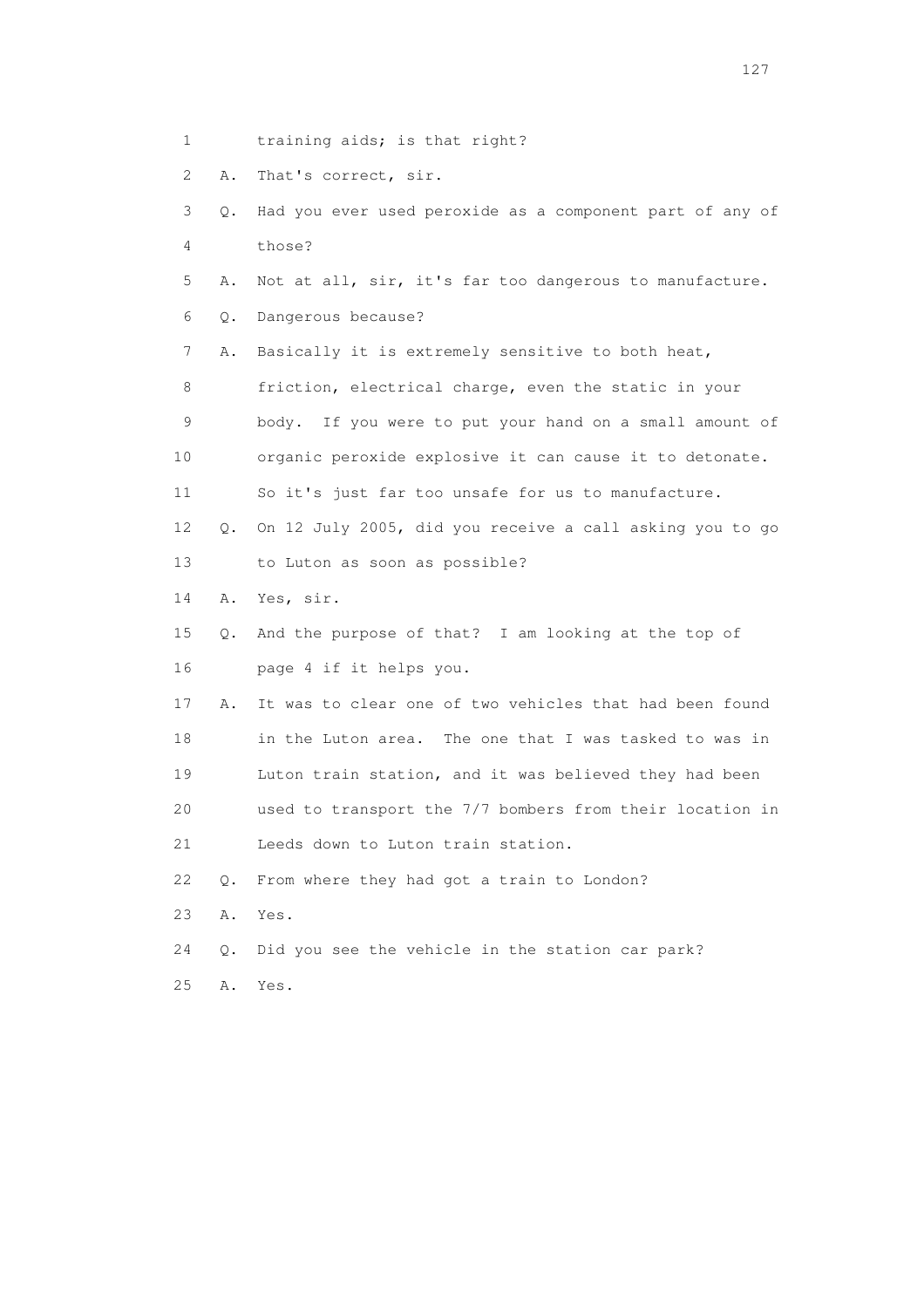1 training aids; is that right?

2 A. That's correct, sir.

3 Q. Had you ever used peroxide as a component part of any of

4 those?

5 A. Not at all, sir, it's far too dangerous to manufacture.

6 Q. Dangerous because?

7 A. Basically it is extremely sensitive to both heat,

8 friction, electrical charge, even the static in your

9 body. If you were to put your hand on a small amount of

10 organic peroxide explosive it can cause it to detonate.

11 So it's just far too unsafe for us to manufacture.

12 Q. On 12 July 2005, did you receive a call asking you to go

13 to Luton as soon as possible?

14 A. Yes, sir.

15 Q. And the purpose of that? I am looking at the top of

16 page 4 if it helps you.

17 A. It was to clear one of two vehicles that had been found

18 in the Luton area. The one that I was tasked to was in

19 Luton train station, and it was believed they had been

20 used to transport the 7/7 bombers from their location in

21 Leeds down to Luton train station.

22 Q. From where they had got a train to London?

23 A. Yes.

24 Q. Did you see the vehicle in the station car park?

25 A. Yes.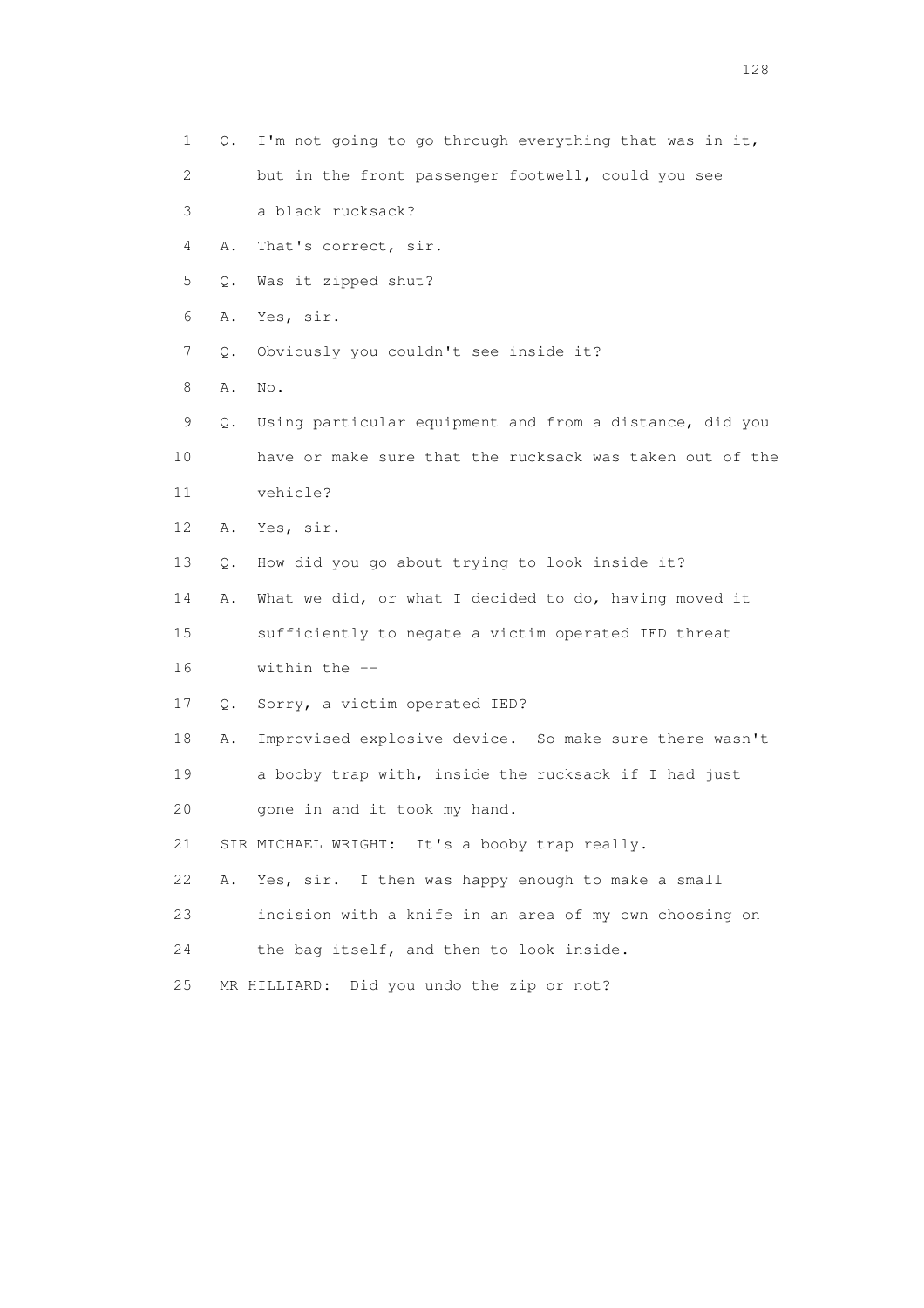1 Q. I'm not going to go through everything that was in it,
2 but in the front passenger footwell, could you see
3 a black rucksack?
4 A. That's correct, sir.
5 Q. Was it zipped shut?
6 A. Yes, sir.
7 Q. Obviously you couldn't see inside it?
8 A. No.
9 Q. Using particular equipment and from a distance, did you
10 have or make sure that the rucksack was taken out of the
11 vehicle?
12 A. Yes, sir.
13 Q. How did you go about trying to look inside it?
14 A. What we did, or what I decided to do, having moved it
15 sufficiently to negate a victim operated IED threat
16 within the --
17 Q. Sorry, a victim operated IED?
18 A. Improvised explosive device. So make sure there wasn't
19 a booby trap with, inside the rucksack if I had just
20 gone in and it took my hand.
21 SIR MICHAEL WRIGHT: It's a booby trap really.
22 A. Yes, sir. I then was happy enough to make a small
23 incision with a knife in an area of my own choosing on
24 the bag itself, and then to look inside.
25 MR HILLIARD: Did you undo the zip or not?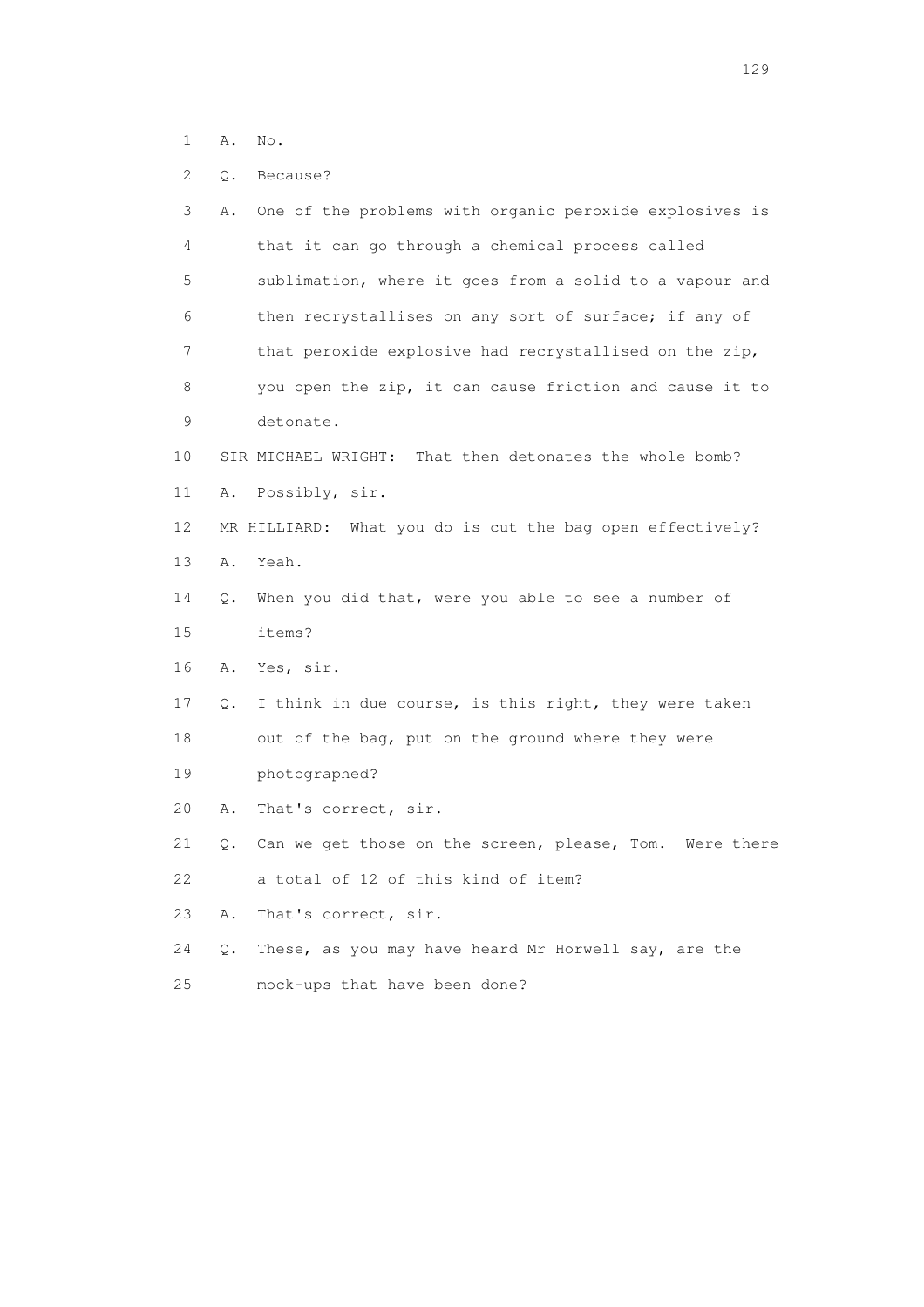1 A. No.

2 Q. Because?

3 A. One of the problems with organic peroxide explosives is
4 that it can go through a chemical process called
5 sublimation, where it goes from a solid to a vapour and
6 then recrystallises on any sort of surface; if any of
7 that peroxide explosive had recrystallised on the zip,
8 you open the zip, it can cause friction and cause it to
9 detonate.

10 SIR MICHAEL WRIGHT: That then detonates the whole bomb?

11 A. Possibly, sir.

12 MR HILLIARD: What you do is cut the bag open effectively?

13 A. Yeah.

14 Q. When you did that, were you able to see a number of
15 items?

16 A. Yes, sir.

17 Q. I think in due course, is this right, they were taken
18 out of the bag, put on the ground where they were
19 photographed?

20 A. That's correct, sir.

21 Q. Can we get those on the screen, please, Tom. Were there
22 a total of 12 of this kind of item?

23 A. That's correct, sir.

24 Q. These, as you may have heard Mr Horwell say, are the
25 mock-ups that have been done?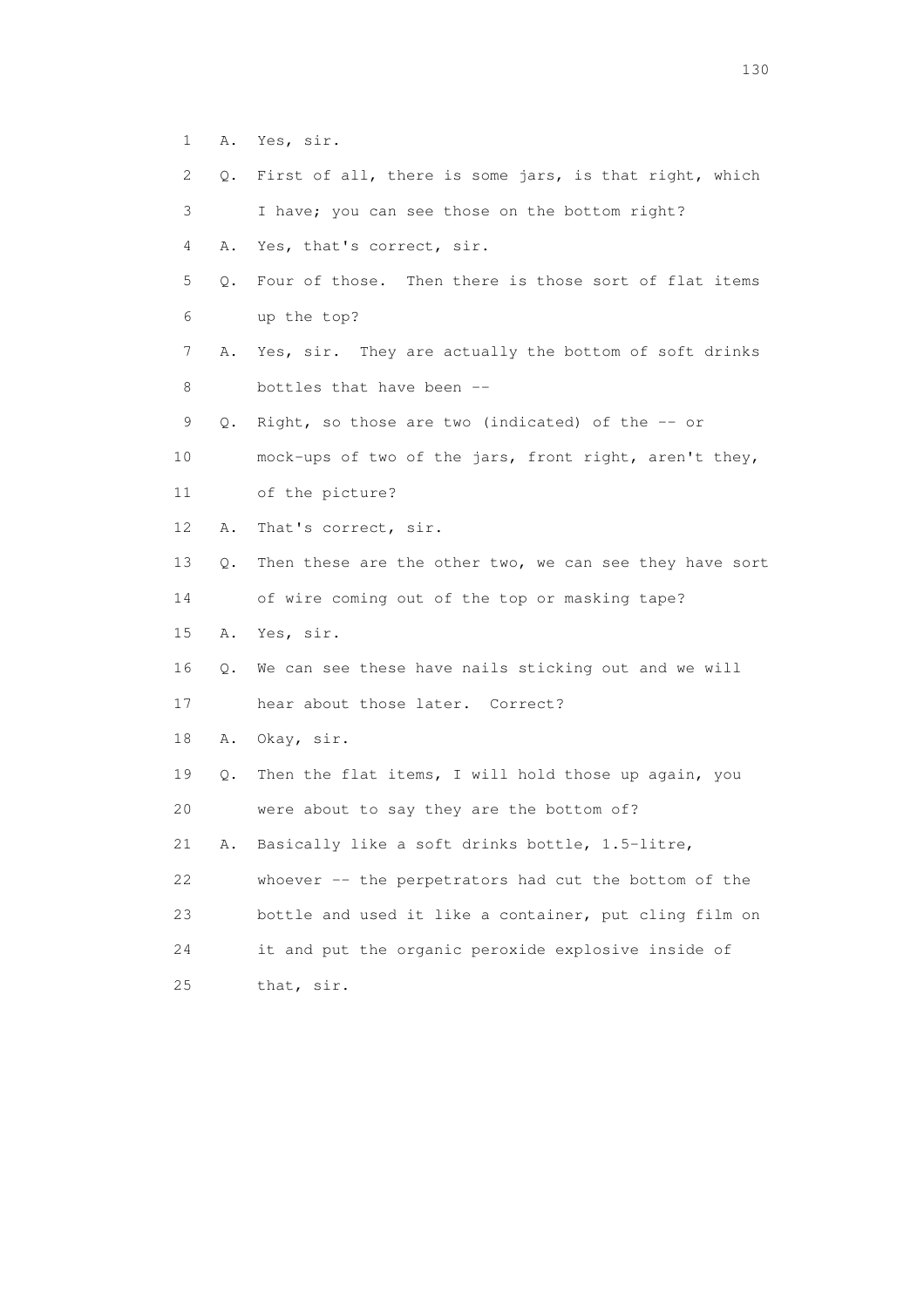1 A. Yes, sir.

2 Q. First of all, there is some jars, is that right, which

3 I have; you can see those on the bottom right?

4 A. Yes, that's correct, sir.

5 Q. Four of those. Then there is those sort of flat items

6 up the top?

7 A. Yes, sir. They are actually the bottom of soft drinks

8 bottles that have been --

9 Q. Right, so those are two (indicated) of the -- or

10 mock-ups of two of the jars, front right, aren't they,

11 of the picture?

12 A. That's correct, sir.

13 Q. Then these are the other two, we can see they have sort

14 of wire coming out of the top or masking tape?

15 A. Yes, sir.

16 Q. We can see these have nails sticking out and we will

17 hear about those later. Correct?

18 A. Okay, sir.

19 Q. Then the flat items, I will hold those up again, you

20 were about to say they are the bottom of?

21 A. Basically like a soft drinks bottle, 1.5-litre,

22 whoever -- the perpetrators had cut the bottom of the

23 bottle and used it like a container, put cling film on

24 it and put the organic peroxide explosive inside of

25 that, sir.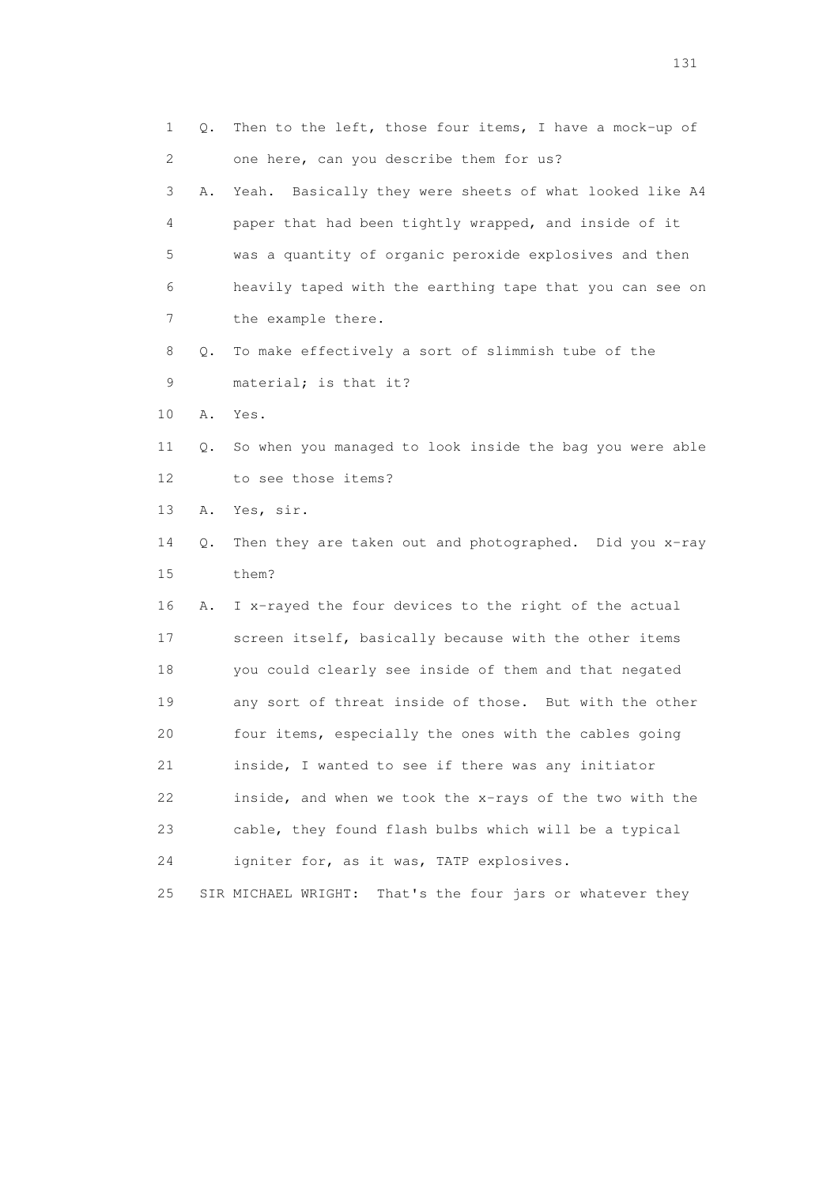1 Q. Then to the left, those four items, I have a mock-up of
2 one here, can you describe them for us?
3 A. Yeah. Basically they were sheets of what looked like A4
4 paper that had been tightly wrapped, and inside of it
5 was a quantity of organic peroxide explosives and then
6 heavily taped with the earthing tape that you can see on
7 the example there.
8 Q. To make effectively a sort of slimmish tube of the
9 material; is that it?
10 A. Yes.
11 Q. So when you managed to look inside the bag you were able
12 to see those items?
13 A. Yes, sir.
14 Q. Then they are taken out and photographed. Did you x-ray
15 them?
16 A. I x-rayed the four devices to the right of the actual
17 screen itself, basically because with the other items
18 you could clearly see inside of them and that negated
19 any sort of threat inside of those. But with the other
20 four items, especially the ones with the cables going
21 inside, I wanted to see if there was any initiator
22 inside, and when we took the x-rays of the two with the
23 cable, they found flash bulbs which will be a typical
24 igniter for, as it was, TATP explosives.
25 SIR MICHAEL WRIGHT: That's the four jars or whatever they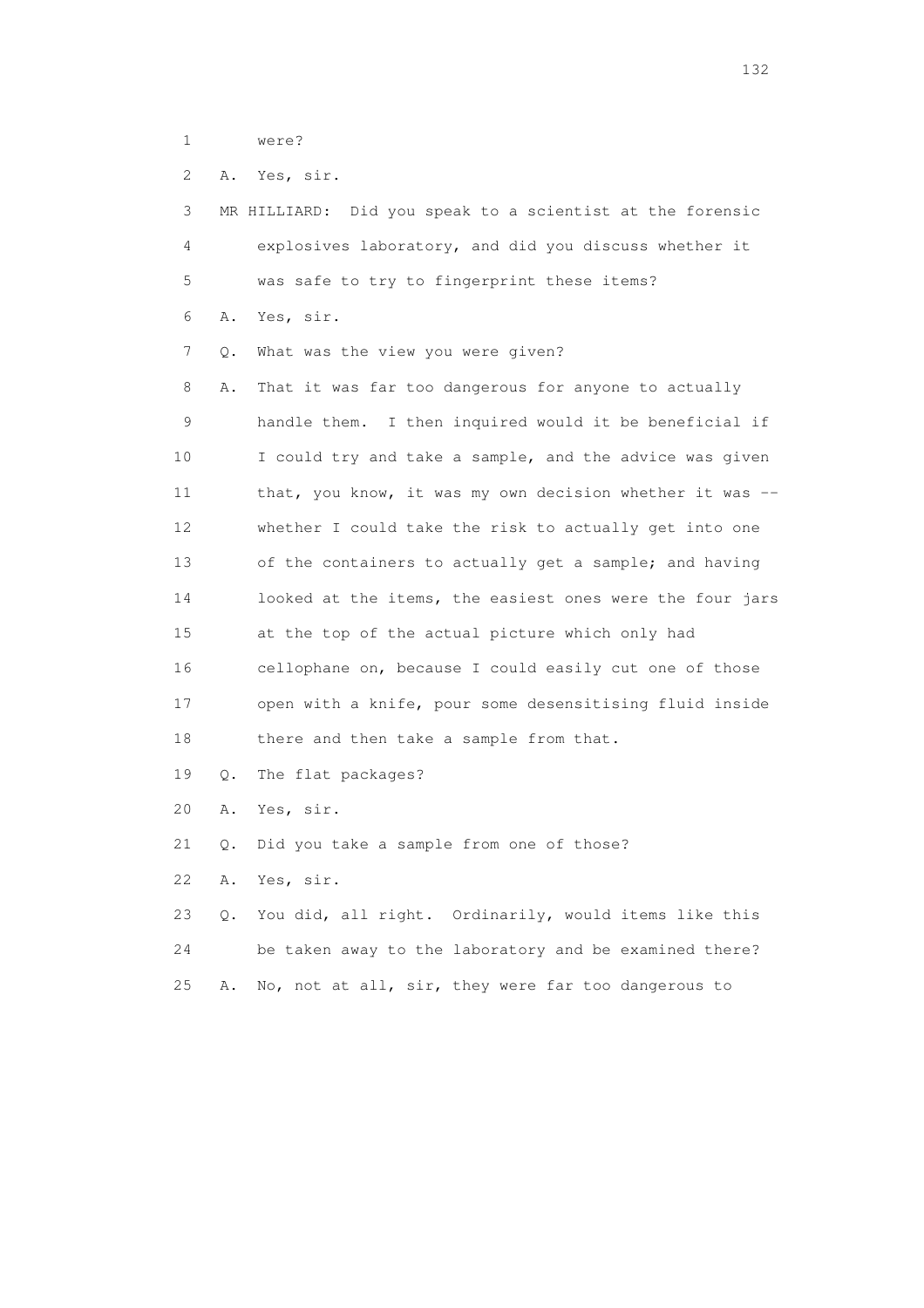1 were?

2 A. Yes, sir.

3 MR HILLIARD: Did you speak to a scientist at the forensic

4 explosives laboratory, and did you discuss whether it

5 was safe to try to fingerprint these items?

6 A. Yes, sir.

7 Q. What was the view you were given?

8 A. That it was far too dangerous for anyone to actually

9 handle them. I then inquired would it be beneficial if

10 I could try and take a sample, and the advice was given

11 that, you know, it was my own decision whether it was --

12 whether I could take the risk to actually get into one

13 of the containers to actually get a sample; and having

14 looked at the items, the easiest ones were the four jars

15 at the top of the actual picture which only had

16 cellophane on, because I could easily cut one of those

17 open with a knife, pour some desensitising fluid inside

18 there and then take a sample from that.

19 Q. The flat packages?

20 A. Yes, sir.

21 Q. Did you take a sample from one of those?

22 A. Yes, sir.

23 Q. You did, all right. Ordinarily, would items like this

24 be taken away to the laboratory and be examined there?

25 A. No, not at all, sir, they were far too dangerous to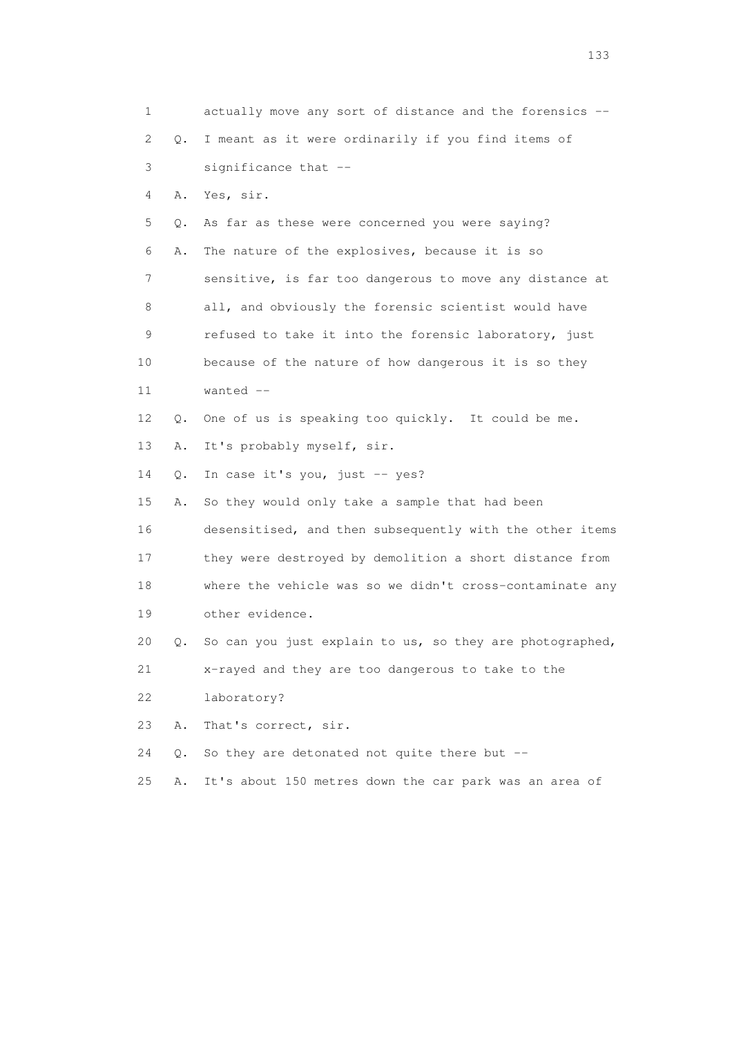1 actually move any sort of distance and the forensics --

2 Q. I meant as it were ordinarily if you find items of

3 significance that --

4 A. Yes, sir.

5 Q. As far as these were concerned you were saying?

6 A. The nature of the explosives, because it is so

7 sensitive, is far too dangerous to move any distance at

8 all, and obviously the forensic scientist would have

9 refused to take it into the forensic laboratory, just

10 because of the nature of how dangerous it is so they

11 wanted --

12 Q. One of us is speaking too quickly. It could be me.

13 A. It's probably myself, sir.

14 Q. In case it's you, just -- yes?

15 A. So they would only take a sample that had been

16 desensitised, and then subsequently with the other items

17 they were destroyed by demolition a short distance from

18 where the vehicle was so we didn't cross-contaminate any

19 other evidence.

20 Q. So can you just explain to us, so they are photographed,

21 x-rayed and they are too dangerous to take to the

22 laboratory?

23 A. That's correct, sir.

24 Q. So they are detonated not quite there but --

25 A. It's about 150 metres down the car park was an area of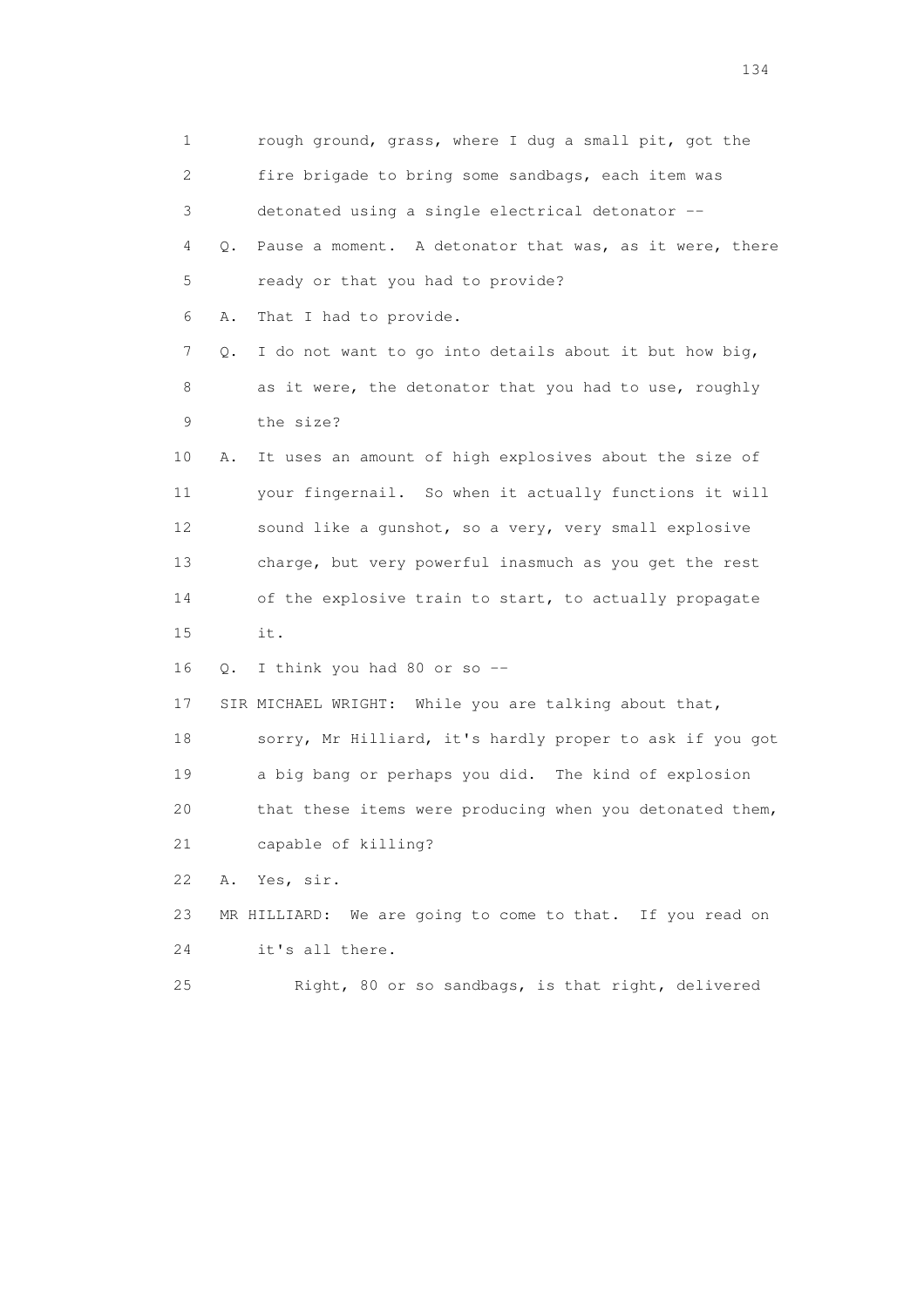1 rough ground, grass, where I dug a small pit, got the
2 fire brigade to bring some sandbags, each item was
3 detonated using a single electrical detonator --
4 Q. Pause a moment. A detonator that was, as it were, there
5 ready or that you had to provide?
6 A. That I had to provide.
7 Q. I do not want to go into details about it but how big,
8 as it were, the detonator that you had to use, roughly
9 the size?
10 A. It uses an amount of high explosives about the size of
11 your fingernail. So when it actually functions it will
12 sound like a gunshot, so a very, very small explosive
13 charge, but very powerful inasmuch as you get the rest
14 of the explosive train to start, to actually propagate
15 it.
16 Q. I think you had 80 or so --
17 SIR MICHAEL WRIGHT: While you are talking about that,
18 sorry, Mr Hilliard, it's hardly proper to ask if you got
19 a big bang or perhaps you did. The kind of explosion
20 that these items were producing when you detonated them,
21 capable of killing?
22 A. Yes, sir.
23 MR HILLIARD: We are going to come to that. If you read on
24 it's all there.
25 Right, 80 or so sandbags, is that right, delivered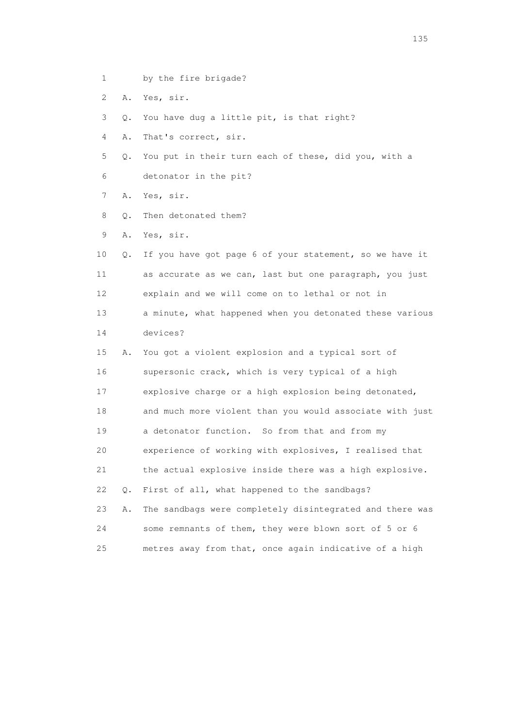1 by the fire brigade?

2 A. Yes, sir.

3 Q. You have dug a little pit, is that right?

4 A. That's correct, sir.

5 Q. You put in their turn each of these, did you, with a

6 detonator in the pit?

7 A. Yes, sir.

8 Q. Then detonated them?

9 A. Yes, sir.

10 Q. If you have got page 6 of your statement, so we have it

11 as accurate as we can, last but one paragraph, you just

12 explain and we will come on to lethal or not in

13 a minute, what happened when you detonated these various

14 devices?

15 A. You got a violent explosion and a typical sort of

16 supersonic crack, which is very typical of a high

17 explosive charge or a high explosion being detonated,

18 and much more violent than you would associate with just

19 a detonator function. So from that and from my

20 experience of working with explosives, I realised that

21 the actual explosive inside there was a high explosive.

22 Q. First of all, what happened to the sandbags?

23 A. The sandbags were completely disintegrated and there was

24 some remnants of them, they were blown sort of 5 or 6

25 metres away from that, once again indicative of a high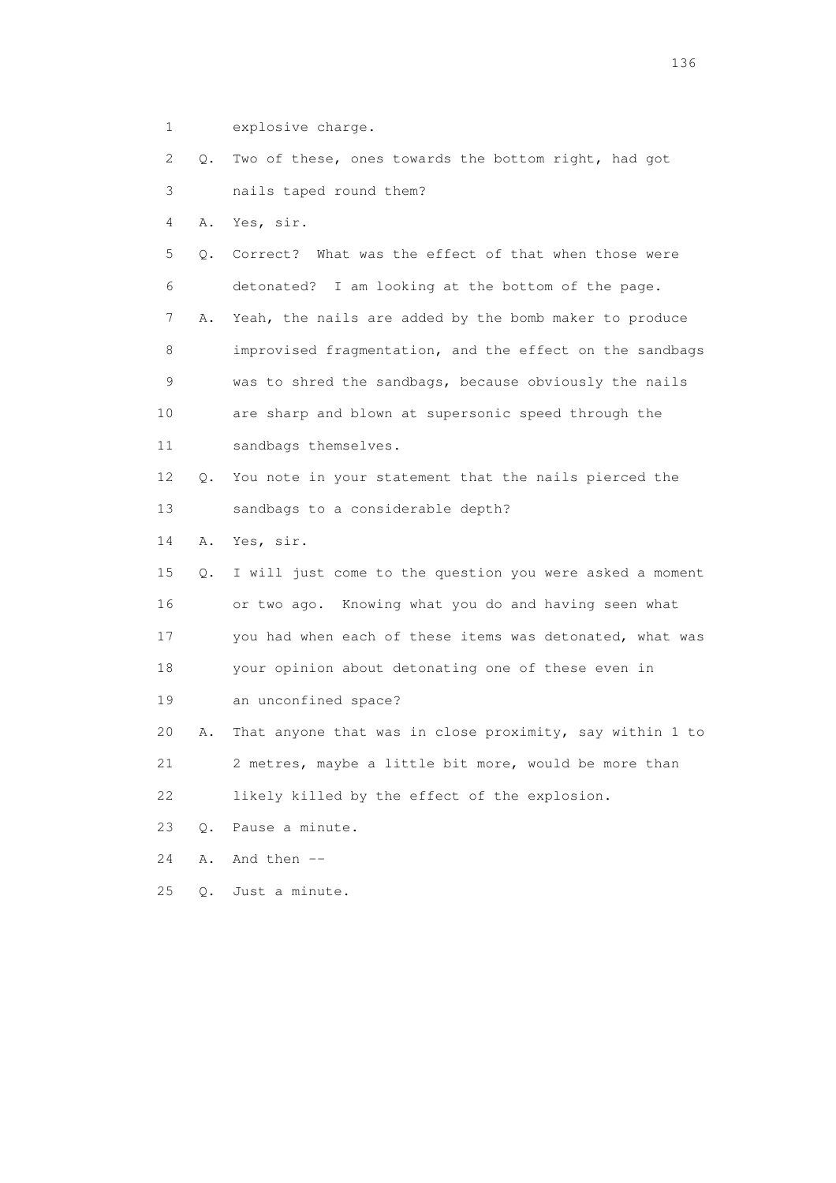1 explosive charge.

2 Q. Two of these, ones towards the bottom right, had got

3 nails taped round them?

4 A. Yes, sir.

5 Q. Correct? What was the effect of that when those were

6 detonated? I am looking at the bottom of the page.

7 A. Yeah, the nails are added by the bomb maker to produce

8 improvised fragmentation, and the effect on the sandbags

9 was to shred the sandbags, because obviously the nails

10 are sharp and blown at supersonic speed through the

11 sandbags themselves.

12 Q. You note in your statement that the nails pierced the

13 sandbags to a considerable depth?

14 A. Yes, sir.

15 Q. I will just come to the question you were asked a moment

16 or two ago. Knowing what you do and having seen what

17 you had when each of these items was detonated, what was

18 your opinion about detonating one of these even in

19 an unconfined space?

20 A. That anyone that was in close proximity, say within 1 to

21 2 metres, maybe a little bit more, would be more than

22 likely killed by the effect of the explosion.

23 Q. Pause a minute.

24 A. And then --

25 Q. Just a minute.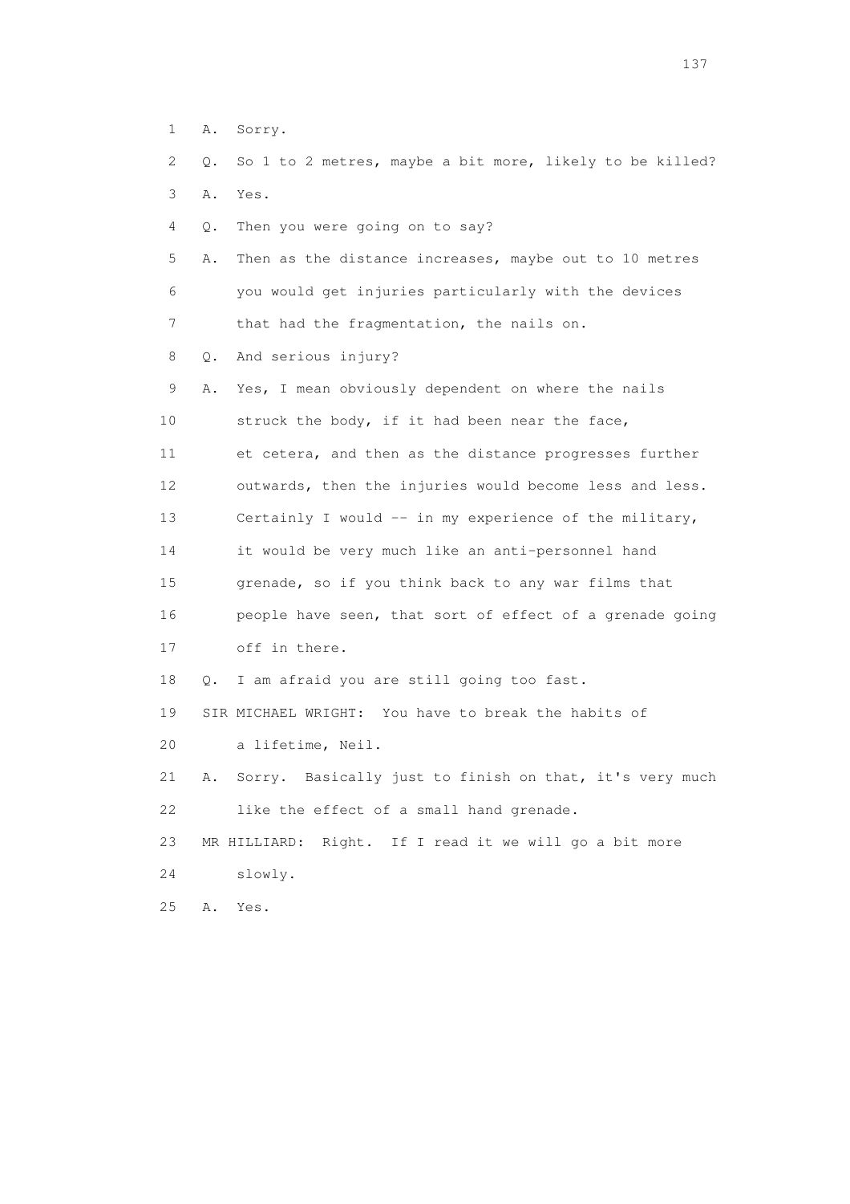1 A. Sorry.

2 Q. So 1 to 2 metres, maybe a bit more, likely to be killed?

3 A. Yes.

4 Q. Then you were going on to say?

5 A. Then as the distance increases, maybe out to 10 metres

6 you would get injuries particularly with the devices

7 that had the fragmentation, the nails on.

8 Q. And serious injury?

9 A. Yes, I mean obviously dependent on where the nails

10 struck the body, if it had been near the face,

11 et cetera, and then as the distance progresses further

12 outwards, then the injuries would become less and less.

13 Certainly I would -- in my experience of the military,

14 it would be very much like an anti-personnel hand

15 grenade, so if you think back to any war films that

16 people have seen, that sort of effect of a grenade going

17 off in there.

18 Q. I am afraid you are still going too fast.

19 SIR MICHAEL WRIGHT: You have to break the habits of

20 a lifetime, Neil.

21 A. Sorry. Basically just to finish on that, it's very much

22 like the effect of a small hand grenade.

23 MR HILLIARD: Right. If I read it we will go a bit more

24 slowly.

25 A. Yes.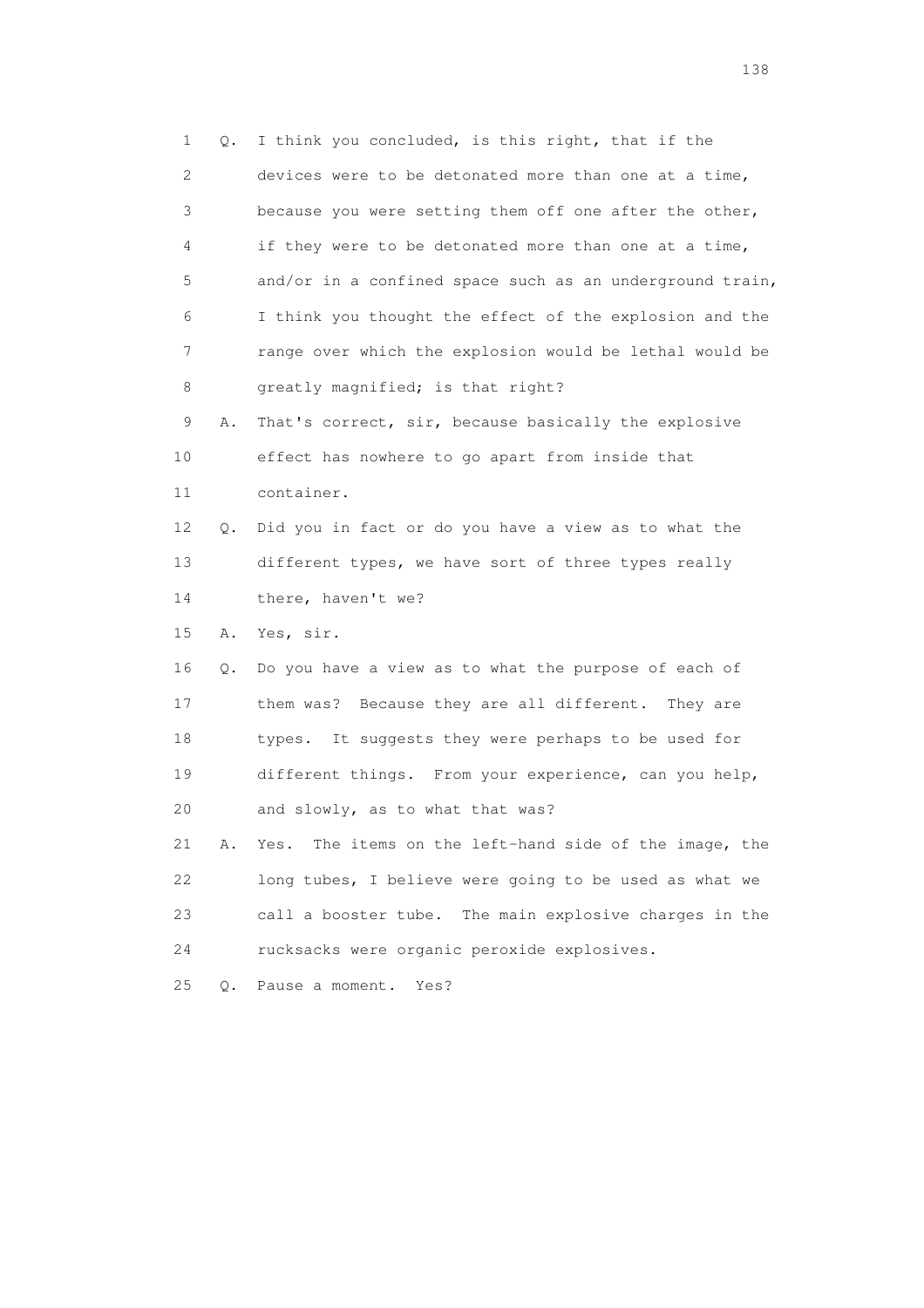1 Q. I think you concluded, is this right, that if the
2 devices were to be detonated more than one at a time,
3 because you were setting them off one after the other,
4 if they were to be detonated more than one at a time,
5 and/or in a confined space such as an underground train,
6 I think you thought the effect of the explosion and the
7 range over which the explosion would be lethal would be
8 greatly magnified; is that right?

9 A. That's correct, sir, because basically the explosive
10 effect has nowhere to go apart from inside that
11 container.

12 Q. Did you in fact or do you have a view as to what the
13 different types, we have sort of three types really
14 there, haven't we?

15 A. Yes, sir.

16 Q. Do you have a view as to what the purpose of each of
17 them was? Because they are all different. They are
18 types. It suggests they were perhaps to be used for
19 different things. From your experience, can you help,
20 and slowly, as to what that was?

21 A. Yes. The items on the left-hand side of the image, the
22 long tubes, I believe were going to be used as what we
23 call a booster tube. The main explosive charges in the
24 rucksacks were organic peroxide explosives.

25 Q. Pause a moment. Yes?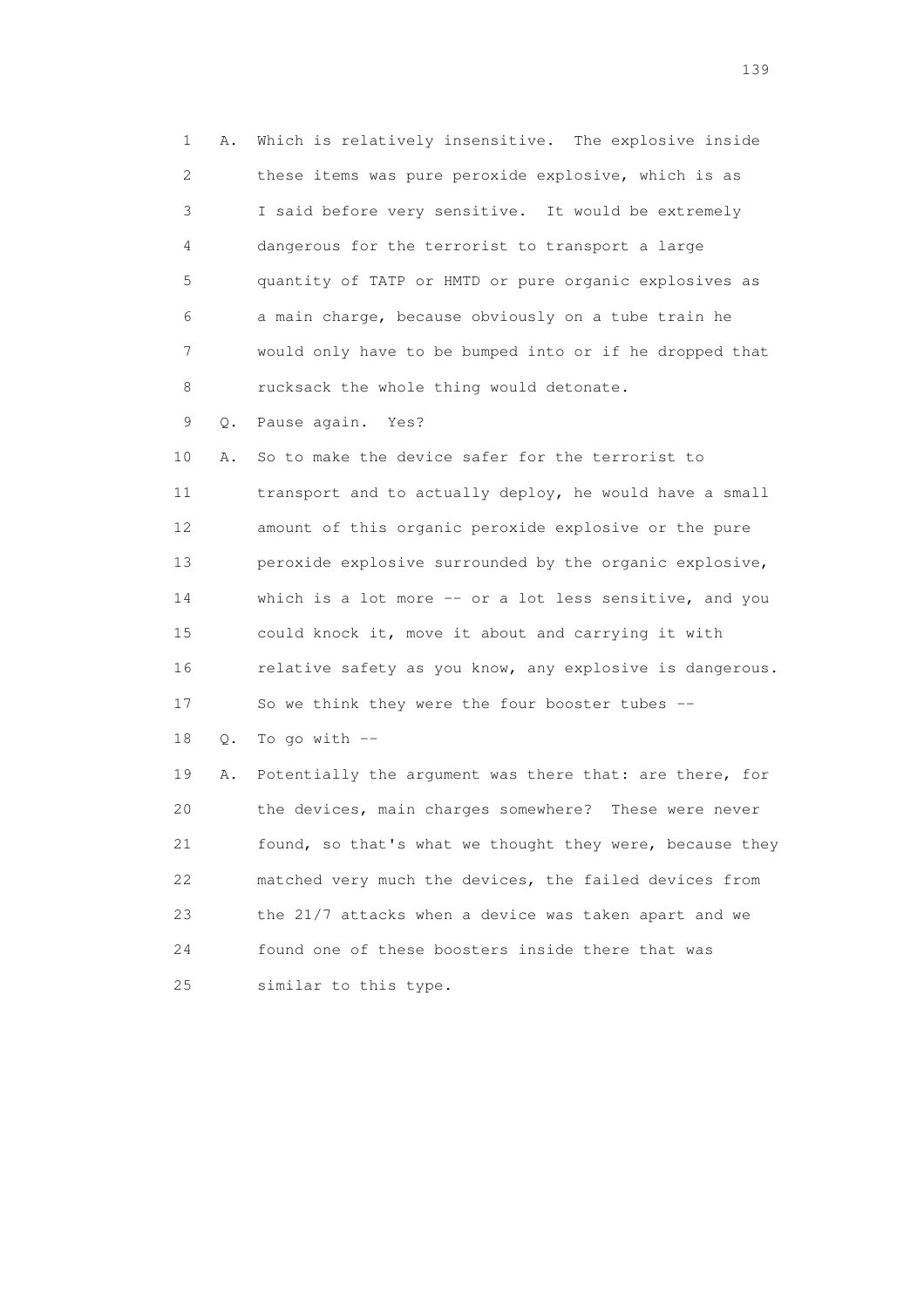1 A. Which is relatively insensitive. The explosive inside
2 these items was pure peroxide explosive, which is as
3 I said before very sensitive. It would be extremely
4 dangerous for the terrorist to transport a large
5 quantity of TATP or HMTD or pure organic explosives as
6 a main charge, because obviously on a tube train he
7 would only have to be bumped into or if he dropped that
8 rucksack the whole thing would detonate.

9 Q. Pause again. Yes?

10 A. So to make the device safer for the terrorist to
11 transport and to actually deploy, he would have a small
12 amount of this organic peroxide explosive or the pure
13 peroxide explosive surrounded by the organic explosive,
14 which is a lot more -- or a lot less sensitive, and you
15 could knock it, move it about and carrying it with
16 relative safety as you know, any explosive is dangerous.
17 So we think they were the four booster tubes --

18 Q. To go with --

19 A. Potentially the argument was there that: are there, for
20 the devices, main charges somewhere? These were never
21 found, so that's what we thought they were, because they
22 matched very much the devices, the failed devices from
23 the 21/7 attacks when a device was taken apart and we
24 found one of these boosters inside there that was
25 similar to this type.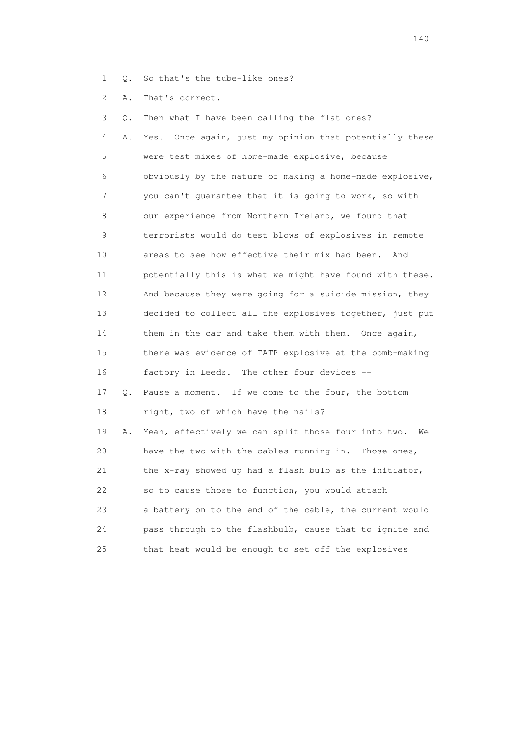1 Q. So that's the tube-like ones?

2 A. That's correct.

3 Q. Then what I have been calling the flat ones?

4 A. Yes. Once again, just my opinion that potentially these
5 were test mixes of home-made explosive, because
6 obviously by the nature of making a home-made explosive,
7 you can't guarantee that it is going to work, so with
8 our experience from Northern Ireland, we found that
9 terrorists would do test blows of explosives in remote
10 areas to see how effective their mix had been. And
11 potentially this is what we might have found with these.
12 And because they were going for a suicide mission, they
13 decided to collect all the explosives together, just put
14 them in the car and take them with them. Once again,
15 there was evidence of TATP explosive at the bomb-making
16 factory in Leeds. The other four devices --

17 Q. Pause a moment. If we come to the four, the bottom
18 right, two of which have the nails?

19 A. Yeah, effectively we can split those four into two. We
20 have the two with the cables running in. Those ones,
21 the x-ray showed up had a flash bulb as the initiator,
22 so to cause those to function, you would attach
23 a battery on to the end of the cable, the current would
24 pass through to the flashbulb, cause that to ignite and
25 that heat would be enough to set off the explosives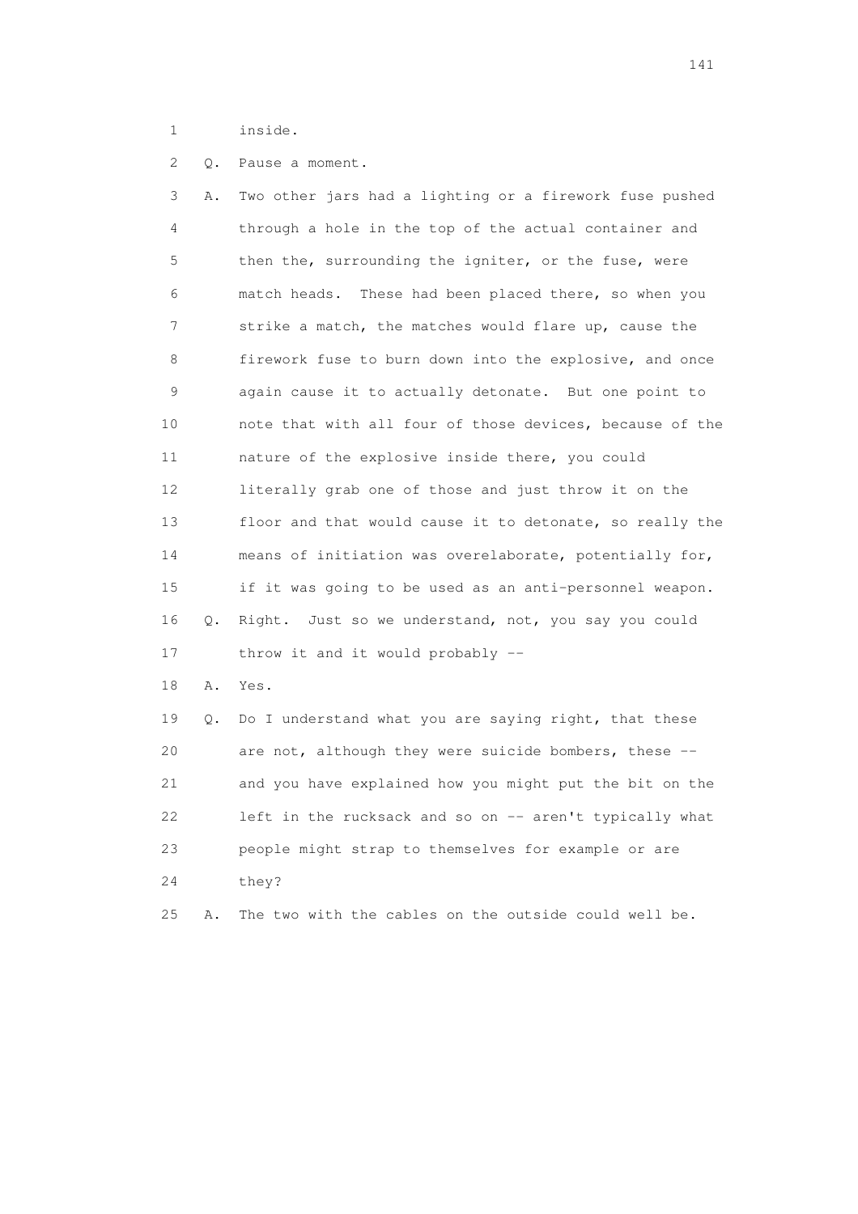1 inside.

2 Q. Pause a moment.

3 A. Two other jars had a lighting or a firework fuse pushed

4 through a hole in the top of the actual container and

5 then the, surrounding the igniter, or the fuse, were

6 match heads. These had been placed there, so when you

7 strike a match, the matches would flare up, cause the

8 firework fuse to burn down into the explosive, and once

9 again cause it to actually detonate. But one point to

10 note that with all four of those devices, because of the

11 nature of the explosive inside there, you could

12 literally grab one of those and just throw it on the

13 floor and that would cause it to detonate, so really the

14 means of initiation was overelaborate, potentially for,

15 if it was going to be used as an anti-personnel weapon.

16 Q. Right. Just so we understand, not, you say you could

17 throw it and it would probably --

18 A. Yes.

19 Q. Do I understand what you are saying right, that these

20 are not, although they were suicide bombers, these --

21 and you have explained how you might put the bit on the

22 left in the rucksack and so on -- aren't typically what

23 people might strap to themselves for example or are

24 they?

25 A. The two with the cables on the outside could well be.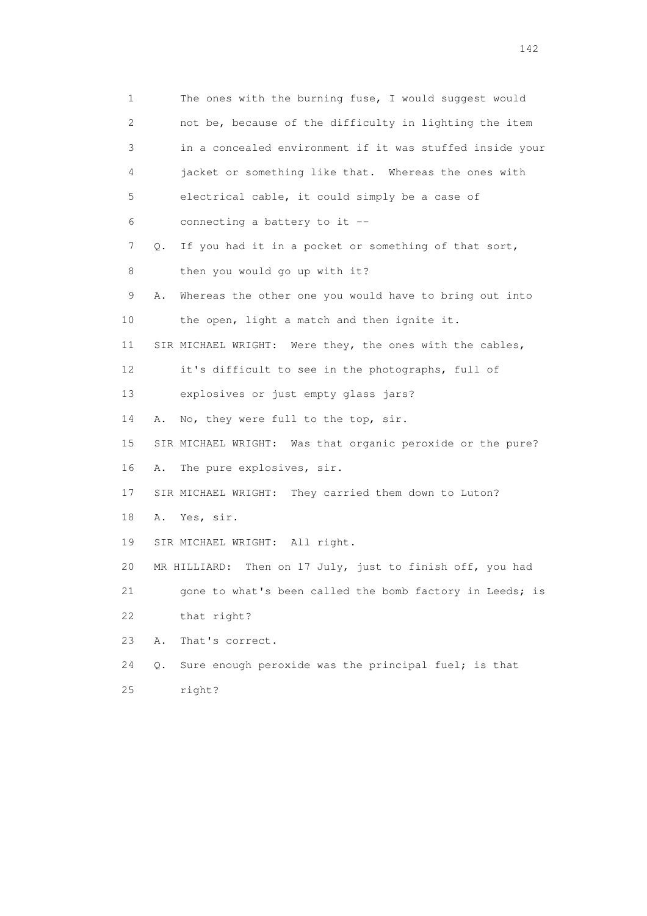1 The ones with the burning fuse, I would suggest would
2 not be, because of the difficulty in lighting the item
3 in a concealed environment if it was stuffed inside your
4 jacket or something like that. Whereas the ones with
5 electrical cable, it could simply be a case of
6 connecting a battery to it --
7 Q. If you had it in a pocket or something of that sort,
8 then you would go up with it?
9 A. Whereas the other one you would have to bring out into
10 the open, light a match and then ignite it.
11 SIR MICHAEL WRIGHT: Were they, the ones with the cables,
12 it's difficult to see in the photographs, full of
13 explosives or just empty glass jars?
14 A. No, they were full to the top, sir.
15 SIR MICHAEL WRIGHT: Was that organic peroxide or the pure?
16 A. The pure explosives, sir.
17 SIR MICHAEL WRIGHT: They carried them down to Luton?
18 A. Yes, sir.
19 SIR MICHAEL WRIGHT: All right.
20 MR HILLIARD: Then on 17 July, just to finish off, you had
21 gone to what's been called the bomb factory in Leeds; is
22 that right?
23 A. That's correct.
24 Q. Sure enough peroxide was the principal fuel; is that
25 right?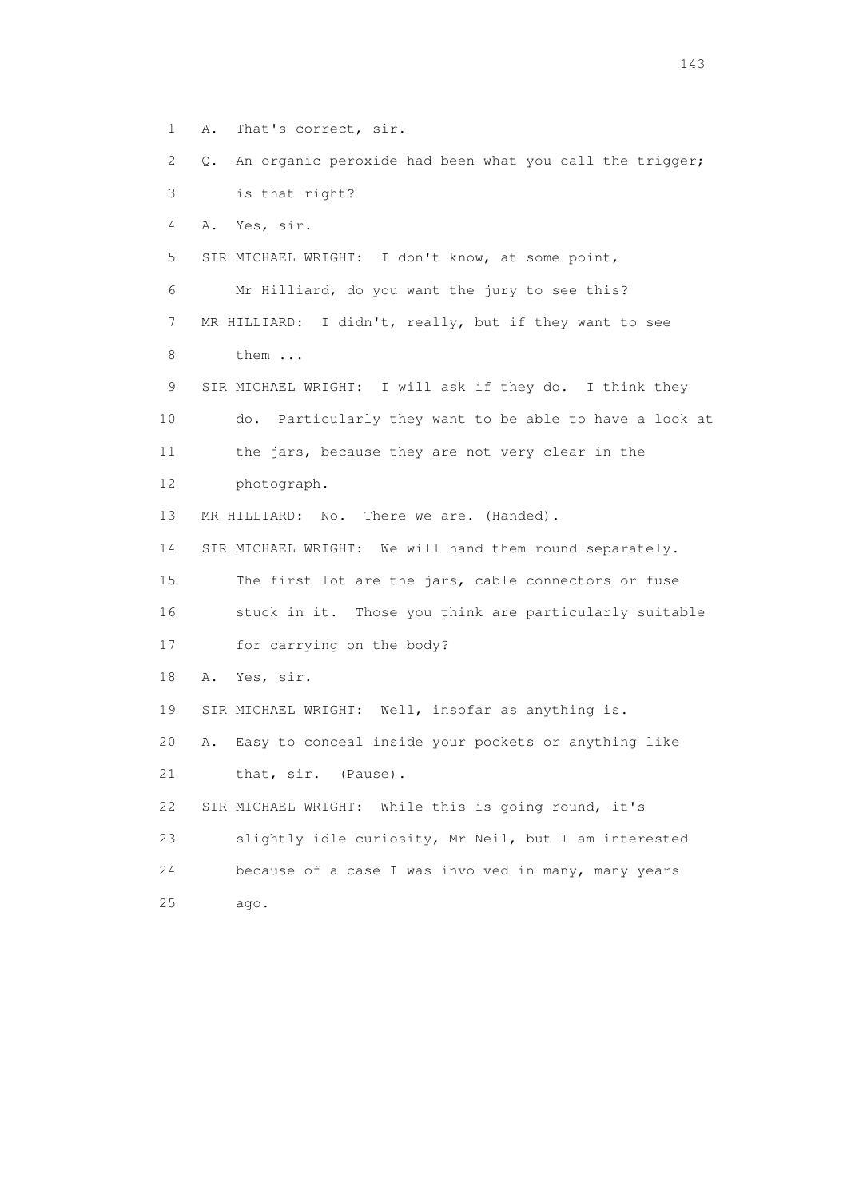1 A. That's correct, sir.

2 Q. An organic peroxide had been what you call the trigger;

3 is that right?

4 A. Yes, sir.

5 SIR MICHAEL WRIGHT: I don't know, at some point,

6 Mr Hilliard, do you want the jury to see this?

7 MR HILLIARD: I didn't, really, but if they want to see

8 them ...

9 SIR MICHAEL WRIGHT: I will ask if they do. I think they

10 do. Particularly they want to be able to have a look at

11 the jars, because they are not very clear in the

12 photograph.

13 MR HILLIARD: No. There we are. (Handed).

14 SIR MICHAEL WRIGHT: We will hand them round separately.

15 The first lot are the jars, cable connectors or fuse

16 stuck in it. Those you think are particularly suitable

17 for carrying on the body?

18 A. Yes, sir.

19 SIR MICHAEL WRIGHT: Well, insofar as anything is.

20 A. Easy to conceal inside your pockets or anything like

21 that, sir. (Pause).

22 SIR MICHAEL WRIGHT: While this is going round, it's

23 slightly idle curiosity, Mr Neil, but I am interested

24 because of a case I was involved in many, many years

25 ago.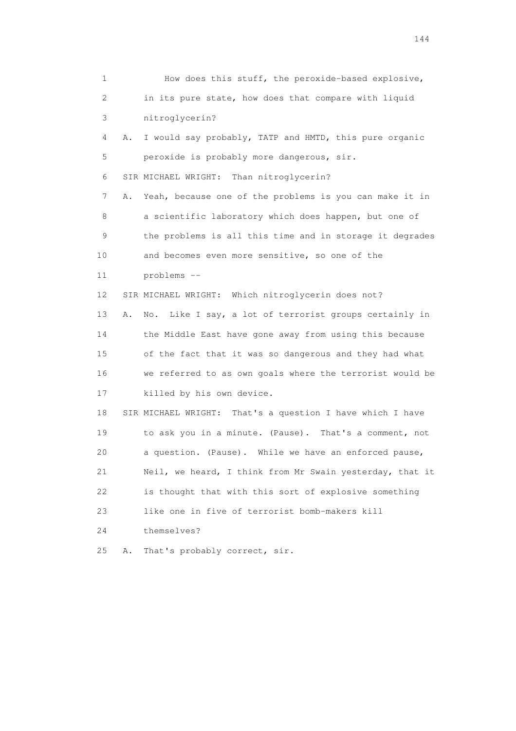1 How does this stuff, the peroxide-based explosive,
2 in its pure state, how does that compare with liquid
3 nitroglycerin?

4 A. I would say probably, TATP and HMTD, this pure organic
5 peroxide is probably more dangerous, sir.

6 SIR MICHAEL WRIGHT: Than nitroglycerin?

7 A. Yeah, because one of the problems is you can make it in
8 a scientific laboratory which does happen, but one of
9 the problems is all this time and in storage it degrades
10 and becomes even more sensitive, so one of the
11 problems --

12 SIR MICHAEL WRIGHT: Which nitroglycerin does not?

13 A. No. Like I say, a lot of terrorist groups certainly in
14 the Middle East have gone away from using this because
15 of the fact that it was so dangerous and they had what
16 we referred to as own goals where the terrorist would be
17 killed by his own device.

18 SIR MICHAEL WRIGHT: That's a question I have which I have
19 to ask you in a minute. (Pause). That's a comment, not
20 a question. (Pause). While we have an enforced pause,
21 Neil, we heard, I think from Mr Swain yesterday, that it
22 is thought that with this sort of explosive something
23 like one in five of terrorist bomb-makers kill
24 themselves?

25 A. That's probably correct, sir.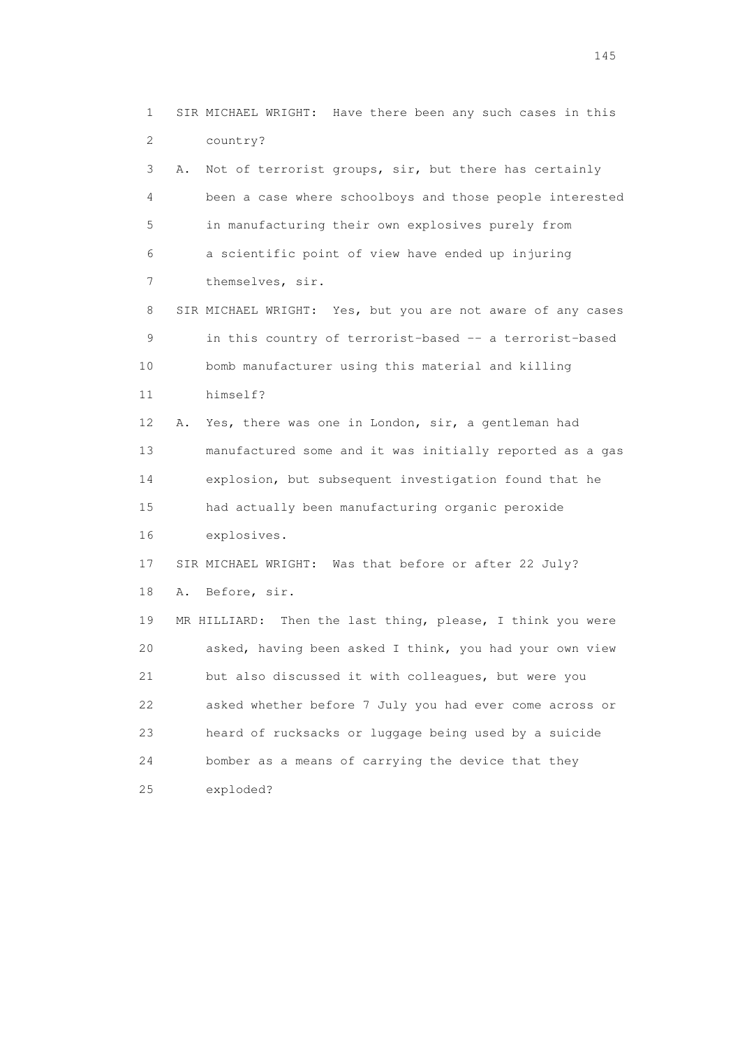1 SIR MICHAEL WRIGHT: Have there been any such cases in this
2 country?

3 A. Not of terrorist groups, sir, but there has certainly
4 been a case where schoolboys and those people interested
5 in manufacturing their own explosives purely from
6 a scientific point of view have ended up injuring
7 themselves, sir.

8 SIR MICHAEL WRIGHT: Yes, but you are not aware of any cases
9 in this country of terrorist-based -- a terrorist-based
10 bomb manufacturer using this material and killing
11 himself?

12 A. Yes, there was one in London, sir, a gentleman had
13 manufactured some and it was initially reported as a gas
14 explosion, but subsequent investigation found that he
15 had actually been manufacturing organic peroxide
16 explosives.

17 SIR MICHAEL WRIGHT: Was that before or after 22 July?

18 A. Before, sir.

19 MR HILLIARD: Then the last thing, please, I think you were
20 asked, having been asked I think, you had your own view
21 but also discussed it with colleagues, but were you
22 asked whether before 7 July you had ever come across or
23 heard of rucksacks or luggage being used by a suicide
24 bomber as a means of carrying the device that they
25 exploded?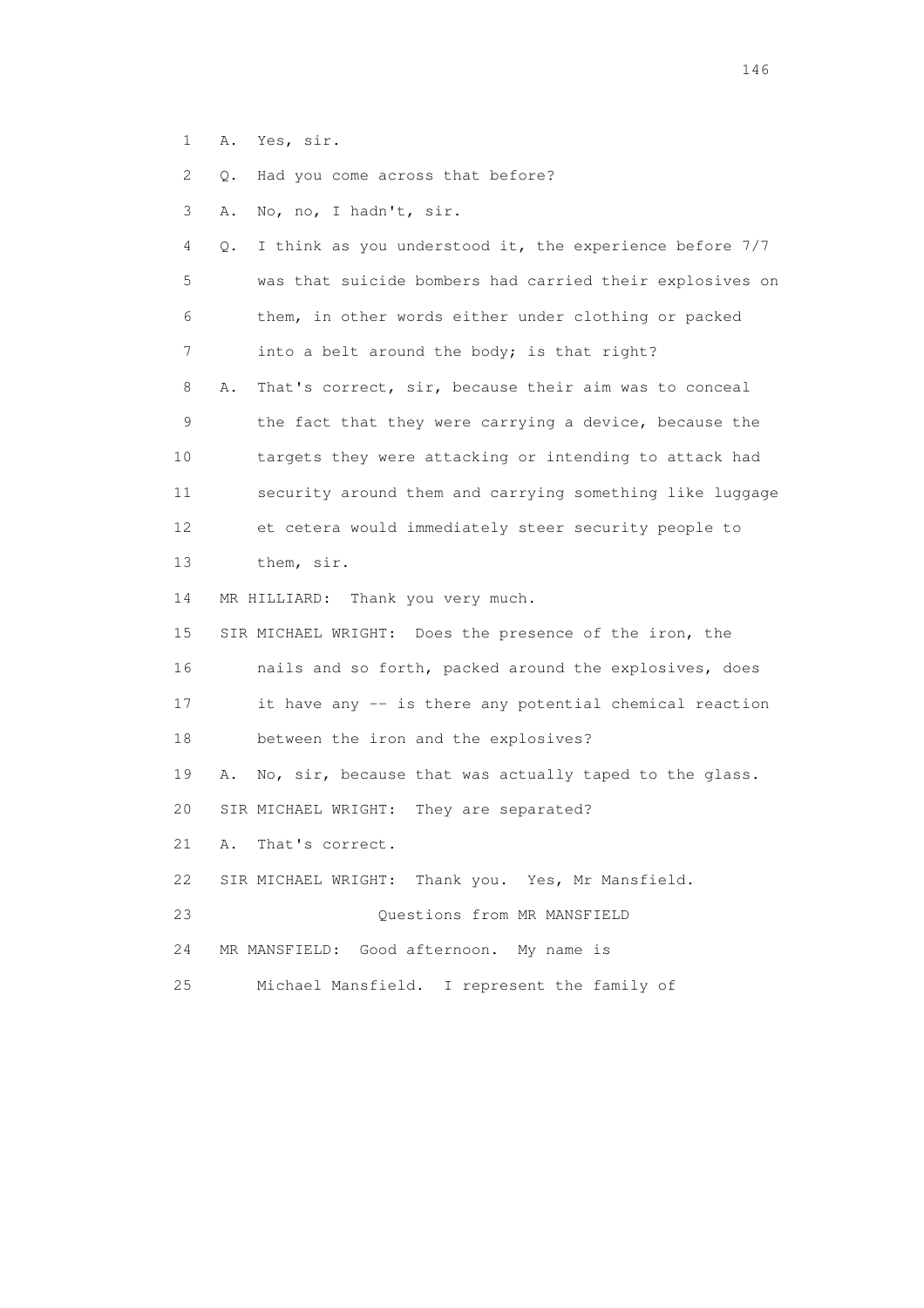1 A. Yes, sir.

2 Q. Had you come across that before?

3 A. No, no, I hadn't, sir.

4 Q. I think as you understood it, the experience before 7/7

5 was that suicide bombers had carried their explosives on

6 them, in other words either under clothing or packed

7 into a belt around the body; is that right?

8 A. That's correct, sir, because their aim was to conceal

9 the fact that they were carrying a device, because the

10 targets they were attacking or intending to attack had

11 security around them and carrying something like luggage

12 et cetera would immediately steer security people to

13 them, sir.

14 MR HILLIARD: Thank you very much.

15 SIR MICHAEL WRIGHT: Does the presence of the iron, the

16 nails and so forth, packed around the explosives, does

17 it have any -- is there any potential chemical reaction

18 between the iron and the explosives?

19 A. No, sir, because that was actually taped to the glass.

20 SIR MICHAEL WRIGHT: They are separated?

21 A. That's correct.

22 SIR MICHAEL WRIGHT: Thank you. Yes, Mr Mansfield.

23 Questions from MR MANSFIELD

24 MR MANSFIELD: Good afternoon. My name is

25 Michael Mansfield. I represent the family of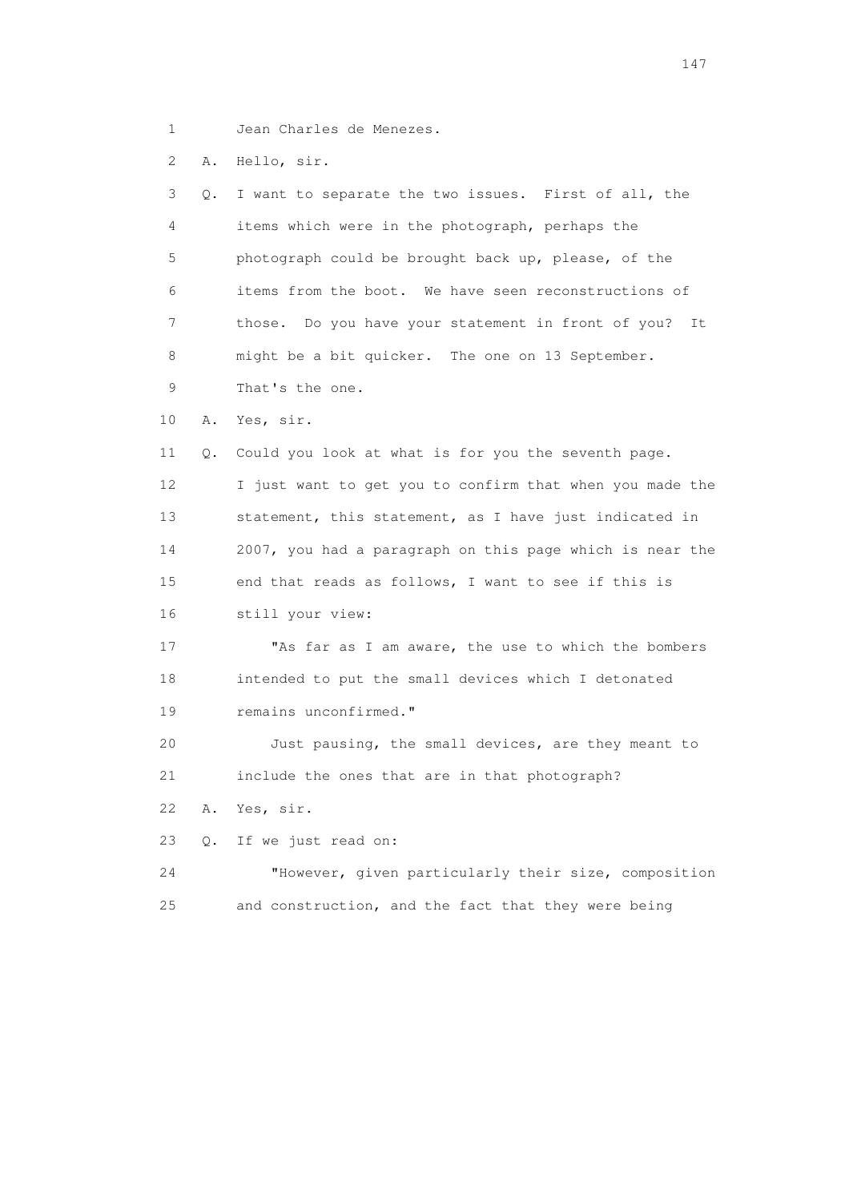1 Jean Charles de Menezes.

2 A. Hello, sir.

3 Q. I want to separate the two issues. First of all, the

4 items which were in the photograph, perhaps the

5 photograph could be brought back up, please, of the

6 items from the boot. We have seen reconstructions of

7 those. Do you have your statement in front of you? It

8 might be a bit quicker. The one on 13 September.

9 That's the one.

10 A. Yes, sir.

11 Q. Could you look at what is for you the seventh page.

12 I just want to get you to confirm that when you made the

13 statement, this statement, as I have just indicated in

14 2007, you had a paragraph on this page which is near the

15 end that reads as follows, I want to see if this is

16 still your view:

17 "As far as I am aware, the use to which the bombers

18 intended to put the small devices which I detonated

19 remains unconfirmed."

20 Just pausing, the small devices, are they meant to

21 include the ones that are in that photograph?

22 A. Yes, sir.

23 Q. If we just read on:

24 "However, given particularly their size, composition

25 and construction, and the fact that they were being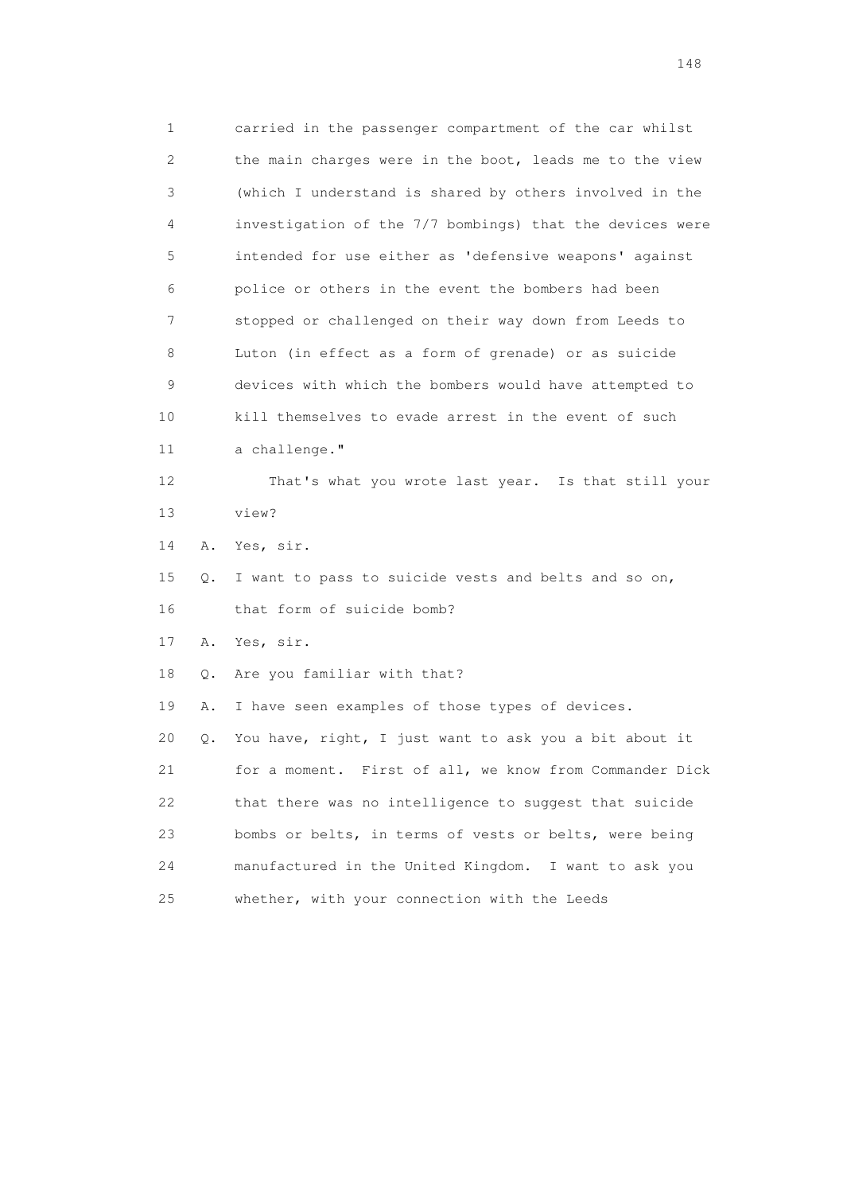1 carried in the passenger compartment of the car whilst
2 the main charges were in the boot, leads me to the view
3 (which I understand is shared by others involved in the
4 investigation of the 7/7 bombings) that the devices were
5 intended for use either as 'defensive weapons' against
6 police or others in the event the bombers had been
7 stopped or challenged on their way down from Leeds to
8 Luton (in effect as a form of grenade) or as suicide
9 devices with which the bombers would have attempted to
10 kill themselves to evade arrest in the event of such
11 a challenge."

12 That's what you wrote last year. Is that still your
13 view?

14 A. Yes, sir.

15 Q. I want to pass to suicide vests and belts and so on,
16 that form of suicide bomb?

17 A. Yes, sir.

18 Q. Are you familiar with that?

19 A. I have seen examples of those types of devices.

20 Q. You have, right, I just want to ask you a bit about it
21 for a moment. First of all, we know from Commander Dick
22 that there was no intelligence to suggest that suicide
23 bombs or belts, in terms of vests or belts, were being
24 manufactured in the United Kingdom. I want to ask you
25 whether, with your connection with the Leeds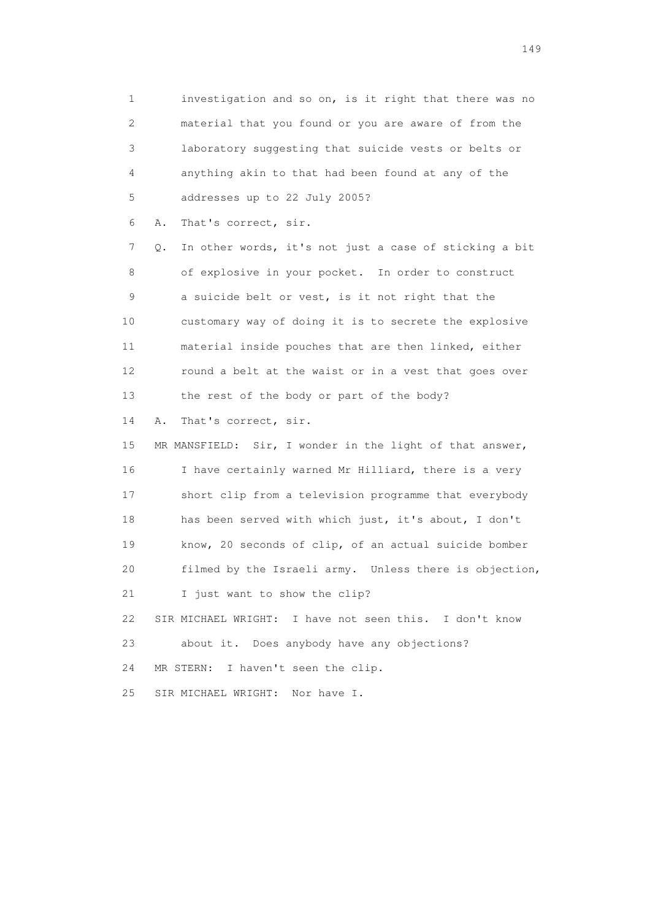1 investigation and so on, is it right that there was no
2 material that you found or you are aware of from the
3 laboratory suggesting that suicide vests or belts or
4 anything akin to that had been found at any of the
5 addresses up to 22 July 2005?

6 A. That's correct, sir.

7 Q. In other words, it's not just a case of sticking a bit
8 of explosive in your pocket. In order to construct
9 a suicide belt or vest, is it not right that the
10 customary way of doing it is to secrete the explosive
11 material inside pouches that are then linked, either
12 round a belt at the waist or in a vest that goes over
13 the rest of the body or part of the body?

14 A. That's correct, sir.

15 MR MANSFIELD: Sir, I wonder in the light of that answer,
16 I have certainly warned Mr Hilliard, there is a very
17 short clip from a television programme that everybody
18 has been served with which just, it's about, I don't
19 know, 20 seconds of clip, of an actual suicide bomber
20 filmed by the Israeli army. Unless there is objection,
21 I just want to show the clip?

22 SIR MICHAEL WRIGHT: I have not seen this. I don't know
23 about it. Does anybody have any objections?

24 MR STERN: I haven't seen the clip.

25 SIR MICHAEL WRIGHT: Nor have I.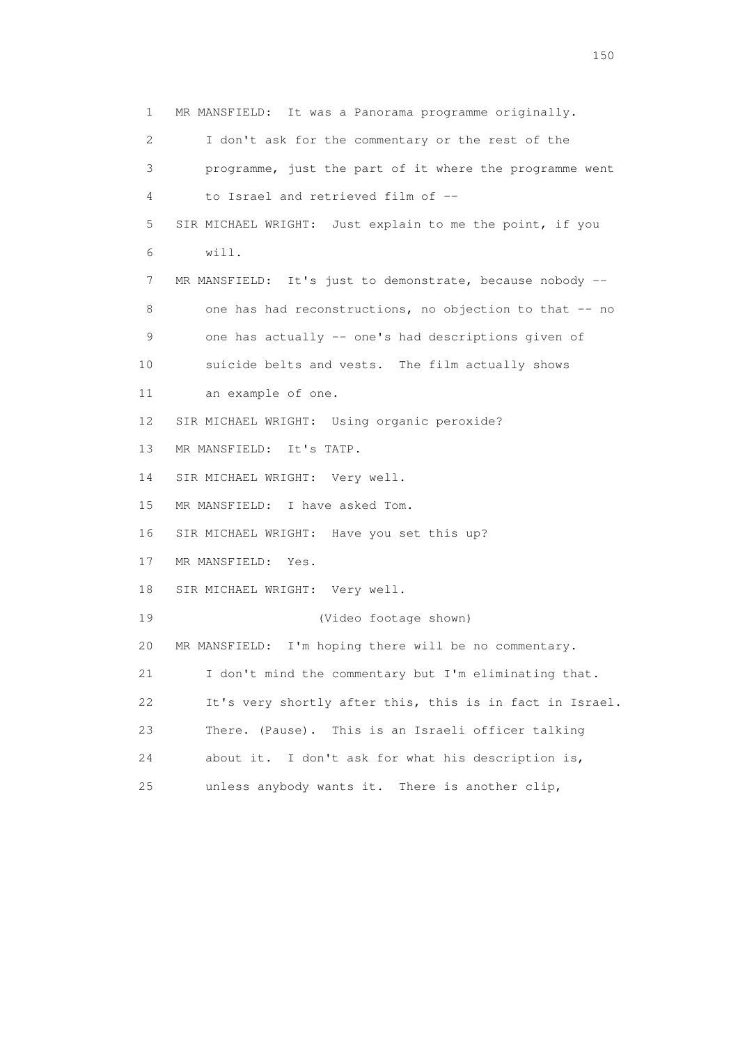1 MR MANSFIELD: It was a Panorama programme originally.
2 I don't ask for the commentary or the rest of the
3 programme, just the part of it where the programme went
4 to Israel and retrieved film of --
5 SIR MICHAEL WRIGHT: Just explain to me the point, if you
6 will.
7 MR MANSFIELD: It's just to demonstrate, because nobody --
8 one has had reconstructions, no objection to that -- no
9 one has actually -- one's had descriptions given of
10 suicide belts and vests. The film actually shows
11 an example of one.
12 SIR MICHAEL WRIGHT: Using organic peroxide?
13 MR MANSFIELD: It's TATP.
14 SIR MICHAEL WRIGHT: Very well.
15 MR MANSFIELD: I have asked Tom.
16 SIR MICHAEL WRIGHT: Have you set this up?
17 MR MANSFIELD: Yes.
18 SIR MICHAEL WRIGHT: Very well.
19 (Video footage shown)
20 MR MANSFIELD: I'm hoping there will be no commentary.
21 I don't mind the commentary but I'm eliminating that.
22 It's very shortly after this, this is in fact in Israel.
23 There. (Pause). This is an Israeli officer talking
24 about it. I don't ask for what his description is,
25 unless anybody wants it. There is another clip,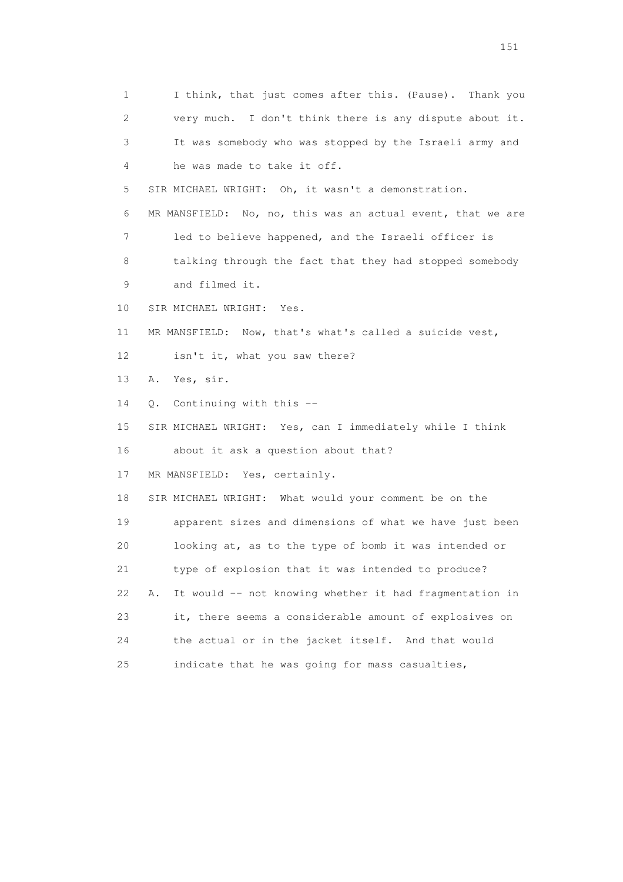1 I think, that just comes after this. (Pause). Thank you
2 very much. I don't think there is any dispute about it.
3 It was somebody who was stopped by the Israeli army and
4 he was made to take it off.
5 SIR MICHAEL WRIGHT: Oh, it wasn't a demonstration.
6 MR MANSFIELD: No, no, this was an actual event, that we are
7 led to believe happened, and the Israeli officer is
8 talking through the fact that they had stopped somebody
9 and filmed it.
10 SIR MICHAEL WRIGHT: Yes.
11 MR MANSFIELD: Now, that's what's called a suicide vest,
12 isn't it, what you saw there?
13 A. Yes, sir.
14 Q. Continuing with this --
15 SIR MICHAEL WRIGHT: Yes, can I immediately while I think
16 about it ask a question about that?
17 MR MANSFIELD: Yes, certainly.
18 SIR MICHAEL WRIGHT: What would your comment be on the
19 apparent sizes and dimensions of what we have just been
20 looking at, as to the type of bomb it was intended or
21 type of explosion that it was intended to produce?
22 A. It would -- not knowing whether it had fragmentation in
23 it, there seems a considerable amount of explosives on
24 the actual or in the jacket itself. And that would
25 indicate that he was going for mass casualties,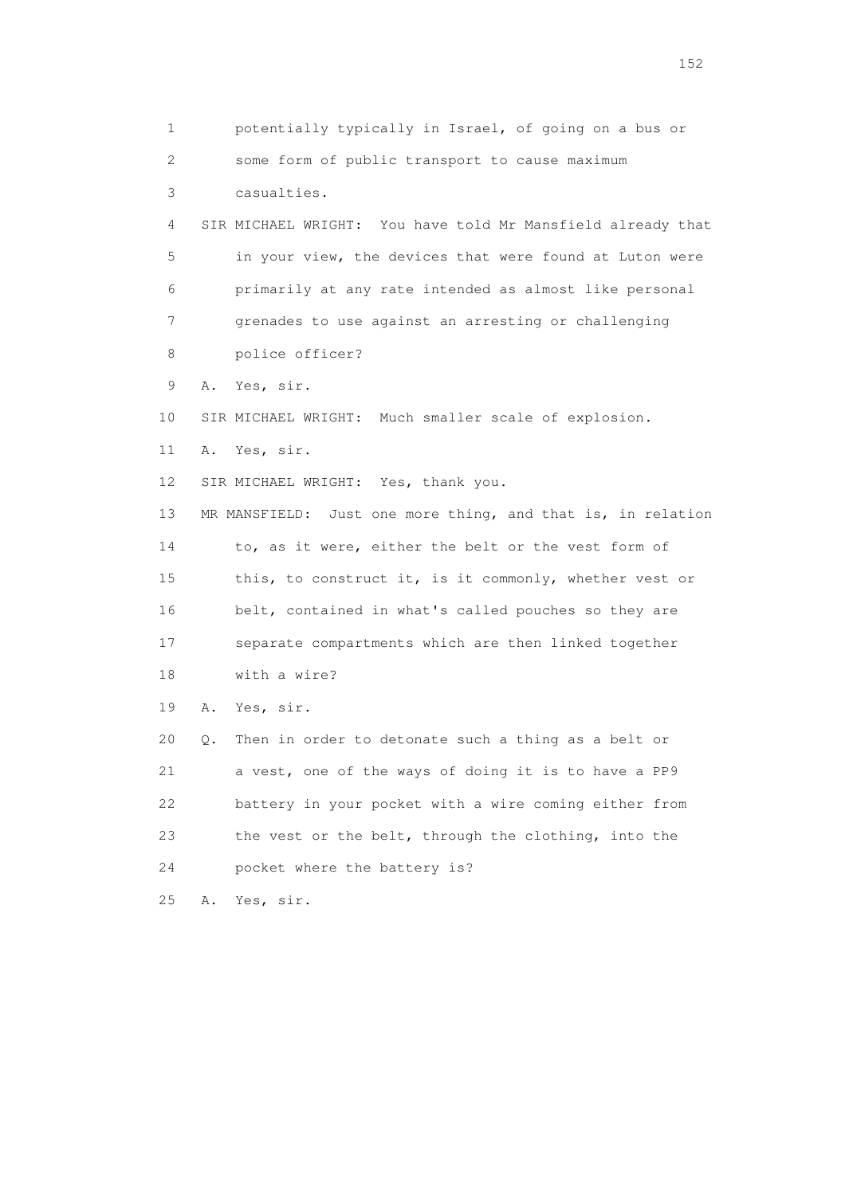1 potentially typically in Israel, of going on a bus or
2 some form of public transport to cause maximum
3 casualties.
4 SIR MICHAEL WRIGHT: You have told Mr Mansfield already that
5 in your view, the devices that were found at Luton were
6 primarily at any rate intended as almost like personal
7 grenades to use against an arresting or challenging
8 police officer?
9 A. Yes, sir.
10 SIR MICHAEL WRIGHT: Much smaller scale of explosion.
11 A. Yes, sir.
12 SIR MICHAEL WRIGHT: Yes, thank you.
13 MR MANSFIELD: Just one more thing, and that is, in relation
14 to, as it were, either the belt or the vest form of
15 this, to construct it, is it commonly, whether vest or
16 belt, contained in what's called pouches so they are
17 separate compartments which are then linked together
18 with a wire?
19 A. Yes, sir.
20 Q. Then in order to detonate such a thing as a belt or
21 a vest, one of the ways of doing it is to have a PP9
22 battery in your pocket with a wire coming either from
23 the vest or the belt, through the clothing, into the
24 pocket where the battery is?
25 A. Yes, sir.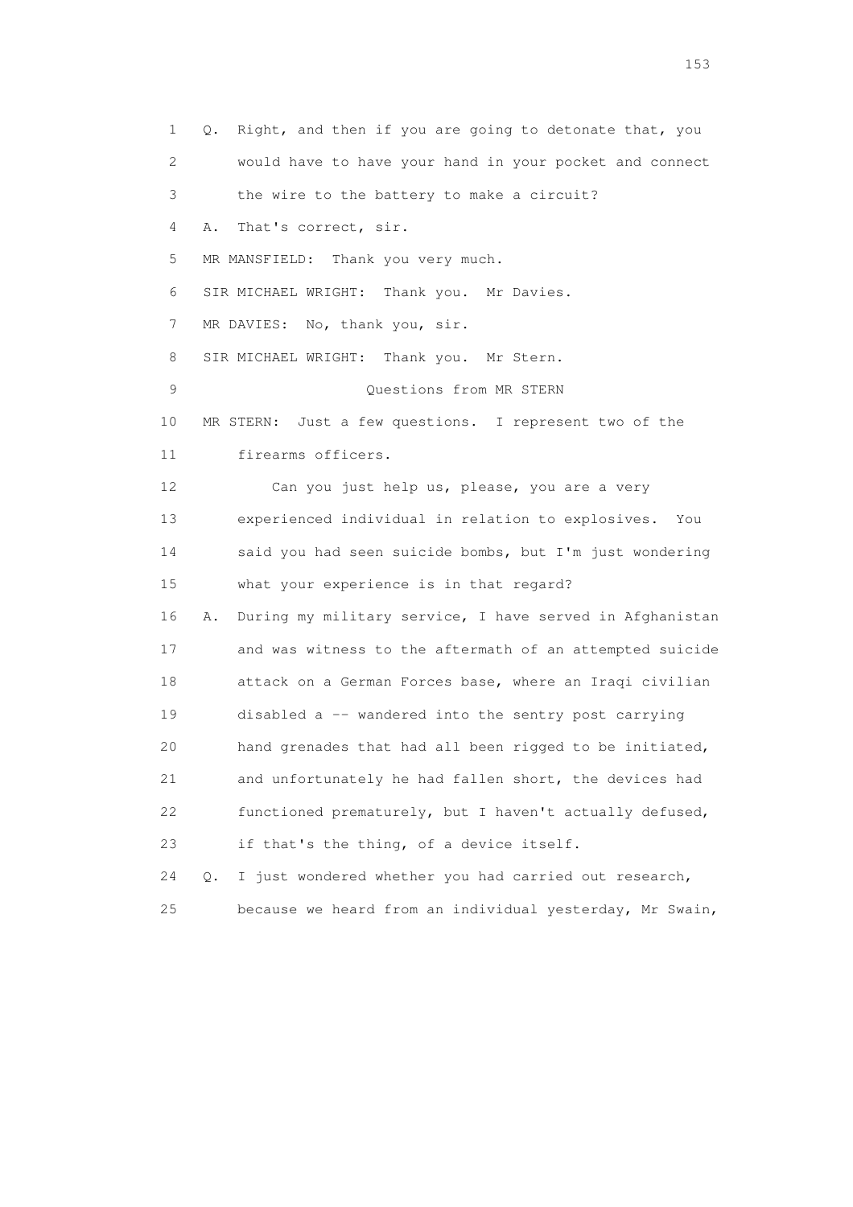1 Q. Right, and then if you are going to detonate that, you
2 would have to have your hand in your pocket and connect
3 the wire to the battery to make a circuit?
4 A. That's correct, sir.
5 MR MANSFIELD: Thank you very much.
6 SIR MICHAEL WRIGHT: Thank you. Mr Davies.
7 MR DAVIES: No, thank you, sir.
8 SIR MICHAEL WRIGHT: Thank you. Mr Stern.
9 Questions from MR STERN
10 MR STERN: Just a few questions. I represent two of the
11 firearms officers.
12 Can you just help us, please, you are a very
13 experienced individual in relation to explosives. You
14 said you had seen suicide bombs, but I'm just wondering
15 what your experience is in that regard?
16 A. During my military service, I have served in Afghanistan
17 and was witness to the aftermath of an attempted suicide
18 attack on a German Forces base, where an Iraqi civilian
19 disabled a -- wandered into the sentry post carrying
20 hand grenades that had all been rigged to be initiated,
21 and unfortunately he had fallen short, the devices had
22 functioned prematurely, but I haven't actually defused,
23 if that's the thing, of a device itself.
24 Q. I just wondered whether you had carried out research,
25 because we heard from an individual yesterday, Mr Swain,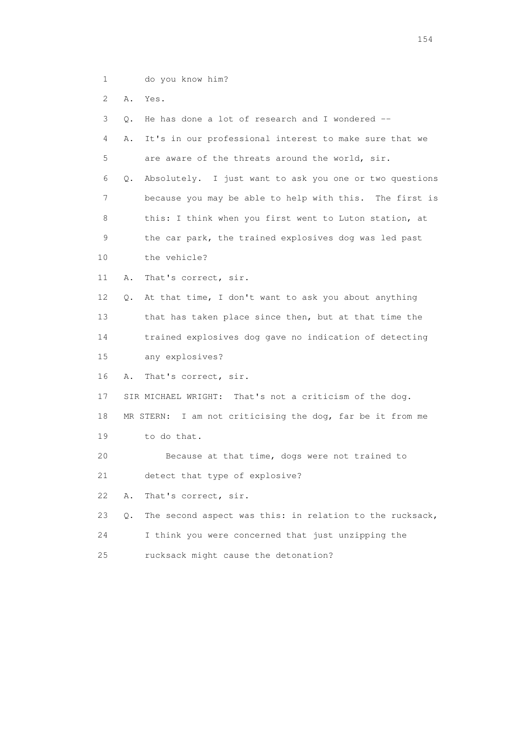1 do you know him?

2 A. Yes.

3 Q. He has done a lot of research and I wondered --

4 A. It's in our professional interest to make sure that we

5 are aware of the threats around the world, sir.

6 Q. Absolutely. I just want to ask you one or two questions

7 because you may be able to help with this. The first is

8 this: I think when you first went to Luton station, at

9 the car park, the trained explosives dog was led past

10 the vehicle?

11 A. That's correct, sir.

12 Q. At that time, I don't want to ask you about anything

13 that has taken place since then, but at that time the

14 trained explosives dog gave no indication of detecting

15 any explosives?

16 A. That's correct, sir.

17 SIR MICHAEL WRIGHT: That's not a criticism of the dog.

18 MR STERN: I am not criticising the dog, far be it from me

19 to do that.

20 Because at that time, dogs were not trained to

21 detect that type of explosive?

22 A. That's correct, sir.

23 Q. The second aspect was this: in relation to the rucksack,

24 I think you were concerned that just unzipping the

25 rucksack might cause the detonation?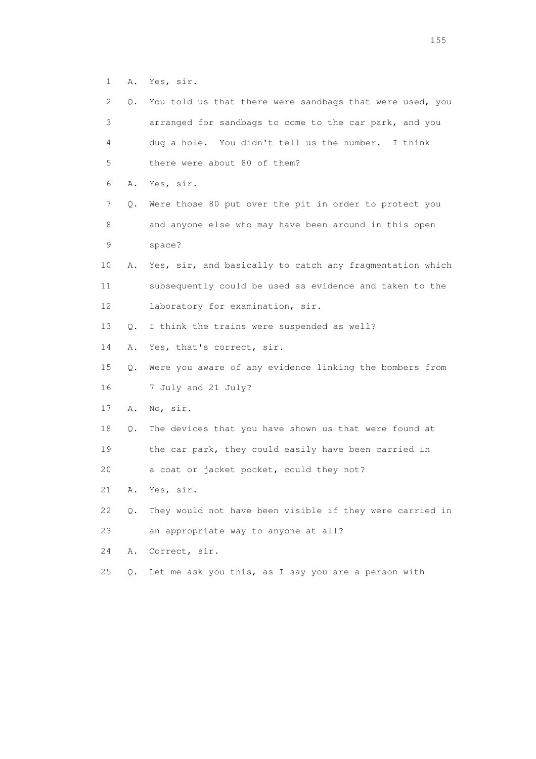1 A. Yes, sir.

2 Q. You told us that there were sandbags that were used, you
3 arranged for sandbags to come to the car park, and you
4 dug a hole. You didn't tell us the number. I think
5 there were about 80 of them?

6 A. Yes, sir.

7 Q. Were those 80 put over the pit in order to protect you
8 and anyone else who may have been around in this open
9 space?

10 A. Yes, sir, and basically to catch any fragmentation which
11 subsequently could be used as evidence and taken to the
12 laboratory for examination, sir.

13 Q. I think the trains were suspended as well?

14 A. Yes, that's correct, sir.

15 Q. Were you aware of any evidence linking the bombers from
16 7 July and 21 July?

17 A. No, sir.

18 Q. The devices that you have shown us that were found at
19 the car park, they could easily have been carried in
20 a coat or jacket pocket, could they not?

21 A. Yes, sir.

22 Q. They would not have been visible if they were carried in
23 an appropriate way to anyone at all?

24 A. Correct, sir.

25 Q. Let me ask you this, as I say you are a person with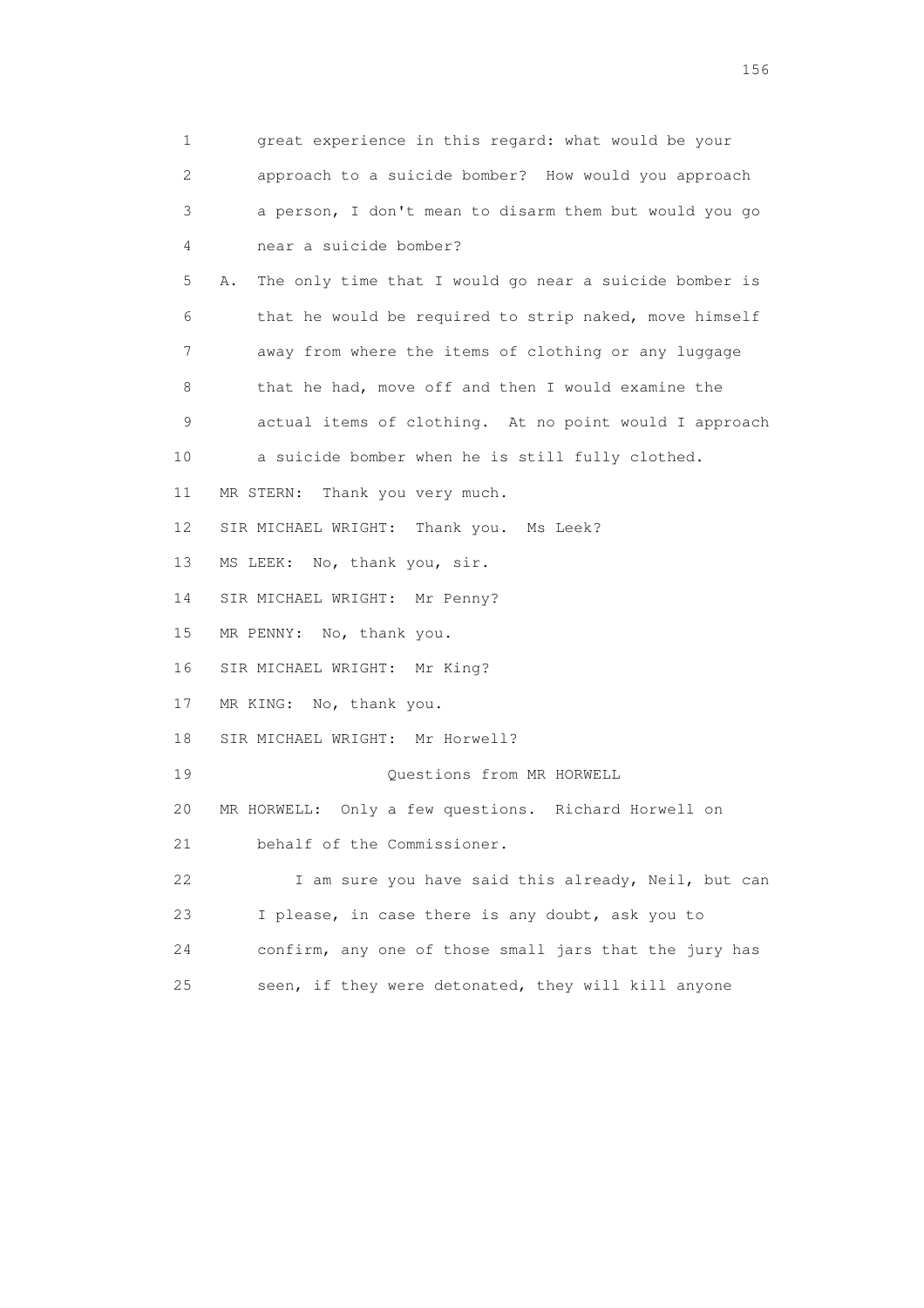1 great experience in this regard: what would be your
2 approach to a suicide bomber? How would you approach
3 a person, I don't mean to disarm them but would you go
4 near a suicide bomber?

5 A. The only time that I would go near a suicide bomber is
6 that he would be required to strip naked, move himself
7 away from where the items of clothing or any luggage
8 that he had, move off and then I would examine the
9 actual items of clothing. At no point would I approach
10 a suicide bomber when he is still fully clothed.

11 MR STERN: Thank you very much.

12 SIR MICHAEL WRIGHT: Thank you. Ms Leek?

13 MS LEEK: No, thank you, sir.

14 SIR MICHAEL WRIGHT: Mr Penny?

15 MR PENNY: No, thank you.

16 SIR MICHAEL WRIGHT: Mr King?

17 MR KING: No, thank you.

18 SIR MICHAEL WRIGHT: Mr Horwell?

19 Questions from MR HORWELL

20 MR HORWELL: Only a few questions. Richard Horwell on
21 behalf of the Commissioner.

22 I am sure you have said this already, Neil, but can
23 I please, in case there is any doubt, ask you to
24 confirm, any one of those small jars that the jury has
25 seen, if they were detonated, they will kill anyone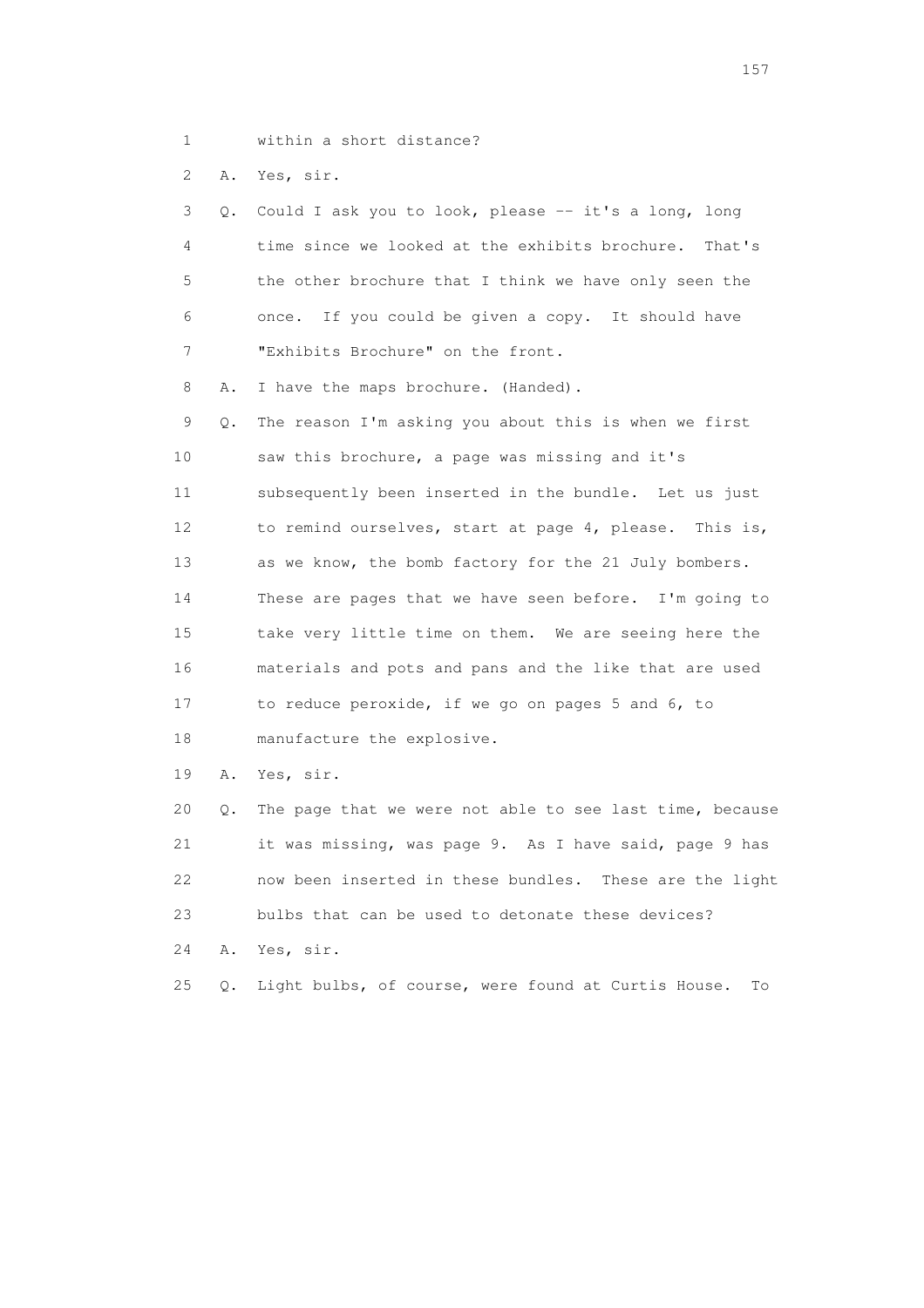1 within a short distance?

2 A. Yes, sir.

3 Q. Could I ask you to look, please -- it's a long, long

4 time since we looked at the exhibits brochure. That's

5 the other brochure that I think we have only seen the

6 once. If you could be given a copy. It should have

7 "Exhibits Brochure" on the front.

8 A. I have the maps brochure. (Handed).

9 Q. The reason I'm asking you about this is when we first

10 saw this brochure, a page was missing and it's

11 subsequently been inserted in the bundle. Let us just

12 to remind ourselves, start at page 4, please. This is,

13 as we know, the bomb factory for the 21 July bombers.

14 These are pages that we have seen before. I'm going to

15 take very little time on them. We are seeing here the

16 materials and pots and pans and the like that are used

17 to reduce peroxide, if we go on pages 5 and 6, to

18 manufacture the explosive.

19 A. Yes, sir.

20 Q. The page that we were not able to see last time, because

21 it was missing, was page 9. As I have said, page 9 has

22 now been inserted in these bundles. These are the light

23 bulbs that can be used to detonate these devices?

24 A. Yes, sir.

25 Q. Light bulbs, of course, were found at Curtis House. To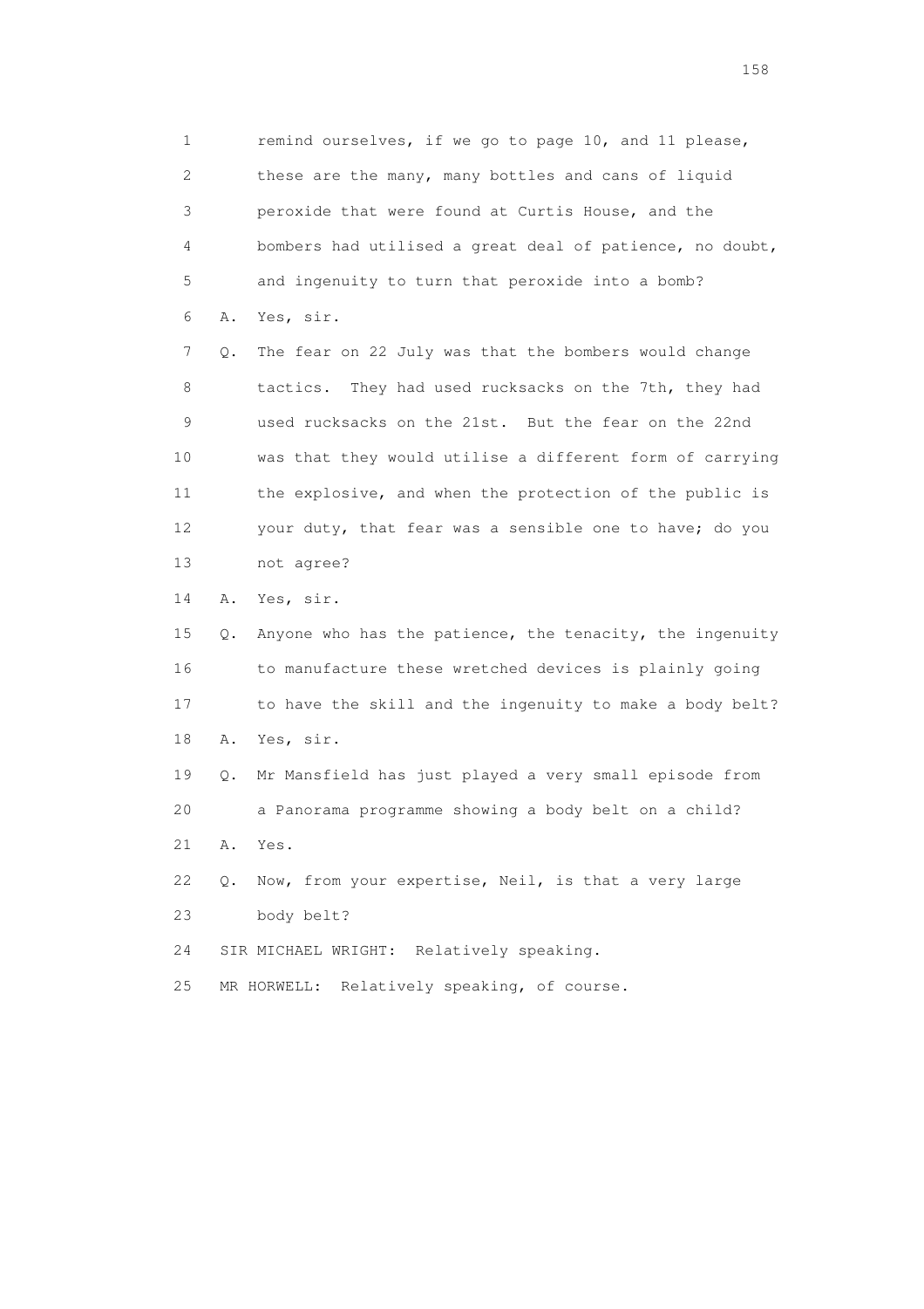1 remind ourselves, if we go to page 10, and 11 please,
2 these are the many, many bottles and cans of liquid
3 peroxide that were found at Curtis House, and the
4 bombers had utilised a great deal of patience, no doubt,
5 and ingenuity to turn that peroxide into a bomb?
6 A. Yes, sir.
7 Q. The fear on 22 July was that the bombers would change
8 tactics. They had used rucksacks on the 7th, they had
9 used rucksacks on the 21st. But the fear on the 22nd
10 was that they would utilise a different form of carrying
11 the explosive, and when the protection of the public is
12 your duty, that fear was a sensible one to have; do you
13 not agree?
14 A. Yes, sir.
15 Q. Anyone who has the patience, the tenacity, the ingenuity
16 to manufacture these wretched devices is plainly going
17 to have the skill and the ingenuity to make a body belt?
18 A. Yes, sir.
19 Q. Mr Mansfield has just played a very small episode from
20 a Panorama programme showing a body belt on a child?
21 A. Yes.
22 Q. Now, from your expertise, Neil, is that a very large
23 body belt?
24 SIR MICHAEL WRIGHT: Relatively speaking.
25 MR HORWELL: Relatively speaking, of course.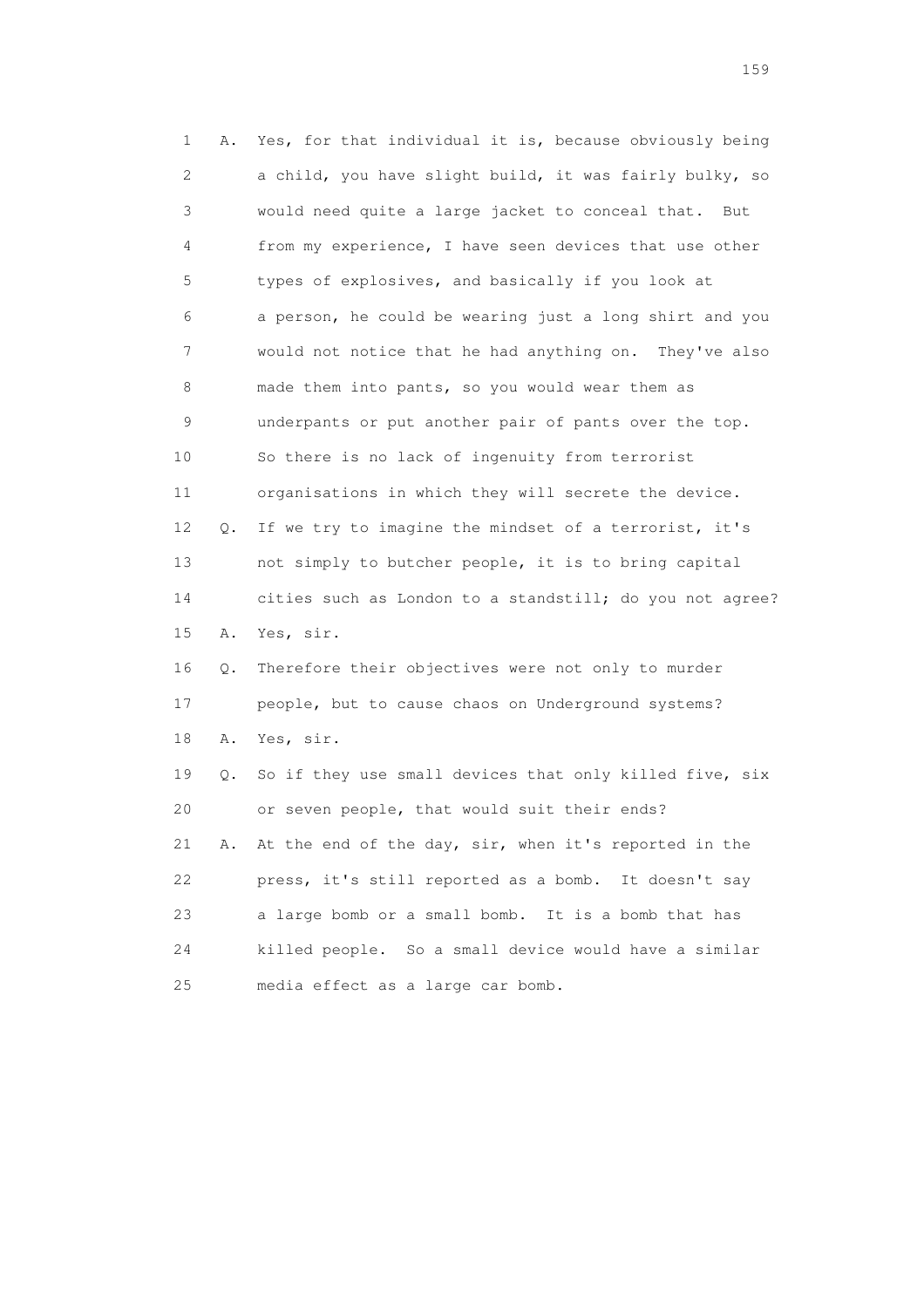1 A. Yes, for that individual it is, because obviously being
2 a child, you have slight build, it was fairly bulky, so
3 would need quite a large jacket to conceal that. But
4 from my experience, I have seen devices that use other
5 types of explosives, and basically if you look at
6 a person, he could be wearing just a long shirt and you
7 would not notice that he had anything on. They've also
8 made them into pants, so you would wear them as
9 underpants or put another pair of pants over the top.
10 So there is no lack of ingenuity from terrorist
11 organisations in which they will secrete the device.
12 Q. If we try to imagine the mindset of a terrorist, it's
13 not simply to butcher people, it is to bring capital
14 cities such as London to a standstill; do you not agree?
15 A. Yes, sir.
16 Q. Therefore their objectives were not only to murder
17 people, but to cause chaos on Underground systems?
18 A. Yes, sir.
19 Q. So if they use small devices that only killed five, six
20 or seven people, that would suit their ends?
21 A. At the end of the day, sir, when it's reported in the
22 press, it's still reported as a bomb. It doesn't say
23 a large bomb or a small bomb. It is a bomb that has
24 killed people. So a small device would have a similar
25 media effect as a large car bomb.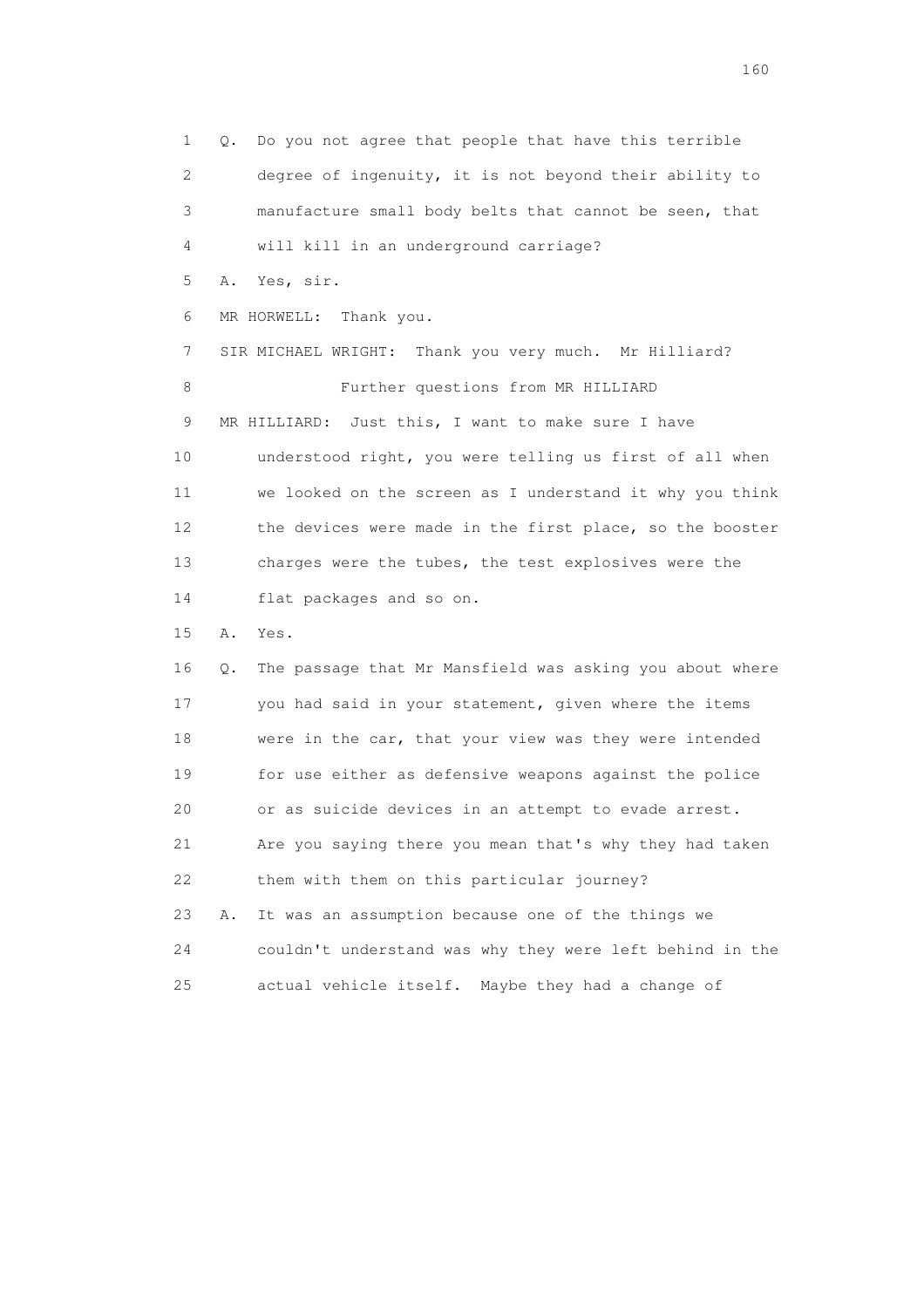1 Q. Do you not agree that people that have this terrible
2 degree of ingenuity, it is not beyond their ability to
3 manufacture small body belts that cannot be seen, that
4 will kill in an underground carriage?

5 A. Yes, sir.

6 MR HORWELL: Thank you.

7 SIR MICHAEL WRIGHT: Thank you very much. Mr Hilliard?

8 Further questions from MR HILLIARD

9 MR HILLIARD: Just this, I want to make sure I have
10 understood right, you were telling us first of all when
11 we looked on the screen as I understand it why you think
12 the devices were made in the first place, so the booster
13 charges were the tubes, the test explosives were the
14 flat packages and so on.

15 A. Yes.

16 Q. The passage that Mr Mansfield was asking you about where
17 you had said in your statement, given where the items
18 were in the car, that your view was they were intended
19 for use either as defensive weapons against the police
20 or as suicide devices in an attempt to evade arrest.
21 Are you saying there you mean that's why they had taken
22 them with them on this particular journey?

23 A. It was an assumption because one of the things we
24 couldn't understand was why they were left behind in the
25 actual vehicle itself. Maybe they had a change of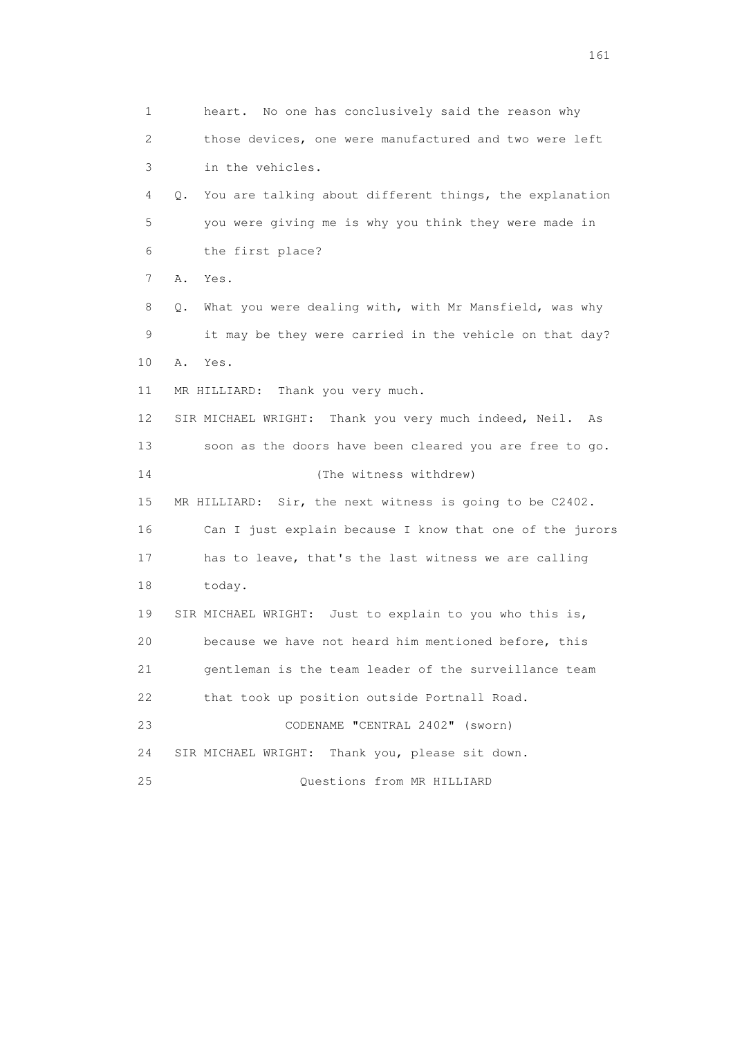1 heart. No one has conclusively said the reason why
2 those devices, one were manufactured and two were left
3 in the vehicles.

4 Q. You are talking about different things, the explanation
5 you were giving me is why you think they were made in
6 the first place?

7 A. Yes.

8 Q. What you were dealing with, with Mr Mansfield, was why
9 it may be they were carried in the vehicle on that day?

10 A. Yes.

11 MR HILLIARD: Thank you very much.

12 SIR MICHAEL WRIGHT: Thank you very much indeed, Neil. As
13 soon as the doors have been cleared you are free to go.

14 (The witness withdrew)

15 MR HILLIARD: Sir, the next witness is going to be C2402.
16 Can I just explain because I know that one of the jurors
17 has to leave, that's the last witness we are calling
18 today.

19 SIR MICHAEL WRIGHT: Just to explain to you who this is,
20 because we have not heard him mentioned before, this
21 gentleman is the team leader of the surveillance team
22 that took up position outside Portnall Road.

23 CODENAME "CENTRAL 2402" (sworn)

24 SIR MICHAEL WRIGHT: Thank you, please sit down.

25 Questions from MR HILLIARD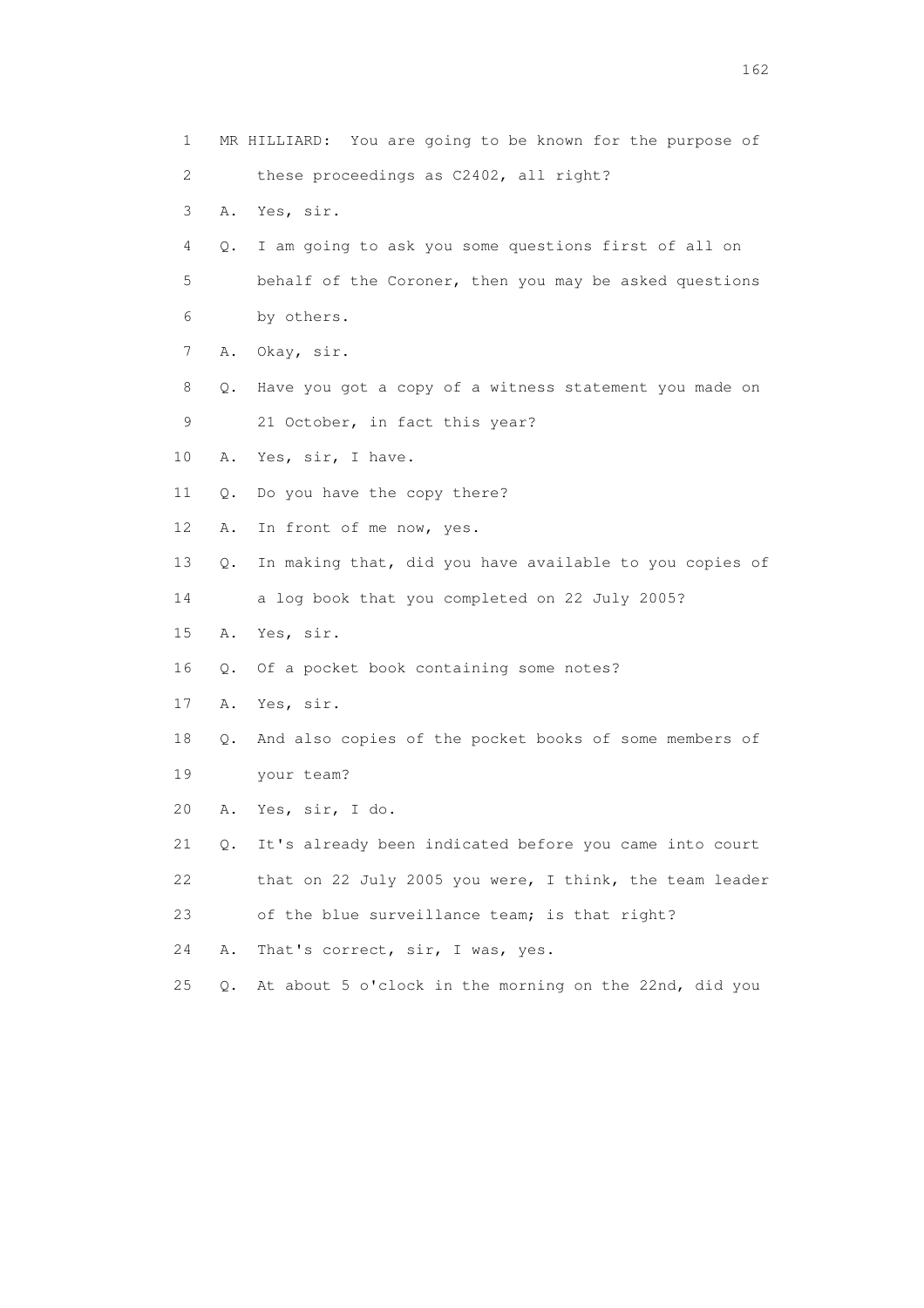1 MR HILLIARD: You are going to be known for the purpose of
2 these proceedings as C2402, all right?
3 A. Yes, sir.
4 Q. I am going to ask you some questions first of all on
5 behalf of the Coroner, then you may be asked questions
6 by others.
7 A. Okay, sir.
8 Q. Have you got a copy of a witness statement you made on
9 21 October, in fact this year?
10 A. Yes, sir, I have.
11 Q. Do you have the copy there?
12 A. In front of me now, yes.
13 Q. In making that, did you have available to you copies of
14 a log book that you completed on 22 July 2005?
15 A. Yes, sir.
16 Q. Of a pocket book containing some notes?
17 A. Yes, sir.
18 Q. And also copies of the pocket books of some members of
19 your team?
20 A. Yes, sir, I do.
21 Q. It's already been indicated before you came into court
22 that on 22 July 2005 you were, I think, the team leader
23 of the blue surveillance team; is that right?
24 A. That's correct, sir, I was, yes.
25 Q. At about 5 o'clock in the morning on the 22nd, did you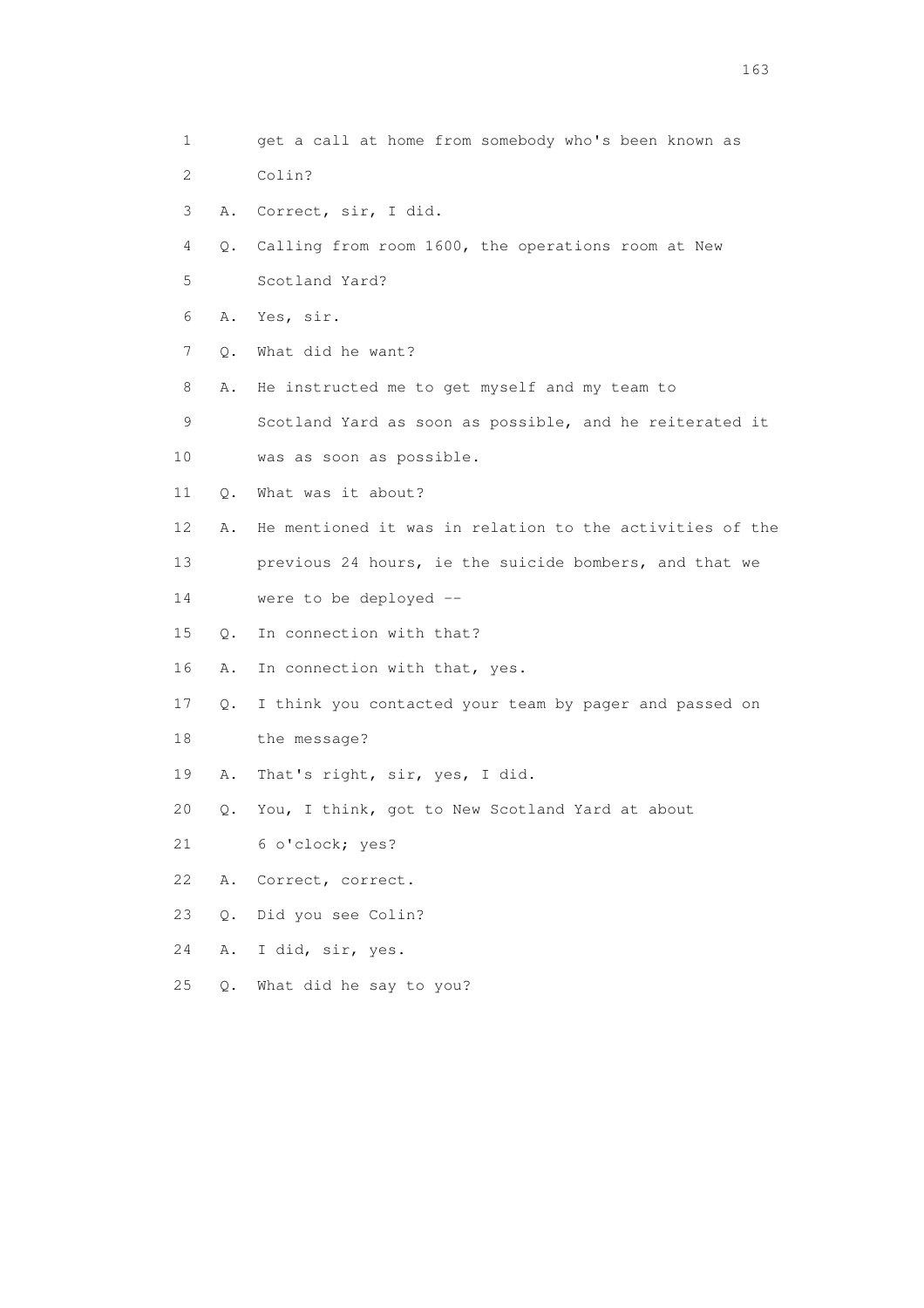1 get a call at home from somebody who's been known as
2 Colin?
3 A. Correct, sir, I did.
4 Q. Calling from room 1600, the operations room at New
5 Scotland Yard?
6 A. Yes, sir.
7 Q. What did he want?
8 A. He instructed me to get myself and my team to
9 Scotland Yard as soon as possible, and he reiterated it
10 was as soon as possible.
11 Q. What was it about?
12 A. He mentioned it was in relation to the activities of the
13 previous 24 hours, ie the suicide bombers, and that we
14 were to be deployed --
15 Q. In connection with that?
16 A. In connection with that, yes.
17 Q. I think you contacted your team by pager and passed on
18 the message?
19 A. That's right, sir, yes, I did.
20 Q. You, I think, got to New Scotland Yard at about
21 6 o'clock; yes?
22 A. Correct, correct.
23 Q. Did you see Colin?
24 A. I did, sir, yes.
25 Q. What did he say to you?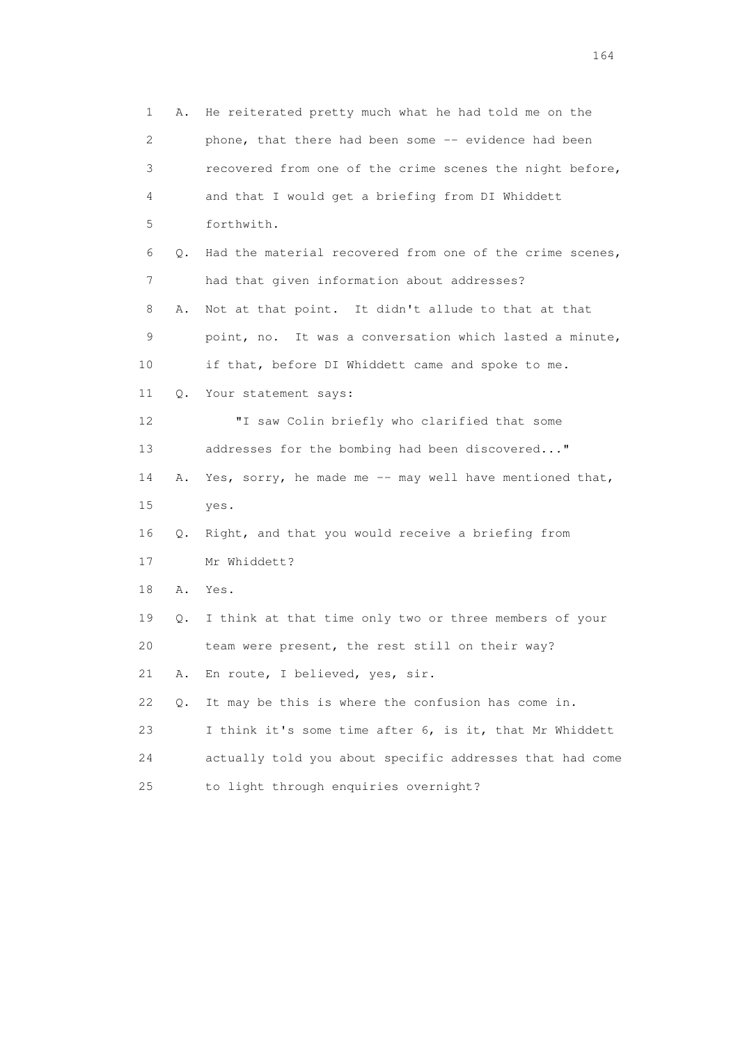1 A. He reiterated pretty much what he had told me on the
2 phone, that there had been some -- evidence had been
3 recovered from one of the crime scenes the night before,
4 and that I would get a briefing from DI Whiddett
5 forthwith.

6 Q. Had the material recovered from one of the crime scenes,
7 had that given information about addresses?

8 A. Not at that point. It didn't allude to that at that
9 point, no. It was a conversation which lasted a minute,
10 if that, before DI Whiddett came and spoke to me.

11 Q. Your statement says:

12 "I saw Colin briefly who clarified that some
13 addresses for the bombing had been discovered..."

14 A. Yes, sorry, he made me -- may well have mentioned that,
15 yes.

16 Q. Right, and that you would receive a briefing from
17 Mr Whiddett?

18 A. Yes.

19 Q. I think at that time only two or three members of your
20 team were present, the rest still on their way?

21 A. En route, I believed, yes, sir.

22 Q. It may be this is where the confusion has come in.
23 I think it's some time after 6, is it, that Mr Whiddett
24 actually told you about specific addresses that had come
25 to light through enquiries overnight?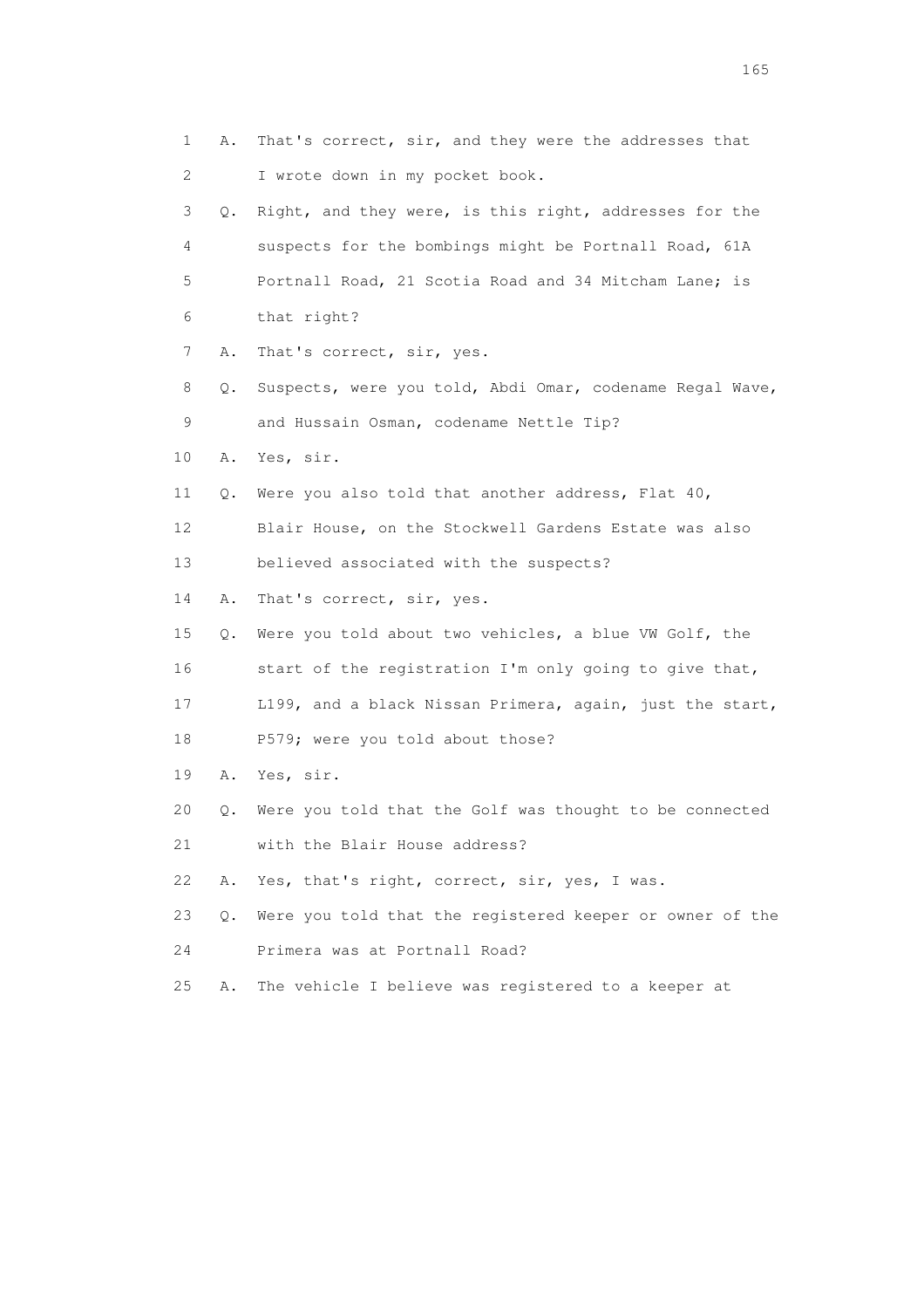1 A. That's correct, sir, and they were the addresses that
2 I wrote down in my pocket book.
3 Q. Right, and they were, is this right, addresses for the
4 suspects for the bombings might be Portnall Road, 61A
5 Portnall Road, 21 Scotia Road and 34 Mitcham Lane; is
6 that right?
7 A. That's correct, sir, yes.
8 Q. Suspects, were you told, Abdi Omar, codename Regal Wave,
9 and Hussain Osman, codename Nettle Tip?
10 A. Yes, sir.
11 Q. Were you also told that another address, Flat 40,
12 Blair House, on the Stockwell Gardens Estate was also
13 believed associated with the suspects?
14 A. That's correct, sir, yes.
15 Q. Were you told about two vehicles, a blue VW Golf, the
16 start of the registration I'm only going to give that,
17 L199, and a black Nissan Primera, again, just the start,
18 P579; were you told about those?
19 A. Yes, sir.
20 Q. Were you told that the Golf was thought to be connected
21 with the Blair House address?
22 A. Yes, that's right, correct, sir, yes, I was.
23 Q. Were you told that the registered keeper or owner of the
24 Primera was at Portnall Road?
25 A. The vehicle I believe was registered to a keeper at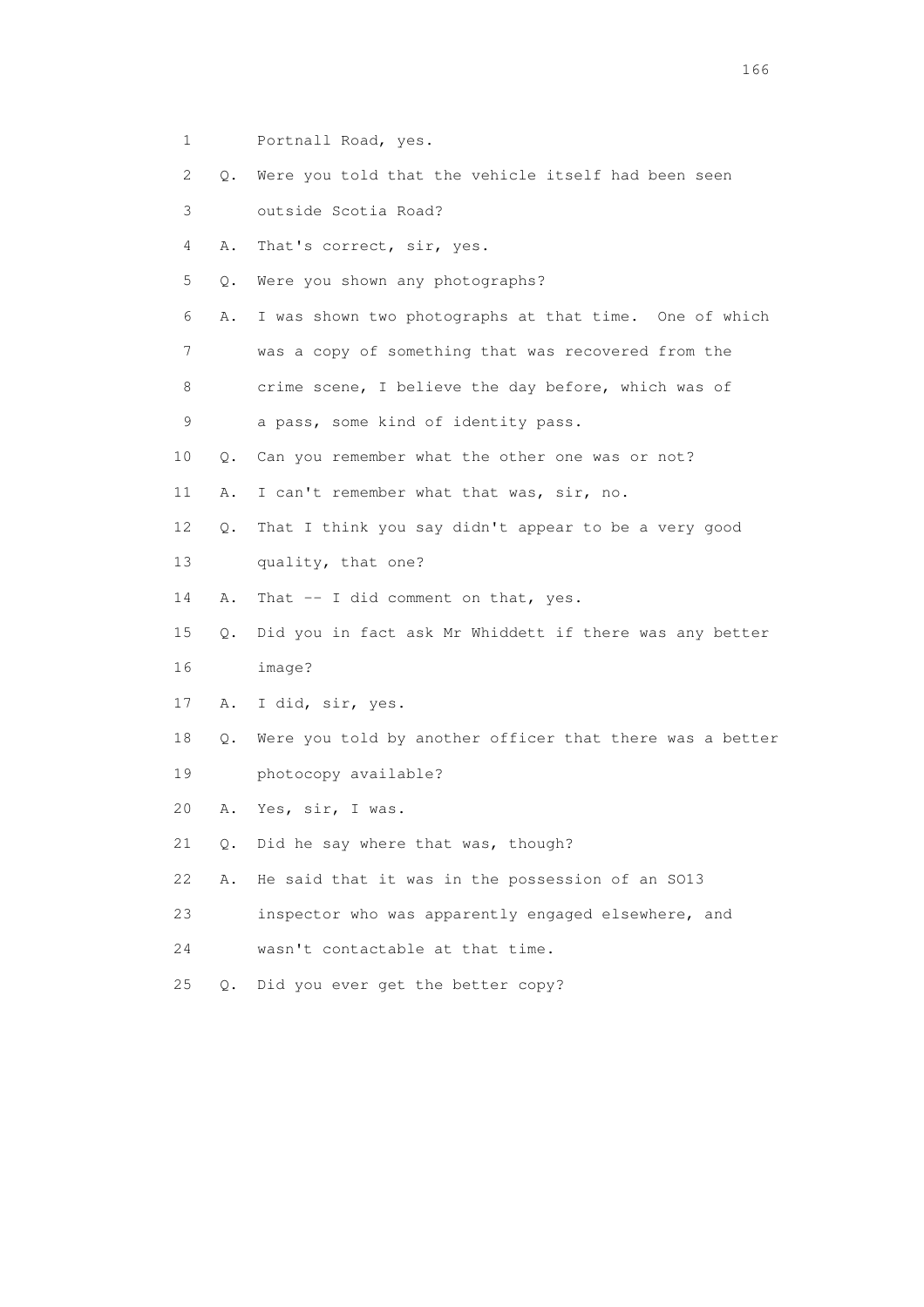1 Portnall Road, yes.

2 Q. Were you told that the vehicle itself had been seen

3 outside Scotia Road?

4 A. That's correct, sir, yes.

5 Q. Were you shown any photographs?

6 A. I was shown two photographs at that time. One of which

7 was a copy of something that was recovered from the

8 crime scene, I believe the day before, which was of

9 a pass, some kind of identity pass.

10 Q. Can you remember what the other one was or not?

11 A. I can't remember what that was, sir, no.

12 Q. That I think you say didn't appear to be a very good

13 quality, that one?

14 A. That -- I did comment on that, yes.

15 Q. Did you in fact ask Mr Whiddett if there was any better

16 image?

17 A. I did, sir, yes.

18 Q. Were you told by another officer that there was a better

19 photocopy available?

20 A. Yes, sir, I was.

21 Q. Did he say where that was, though?

22 A. He said that it was in the possession of an SO13

23 inspector who was apparently engaged elsewhere, and

24 wasn't contactable at that time.

25 Q. Did you ever get the better copy?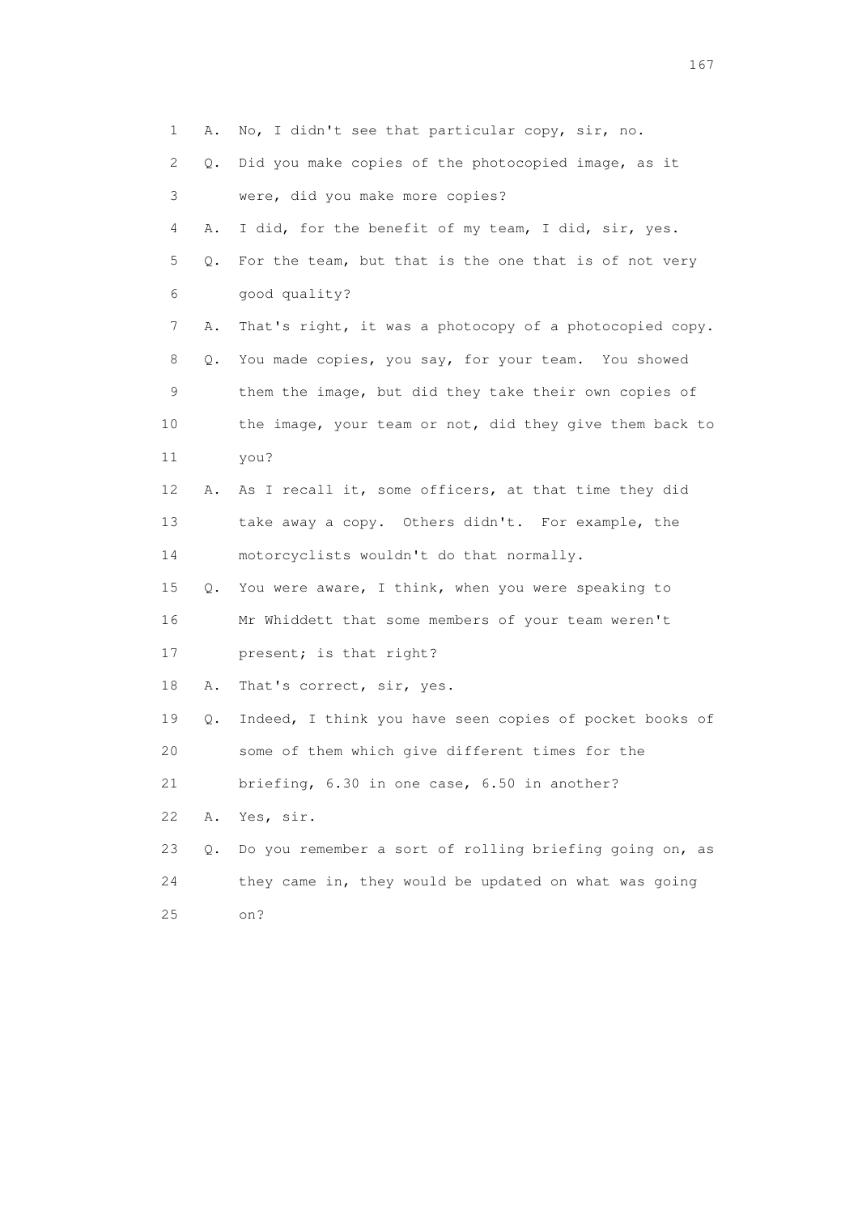1 A. No, I didn't see that particular copy, sir, no.

2 Q. Did you make copies of the photocopied image, as it

3 were, did you make more copies?

4 A. I did, for the benefit of my team, I did, sir, yes.

5 Q. For the team, but that is the one that is of not very

6 good quality?

7 A. That's right, it was a photocopy of a photocopied copy.

8 Q. You made copies, you say, for your team. You showed

9 them the image, but did they take their own copies of

10 the image, your team or not, did they give them back to

11 you?

12 A. As I recall it, some officers, at that time they did

13 take away a copy. Others didn't. For example, the

14 motorcyclists wouldn't do that normally.

15 Q. You were aware, I think, when you were speaking to

16 Mr Whiddett that some members of your team weren't

17 present; is that right?

18 A. That's correct, sir, yes.

19 Q. Indeed, I think you have seen copies of pocket books of

20 some of them which give different times for the

21 briefing, 6.30 in one case, 6.50 in another?

22 A. Yes, sir.

23 Q. Do you remember a sort of rolling briefing going on, as

24 they came in, they would be updated on what was going

25 on?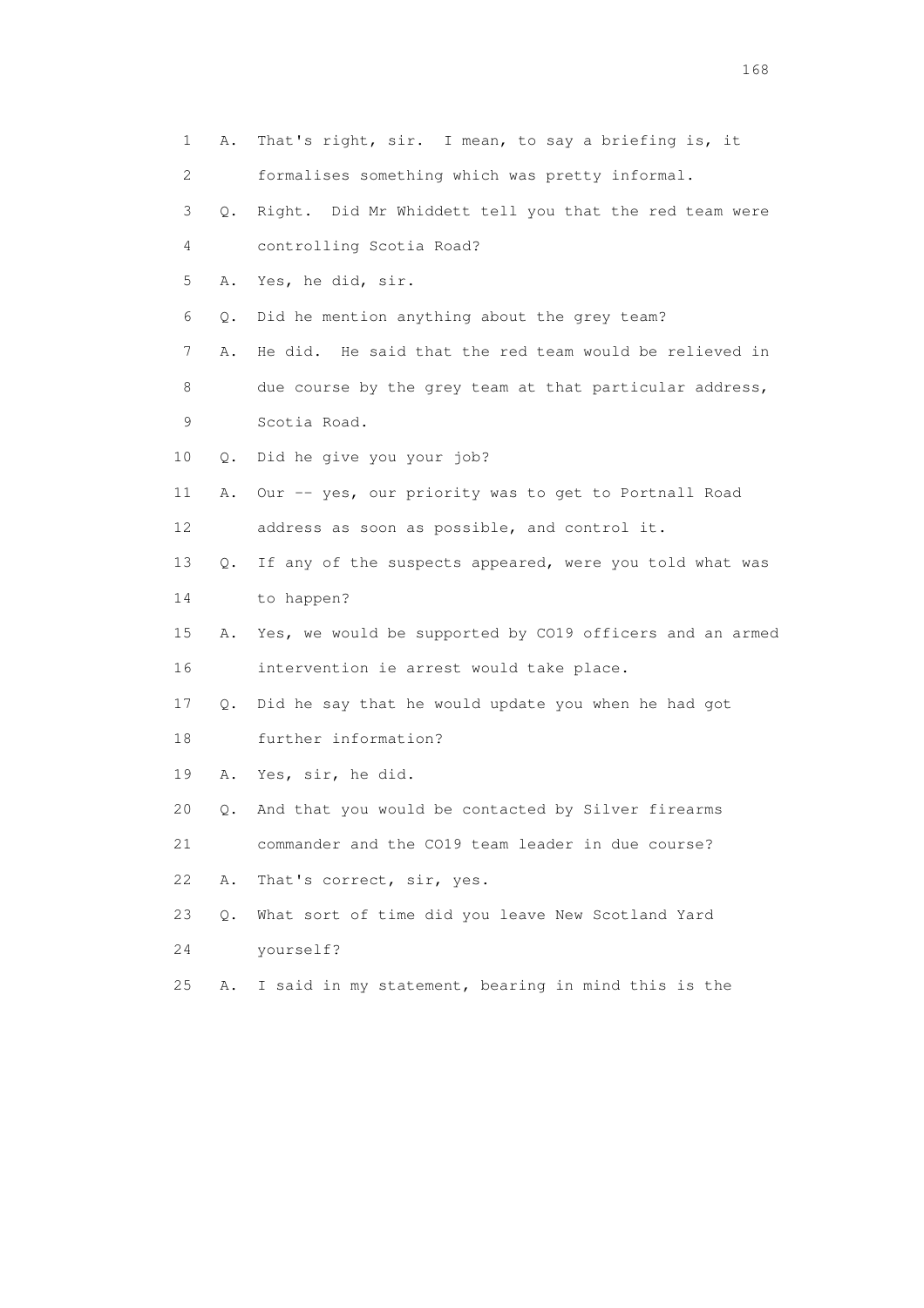1 A. That's right, sir. I mean, to say a briefing is, it
2 formalises something which was pretty informal.
3 Q. Right. Did Mr Whiddett tell you that the red team were
4 controlling Scotia Road?
5 A. Yes, he did, sir.
6 Q. Did he mention anything about the grey team?
7 A. He did. He said that the red team would be relieved in
8 due course by the grey team at that particular address,
9 Scotia Road.
10 Q. Did he give you your job?
11 A. Our -- yes, our priority was to get to Portnall Road
12 address as soon as possible, and control it.
13 Q. If any of the suspects appeared, were you told what was
14 to happen?
15 A. Yes, we would be supported by CO19 officers and an armed
16 intervention ie arrest would take place.
17 Q. Did he say that he would update you when he had got
18 further information?
19 A. Yes, sir, he did.
20 Q. And that you would be contacted by Silver firearms
21 commander and the CO19 team leader in due course?
22 A. That's correct, sir, yes.
23 Q. What sort of time did you leave New Scotland Yard
24 yourself?
25 A. I said in my statement, bearing in mind this is the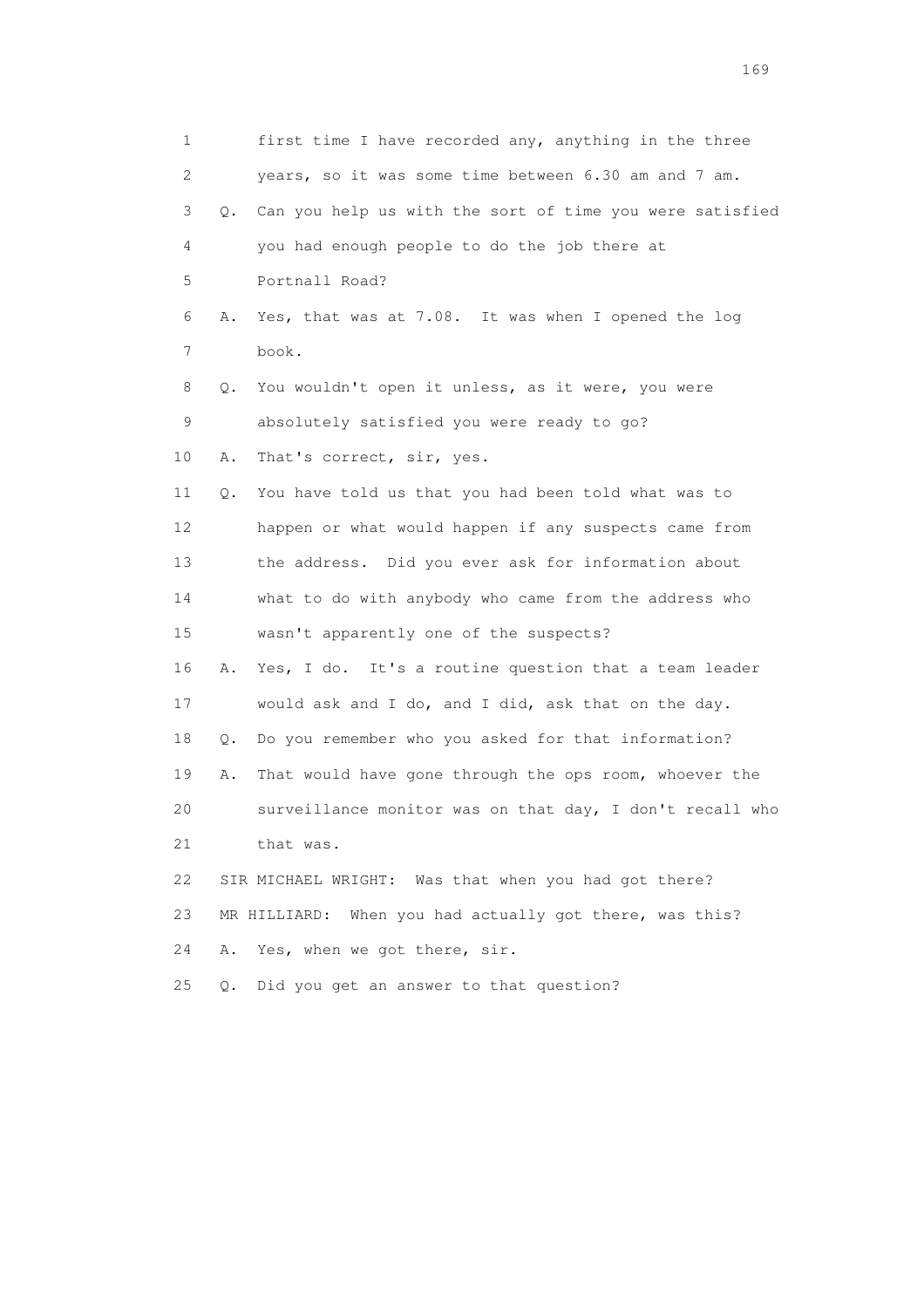1 first time I have recorded any, anything in the three
2 years, so it was some time between 6.30 am and 7 am.
3 Q. Can you help us with the sort of time you were satisfied
4 you had enough people to do the job there at
5 Portnall Road?
6 A. Yes, that was at 7.08. It was when I opened the log
7 book.
8 Q. You wouldn't open it unless, as it were, you were
9 absolutely satisfied you were ready to go?
10 A. That's correct, sir, yes.
11 Q. You have told us that you had been told what was to
12 happen or what would happen if any suspects came from
13 the address. Did you ever ask for information about
14 what to do with anybody who came from the address who
15 wasn't apparently one of the suspects?
16 A. Yes, I do. It's a routine question that a team leader
17 would ask and I do, and I did, ask that on the day.
18 Q. Do you remember who you asked for that information?
19 A. That would have gone through the ops room, whoever the
20 surveillance monitor was on that day, I don't recall who
21 that was.
22 SIR MICHAEL WRIGHT: Was that when you had got there?
23 MR HILLIARD: When you had actually got there, was this?
24 A. Yes, when we got there, sir.
25 Q. Did you get an answer to that question?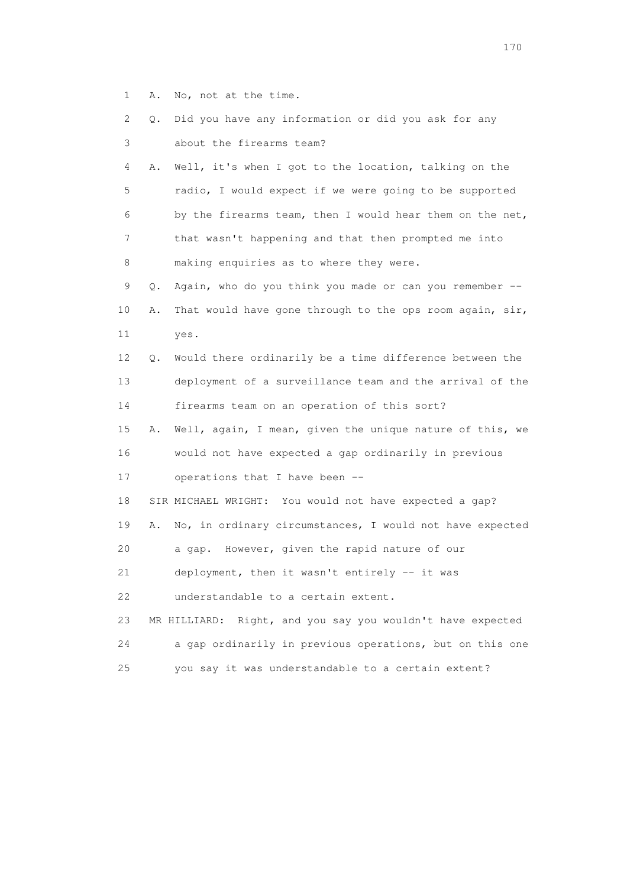1 A. No, not at the time.

2 Q. Did you have any information or did you ask for any

3 about the firearms team?

4 A. Well, it's when I got to the location, talking on the

5 radio, I would expect if we were going to be supported

6 by the firearms team, then I would hear them on the net,

7 that wasn't happening and that then prompted me into

8 making enquiries as to where they were.

9 Q. Again, who do you think you made or can you remember --

10 A. That would have gone through to the ops room again, sir,

11 yes.

12 Q. Would there ordinarily be a time difference between the

13 deployment of a surveillance team and the arrival of the

14 firearms team on an operation of this sort?

15 A. Well, again, I mean, given the unique nature of this, we

16 would not have expected a gap ordinarily in previous

17 operations that I have been --

18 SIR MICHAEL WRIGHT: You would not have expected a gap?

19 A. No, in ordinary circumstances, I would not have expected

20 a gap. However, given the rapid nature of our

21 deployment, then it wasn't entirely -- it was

22 understandable to a certain extent.

23 MR HILLIARD: Right, and you say you wouldn't have expected

24 a gap ordinarily in previous operations, but on this one

25 you say it was understandable to a certain extent?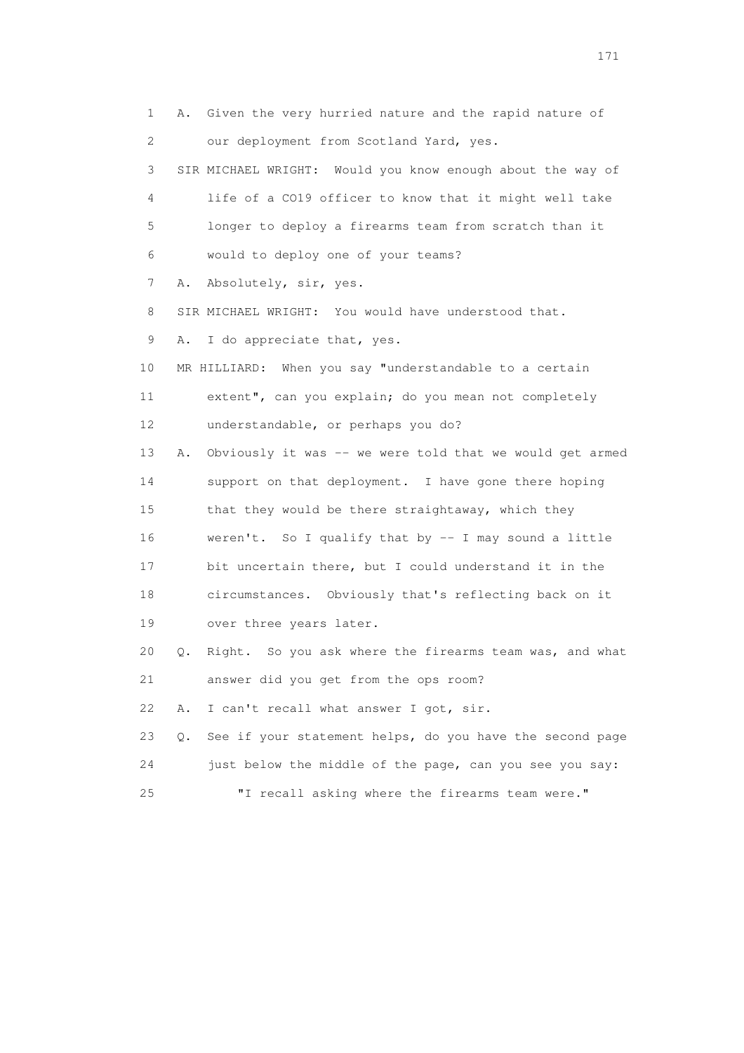1 A. Given the very hurried nature and the rapid nature of
2 our deployment from Scotland Yard, yes.
3 SIR MICHAEL WRIGHT: Would you know enough about the way of
4 life of a CO19 officer to know that it might well take
5 longer to deploy a firearms team from scratch than it
6 would to deploy one of your teams?
7 A. Absolutely, sir, yes.
8 SIR MICHAEL WRIGHT: You would have understood that.
9 A. I do appreciate that, yes.
10 MR HILLIARD: When you say "understandable to a certain
11 extent", can you explain; do you mean not completely
12 understandable, or perhaps you do?
13 A. Obviously it was -- we were told that we would get armed
14 support on that deployment. I have gone there hoping
15 that they would be there straightaway, which they
16 weren't. So I qualify that by -- I may sound a little
17 bit uncertain there, but I could understand it in the
18 circumstances. Obviously that's reflecting back on it
19 over three years later.
20 Q. Right. So you ask where the firearms team was, and what
21 answer did you get from the ops room?
22 A. I can't recall what answer I got, sir.
23 Q. See if your statement helps, do you have the second page
24 just below the middle of the page, can you see you say:
25 "I recall asking where the firearms team were."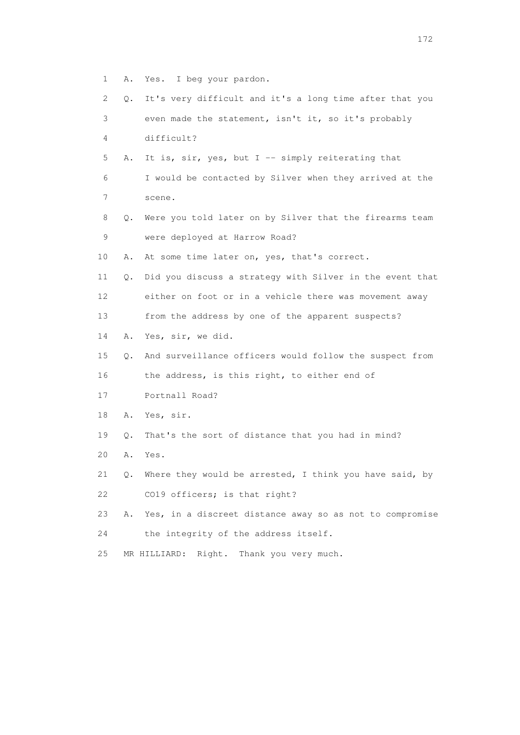1 A. Yes. I beg your pardon.

2 Q. It's very difficult and it's a long time after that you

3 even made the statement, isn't it, so it's probably

4 difficult?

5 A. It is, sir, yes, but I -- simply reiterating that

6 I would be contacted by Silver when they arrived at the

7 scene.

8 Q. Were you told later on by Silver that the firearms team

9 were deployed at Harrow Road?

10 A. At some time later on, yes, that's correct.

11 Q. Did you discuss a strategy with Silver in the event that

12 either on foot or in a vehicle there was movement away

13 from the address by one of the apparent suspects?

14 A. Yes, sir, we did.

15 Q. And surveillance officers would follow the suspect from

16 the address, is this right, to either end of

17 Portnall Road?

18 A. Yes, sir.

19 Q. That's the sort of distance that you had in mind?

20 A. Yes.

21 Q. Where they would be arrested, I think you have said, by

22 CO19 officers; is that right?

23 A. Yes, in a discreet distance away so as not to compromise

24 the integrity of the address itself.

25 MR HILLIARD: Right. Thank you very much.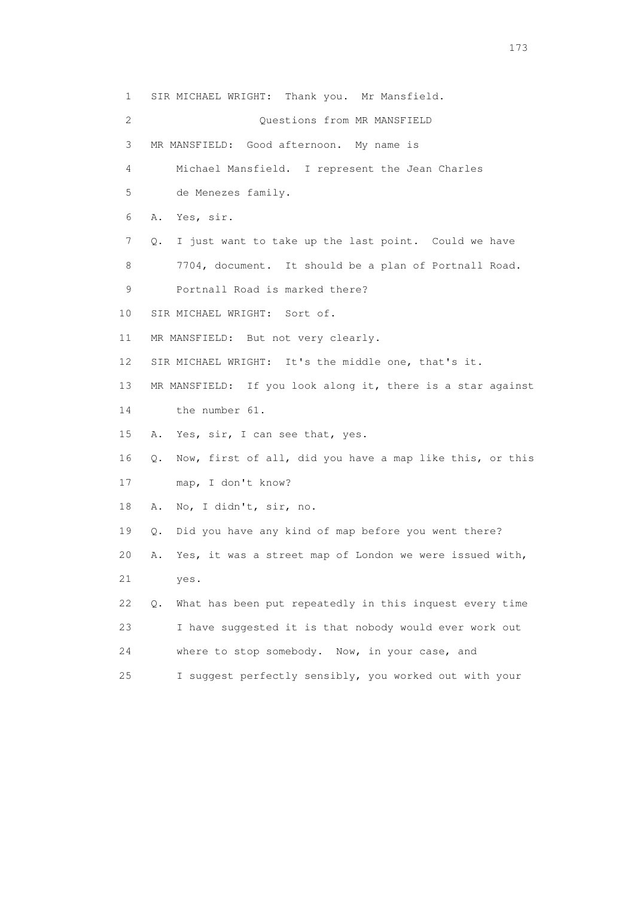1 SIR MICHAEL WRIGHT: Thank you. Mr Mansfield.

2 Questions from MR MANSFIELD

3 MR MANSFIELD: Good afternoon. My name is

4 Michael Mansfield. I represent the Jean Charles

5 de Menezes family.

6 A. Yes, sir.

7 Q. I just want to take up the last point. Could we have

8 7704, document. It should be a plan of Portnall Road.

9 Portnall Road is marked there?

10 SIR MICHAEL WRIGHT: Sort of.

11 MR MANSFIELD: But not very clearly.

12 SIR MICHAEL WRIGHT: It's the middle one, that's it.

13 MR MANSFIELD: If you look along it, there is a star against

14 the number 61.

15 A. Yes, sir, I can see that, yes.

16 Q. Now, first of all, did you have a map like this, or this

17 map, I don't know?

18 A. No, I didn't, sir, no.

19 Q. Did you have any kind of map before you went there?

20 A. Yes, it was a street map of London we were issued with,

21 yes.

22 Q. What has been put repeatedly in this inquest every time

23 I have suggested it is that nobody would ever work out

24 where to stop somebody. Now, in your case, and

25 I suggest perfectly sensibly, you worked out with your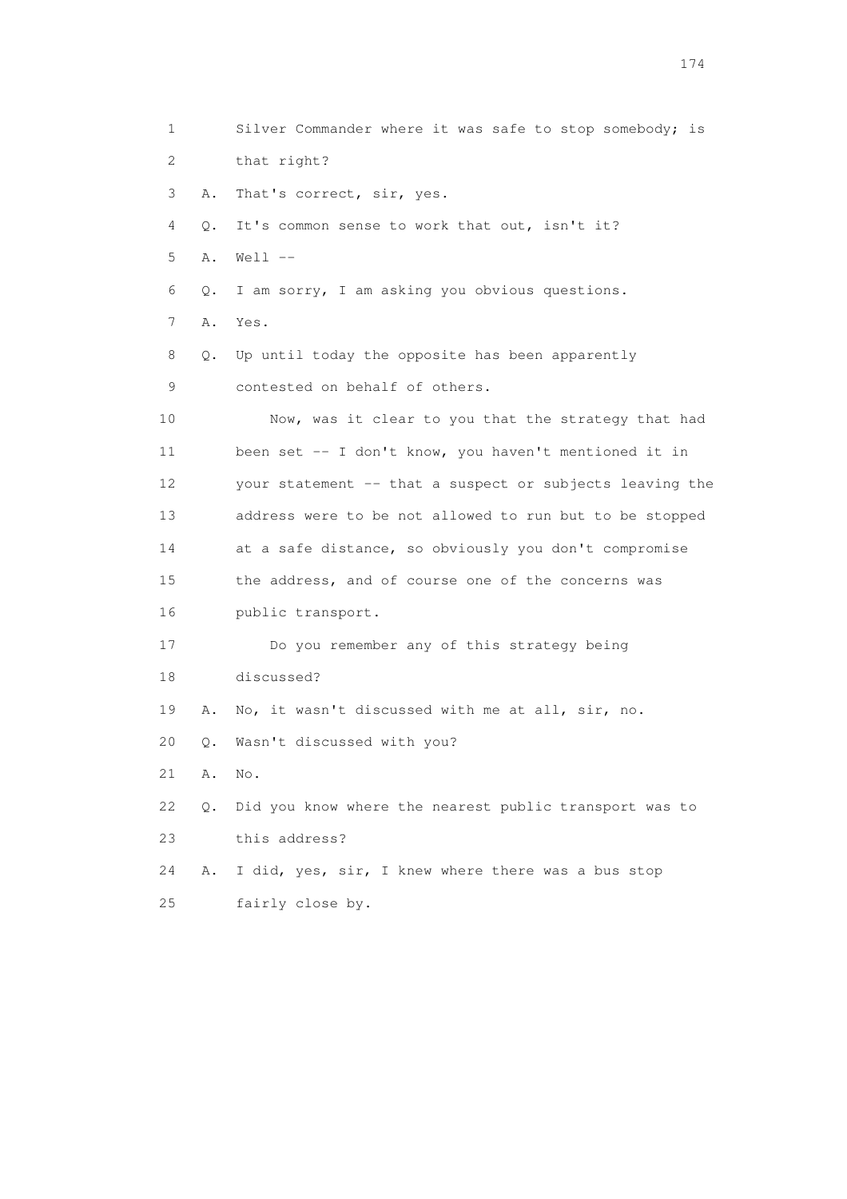1 Silver Commander where it was safe to stop somebody; is
2 that right?
3 A. That's correct, sir, yes.
4 Q. It's common sense to work that out, isn't it?
5 A. Well --
6 Q. I am sorry, I am asking you obvious questions.
7 A. Yes.
8 Q. Up until today the opposite has been apparently
9 contested on behalf of others.
10 Now, was it clear to you that the strategy that had
11 been set -- I don't know, you haven't mentioned it in
12 your statement -- that a suspect or subjects leaving the
13 address were to be not allowed to run but to be stopped
14 at a safe distance, so obviously you don't compromise
15 the address, and of course one of the concerns was
16 public transport.
17 Do you remember any of this strategy being
18 discussed?
19 A. No, it wasn't discussed with me at all, sir, no.
20 Q. Wasn't discussed with you?
21 A. No.
22 Q. Did you know where the nearest public transport was to
23 this address?
24 A. I did, yes, sir, I knew where there was a bus stop
25 fairly close by.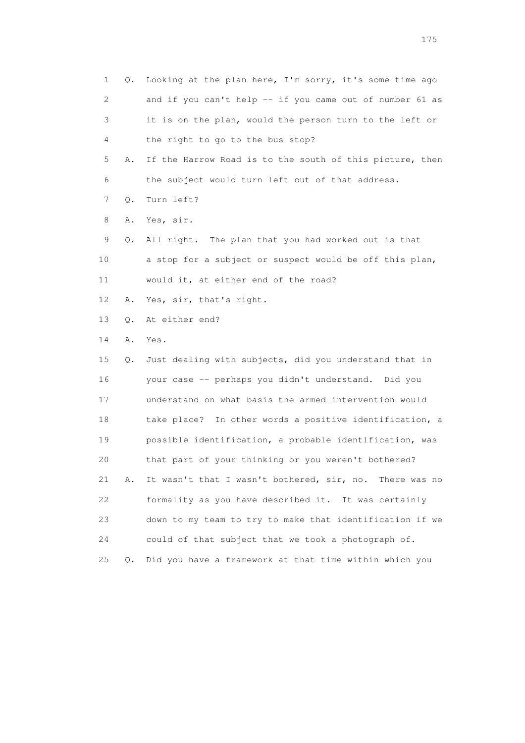1 Q. Looking at the plan here, I'm sorry, it's some time ago
2 and if you can't help -- if you came out of number 61 as
3 it is on the plan, would the person turn to the left or
4 the right to go to the bus stop?
5 A. If the Harrow Road is to the south of this picture, then
6 the subject would turn left out of that address.
7 Q. Turn left?
8 A. Yes, sir.
9 Q. All right. The plan that you had worked out is that
10 a stop for a subject or suspect would be off this plan,
11 would it, at either end of the road?
12 A. Yes, sir, that's right.
13 Q. At either end?
14 A. Yes.
15 Q. Just dealing with subjects, did you understand that in
16 your case -- perhaps you didn't understand. Did you
17 understand on what basis the armed intervention would
18 take place? In other words a positive identification, a
19 possible identification, a probable identification, was
20 that part of your thinking or you weren't bothered?
21 A. It wasn't that I wasn't bothered, sir, no. There was no
22 formality as you have described it. It was certainly
23 down to my team to try to make that identification if we
24 could of that subject that we took a photograph of.
25 Q. Did you have a framework at that time within which you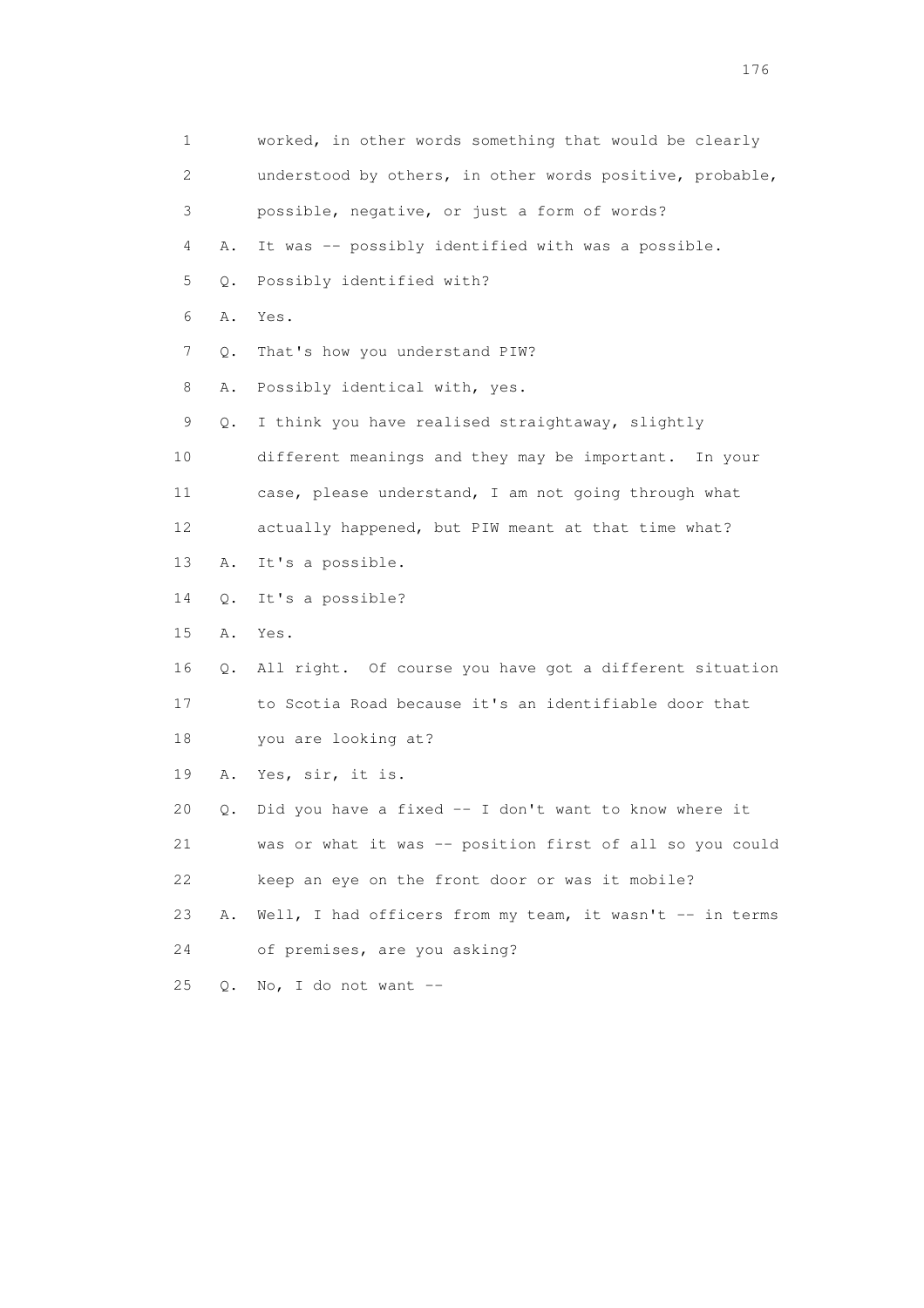1 worked, in other words something that would be clearly
2 understood by others, in other words positive, probable,
3 possible, negative, or just a form of words?
4 A. It was -- possibly identified with was a possible.
5 Q. Possibly identified with?
6 A. Yes.
7 Q. That's how you understand PIW?
8 A. Possibly identical with, yes.
9 Q. I think you have realised straightaway, slightly
10 different meanings and they may be important. In your
11 case, please understand, I am not going through what
12 actually happened, but PIW meant at that time what?
13 A. It's a possible.
14 Q. It's a possible?
15 A. Yes.
16 Q. All right. Of course you have got a different situation
17 to Scotia Road because it's an identifiable door that
18 you are looking at?
19 A. Yes, sir, it is.
20 Q. Did you have a fixed -- I don't want to know where it
21 was or what it was -- position first of all so you could
22 keep an eye on the front door or was it mobile?
23 A. Well, I had officers from my team, it wasn't -- in terms
24 of premises, are you asking?
25 Q. No, I do not want --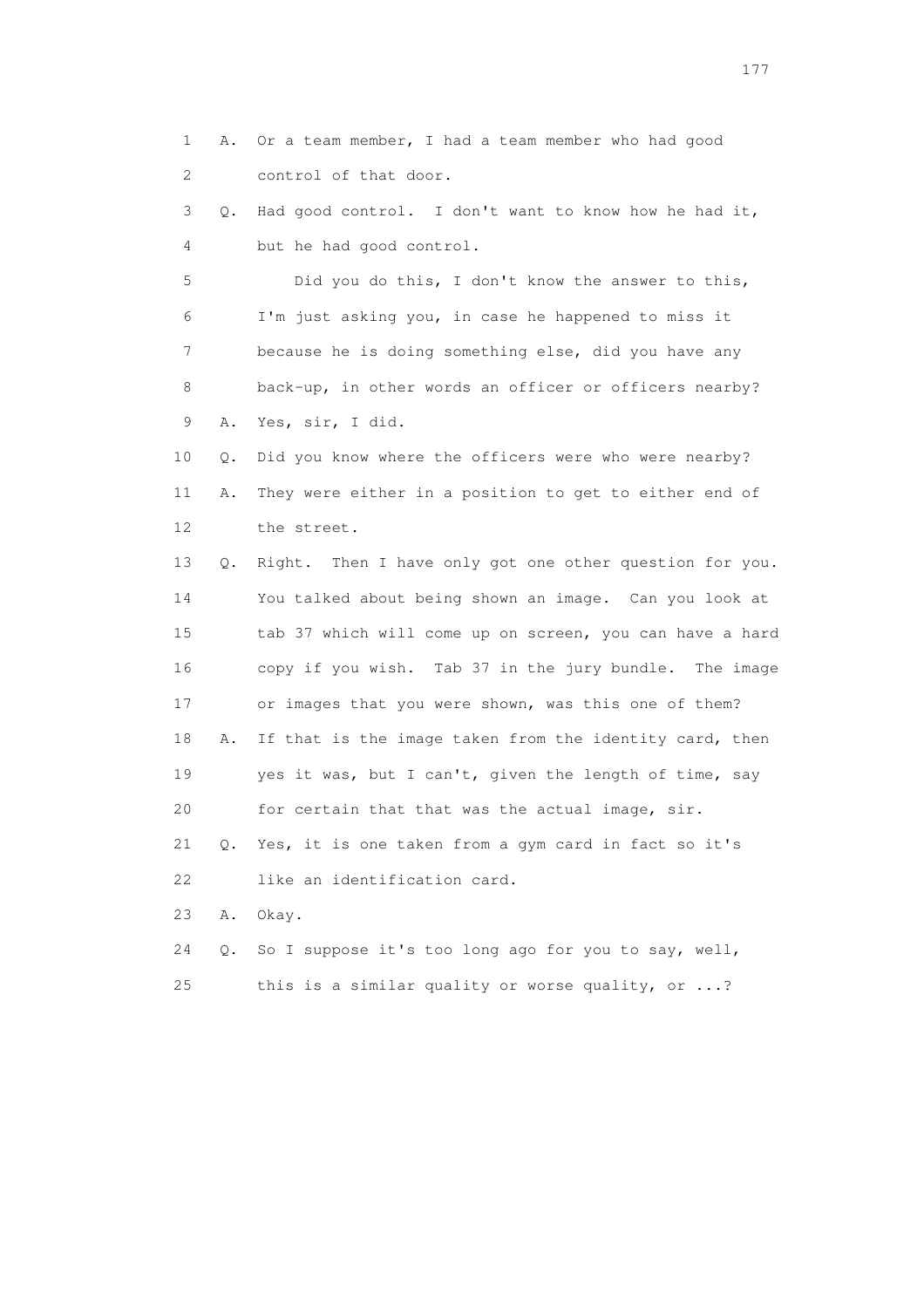1 A. Or a team member, I had a team member who had good
2 control of that door.

3 Q. Had good control. I don't want to know how he had it,
4 but he had good control.

5 Did you do this, I don't know the answer to this,
6 I'm just asking you, in case he happened to miss it
7 because he is doing something else, did you have any
8 back-up, in other words an officer or officers nearby?

9 A. Yes, sir, I did.

10 Q. Did you know where the officers were who were nearby?

11 A. They were either in a position to get to either end of
12 the street.

13 Q. Right. Then I have only got one other question for you.
14 You talked about being shown an image. Can you look at
15 tab 37 which will come up on screen, you can have a hard
16 copy if you wish. Tab 37 in the jury bundle. The image
17 or images that you were shown, was this one of them?

18 A. If that is the image taken from the identity card, then
19 yes it was, but I can't, given the length of time, say
20 for certain that that was the actual image, sir.

21 Q. Yes, it is one taken from a gym card in fact so it's
22 like an identification card.

23 A. Okay.

24 Q. So I suppose it's too long ago for you to say, well,
25 this is a similar quality or worse quality, or ...?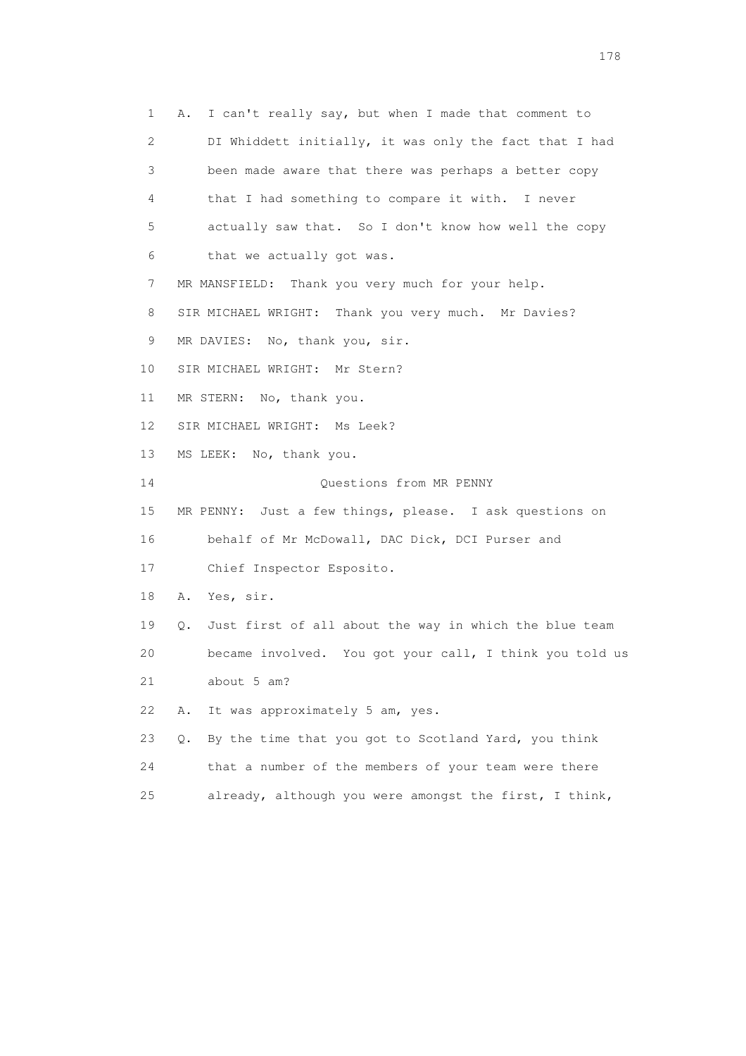A. I can't really say, but when I made that comment to DI Whiddett initially, it was only the fact that I had been made aware that there was perhaps a better copy that I had something to compare it with. I never actually saw that. So I don't know how well the copy that we actually got was.

MR MANSFIELD: Thank you very much for your help.

SIR MICHAEL WRIGHT: Thank you very much. Mr Davies?

MR DAVIES: No, thank you, sir.

SIR MICHAEL WRIGHT: Mr Stern?

MR STERN: No, thank you.

SIR MICHAEL WRIGHT: Ms Leek?

MS LEEK: No, thank you.

## Questions from MR PENNY

MR PENNY: Just a few things, please. I ask questions on behalf of Mr McDowall, DAC Dick, DCI Purser and Chief Inspector Esposito.

A. Yes, sir.

Q. Just first of all about the way in which the blue team became involved. You got your call, I think you told us about 5 am?

A. It was approximately 5 am, yes.

Q. By the time that you got to Scotland Yard, you think that a number of the members of your team were there already, although you were amongst the first, I think,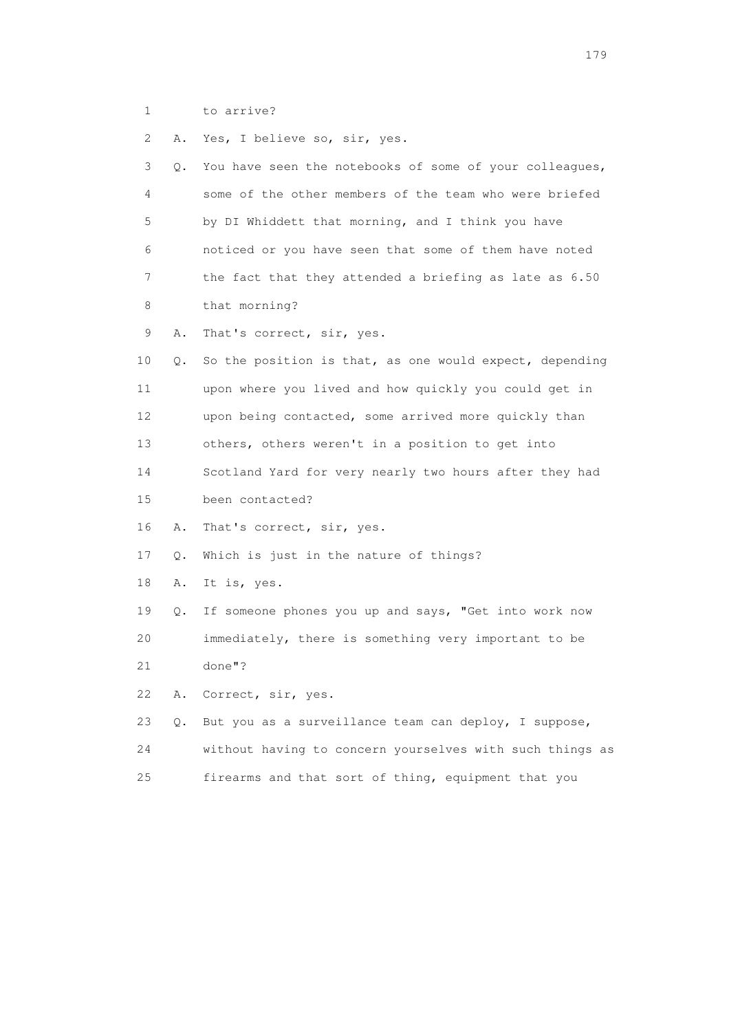1 to arrive?

2 A. Yes, I believe so, sir, yes.

3 Q. You have seen the notebooks of some of your colleagues,

4 some of the other members of the team who were briefed

5 by DI Whiddett that morning, and I think you have

6 noticed or you have seen that some of them have noted

7 the fact that they attended a briefing as late as 6.50

8 that morning?

9 A. That's correct, sir, yes.

10 Q. So the position is that, as one would expect, depending

11 upon where you lived and how quickly you could get in

12 upon being contacted, some arrived more quickly than

13 others, others weren't in a position to get into

14 Scotland Yard for very nearly two hours after they had

15 been contacted?

16 A. That's correct, sir, yes.

17 Q. Which is just in the nature of things?

18 A. It is, yes.

19 Q. If someone phones you up and says, "Get into work now

20 immediately, there is something very important to be

21 done"?

22 A. Correct, sir, yes.

23 Q. But you as a surveillance team can deploy, I suppose,

24 without having to concern yourselves with such things as

25 firearms and that sort of thing, equipment that you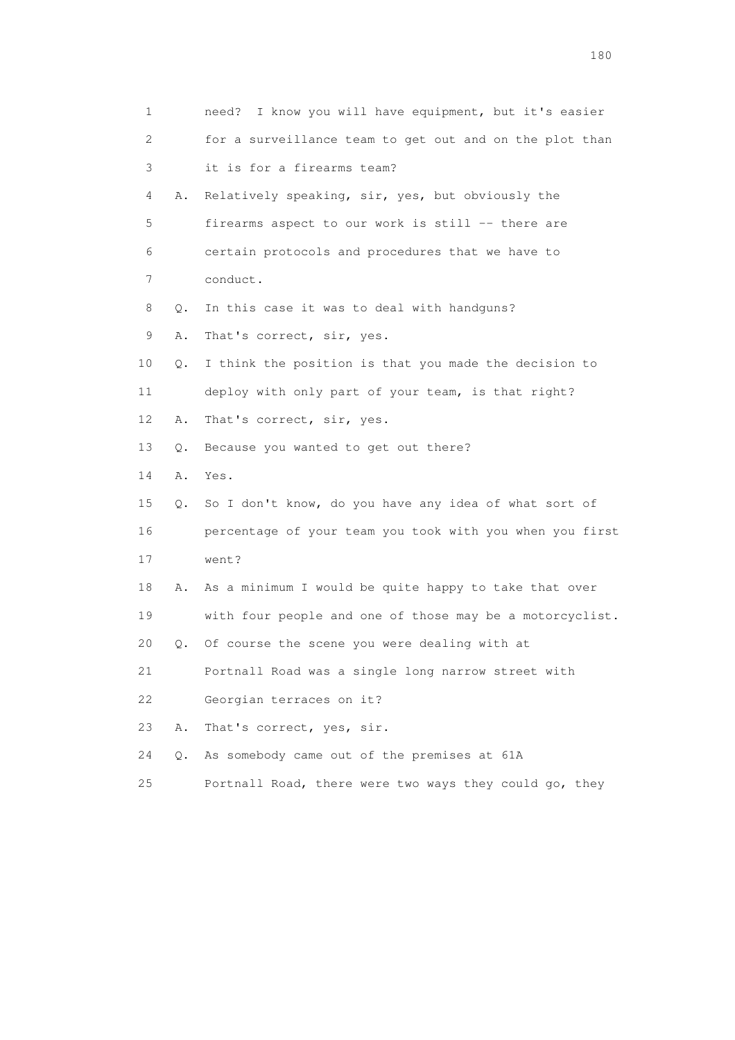1 need? I know you will have equipment, but it's easier
2 for a surveillance team to get out and on the plot than
3 it is for a firearms team?
4 A. Relatively speaking, sir, yes, but obviously the
5 firearms aspect to our work is still -- there are
6 certain protocols and procedures that we have to
7 conduct.
8 Q. In this case it was to deal with handguns?
9 A. That's correct, sir, yes.
10 Q. I think the position is that you made the decision to
11 deploy with only part of your team, is that right?
12 A. That's correct, sir, yes.
13 Q. Because you wanted to get out there?
14 A. Yes.
15 Q. So I don't know, do you have any idea of what sort of
16 percentage of your team you took with you when you first
17 went?
18 A. As a minimum I would be quite happy to take that over
19 with four people and one of those may be a motorcyclist.
20 Q. Of course the scene you were dealing with at
21 Portnall Road was a single long narrow street with
22 Georgian terraces on it?
23 A. That's correct, yes, sir.
24 Q. As somebody came out of the premises at 61A
25 Portnall Road, there were two ways they could go, they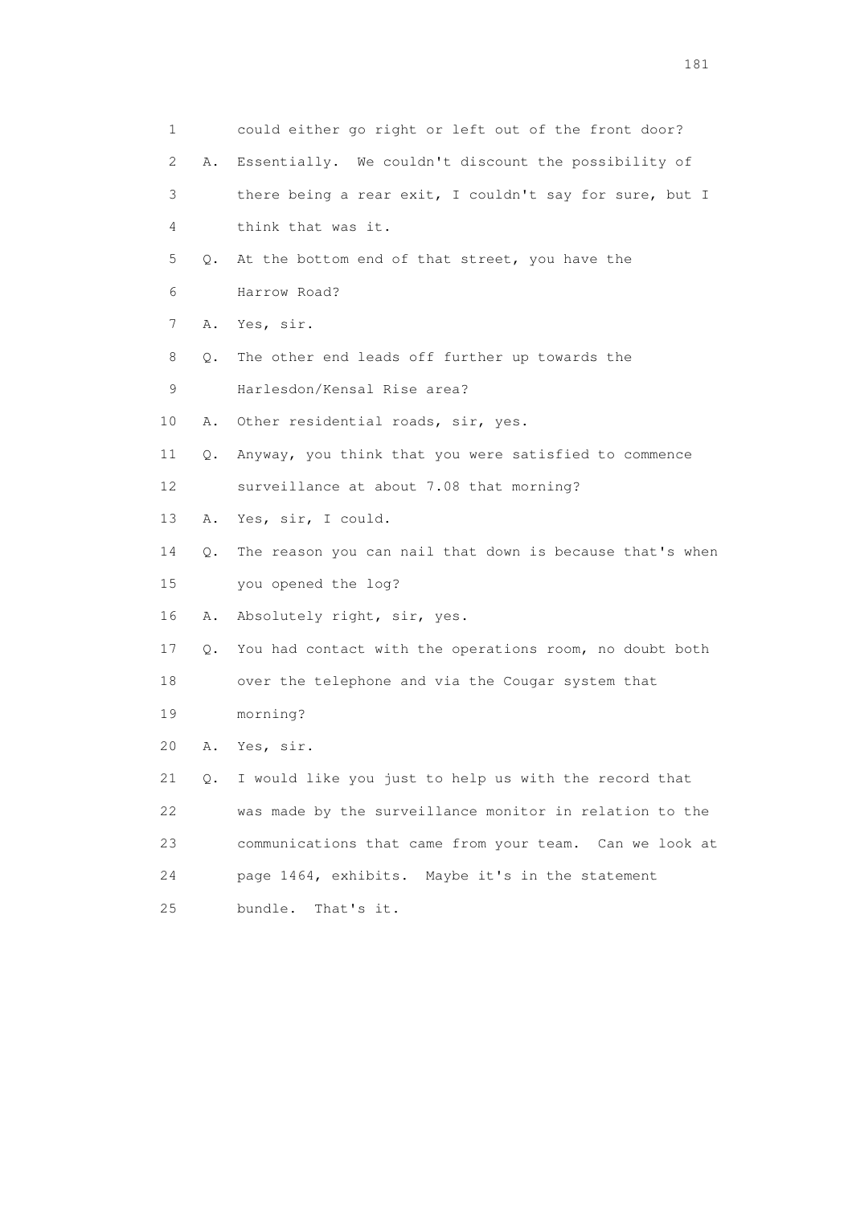1 could either go right or left out of the front door?

2 A. Essentially. We couldn't discount the possibility of

3 there being a rear exit, I couldn't say for sure, but I

4 think that was it.

5 Q. At the bottom end of that street, you have the

6 Harrow Road?

7 A. Yes, sir.

8 Q. The other end leads off further up towards the

9 Harlesdon/Kensal Rise area?

10 A. Other residential roads, sir, yes.

11 Q. Anyway, you think that you were satisfied to commence

12 surveillance at about 7.08 that morning?

13 A. Yes, sir, I could.

14 Q. The reason you can nail that down is because that's when

15 you opened the log?

16 A. Absolutely right, sir, yes.

17 Q. You had contact with the operations room, no doubt both

18 over the telephone and via the Cougar system that

19 morning?

20 A. Yes, sir.

21 Q. I would like you just to help us with the record that

22 was made by the surveillance monitor in relation to the

23 communications that came from your team. Can we look at

24 page 1464, exhibits. Maybe it's in the statement

25 bundle. That's it.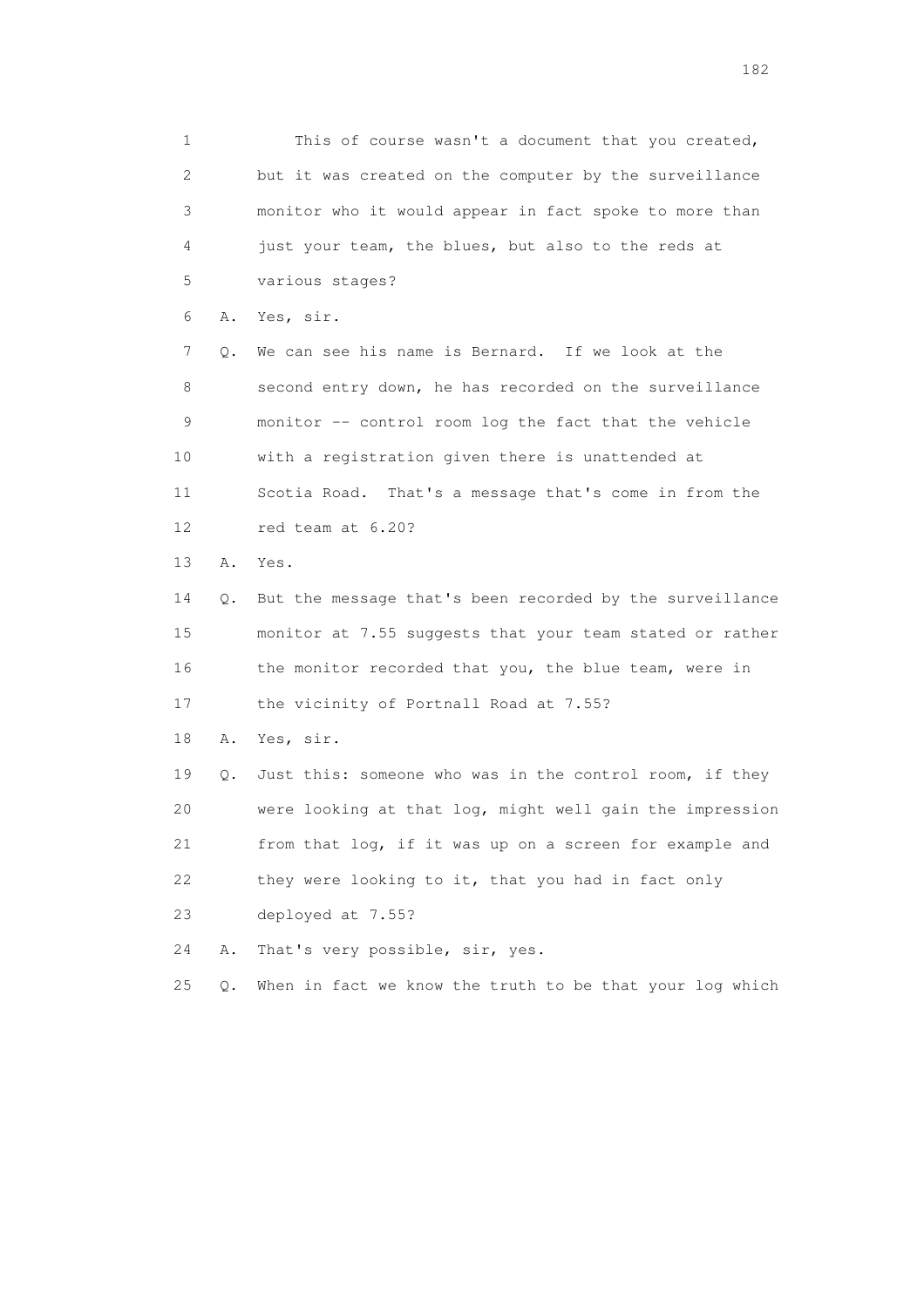1 This of course wasn't a document that you created,
2 but it was created on the computer by the surveillance
3 monitor who it would appear in fact spoke to more than
4 just your team, the blues, but also to the reds at
5 various stages?

6 A. Yes, sir.

7 Q. We can see his name is Bernard. If we look at the
8 second entry down, he has recorded on the surveillance
9 monitor -- control room log the fact that the vehicle
10 with a registration given there is unattended at
11 Scotia Road. That's a message that's come in from the
12 red team at 6.20?

13 A. Yes.

14 Q. But the message that's been recorded by the surveillance
15 monitor at 7.55 suggests that your team stated or rather
16 the monitor recorded that you, the blue team, were in
17 the vicinity of Portnall Road at 7.55?

18 A. Yes, sir.

19 Q. Just this: someone who was in the control room, if they
20 were looking at that log, might well gain the impression
21 from that log, if it was up on a screen for example and
22 they were looking to it, that you had in fact only
23 deployed at 7.55?

24 A. That's very possible, sir, yes.

25 Q. When in fact we know the truth to be that your log which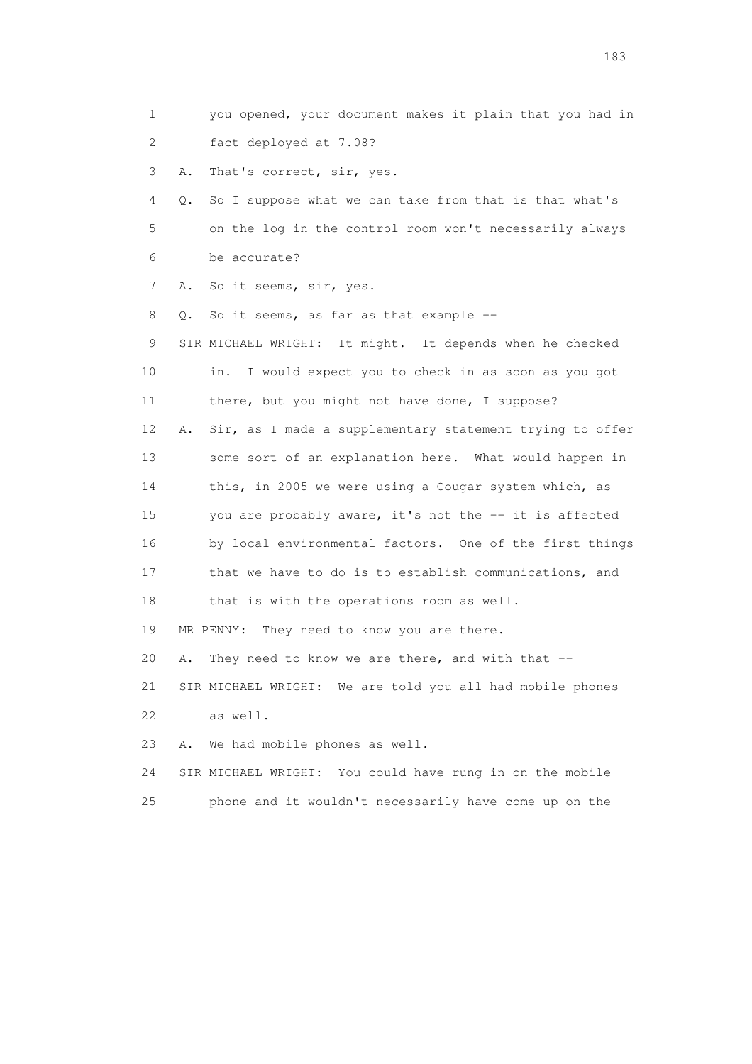1 you opened, your document makes it plain that you had in
2 fact deployed at 7.08?
3 A. That's correct, sir, yes.
4 Q. So I suppose what we can take from that is that what's
5 on the log in the control room won't necessarily always
6 be accurate?
7 A. So it seems, sir, yes.
8 Q. So it seems, as far as that example --
9 SIR MICHAEL WRIGHT: It might. It depends when he checked
10 in. I would expect you to check in as soon as you got
11 there, but you might not have done, I suppose?
12 A. Sir, as I made a supplementary statement trying to offer
13 some sort of an explanation here. What would happen in
14 this, in 2005 we were using a Cougar system which, as
15 you are probably aware, it's not the -- it is affected
16 by local environmental factors. One of the first things
17 that we have to do is to establish communications, and
18 that is with the operations room as well.
19 MR PENNY: They need to know you are there.
20 A. They need to know we are there, and with that --
21 SIR MICHAEL WRIGHT: We are told you all had mobile phones
22 as well.
23 A. We had mobile phones as well.
24 SIR MICHAEL WRIGHT: You could have rung in on the mobile
25 phone and it wouldn't necessarily have come up on the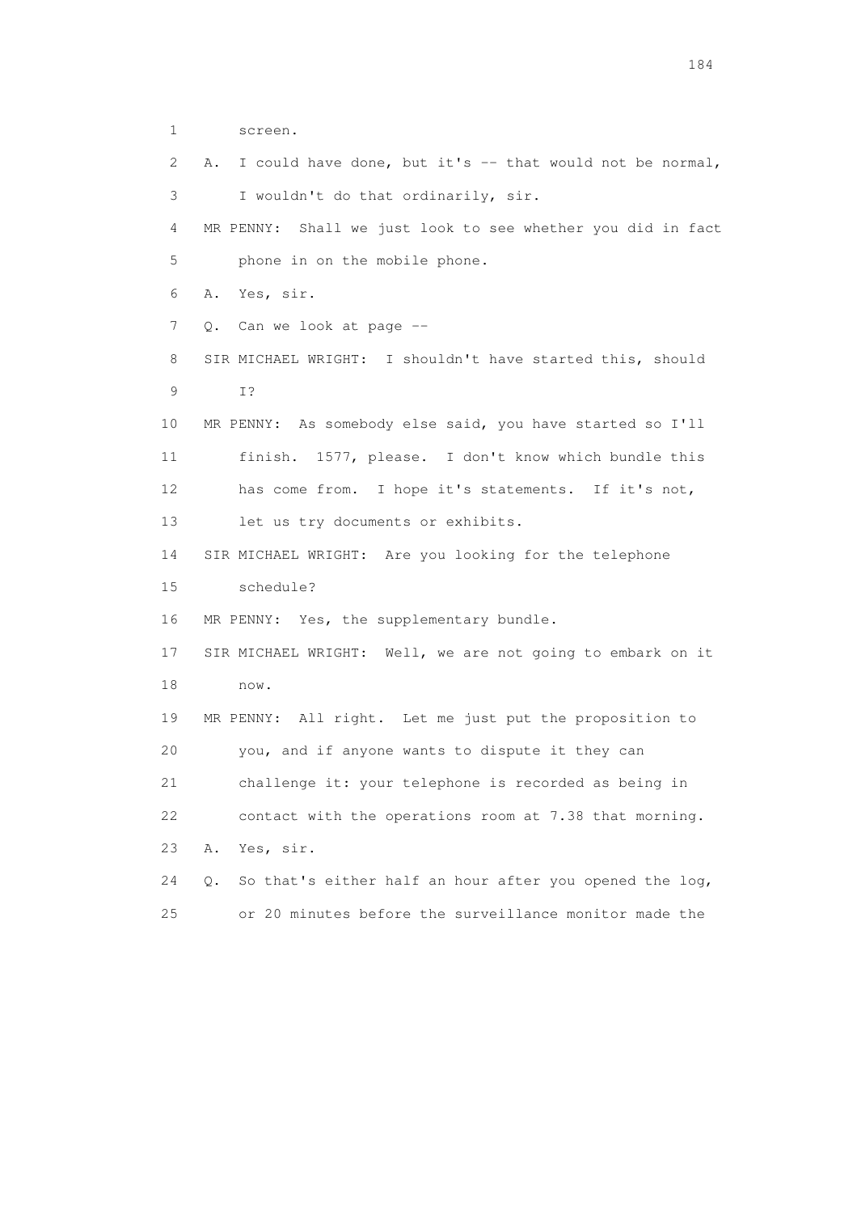1 screen.

2 A. I could have done, but it's -- that would not be normal,

3 I wouldn't do that ordinarily, sir.

4 MR PENNY: Shall we just look to see whether you did in fact

5 phone in on the mobile phone.

6 A. Yes, sir.

7 Q. Can we look at page --

8 SIR MICHAEL WRIGHT: I shouldn't have started this, should

9 I?

10 MR PENNY: As somebody else said, you have started so I'll

11 finish. 1577, please. I don't know which bundle this

12 has come from. I hope it's statements. If it's not,

13 let us try documents or exhibits.

14 SIR MICHAEL WRIGHT: Are you looking for the telephone

15 schedule?

16 MR PENNY: Yes, the supplementary bundle.

17 SIR MICHAEL WRIGHT: Well, we are not going to embark on it

18 now.

19 MR PENNY: All right. Let me just put the proposition to

20 you, and if anyone wants to dispute it they can

21 challenge it: your telephone is recorded as being in

22 contact with the operations room at 7.38 that morning.

23 A. Yes, sir.

24 Q. So that's either half an hour after you opened the log,

25 or 20 minutes before the surveillance monitor made the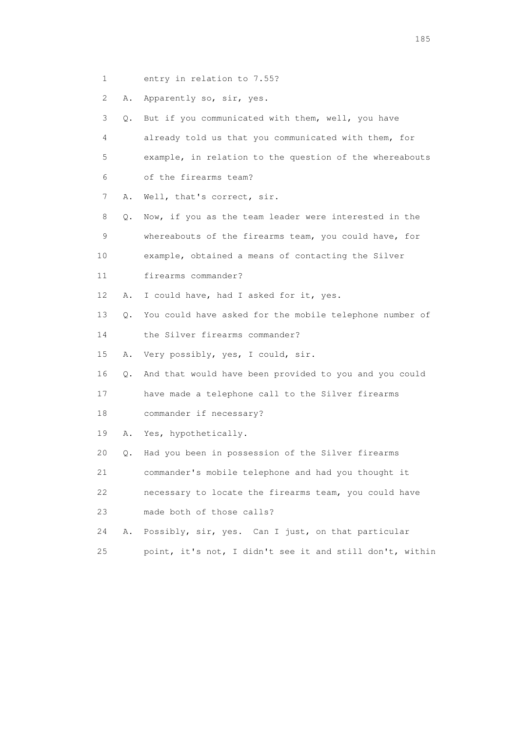1 entry in relation to 7.55?

2 A. Apparently so, sir, yes.

3 Q. But if you communicated with them, well, you have

4 already told us that you communicated with them, for

5 example, in relation to the question of the whereabouts

6 of the firearms team?

7 A. Well, that's correct, sir.

8 Q. Now, if you as the team leader were interested in the

9 whereabouts of the firearms team, you could have, for

10 example, obtained a means of contacting the Silver

11 firearms commander?

12 A. I could have, had I asked for it, yes.

13 Q. You could have asked for the mobile telephone number of

14 the Silver firearms commander?

15 A. Very possibly, yes, I could, sir.

16 Q. And that would have been provided to you and you could

17 have made a telephone call to the Silver firearms

18 commander if necessary?

19 A. Yes, hypothetically.

20 Q. Had you been in possession of the Silver firearms

21 commander's mobile telephone and had you thought it

22 necessary to locate the firearms team, you could have

23 made both of those calls?

24 A. Possibly, sir, yes. Can I just, on that particular

25 point, it's not, I didn't see it and still don't, within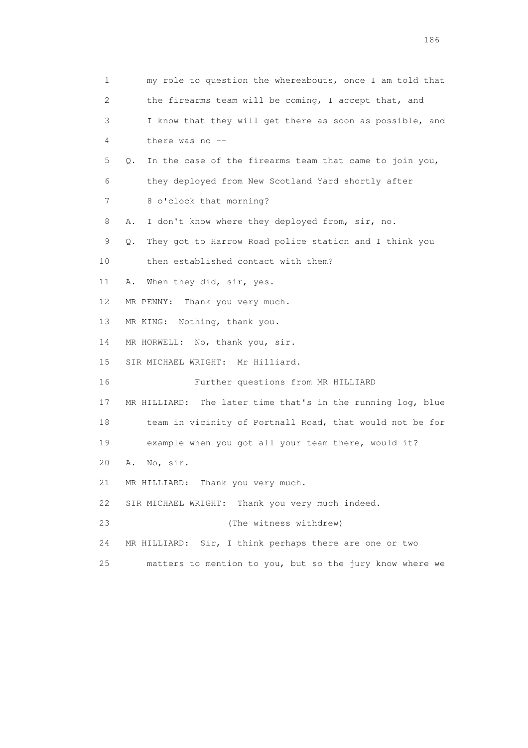1 my role to question the whereabouts, once I am told that
2 the firearms team will be coming, I accept that, and
3 I know that they will get there as soon as possible, and
4 there was no --

5 Q. In the case of the firearms team that came to join you,
6 they deployed from New Scotland Yard shortly after
7 8 o'clock that morning?

8 A. I don't know where they deployed from, sir, no.

9 Q. They got to Harrow Road police station and I think you
10 then established contact with them?

11 A. When they did, sir, yes.

12 MR PENNY: Thank you very much.

13 MR KING: Nothing, thank you.

14 MR HORWELL: No, thank you, sir.

15 SIR MICHAEL WRIGHT: Mr Hilliard.

16 Further questions from MR HILLIARD

17 MR HILLIARD: The later time that's in the running log, blue
18 team in vicinity of Portnall Road, that would not be for
19 example when you got all your team there, would it?

20 A. No, sir.

21 MR HILLIARD: Thank you very much.

22 SIR MICHAEL WRIGHT: Thank you very much indeed.

23 (The witness withdrew)

24 MR HILLIARD: Sir, I think perhaps there are one or two
25 matters to mention to you, but so the jury know where we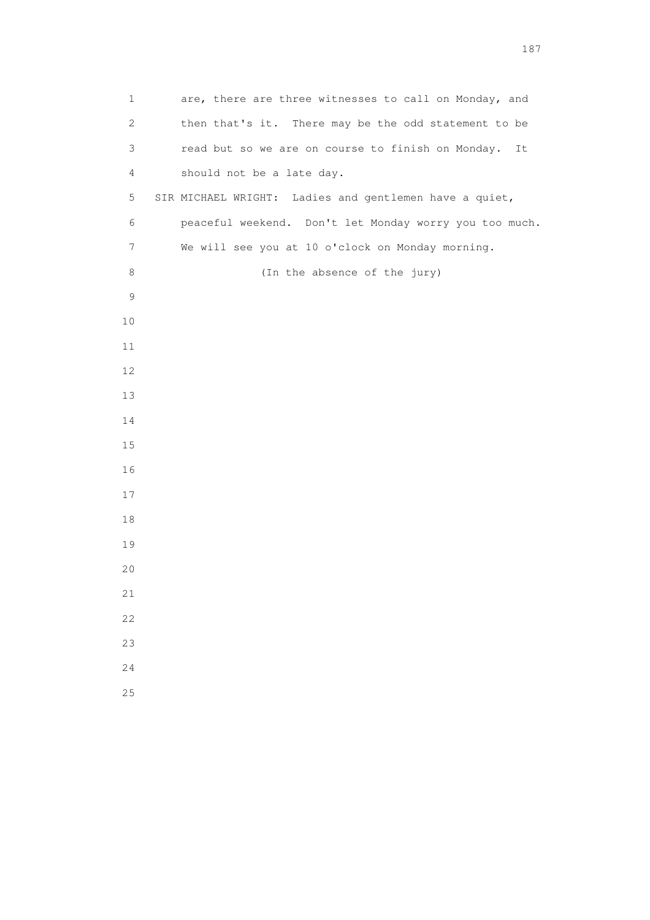are, there are three witnesses to call on Monday, and then that's it. There may be the odd statement to be read but so we are on course to finish on Monday. It should not be a late day.

SIR MICHAEL WRIGHT: Ladies and gentlemen have a quiet, peaceful weekend. Don't let Monday worry you too much. We will see you at 10 o'clock on Monday morning.

(In the absence of the jury)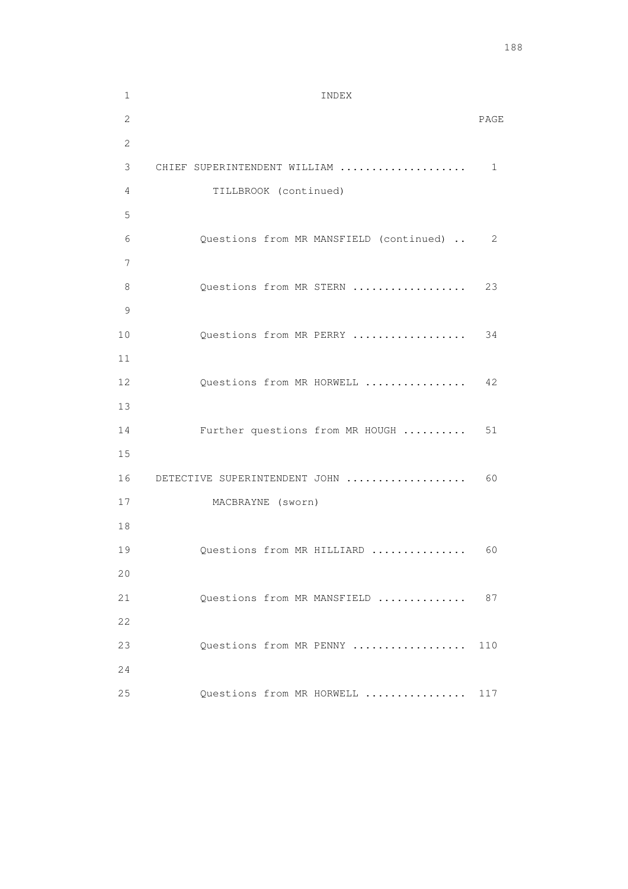# INDEX

| | PAGE |
|---|---|
| CHIEF SUPERINTENDENT WILLIAM TILLBROOK (continued) | 1 |
| Questions from MR MANSFIELD (continued) | 2 |
| Questions from MR STERN | 23 |
| Questions from MR PERRY | 34 |
| Questions from MR HORWELL | 42 |
| Further questions from MR HOUGH | 51 |
| DETECTIVE SUPERINTENDENT JOHN MACBRAYNE (sworn) | 60 |
| Questions from MR HILLIARD | 60 |
| Questions from MR MANSFIELD | 87 |
| Questions from MR PENNY | 110 |
| Questions from MR HORWELL | 117 |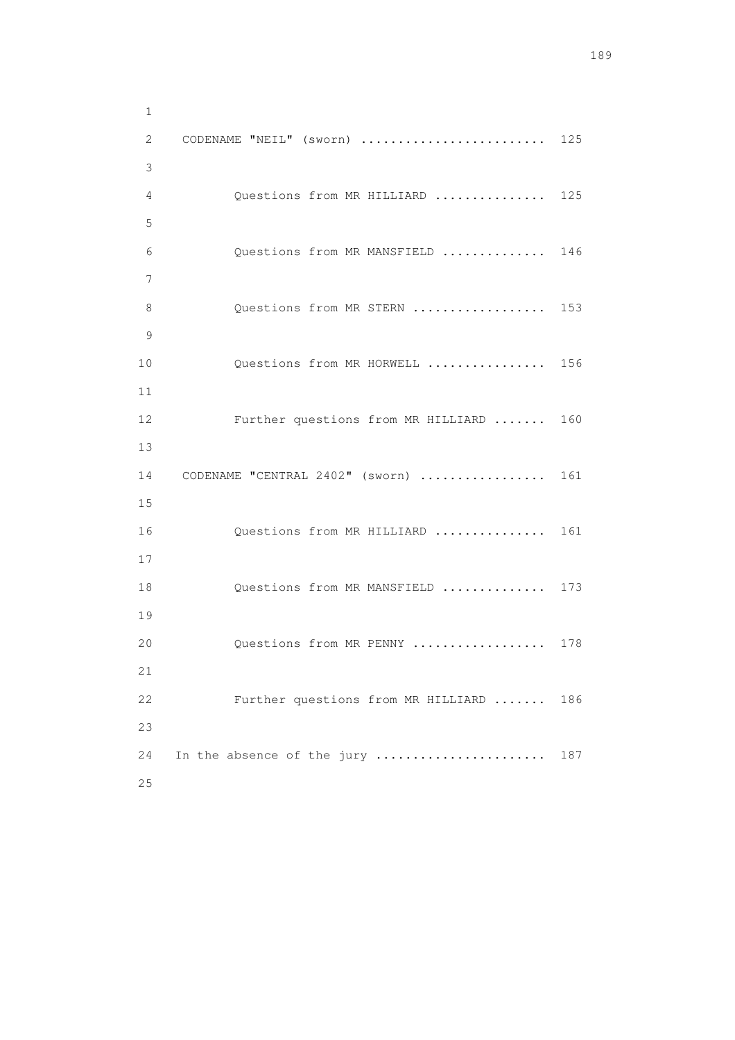CODENAME "NEIL" (sworn) ........................ 125

Questions from MR HILLIARD ............... 125

Questions from MR MANSFIELD .............. 146

Questions from MR STERN .................. 153

Questions from MR HORWELL ................ 156

Further questions from MR HILLIARD ....... 160

CODENAME "CENTRAL 2402" (sworn) ................ 161

Questions from MR HILLIARD ............... 161

Questions from MR MANSFIELD .............. 173

Questions from MR PENNY .................. 178

Further questions from MR HILLIARD ....... 186

In the absence of the jury ....................... 187